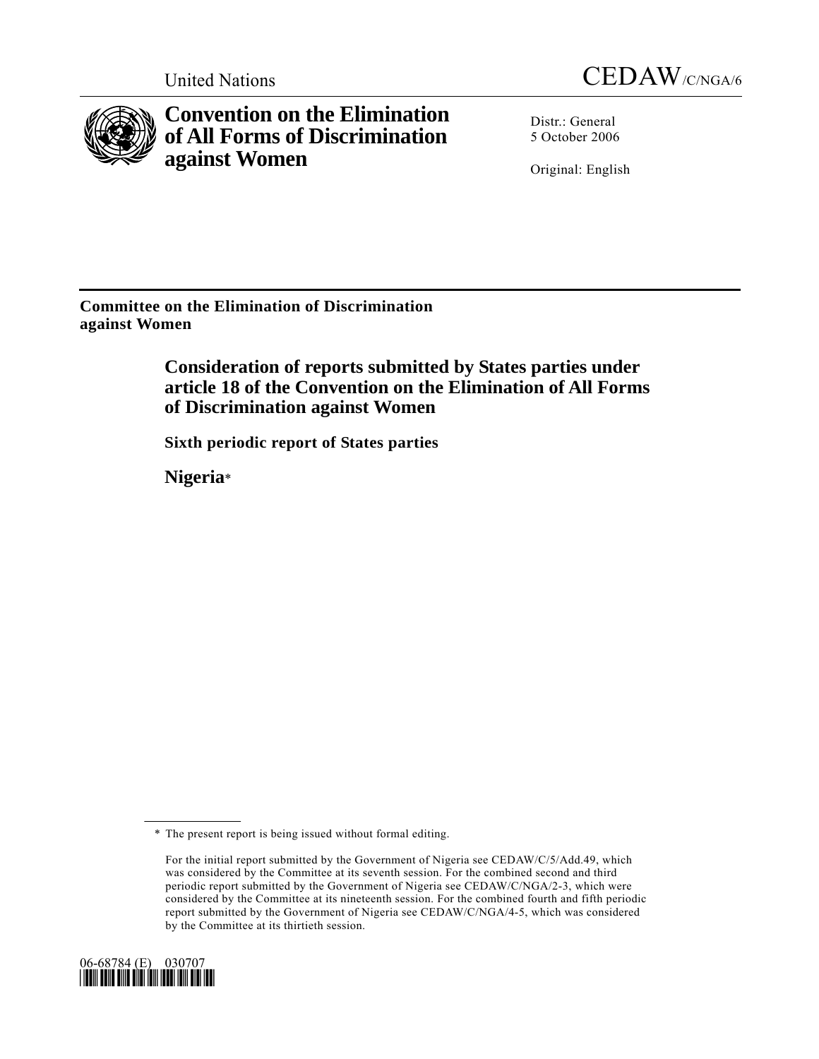United Nations

CEDAW/C/NGA/6

# Convention on the Elimination of All Forms of Discrimination against Women

Distr.: General
5 October 2006

Original: English

**Committee on the Elimination of Discrimination against Women**

## Consideration of reports submitted by States parties under article 18 of the Convention on the Elimination of All Forms of Discrimination against Women

### Sixth periodic report of States parties

### Nigeria*

---

\* The present report is being issued without formal editing.

For the initial report submitted by the Government of Nigeria see CEDAW/C/5/Add.49, which was considered by the Committee at its seventh session. For the combined second and third periodic report submitted by the Government of Nigeria see CEDAW/C/NGA/2-3, which were considered by the Committee at its nineteenth session. For the combined fourth and fifth periodic report submitted by the Government of Nigeria see CEDAW/C/NGA/4-5, which was considered by the Committee at its thirtieth session.

06-68784 (E) 030707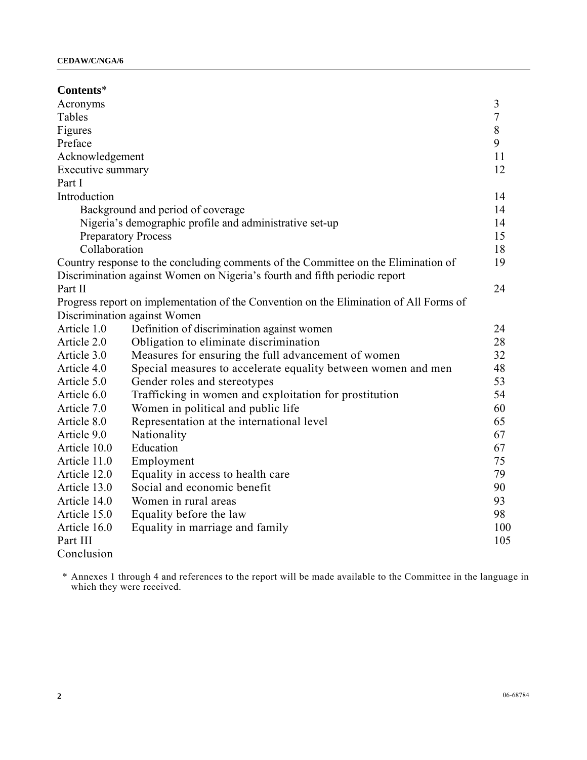# Contents*

| | | |
|---|---|---|
| Acronyms | | 3 |
| Tables | | 7 |
| Figures | | 8 |
| Preface | | 9 |
| Acknowledgement | | 11 |
| Executive summary | | 12 |
| Part I | | |
| Introduction | | 14 |
| | Background and period of coverage | 14 |
| | Nigeria's demographic profile and administrative set-up | 14 |
| | Preparatory Process | 15 |
| | Collaboration | 18 |
| Country response to the concluding comments of the Committee on the Elimination of Discrimination against Women on Nigeria's fourth and fifth periodic report | | 19 |
| Part II | | 24 |
| Progress report on implementation of the Convention on the Elimination of All Forms of Discrimination against Women | | |
| Article 1.0 | Definition of discrimination against women | 24 |
| Article 2.0 | Obligation to eliminate discrimination | 28 |
| Article 3.0 | Measures for ensuring the full advancement of women | 32 |
| Article 4.0 | Special measures to accelerate equality between women and men | 48 |
| Article 5.0 | Gender roles and stereotypes | 53 |
| Article 6.0 | Trafficking in women and exploitation for prostitution | 54 |
| Article 7.0 | Women in political and public life | 60 |
| Article 8.0 | Representation at the international level | 65 |
| Article 9.0 | Nationality | 67 |
| Article 10.0 | Education | 67 |
| Article 11.0 | Employment | 75 |
| Article 12.0 | Equality in access to health care | 79 |
| Article 13.0 | Social and economic benefit | 90 |
| Article 14.0 | Women in rural areas | 93 |
| Article 15.0 | Equality before the law | 98 |
| Article 16.0 | Equality in marriage and family | 100 |
| Part III | | 105 |
| Conclusion | | |

\* Annexes 1 through 4 and references to the report will be made available to the Committee in the language in which they were received.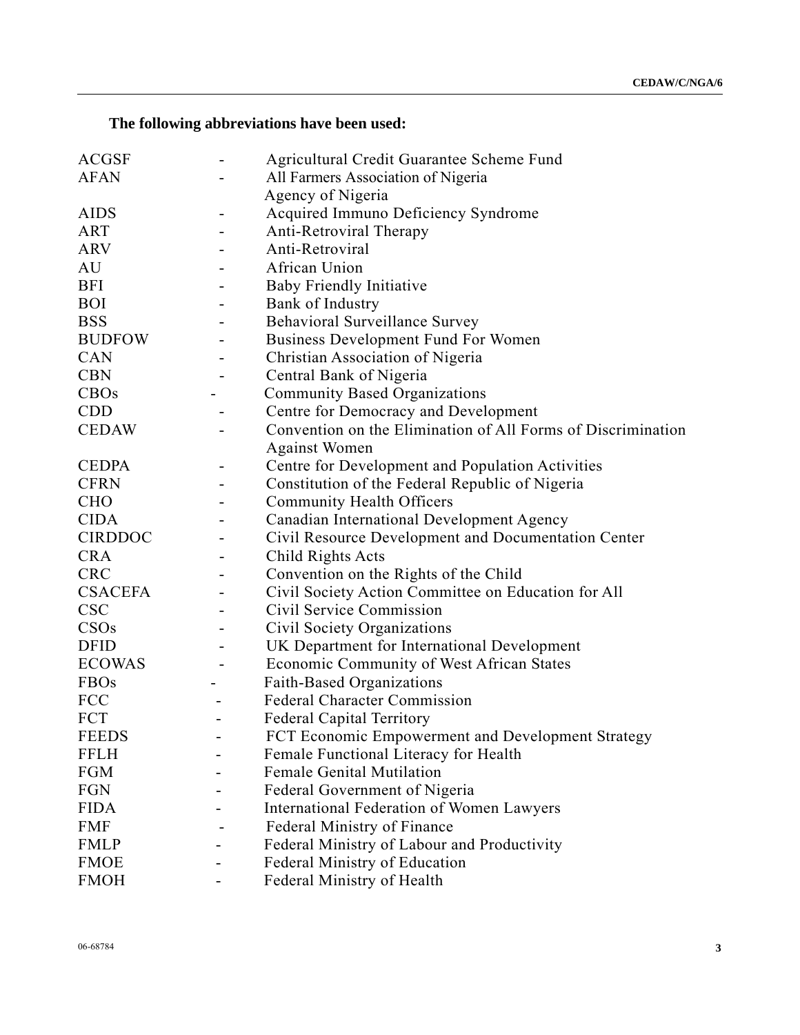**The following abbreviations have been used:**

| | | |
|---|---|---|
| ACGSF | - | Agricultural Credit Guarantee Scheme Fund |
| AFAN | - | All Farmers Association of Nigeria |
| | | Agency of Nigeria |
| AIDS | - | Acquired Immuno Deficiency Syndrome |
| ART | - | Anti-Retroviral Therapy |
| ARV | - | Anti-Retroviral |
| AU | - | African Union |
| BFI | - | Baby Friendly Initiative |
| BOI | - | Bank of Industry |
| BSS | - | Behavioral Surveillance Survey |
| BUDFOW | - | Business Development Fund For Women |
| CAN | - | Christian Association of Nigeria |
| CBN | - | Central Bank of Nigeria |
| CBOs | - | Community Based Organizations |
| CDD | - | Centre for Democracy and Development |
| CEDAW | - | Convention on the Elimination of All Forms of Discrimination Against Women |
| CEDPA | - | Centre for Development and Population Activities |
| CFRN | - | Constitution of the Federal Republic of Nigeria |
| CHO | - | Community Health Officers |
| CIDA | - | Canadian International Development Agency |
| CIRDDOC | - | Civil Resource Development and Documentation Center |
| CRA | - | Child Rights Acts |
| CRC | - | Convention on the Rights of the Child |
| CSACEFA | - | Civil Society Action Committee on Education for All |
| CSC | - | Civil Service Commission |
| CSOs | - | Civil Society Organizations |
| DFID | - | UK Department for International Development |
| ECOWAS | - | Economic Community of West African States |
| FBOs | - | Faith-Based Organizations |
| FCC | - | Federal Character Commission |
| FCT | - | Federal Capital Territory |
| FEEDS | - | FCT Economic Empowerment and Development Strategy |
| FFLH | - | Female Functional Literacy for Health |
| FGM | - | Female Genital Mutilation |
| FGN | - | Federal Government of Nigeria |
| FIDA | - | International Federation of Women Lawyers |
| FMF | - | Federal Ministry of Finance |
| FMLP | - | Federal Ministry of Labour and Productivity |
| FMOE | - | Federal Ministry of Education |
| FMOH | - | Federal Ministry of Health |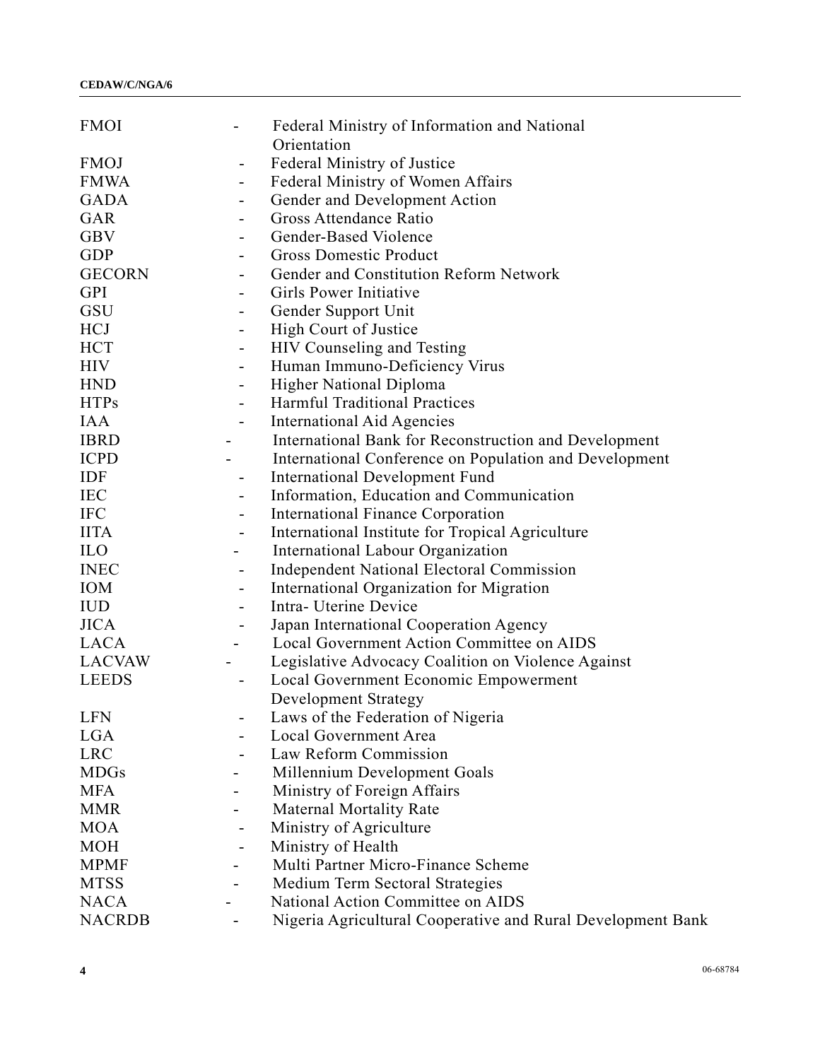| | | |
|---|---|---|
| FMOI | - | Federal Ministry of Information and National Orientation |
| FMOJ | - | Federal Ministry of Justice |
| FMWA | - | Federal Ministry of Women Affairs |
| GADA | - | Gender and Development Action |
| GAR | - | Gross Attendance Ratio |
| GBV | - | Gender-Based Violence |
| GDP | - | Gross Domestic Product |
| GECORN | - | Gender and Constitution Reform Network |
| GPI | - | Girls Power Initiative |
| GSU | - | Gender Support Unit |
| HCJ | - | High Court of Justice |
| HCT | - | HIV Counseling and Testing |
| HIV | - | Human Immuno-Deficiency Virus |
| HND | - | Higher National Diploma |
| HTPs | - | Harmful Traditional Practices |
| IAA | - | International Aid Agencies |
| IBRD | - | International Bank for Reconstruction and Development |
| ICPD | - | International Conference on Population and Development |
| IDF | - | International Development Fund |
| IEC | - | Information, Education and Communication |
| IFC | - | International Finance Corporation |
| IITA | - | International Institute for Tropical Agriculture |
| ILO | - | International Labour Organization |
| INEC | - | Independent National Electoral Commission |
| IOM | - | International Organization for Migration |
| IUD | - | Intra- Uterine Device |
| JICA | - | Japan International Cooperation Agency |
| LACA | - | Local Government Action Committee on AIDS |
| LACVAW | - | Legislative Advocacy Coalition on Violence Against |
| LEEDS | - | Local Government Economic Empowerment Development Strategy |
| LFN | - | Laws of the Federation of Nigeria |
| LGA | - | Local Government Area |
| LRC | - | Law Reform Commission |
| MDGs | - | Millennium Development Goals |
| MFA | - | Ministry of Foreign Affairs |
| MMR | - | Maternal Mortality Rate |
| MOA | - | Ministry of Agriculture |
| MOH | - | Ministry of Health |
| MPMF | - | Multi Partner Micro-Finance Scheme |
| MTSS | - | Medium Term Sectoral Strategies |
| NACA | - | National Action Committee on AIDS |
| NACRDB | - | Nigeria Agricultural Cooperative and Rural Development Bank |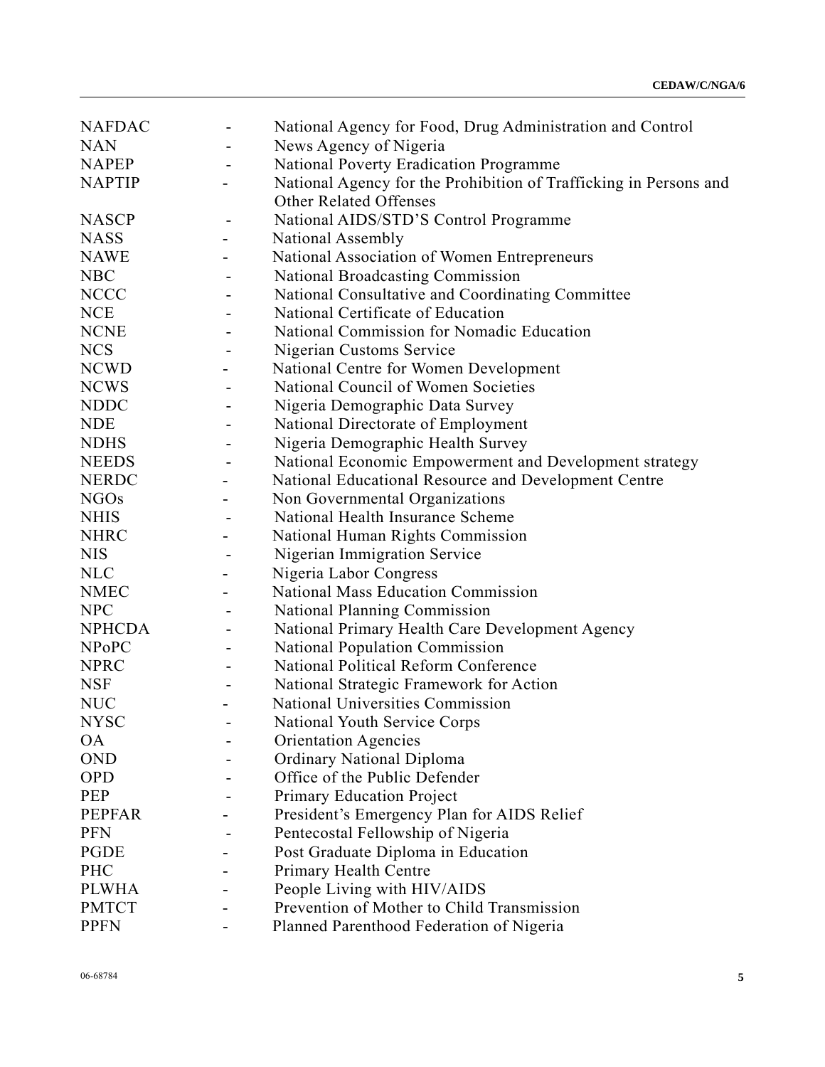NAFDAC - National Agency for Food, Drug Administration and Control
NAN - News Agency of Nigeria
NAPEP - National Poverty Eradication Programme
NAPTIP - National Agency for the Prohibition of Trafficking in Persons and Other Related Offenses
NASCP - National AIDS/STD'S Control Programme
NASS - National Assembly
NAWE - National Association of Women Entrepreneurs
NBC - National Broadcasting Commission
NCCC - National Consultative and Coordinating Committee
NCE - National Certificate of Education
NCNE - National Commission for Nomadic Education
NCS - Nigerian Customs Service
NCWD - National Centre for Women Development
NCWS - National Council of Women Societies
NDDC - Nigeria Demographic Data Survey
NDE - National Directorate of Employment
NDHS - Nigeria Demographic Health Survey
NEEDS - National Economic Empowerment and Development strategy
NERDC - National Educational Resource and Development Centre
NGOs - Non Governmental Organizations
NHIS - National Health Insurance Scheme
NHRC - National Human Rights Commission
NIS - Nigerian Immigration Service
NLC - Nigeria Labor Congress
NMEC - National Mass Education Commission
NPC - National Planning Commission
NPHCDA - National Primary Health Care Development Agency
NPoPC - National Population Commission
NPRC - National Political Reform Conference
NSF - National Strategic Framework for Action
NUC - National Universities Commission
NYSC - National Youth Service Corps
OA - Orientation Agencies
OND - Ordinary National Diploma
OPD - Office of the Public Defender
PEP - Primary Education Project
PEPFAR - President's Emergency Plan for AIDS Relief
PFN - Pentecostal Fellowship of Nigeria
PGDE - Post Graduate Diploma in Education
PHC - Primary Health Centre
PLWHA - People Living with HIV/AIDS
PMTCT - Prevention of Mother to Child Transmission
PPFN - Planned Parenthood Federation of Nigeria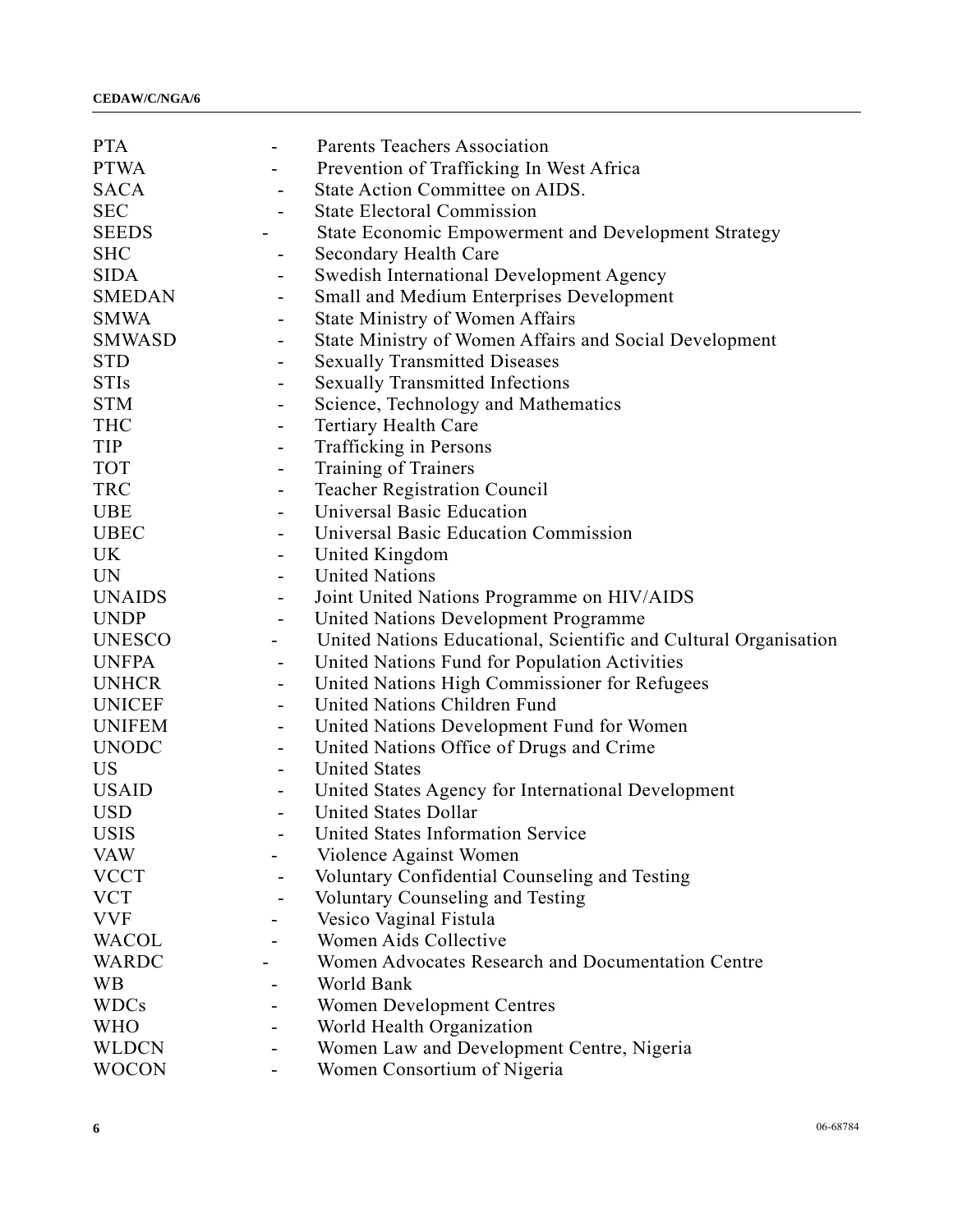PTA - Parents Teachers Association
PTWA - Prevention of Trafficking In West Africa
SACA - State Action Committee on AIDS.
SEC - State Electoral Commission
SEEDS - State Economic Empowerment and Development Strategy
SHC - Secondary Health Care
SIDA - Swedish International Development Agency
SMEDAN - Small and Medium Enterprises Development
SMWA - State Ministry of Women Affairs
SMWASD - State Ministry of Women Affairs and Social Development
STD - Sexually Transmitted Diseases
STIs - Sexually Transmitted Infections
STM - Science, Technology and Mathematics
THC - Tertiary Health Care
TIP - Trafficking in Persons
TOT - Training of Trainers
TRC - Teacher Registration Council
UBE - Universal Basic Education
UBEC - Universal Basic Education Commission
UK - United Kingdom
UN - United Nations
UNAIDS - Joint United Nations Programme on HIV/AIDS
UNDP - United Nations Development Programme
UNESCO - United Nations Educational, Scientific and Cultural Organisation
UNFPA - United Nations Fund for Population Activities
UNHCR - United Nations High Commissioner for Refugees
UNICEF - United Nations Children Fund
UNIFEM - United Nations Development Fund for Women
UNODC - United Nations Office of Drugs and Crime
US - United States
USAID - United States Agency for International Development
USD - United States Dollar
USIS - United States Information Service
VAW - Violence Against Women
VCCT - Voluntary Confidential Counseling and Testing
VCT - Voluntary Counseling and Testing
VVF - Vesico Vaginal Fistula
WACOL - Women Aids Collective
WARDC - Women Advocates Research and Documentation Centre
WB - World Bank
WDCs - Women Development Centres
WHO - World Health Organization
WLDCN - Women Law and Development Centre, Nigeria
WOCON - Women Consortium of Nigeria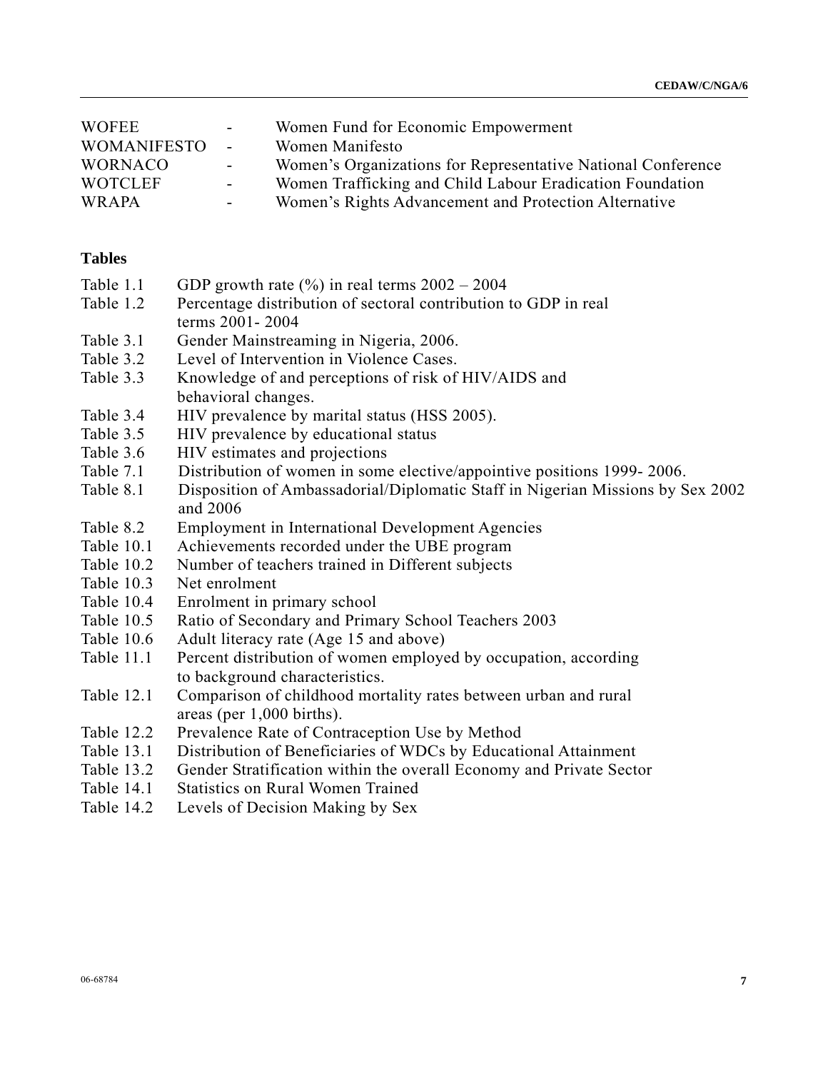| | | |
|---|---|---|
| WOFEE | - | Women Fund for Economic Empowerment |
| WOMANIFESTO | - | Women Manifesto |
| WORNACO | - | Women's Organizations for Representative National Conference |
| WOTCLEF | - | Women Trafficking and Child Labour Eradication Foundation |
| WRAPA | - | Women's Rights Advancement and Protection Alternative |

**Tables**

| | |
|---|---|
| Table 1.1 | GDP growth rate (%) in real terms 2002 – 2004 |
| Table 1.2 | Percentage distribution of sectoral contribution to GDP in real terms 2001- 2004 |
| Table 3.1 | Gender Mainstreaming in Nigeria, 2006. |
| Table 3.2 | Level of Intervention in Violence Cases. |
| Table 3.3 | Knowledge of and perceptions of risk of HIV/AIDS and behavioral changes. |
| Table 3.4 | HIV prevalence by marital status (HSS 2005). |
| Table 3.5 | HIV prevalence by educational status |
| Table 3.6 | HIV estimates and projections |
| Table 7.1 | Distribution of women in some elective/appointive positions 1999- 2006. |
| Table 8.1 | Disposition of Ambassadorial/Diplomatic Staff in Nigerian Missions by Sex 2002 and 2006 |
| Table 8.2 | Employment in International Development Agencies |
| Table 10.1 | Achievements recorded under the UBE program |
| Table 10.2 | Number of teachers trained in Different subjects |
| Table 10.3 | Net enrolment |
| Table 10.4 | Enrolment in primary school |
| Table 10.5 | Ratio of Secondary and Primary School Teachers 2003 |
| Table 10.6 | Adult literacy rate (Age 15 and above) |
| Table 11.1 | Percent distribution of women employed by occupation, according to background characteristics. |
| Table 12.1 | Comparison of childhood mortality rates between urban and rural areas (per 1,000 births). |
| Table 12.2 | Prevalence Rate of Contraception Use by Method |
| Table 13.1 | Distribution of Beneficiaries of WDCs by Educational Attainment |
| Table 13.2 | Gender Stratification within the overall Economy and Private Sector |
| Table 14.1 | Statistics on Rural Women Trained |
| Table 14.2 | Levels of Decision Making by Sex |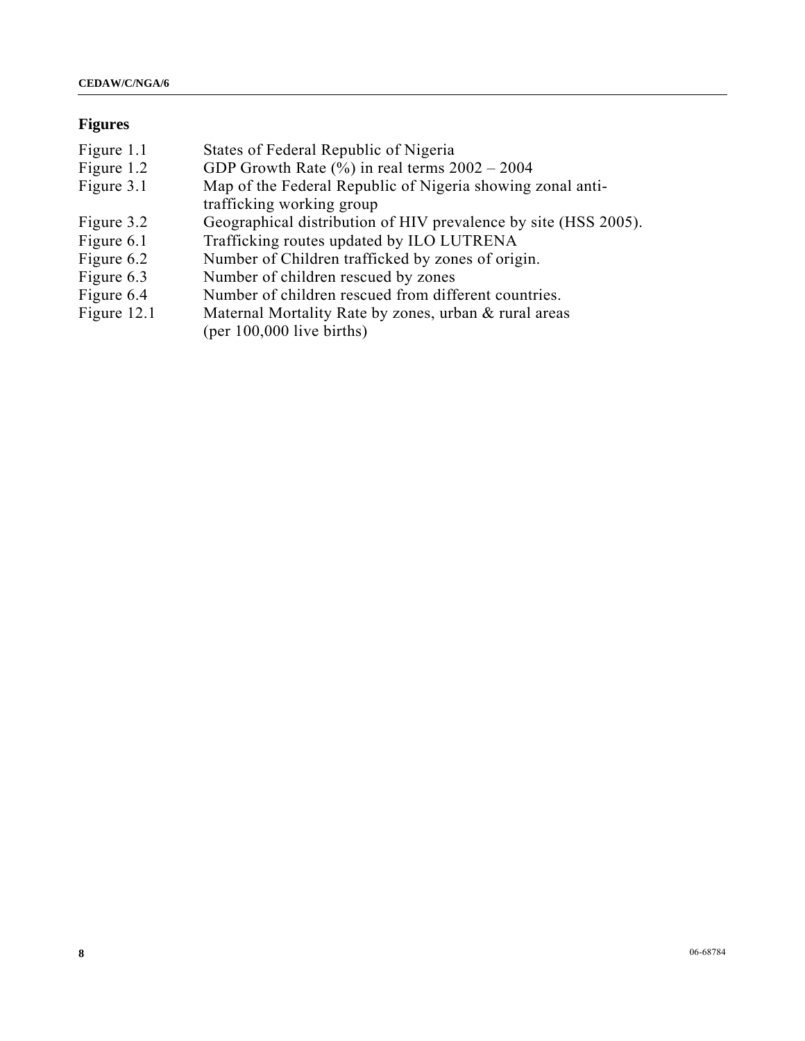## Figures

| | |
|---|---|
| Figure 1.1 | States of Federal Republic of Nigeria |
| Figure 1.2 | GDP Growth Rate (%) in real terms 2002 – 2004 |
| Figure 3.1 | Map of the Federal Republic of Nigeria showing zonal anti-trafficking working group |
| Figure 3.2 | Geographical distribution of HIV prevalence by site (HSS 2005). |
| Figure 6.1 | Trafficking routes updated by ILO LUTRENA |
| Figure 6.2 | Number of Children trafficked by zones of origin. |
| Figure 6.3 | Number of children rescued by zones |
| Figure 6.4 | Number of children rescued from different countries. |
| Figure 12.1 | Maternal Mortality Rate by zones, urban & rural areas (per 100,000 live births) |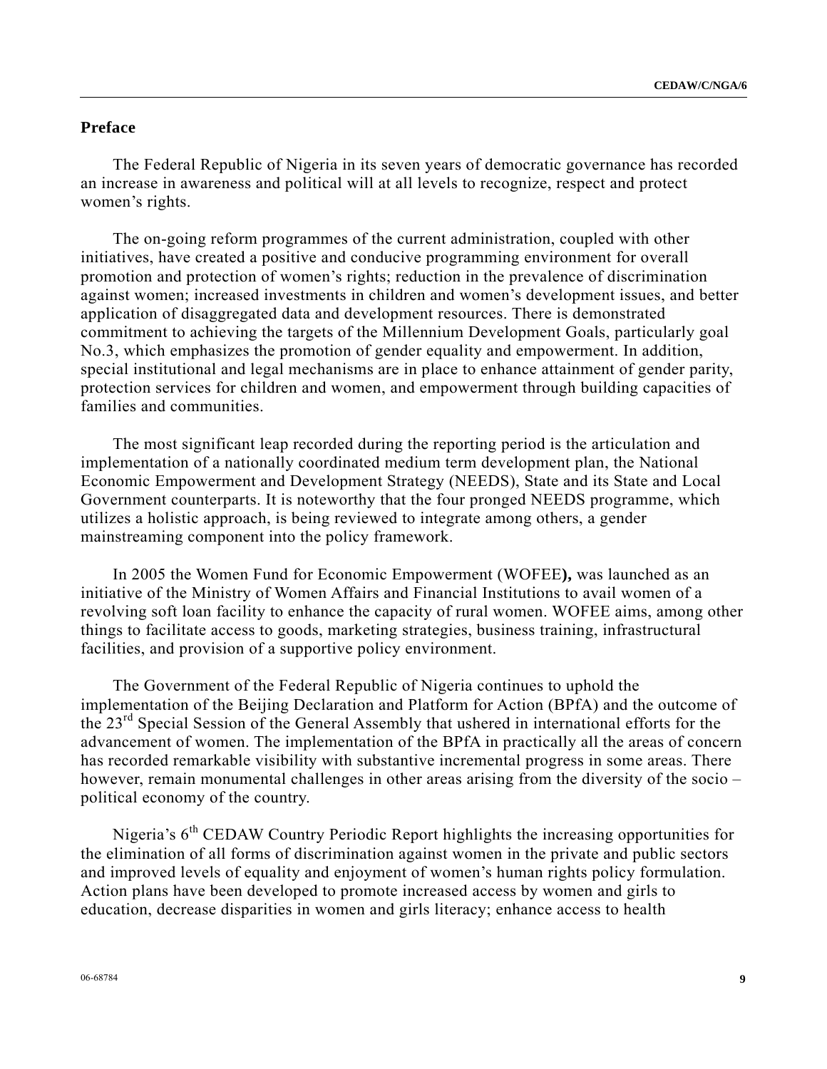## Preface

The Federal Republic of Nigeria in its seven years of democratic governance has recorded an increase in awareness and political will at all levels to recognize, respect and protect women's rights.

The on-going reform programmes of the current administration, coupled with other initiatives, have created a positive and conducive programming environment for overall promotion and protection of women's rights; reduction in the prevalence of discrimination against women; increased investments in children and women's development issues, and better application of disaggregated data and development resources. There is demonstrated commitment to achieving the targets of the Millennium Development Goals, particularly goal No.3, which emphasizes the promotion of gender equality and empowerment. In addition, special institutional and legal mechanisms are in place to enhance attainment of gender parity, protection services for children and women, and empowerment through building capacities of families and communities.

The most significant leap recorded during the reporting period is the articulation and implementation of a nationally coordinated medium term development plan, the National Economic Empowerment and Development Strategy (NEEDS), State and its State and Local Government counterparts. It is noteworthy that the four pronged NEEDS programme, which utilizes a holistic approach, is being reviewed to integrate among others, a gender mainstreaming component into the policy framework.

In 2005 the Women Fund for Economic Empowerment (WOFEE**),** was launched as an initiative of the Ministry of Women Affairs and Financial Institutions to avail women of a revolving soft loan facility to enhance the capacity of rural women. WOFEE aims, among other things to facilitate access to goods, marketing strategies, business training, infrastructural facilities, and provision of a supportive policy environment.

The Government of the Federal Republic of Nigeria continues to uphold the implementation of the Beijing Declaration and Platform for Action (BPfA) and the outcome of the 23rd Special Session of the General Assembly that ushered in international efforts for the advancement of women. The implementation of the BPfA in practically all the areas of concern has recorded remarkable visibility with substantive incremental progress in some areas. There however, remain monumental challenges in other areas arising from the diversity of the socio – political economy of the country.

Nigeria's 6th CEDAW Country Periodic Report highlights the increasing opportunities for the elimination of all forms of discrimination against women in the private and public sectors and improved levels of equality and enjoyment of women's human rights policy formulation. Action plans have been developed to promote increased access by women and girls to education, decrease disparities in women and girls literacy; enhance access to health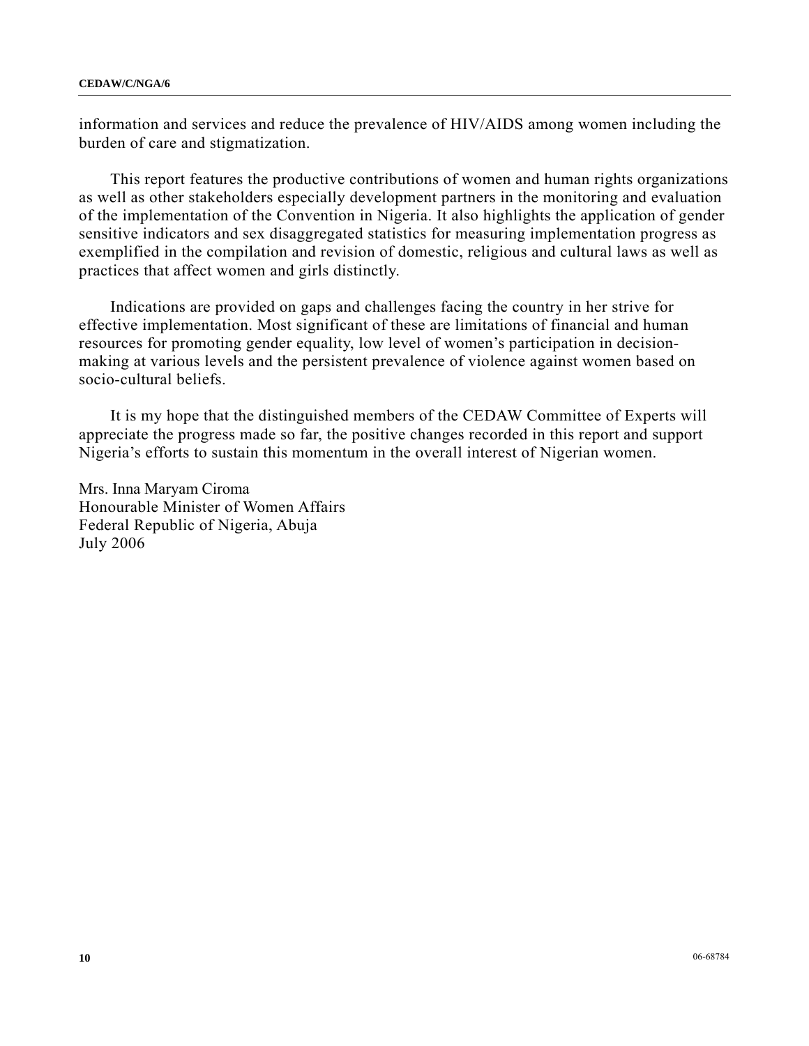information and services and reduce the prevalence of HIV/AIDS among women including the burden of care and stigmatization.

This report features the productive contributions of women and human rights organizations as well as other stakeholders especially development partners in the monitoring and evaluation of the implementation of the Convention in Nigeria. It also highlights the application of gender sensitive indicators and sex disaggregated statistics for measuring implementation progress as exemplified in the compilation and revision of domestic, religious and cultural laws as well as practices that affect women and girls distinctly.

Indications are provided on gaps and challenges facing the country in her strive for effective implementation. Most significant of these are limitations of financial and human resources for promoting gender equality, low level of women's participation in decision-making at various levels and the persistent prevalence of violence against women based on socio-cultural beliefs.

It is my hope that the distinguished members of the CEDAW Committee of Experts will appreciate the progress made so far, the positive changes recorded in this report and support Nigeria's efforts to sustain this momentum in the overall interest of Nigerian women.

Mrs. Inna Maryam Ciroma
Honourable Minister of Women Affairs
Federal Republic of Nigeria, Abuja
July 2006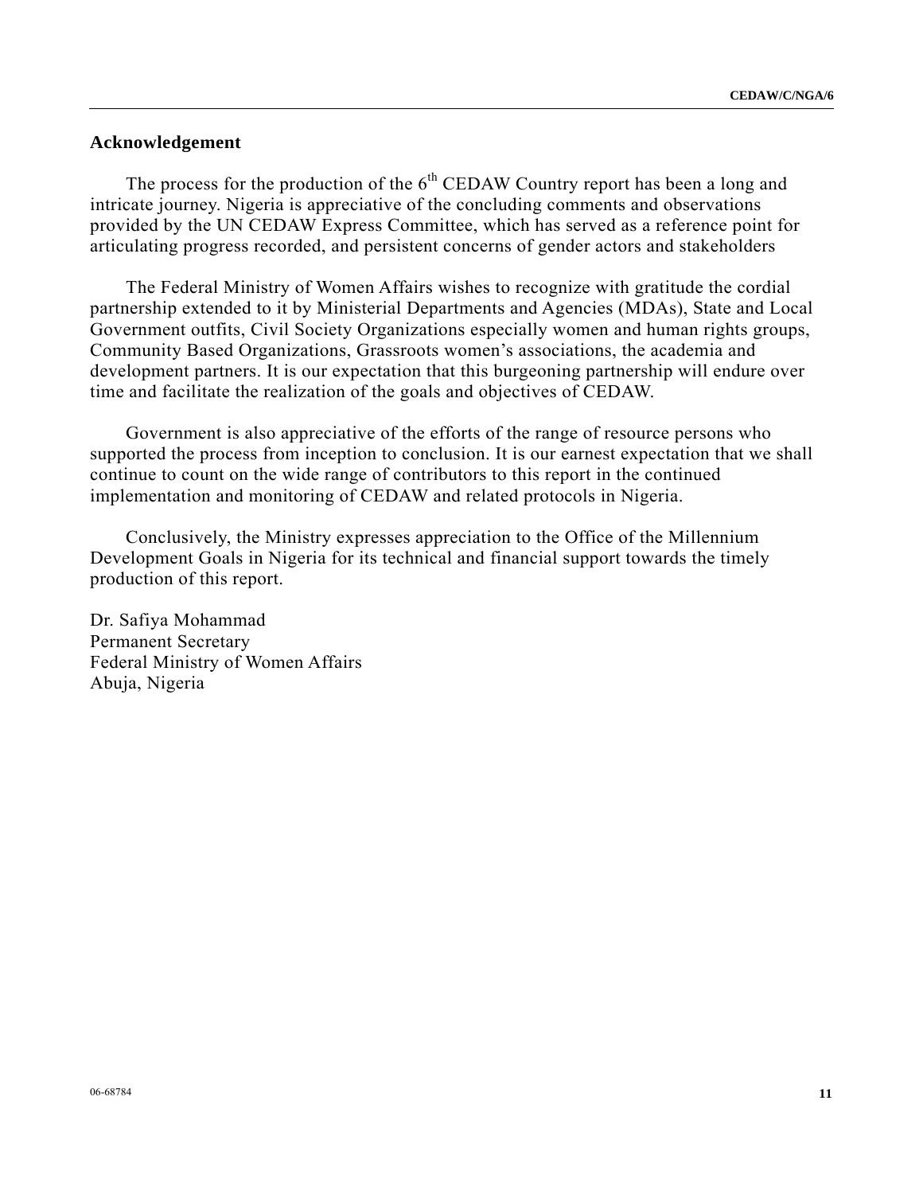## Acknowledgement

The process for the production of the 6th CEDAW Country report has been a long and intricate journey. Nigeria is appreciative of the concluding comments and observations provided by the UN CEDAW Express Committee, which has served as a reference point for articulating progress recorded, and persistent concerns of gender actors and stakeholders

The Federal Ministry of Women Affairs wishes to recognize with gratitude the cordial partnership extended to it by Ministerial Departments and Agencies (MDAs), State and Local Government outfits, Civil Society Organizations especially women and human rights groups, Community Based Organizations, Grassroots women's associations, the academia and development partners. It is our expectation that this burgeoning partnership will endure over time and facilitate the realization of the goals and objectives of CEDAW.

Government is also appreciative of the efforts of the range of resource persons who supported the process from inception to conclusion. It is our earnest expectation that we shall continue to count on the wide range of contributors to this report in the continued implementation and monitoring of CEDAW and related protocols in Nigeria.

Conclusively, the Ministry expresses appreciation to the Office of the Millennium Development Goals in Nigeria for its technical and financial support towards the timely production of this report.

Dr. Safiya Mohammad
Permanent Secretary
Federal Ministry of Women Affairs
Abuja, Nigeria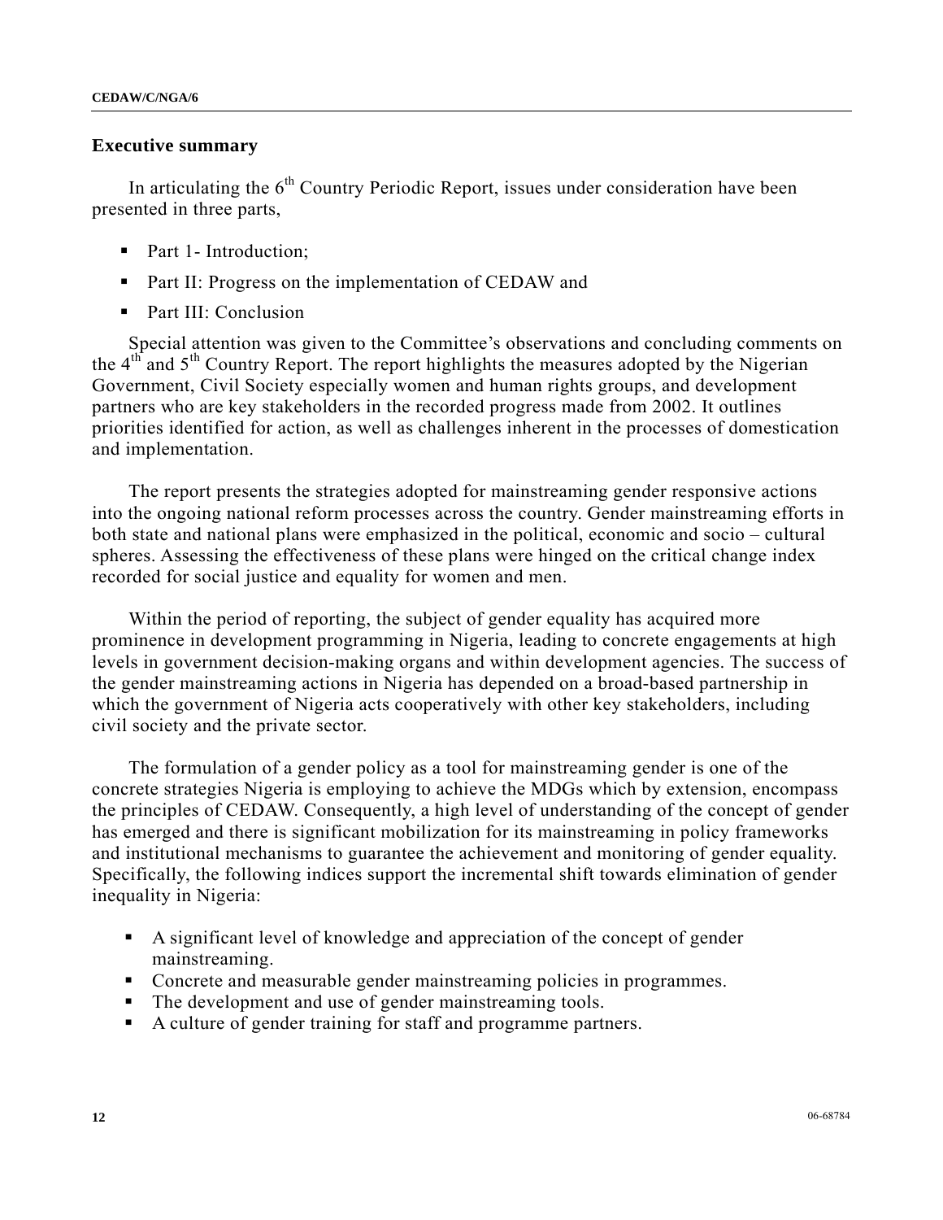## Executive summary

In articulating the 6th Country Periodic Report, issues under consideration have been presented in three parts,

- Part 1- Introduction;
- Part II: Progress on the implementation of CEDAW and
- Part III: Conclusion

Special attention was given to the Committee's observations and concluding comments on the 4th and 5th Country Report. The report highlights the measures adopted by the Nigerian Government, Civil Society especially women and human rights groups, and development partners who are key stakeholders in the recorded progress made from 2002. It outlines priorities identified for action, as well as challenges inherent in the processes of domestication and implementation.

The report presents the strategies adopted for mainstreaming gender responsive actions into the ongoing national reform processes across the country. Gender mainstreaming efforts in both state and national plans were emphasized in the political, economic and socio – cultural spheres. Assessing the effectiveness of these plans were hinged on the critical change index recorded for social justice and equality for women and men.

Within the period of reporting, the subject of gender equality has acquired more prominence in development programming in Nigeria, leading to concrete engagements at high levels in government decision-making organs and within development agencies. The success of the gender mainstreaming actions in Nigeria has depended on a broad-based partnership in which the government of Nigeria acts cooperatively with other key stakeholders, including civil society and the private sector.

The formulation of a gender policy as a tool for mainstreaming gender is one of the concrete strategies Nigeria is employing to achieve the MDGs which by extension, encompass the principles of CEDAW. Consequently, a high level of understanding of the concept of gender has emerged and there is significant mobilization for its mainstreaming in policy frameworks and institutional mechanisms to guarantee the achievement and monitoring of gender equality. Specifically, the following indices support the incremental shift towards elimination of gender inequality in Nigeria:

- A significant level of knowledge and appreciation of the concept of gender mainstreaming.
- Concrete and measurable gender mainstreaming policies in programmes.
- The development and use of gender mainstreaming tools.
- A culture of gender training for staff and programme partners.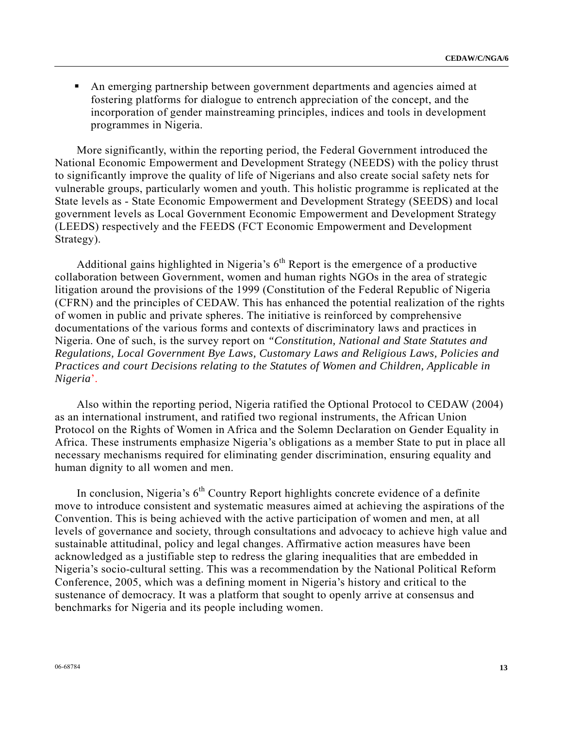- An emerging partnership between government departments and agencies aimed at fostering platforms for dialogue to entrench appreciation of the concept, and the incorporation of gender mainstreaming principles, indices and tools in development programmes in Nigeria.

More significantly, within the reporting period, the Federal Government introduced the National Economic Empowerment and Development Strategy (NEEDS) with the policy thrust to significantly improve the quality of life of Nigerians and also create social safety nets for vulnerable groups, particularly women and youth. This holistic programme is replicated at the State levels as - State Economic Empowerment and Development Strategy (SEEDS) and local government levels as Local Government Economic Empowerment and Development Strategy (LEEDS) respectively and the FEEDS (FCT Economic Empowerment and Development Strategy).

Additional gains highlighted in Nigeria's 6th Report is the emergence of a productive collaboration between Government, women and human rights NGOs in the area of strategic litigation around the provisions of the 1999 (Constitution of the Federal Republic of Nigeria (CFRN) and the principles of CEDAW. This has enhanced the potential realization of the rights of women in public and private spheres. The initiative is reinforced by comprehensive documentations of the various forms and contexts of discriminatory laws and practices in Nigeria. One of such, is the survey report on *"Constitution, National and State Statutes and Regulations, Local Government Bye Laws, Customary Laws and Religious Laws, Policies and Practices and court Decisions relating to the Statutes of Women and Children, Applicable in Nigeria*'.

Also within the reporting period, Nigeria ratified the Optional Protocol to CEDAW (2004) as an international instrument, and ratified two regional instruments, the African Union Protocol on the Rights of Women in Africa and the Solemn Declaration on Gender Equality in Africa. These instruments emphasize Nigeria's obligations as a member State to put in place all necessary mechanisms required for eliminating gender discrimination, ensuring equality and human dignity to all women and men.

In conclusion, Nigeria's 6th Country Report highlights concrete evidence of a definite move to introduce consistent and systematic measures aimed at achieving the aspirations of the Convention. This is being achieved with the active participation of women and men, at all levels of governance and society, through consultations and advocacy to achieve high value and sustainable attitudinal, policy and legal changes. Affirmative action measures have been acknowledged as a justifiable step to redress the glaring inequalities that are embedded in Nigeria's socio-cultural setting. This was a recommendation by the National Political Reform Conference, 2005, which was a defining moment in Nigeria's history and critical to the sustenance of democracy. It was a platform that sought to openly arrive at consensus and benchmarks for Nigeria and its people including women.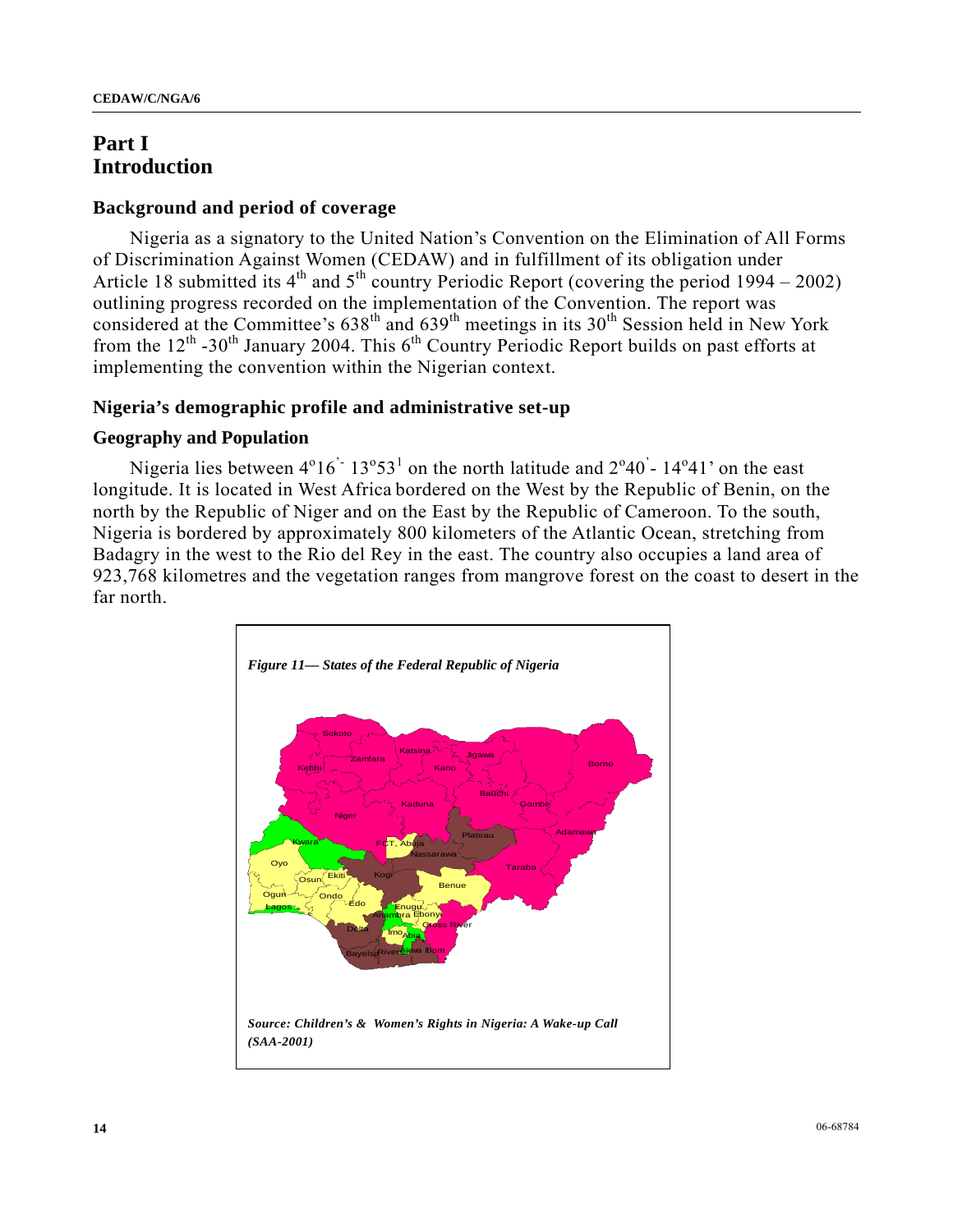# Part I
# Introduction

## Background and period of coverage

Nigeria as a signatory to the United Nation's Convention on the Elimination of All Forms of Discrimination Against Women (CEDAW) and in fulfillment of its obligation under Article 18 submitted its 4th and 5th country Periodic Report (covering the period 1994 – 2002) outlining progress recorded on the implementation of the Convention. The report was considered at the Committee's 638th and 639th meetings in its 30th Session held in New York from the 12th -30th January 2004. This 6th Country Periodic Report builds on past efforts at implementing the convention within the Nigerian context.

## Nigeria's demographic profile and administrative set-up

### Geography and Population

Nigeria lies between 4°16'- 13°53' on the north latitude and 2°40'- 14°41' on the east longitude. It is located in West Africa bordered on the West by the Republic of Benin, on the north by the Republic of Niger and on the East by the Republic of Cameroon. To the south, Nigeria is bordered by approximately 800 kilometers of the Atlantic Ocean, stretching from Badagry in the west to the Rio del Rey in the east. The country also occupies a land area of 923,768 kilometres and the vegetation ranges from mangrove forest on the coast to desert in the far north.

*Figure 11— States of the Federal Republic of Nigeria*

Sokoto, Zamfara, Katsina, Jigawa, Kebbi, Kano, Borno, Bauchi, Gombe, Kaduna, Niger, Plateau, Adamawa, Kwara, FCT, Abuja, Nassarawa, Oyo, Taraba, Osun, Ekiti, Kogi, Benue, Ogun, Ondo, Edo, Lagos, Enugu, Anambra, Ebonyi, Cross River, Delta, Imo, Abia, Bayelsa, Rivers, Akwa Ibom

*Source: Children's & Women's Rights in Nigeria: A Wake-up Call (SAA-2001)*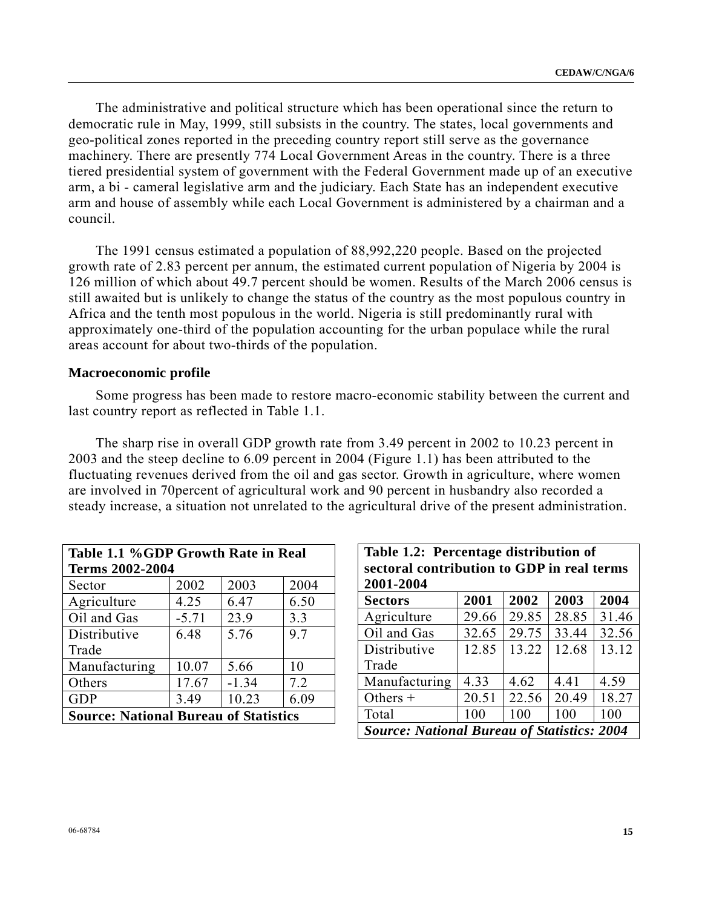The administrative and political structure which has been operational since the return to democratic rule in May, 1999, still subsists in the country. The states, local governments and geo-political zones reported in the preceding country report still serve as the governance machinery. There are presently 774 Local Government Areas in the country. There is a three tiered presidential system of government with the Federal Government made up of an executive arm, a bi - cameral legislative arm and the judiciary. Each State has an independent executive arm and house of assembly while each Local Government is administered by a chairman and a council.

The 1991 census estimated a population of 88,992,220 people. Based on the projected growth rate of 2.83 percent per annum, the estimated current population of Nigeria by 2004 is 126 million of which about 49.7 percent should be women. Results of the March 2006 census is still awaited but is unlikely to change the status of the country as the most populous country in Africa and the tenth most populous in the world. Nigeria is still predominantly rural with approximately one-third of the population accounting for the urban populace while the rural areas account for about two-thirds of the population.

### Macroeconomic profile

Some progress has been made to restore macro-economic stability between the current and last country report as reflected in Table 1.1.

The sharp rise in overall GDP growth rate from 3.49 percent in 2002 to 10.23 percent in 2003 and the steep decline to 6.09 percent in 2004 (Figure 1.1) has been attributed to the fluctuating revenues derived from the oil and gas sector. Growth in agriculture, where women are involved in 70percent of agricultural work and 90 percent in husbandry also recorded a steady increase, a situation not unrelated to the agricultural drive of the present administration.

**Table 1.1 %GDP Growth Rate in Real Terms 2002-2004**

| Sector | 2002 | 2003 | 2004 |
|---|---|---|---|
| Agriculture | 4.25 | 6.47 | 6.50 |
| Oil and Gas | -5.71 | 23.9 | 3.3 |
| Distributive Trade | 6.48 | 5.76 | 9.7 |
| Manufacturing | 10.07 | 5.66 | 10 |
| Others | 17.67 | -1.34 | 7.2 |
| GDP | 3.49 | 10.23 | 6.09 |

**Source: National Bureau of Statistics**

**Table 1.2: Percentage distribution of sectoral contribution to GDP in real terms 2001-2004**

| **Sectors** | **2001** | **2002** | **2003** | **2004** |
|---|---|---|---|---|
| Agriculture | 29.66 | 29.85 | 28.85 | 31.46 |
| Oil and Gas | 32.65 | 29.75 | 33.44 | 32.56 |
| Distributive Trade | 12.85 | 13.22 | 12.68 | 13.12 |
| Manufacturing | 4.33 | 4.62 | 4.41 | 4.59 |
| Others + | 20.51 | 22.56 | 20.49 | 18.27 |
| Total | 100 | 100 | 100 | 100 |

***Source: National Bureau of Statistics: 2004***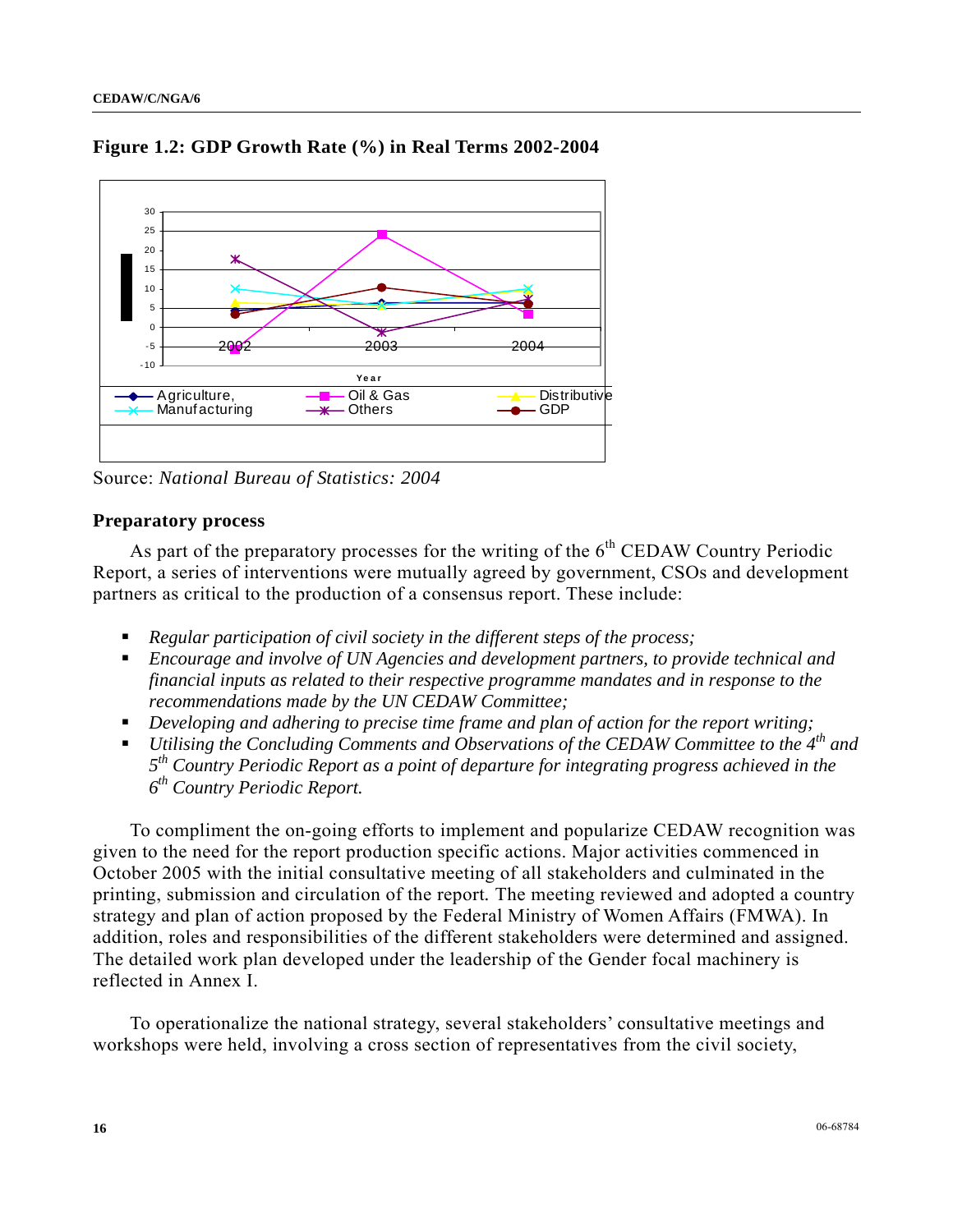**Figure 1.2: GDP Growth Rate (%) in Real Terms 2002-2004**

Source: *National Bureau of Statistics: 2004*

### Preparatory process

As part of the preparatory processes for the writing of the 6th CEDAW Country Periodic Report, a series of interventions were mutually agreed by government, CSOs and development partners as critical to the production of a consensus report. These include:

- *Regular participation of civil society in the different steps of the process;*
- *Encourage and involve of UN Agencies and development partners, to provide technical and financial inputs as related to their respective programme mandates and in response to the recommendations made by the UN CEDAW Committee;*
- *Developing and adhering to precise time frame and plan of action for the report writing;*
- *Utilising the Concluding Comments and Observations of the CEDAW Committee to the 4th and 5th Country Periodic Report as a point of departure for integrating progress achieved in the 6th Country Periodic Report.*

To compliment the on-going efforts to implement and popularize CEDAW recognition was given to the need for the report production specific actions. Major activities commenced in October 2005 with the initial consultative meeting of all stakeholders and culminated in the printing, submission and circulation of the report. The meeting reviewed and adopted a country strategy and plan of action proposed by the Federal Ministry of Women Affairs (FMWA). In addition, roles and responsibilities of the different stakeholders were determined and assigned. The detailed work plan developed under the leadership of the Gender focal machinery is reflected in Annex I.

To operationalize the national strategy, several stakeholders' consultative meetings and workshops were held, involving a cross section of representatives from the civil society,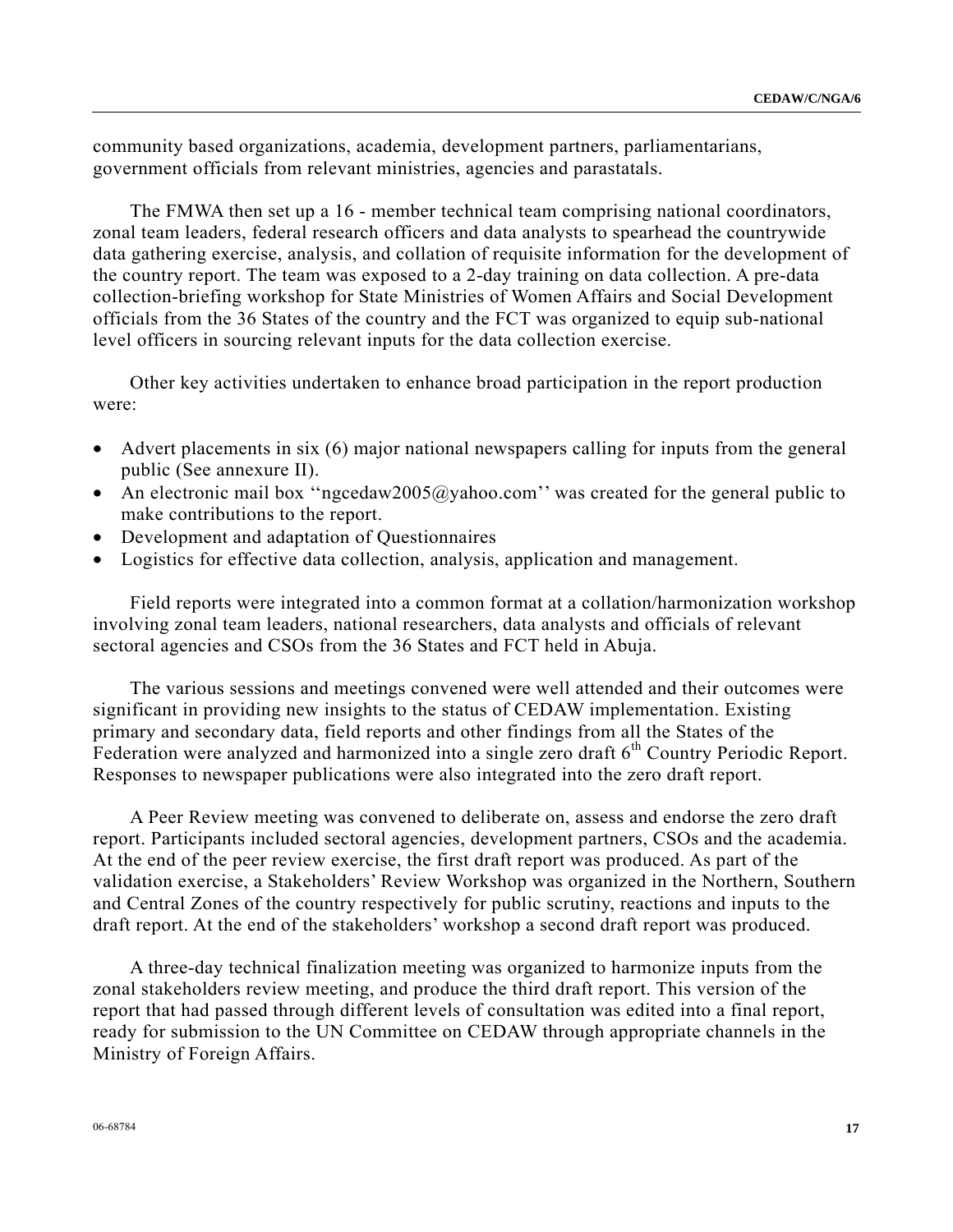community based organizations, academia, development partners, parliamentarians, government officials from relevant ministries, agencies and parastatals.

The FMWA then set up a 16 - member technical team comprising national coordinators, zonal team leaders, federal research officers and data analysts to spearhead the countrywide data gathering exercise, analysis, and collation of requisite information for the development of the country report. The team was exposed to a 2-day training on data collection. A pre-data collection-briefing workshop for State Ministries of Women Affairs and Social Development officials from the 36 States of the country and the FCT was organized to equip sub-national level officers in sourcing relevant inputs for the data collection exercise.

Other key activities undertaken to enhance broad participation in the report production were:

- Advert placements in six (6) major national newspapers calling for inputs from the general public (See annexure II).
- An electronic mail box ‘‘ngcedaw2005@yahoo.com’’ was created for the general public to make contributions to the report.
- Development and adaptation of Questionnaires
- Logistics for effective data collection, analysis, application and management.

Field reports were integrated into a common format at a collation/harmonization workshop involving zonal team leaders, national researchers, data analysts and officials of relevant sectoral agencies and CSOs from the 36 States and FCT held in Abuja.

The various sessions and meetings convened were well attended and their outcomes were significant in providing new insights to the status of CEDAW implementation. Existing primary and secondary data, field reports and other findings from all the States of the Federation were analyzed and harmonized into a single zero draft 6th Country Periodic Report. Responses to newspaper publications were also integrated into the zero draft report.

A Peer Review meeting was convened to deliberate on, assess and endorse the zero draft report. Participants included sectoral agencies, development partners, CSOs and the academia. At the end of the peer review exercise, the first draft report was produced. As part of the validation exercise, a Stakeholders’ Review Workshop was organized in the Northern, Southern and Central Zones of the country respectively for public scrutiny, reactions and inputs to the draft report. At the end of the stakeholders’ workshop a second draft report was produced.

A three-day technical finalization meeting was organized to harmonize inputs from the zonal stakeholders review meeting, and produce the third draft report. This version of the report that had passed through different levels of consultation was edited into a final report, ready for submission to the UN Committee on CEDAW through appropriate channels in the Ministry of Foreign Affairs.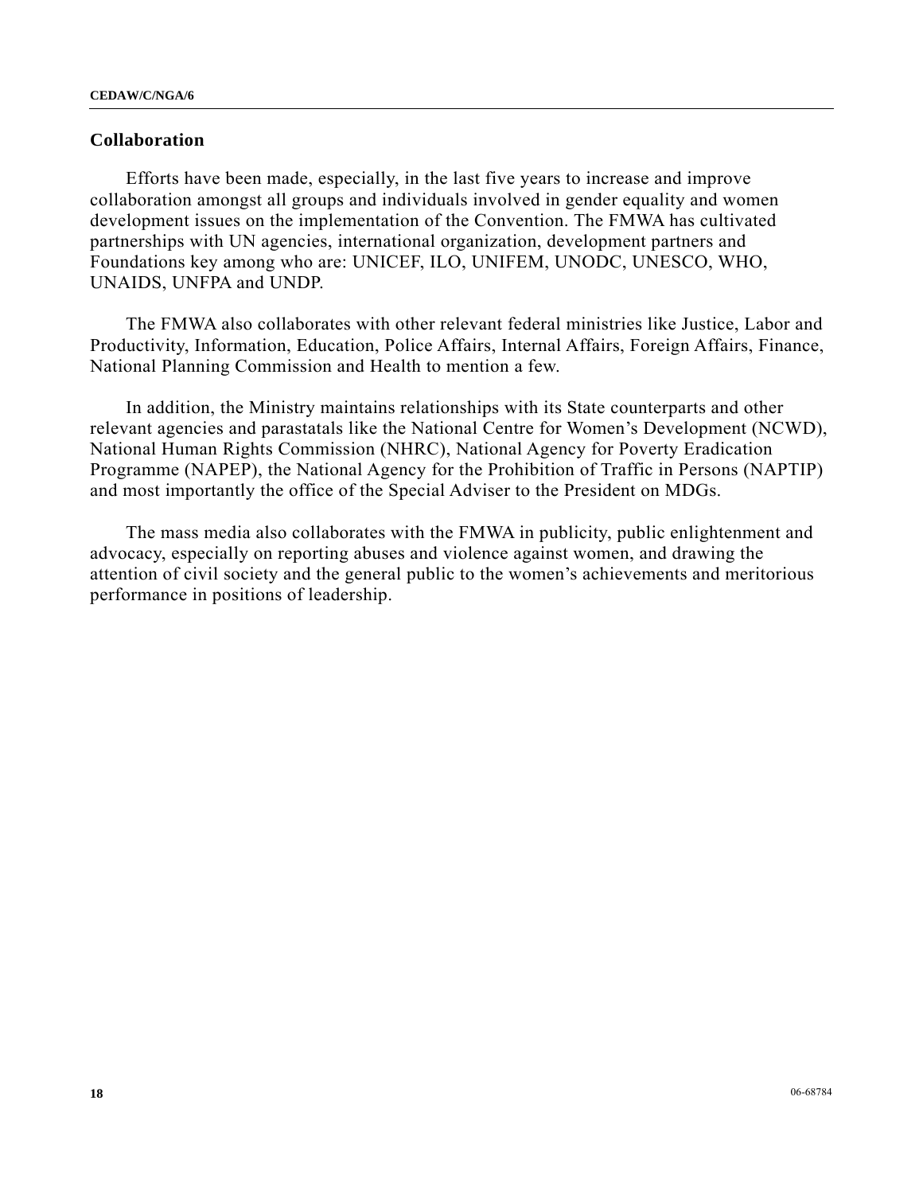## Collaboration

Efforts have been made, especially, in the last five years to increase and improve collaboration amongst all groups and individuals involved in gender equality and women development issues on the implementation of the Convention. The FMWA has cultivated partnerships with UN agencies, international organization, development partners and Foundations key among who are: UNICEF, ILO, UNIFEM, UNODC, UNESCO, WHO, UNAIDS, UNFPA and UNDP.

The FMWA also collaborates with other relevant federal ministries like Justice, Labor and Productivity, Information, Education, Police Affairs, Internal Affairs, Foreign Affairs, Finance, National Planning Commission and Health to mention a few.

In addition, the Ministry maintains relationships with its State counterparts and other relevant agencies and parastatals like the National Centre for Women's Development (NCWD), National Human Rights Commission (NHRC), National Agency for Poverty Eradication Programme (NAPEP), the National Agency for the Prohibition of Traffic in Persons (NAPTIP) and most importantly the office of the Special Adviser to the President on MDGs.

The mass media also collaborates with the FMWA in publicity, public enlightenment and advocacy, especially on reporting abuses and violence against women, and drawing the attention of civil society and the general public to the women's achievements and meritorious performance in positions of leadership.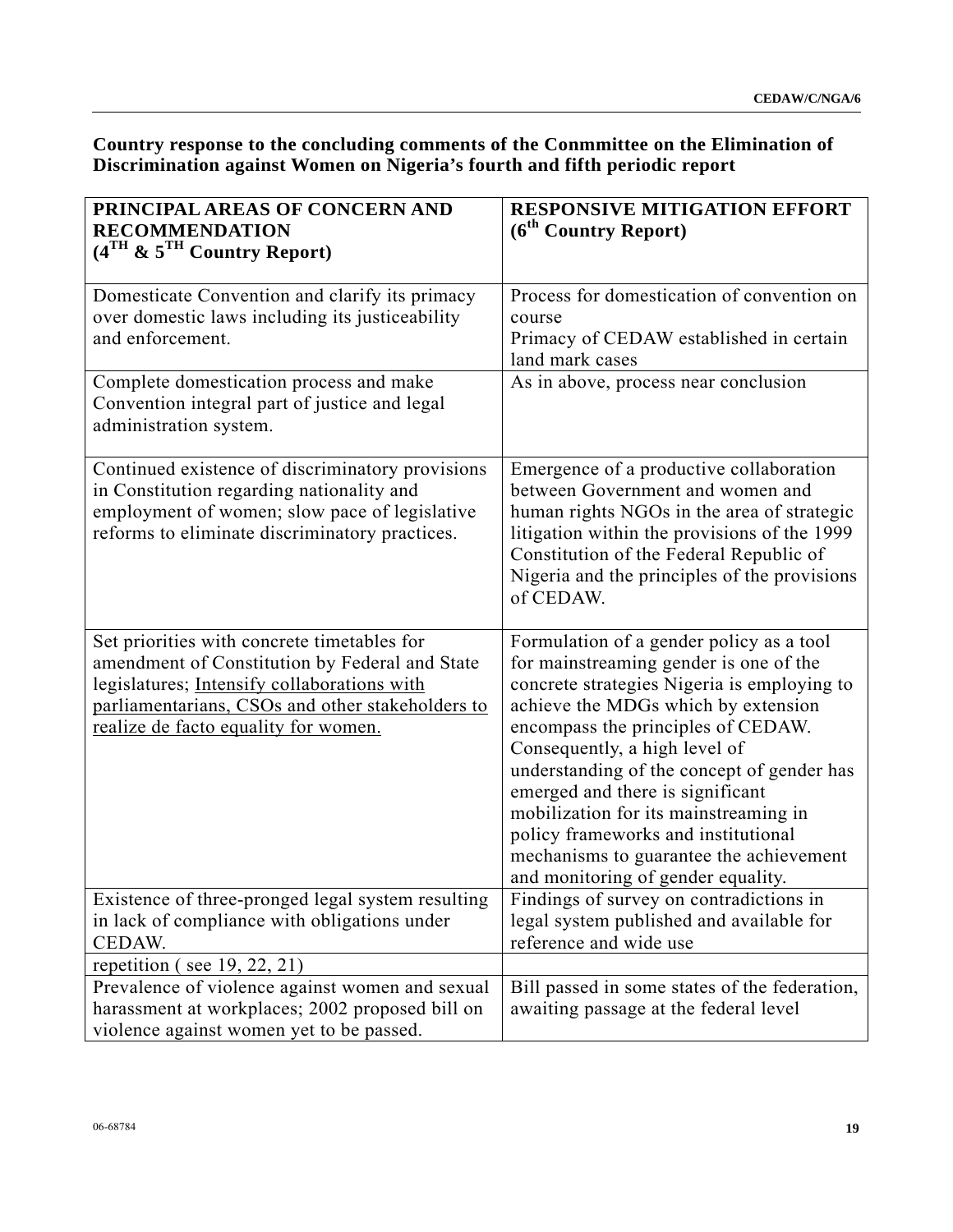**Country response to the concluding comments of the Conmmittee on the Elimination of Discrimination against Women on Nigeria's fourth and fifth periodic report**

| PRINCIPAL AREAS OF CONCERN AND RECOMMENDATION (4TH & 5TH Country Report) | RESPONSIVE MITIGATION EFFORT (6th Country Report) |
|---|---|
| Domesticate Convention and clarify its primacy over domestic laws including its justiceability and enforcement. | Process for domestication of convention on course<br>Primacy of CEDAW established in certain land mark cases |
| Complete domestication process and make Convention integral part of justice and legal administration system. | As in above, process near conclusion |
| Continued existence of discriminatory provisions in Constitution regarding nationality and employment of women; slow pace of legislative reforms to eliminate discriminatory practices. | Emergence of a productive collaboration between Government and women and human rights NGOs in the area of strategic litigation within the provisions of the 1999 Constitution of the Federal Republic of Nigeria and the principles of the provisions of CEDAW. |
| Set priorities with concrete timetables for amendment of Constitution by Federal and State legislatures; <u>Intensify collaborations with parliamentarians, CSOs and other stakeholders to realize de facto equality for women.</u> | Formulation of a gender policy as a tool for mainstreaming gender is one of the concrete strategies Nigeria is employing to achieve the MDGs which by extension encompass the principles of CEDAW. Consequently, a high level of understanding of the concept of gender has emerged and there is significant mobilization for its mainstreaming in policy frameworks and institutional mechanisms to guarantee the achievement and monitoring of gender equality. |
| Existence of three-pronged legal system resulting in lack of compliance with obligations under CEDAW. | Findings of survey on contradictions in legal system published and available for reference and wide use |
| repetition ( see 19, 22, 21) | |
| Prevalence of violence against women and sexual harassment at workplaces; 2002 proposed bill on violence against women yet to be passed. | Bill passed in some states of the federation, awaiting passage at the federal level |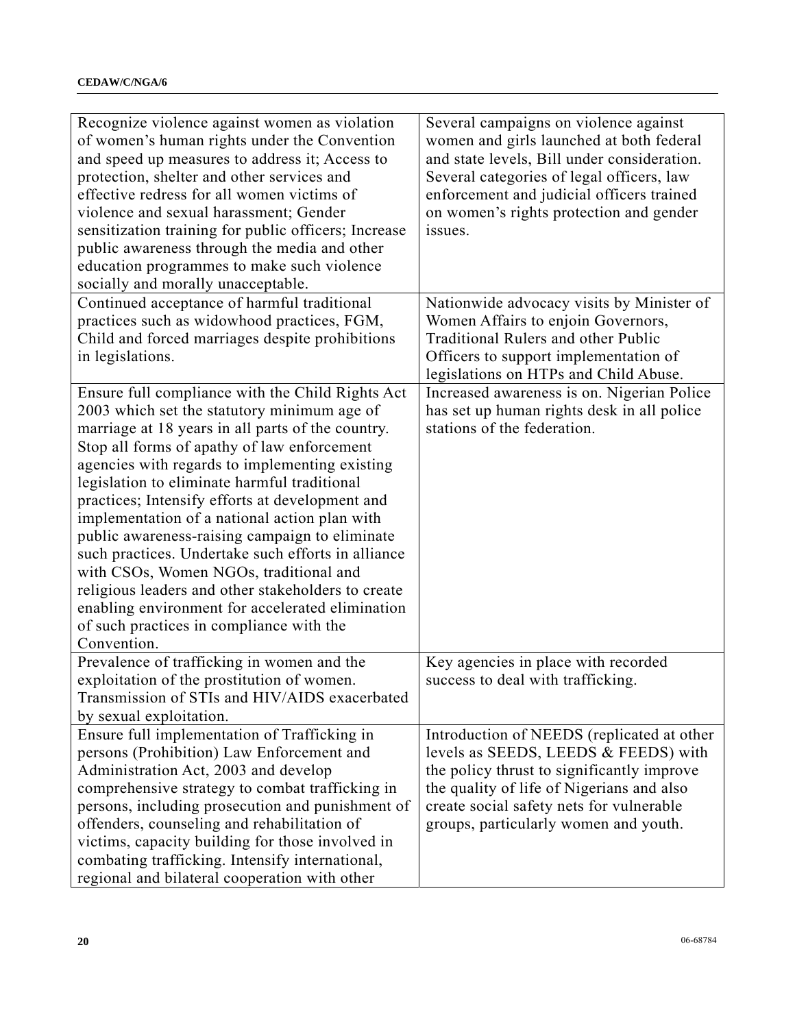| | |
|---|---|
| Recognize violence against women as violation of women's human rights under the Convention and speed up measures to address it; Access to protection, shelter and other services and effective redress for all women victims of violence and sexual harassment; Gender sensitization training for public officers; Increase public awareness through the media and other education programmes to make such violence socially and morally unacceptable. | Several campaigns on violence against women and girls launched at both federal and state levels, Bill under consideration. Several categories of legal officers, law enforcement and judicial officers trained on women's rights protection and gender issues. |
| Continued acceptance of harmful traditional practices such as widowhood practices, FGM, Child and forced marriages despite prohibitions in legislations. | Nationwide advocacy visits by Minister of Women Affairs to enjoin Governors, Traditional Rulers and other Public Officers to support implementation of legislations on HTPs and Child Abuse. |
| Ensure full compliance with the Child Rights Act 2003 which set the statutory minimum age of marriage at 18 years in all parts of the country. Stop all forms of apathy of law enforcement agencies with regards to implementing existing legislation to eliminate harmful traditional practices; Intensify efforts at development and implementation of a national action plan with public awareness-raising campaign to eliminate such practices. Undertake such efforts in alliance with CSOs, Women NGOs, traditional and religious leaders and other stakeholders to create enabling environment for accelerated elimination of such practices in compliance with the Convention. | Increased awareness is on. Nigerian Police has set up human rights desk in all police stations of the federation. |
| Prevalence of trafficking in women and the exploitation of the prostitution of women. Transmission of STIs and HIV/AIDS exacerbated by sexual exploitation. | Key agencies in place with recorded success to deal with trafficking. |
| Ensure full implementation of Trafficking in persons (Prohibition) Law Enforcement and Administration Act, 2003 and develop comprehensive strategy to combat trafficking in persons, including prosecution and punishment of offenders, counseling and rehabilitation of victims, capacity building for those involved in combating trafficking. Intensify international, regional and bilateral cooperation with other | Introduction of NEEDS (replicated at other levels as SEEDS, LEEDS & FEEDS) with the policy thrust to significantly improve the quality of life of Nigerians and also create social safety nets for vulnerable groups, particularly women and youth. |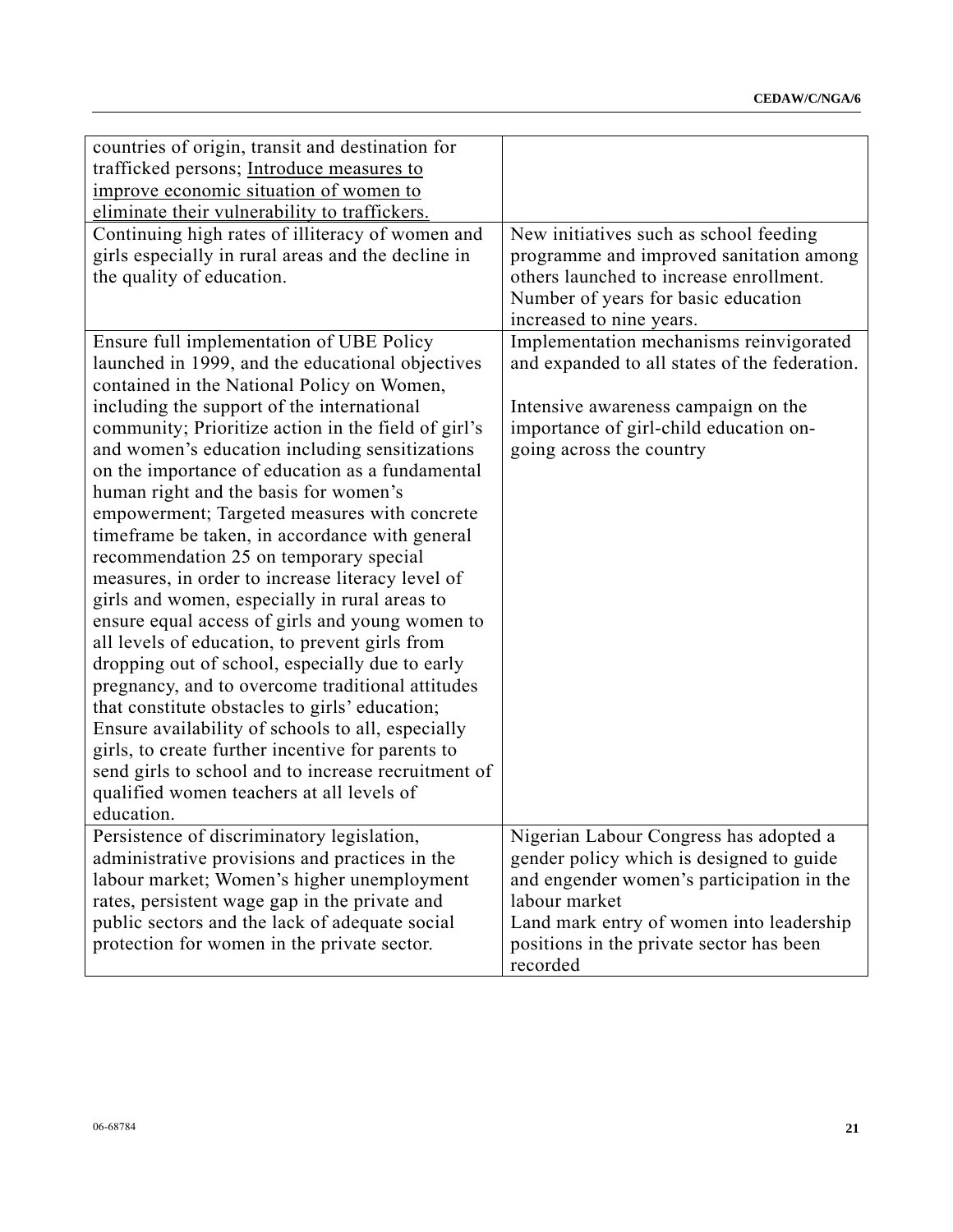| | |
|---|---|
| countries of origin, transit and destination for trafficked persons; Introduce measures to improve economic situation of women to eliminate their vulnerability to traffickers. | |
| Continuing high rates of illiteracy of women and girls especially in rural areas and the decline in the quality of education. | New initiatives such as school feeding programme and improved sanitation among others launched to increase enrollment. Number of years for basic education increased to nine years. |
| Ensure full implementation of UBE Policy launched in 1999, and the educational objectives contained in the National Policy on Women, including the support of the international community; Prioritize action in the field of girl's and women's education including sensitizations on the importance of education as a fundamental human right and the basis for women's empowerment; Targeted measures with concrete timeframe be taken, in accordance with general recommendation 25 on temporary special measures, in order to increase literacy level of girls and women, especially in rural areas to ensure equal access of girls and young women to all levels of education, to prevent girls from dropping out of school, especially due to early pregnancy, and to overcome traditional attitudes that constitute obstacles to girls' education; Ensure availability of schools to all, especially girls, to create further incentive for parents to send girls to school and to increase recruitment of qualified women teachers at all levels of education. | Implementation mechanisms reinvigorated and expanded to all states of the federation.<br><br>Intensive awareness campaign on the importance of girl-child education on-going across the country |
| Persistence of discriminatory legislation, administrative provisions and practices in the labour market; Women's higher unemployment rates, persistent wage gap in the private and public sectors and the lack of adequate social protection for women in the private sector. | Nigerian Labour Congress has adopted a gender policy which is designed to guide and engender women's participation in the labour market<br>Land mark entry of women into leadership positions in the private sector has been recorded |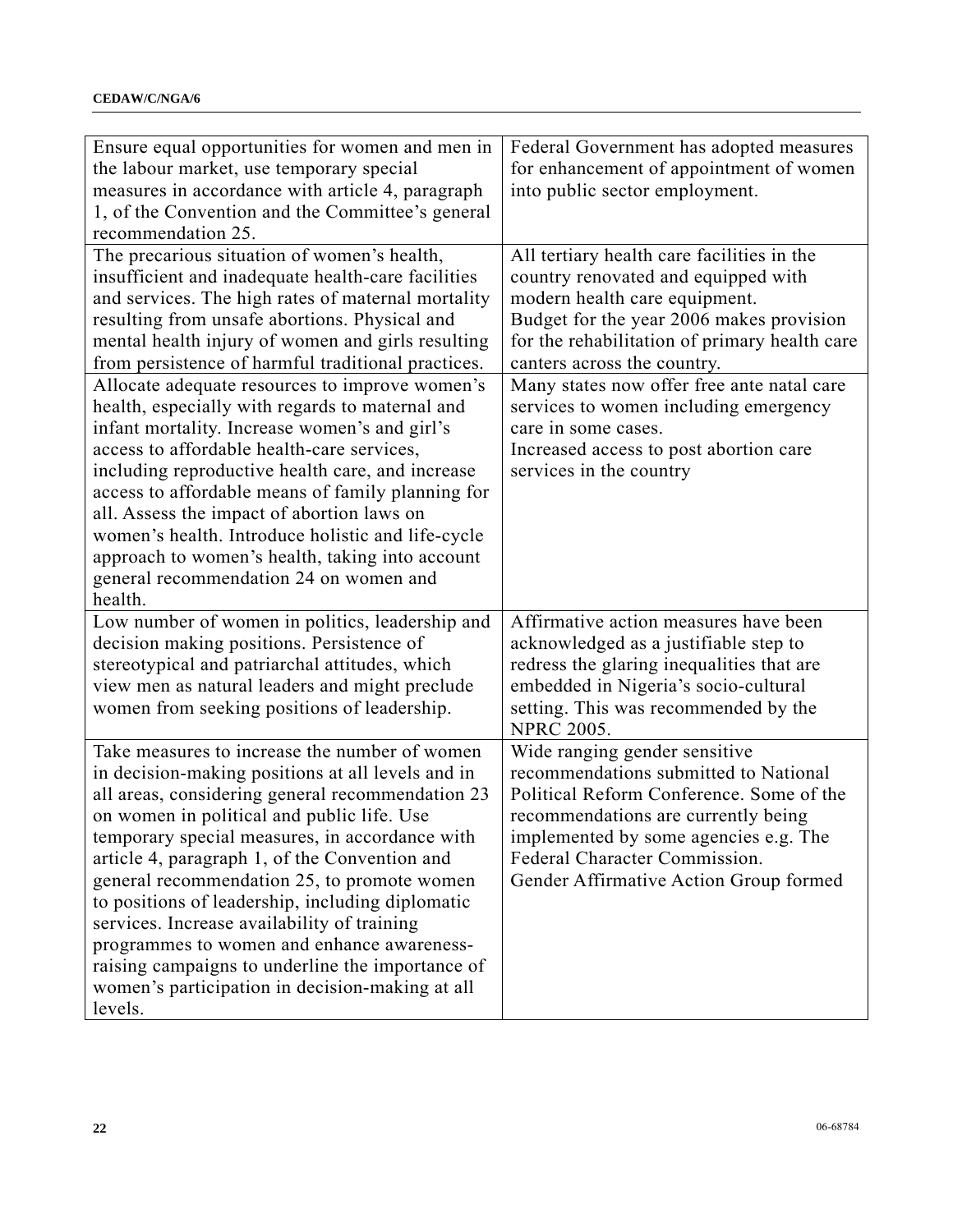| | |
|---|---|
| Ensure equal opportunities for women and men in the labour market, use temporary special measures in accordance with article 4, paragraph 1, of the Convention and the Committee's general recommendation 25. | Federal Government has adopted measures for enhancement of appointment of women into public sector employment. |
| The precarious situation of women's health, insufficient and inadequate health-care facilities and services. The high rates of maternal mortality resulting from unsafe abortions. Physical and mental health injury of women and girls resulting from persistence of harmful traditional practices. | All tertiary health care facilities in the country renovated and equipped with modern health care equipment.<br>Budget for the year 2006 makes provision for the rehabilitation of primary health care canters across the country. |
| Allocate adequate resources to improve women's health, especially with regards to maternal and infant mortality. Increase women's and girl's access to affordable health-care services, including reproductive health care, and increase access to affordable means of family planning for all. Assess the impact of abortion laws on women's health. Introduce holistic and life-cycle approach to women's health, taking into account general recommendation 24 on women and health. | Many states now offer free ante natal care services to women including emergency care in some cases.<br>Increased access to post abortion care services in the country |
| Low number of women in politics, leadership and decision making positions. Persistence of stereotypical and patriarchal attitudes, which view men as natural leaders and might preclude women from seeking positions of leadership. | Affirmative action measures have been acknowledged as a justifiable step to redress the glaring inequalities that are embedded in Nigeria's socio-cultural setting. This was recommended by the NPRC 2005. |
| Take measures to increase the number of women in decision-making positions at all levels and in all areas, considering general recommendation 23 on women in political and public life. Use temporary special measures, in accordance with article 4, paragraph 1, of the Convention and general recommendation 25, to promote women to positions of leadership, including diplomatic services. Increase availability of training programmes to women and enhance awareness-raising campaigns to underline the importance of women's participation in decision-making at all levels. | Wide ranging gender sensitive recommendations submitted to National Political Reform Conference. Some of the recommendations are currently being implemented by some agencies e.g. The Federal Character Commission.<br>Gender Affirmative Action Group formed |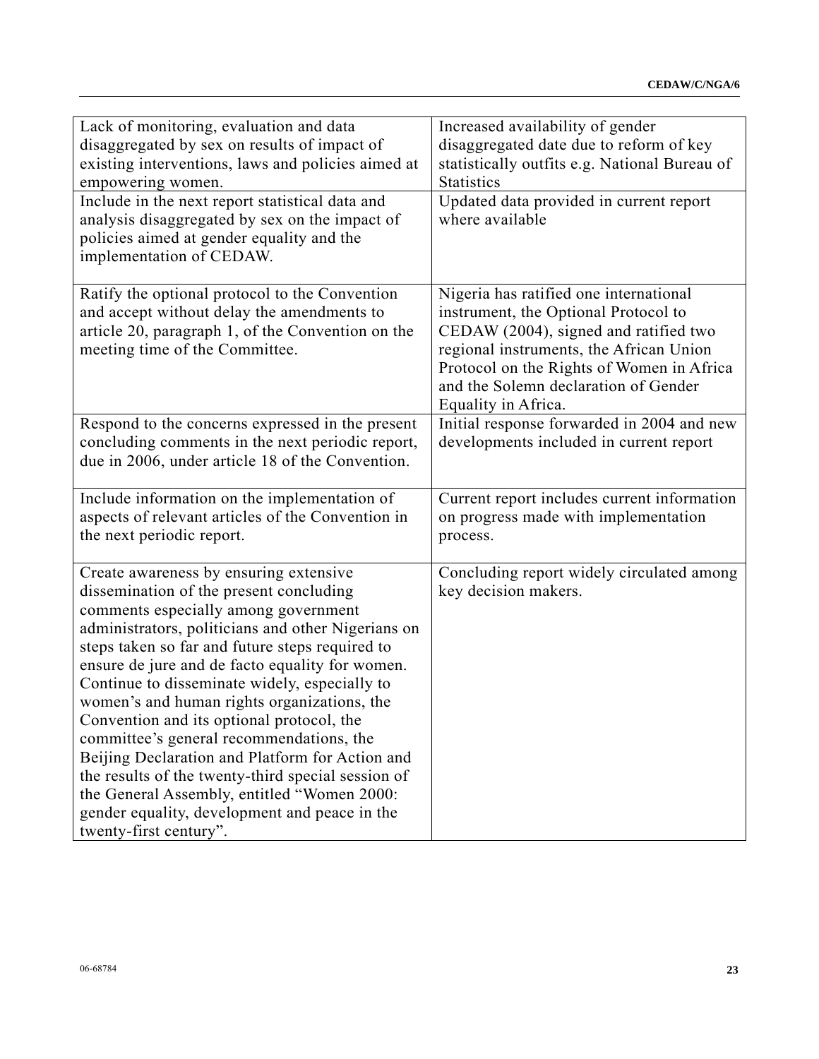| | |
|---|---|
| Lack of monitoring, evaluation and data disaggregated by sex on results of impact of existing interventions, laws and policies aimed at empowering women. | Increased availability of gender disaggregated date due to reform of key statistically outfits e.g. National Bureau of Statistics |
| Include in the next report statistical data and analysis disaggregated by sex on the impact of policies aimed at gender equality and the implementation of CEDAW. | Updated data provided in current report where available |
| Ratify the optional protocol to the Convention and accept without delay the amendments to article 20, paragraph 1, of the Convention on the meeting time of the Committee. | Nigeria has ratified one international instrument, the Optional Protocol to CEDAW (2004), signed and ratified two regional instruments, the African Union Protocol on the Rights of Women in Africa and the Solemn declaration of Gender Equality in Africa. |
| Respond to the concerns expressed in the present concluding comments in the next periodic report, due in 2006, under article 18 of the Convention. | Initial response forwarded in 2004 and new developments included in current report |
| Include information on the implementation of aspects of relevant articles of the Convention in the next periodic report. | Current report includes current information on progress made with implementation process. |
| Create awareness by ensuring extensive dissemination of the present concluding comments especially among government administrators, politicians and other Nigerians on steps taken so far and future steps required to ensure de jure and de facto equality for women. Continue to disseminate widely, especially to women's and human rights organizations, the Convention and its optional protocol, the committee's general recommendations, the Beijing Declaration and Platform for Action and the results of the twenty-third special session of the General Assembly, entitled "Women 2000: gender equality, development and peace in the twenty-first century". | Concluding report widely circulated among key decision makers. |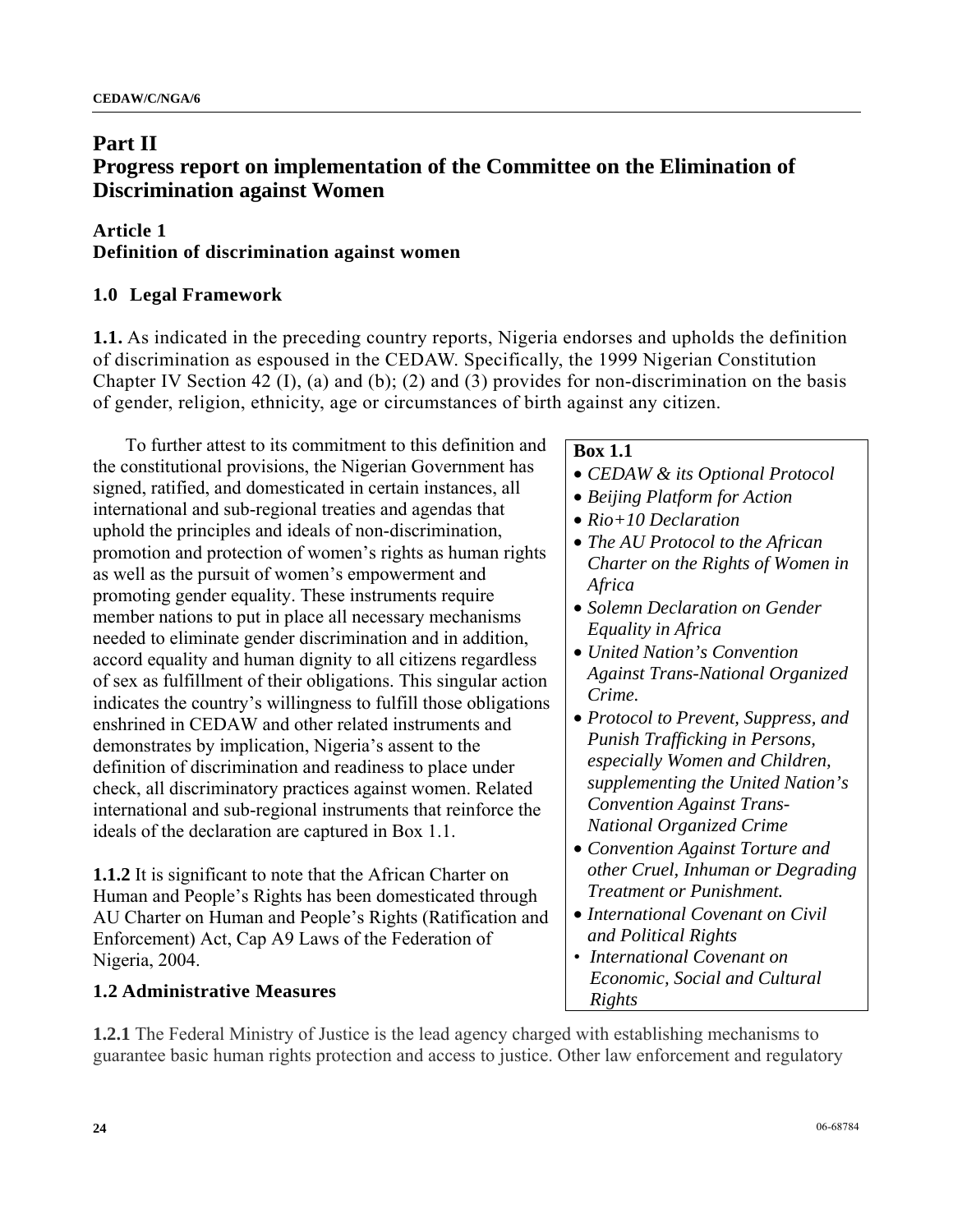# Part II
# Progress report on implementation of the Committee on the Elimination of Discrimination against Women

## Article 1
## Definition of discrimination against women

### 1.0 Legal Framework

**1.1.** As indicated in the preceding country reports, Nigeria endorses and upholds the definition of discrimination as espoused in the CEDAW. Specifically, the 1999 Nigerian Constitution Chapter IV Section 42 (I), (a) and (b); (2) and (3) provides for non-discrimination on the basis of gender, religion, ethnicity, age or circumstances of birth against any citizen.

To further attest to its commitment to this definition and the constitutional provisions, the Nigerian Government has signed, ratified, and domesticated in certain instances, all international and sub-regional treaties and agendas that uphold the principles and ideals of non-discrimination, promotion and protection of women's rights as human rights as well as the pursuit of women's empowerment and promoting gender equality. These instruments require member nations to put in place all necessary mechanisms needed to eliminate gender discrimination and in addition, accord equality and human dignity to all citizens regardless of sex as fulfillment of their obligations. This singular action indicates the country's willingness to fulfill those obligations enshrined in CEDAW and other related instruments and demonstrates by implication, Nigeria's assent to the definition of discrimination and readiness to place under check, all discriminatory practices against women. Related international and sub-regional instruments that reinforce the ideals of the declaration are captured in Box 1.1.

**Box 1.1**

- *CEDAW & its Optional Protocol*
- *Beijing Platform for Action*
- *Rio+10 Declaration*
- *The AU Protocol to the African Charter on the Rights of Women in Africa*
- *Solemn Declaration on Gender Equality in Africa*
- *United Nation's Convention Against Trans-National Organized Crime.*
- *Protocol to Prevent, Suppress, and Punish Trafficking in Persons, especially Women and Children, supplementing the United Nation's Convention Against Trans-National Organized Crime*
- *Convention Against Torture and other Cruel, Inhuman or Degrading Treatment or Punishment.*
- *International Covenant on Civil and Political Rights*
- *International Covenant on Economic, Social and Cultural Rights*

**1.1.2** It is significant to note that the African Charter on Human and People's Rights has been domesticated through AU Charter on Human and People's Rights (Ratification and Enforcement) Act, Cap A9 Laws of the Federation of Nigeria, 2004.

### 1.2 Administrative Measures

**1.2.1** The Federal Ministry of Justice is the lead agency charged with establishing mechanisms to guarantee basic human rights protection and access to justice. Other law enforcement and regulatory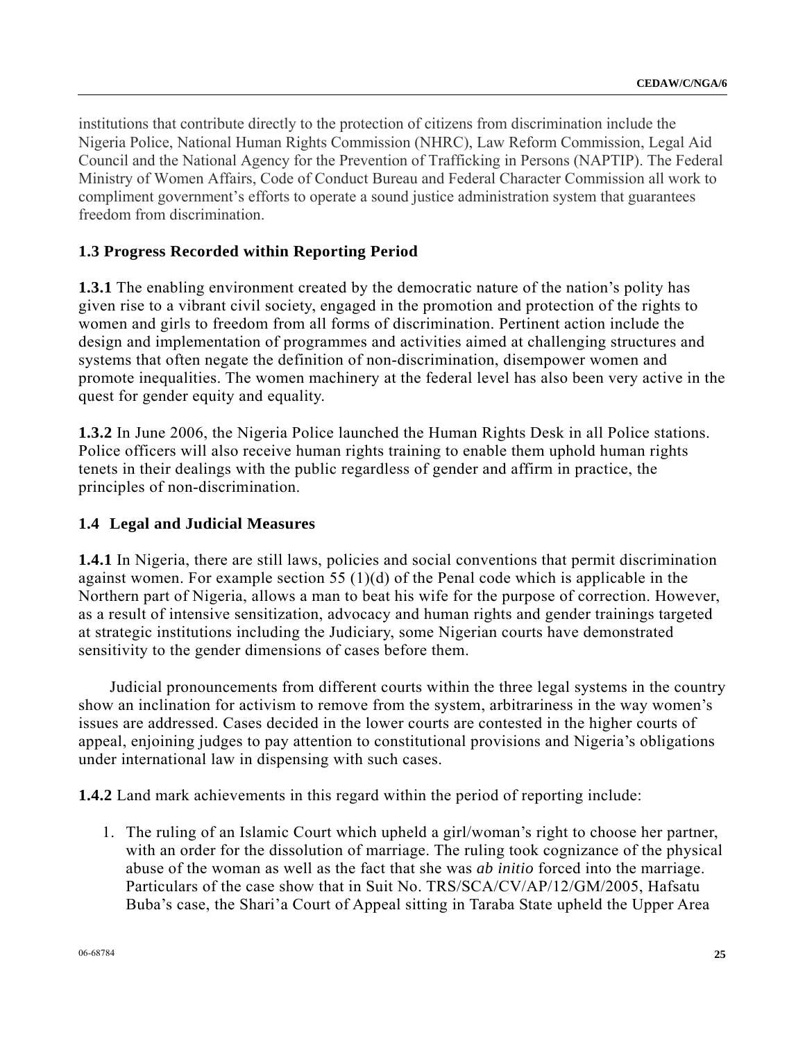institutions that contribute directly to the protection of citizens from discrimination include the Nigeria Police, National Human Rights Commission (NHRC), Law Reform Commission, Legal Aid Council and the National Agency for the Prevention of Trafficking in Persons (NAPTIP). The Federal Ministry of Women Affairs, Code of Conduct Bureau and Federal Character Commission all work to compliment government's efforts to operate a sound justice administration system that guarantees freedom from discrimination.

### 1.3 Progress Recorded within Reporting Period

**1.3.1** The enabling environment created by the democratic nature of the nation's polity has given rise to a vibrant civil society, engaged in the promotion and protection of the rights to women and girls to freedom from all forms of discrimination. Pertinent action include the design and implementation of programmes and activities aimed at challenging structures and systems that often negate the definition of non-discrimination, disempower women and promote inequalities. The women machinery at the federal level has also been very active in the quest for gender equity and equality.

**1.3.2** In June 2006, the Nigeria Police launched the Human Rights Desk in all Police stations. Police officers will also receive human rights training to enable them uphold human rights tenets in their dealings with the public regardless of gender and affirm in practice, the principles of non-discrimination.

### 1.4 Legal and Judicial Measures

**1.4.1** In Nigeria, there are still laws, policies and social conventions that permit discrimination against women. For example section 55 (1)(d) of the Penal code which is applicable in the Northern part of Nigeria, allows a man to beat his wife for the purpose of correction. However, as a result of intensive sensitization, advocacy and human rights and gender trainings targeted at strategic institutions including the Judiciary, some Nigerian courts have demonstrated sensitivity to the gender dimensions of cases before them.

Judicial pronouncements from different courts within the three legal systems in the country show an inclination for activism to remove from the system, arbitrariness in the way women's issues are addressed. Cases decided in the lower courts are contested in the higher courts of appeal, enjoining judges to pay attention to constitutional provisions and Nigeria's obligations under international law in dispensing with such cases.

**1.4.2** Land mark achievements in this regard within the period of reporting include:

1. The ruling of an Islamic Court which upheld a girl/woman's right to choose her partner, with an order for the dissolution of marriage. The ruling took cognizance of the physical abuse of the woman as well as the fact that she was *ab initio* forced into the marriage. Particulars of the case show that in Suit No. TRS/SCA/CV/AP/12/GM/2005, Hafsatu Buba's case, the Shari'a Court of Appeal sitting in Taraba State upheld the Upper Area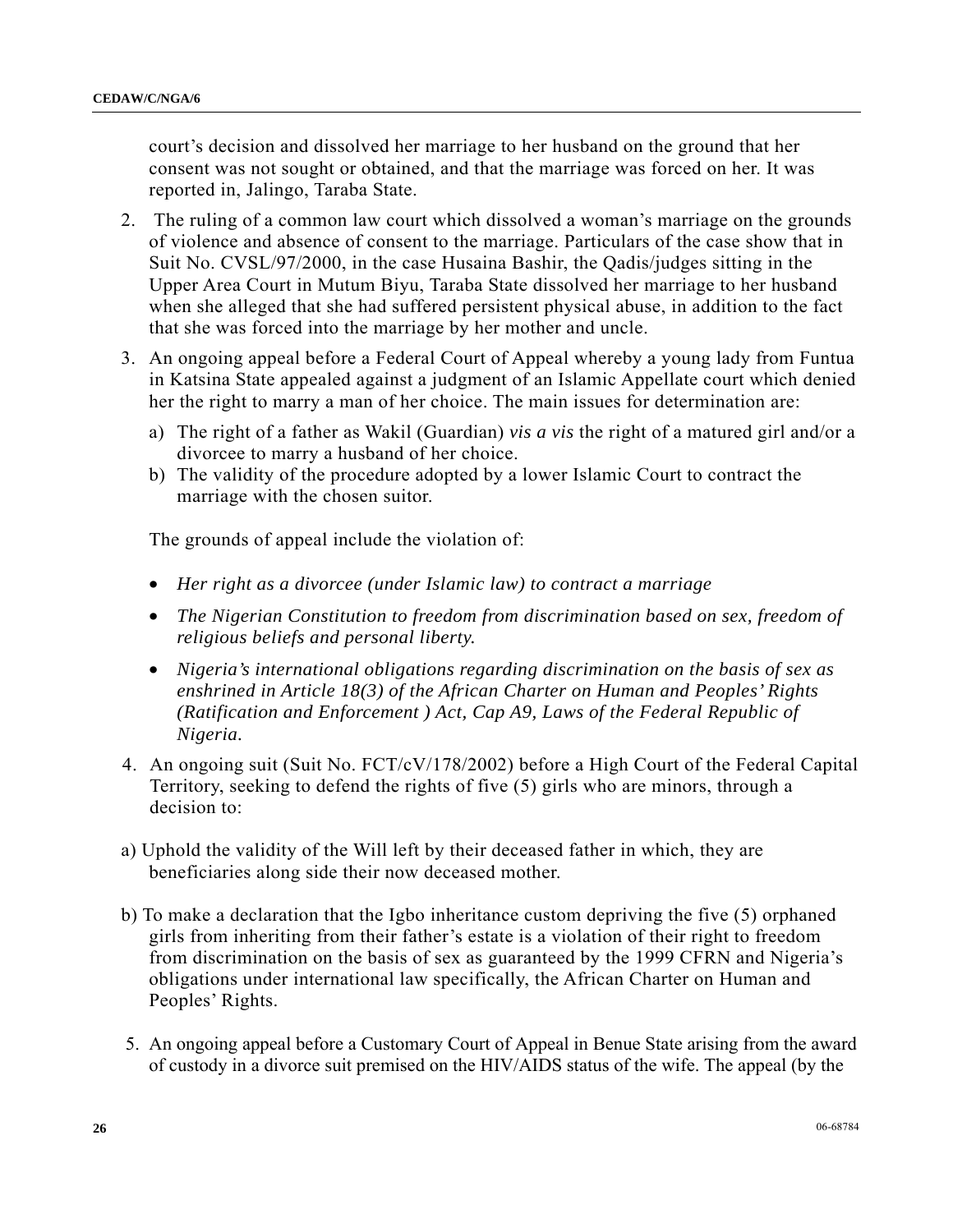court's decision and dissolved her marriage to her husband on the ground that her consent was not sought or obtained, and that the marriage was forced on her. It was reported in, Jalingo, Taraba State.

2. The ruling of a common law court which dissolved a woman's marriage on the grounds of violence and absence of consent to the marriage. Particulars of the case show that in Suit No. CVSL/97/2000, in the case Husaina Bashir, the Qadis/judges sitting in the Upper Area Court in Mutum Biyu, Taraba State dissolved her marriage to her husband when she alleged that she had suffered persistent physical abuse, in addition to the fact that she was forced into the marriage by her mother and uncle.

3. An ongoing appeal before a Federal Court of Appeal whereby a young lady from Funtua in Katsina State appealed against a judgment of an Islamic Appellate court which denied her the right to marry a man of her choice. The main issues for determination are:

   a) The right of a father as Wakil (Guardian) *vis a vis* the right of a matured girl and/or a divorcee to marry a husband of her choice.
   b) The validity of the procedure adopted by a lower Islamic Court to contract the marriage with the chosen suitor.

   The grounds of appeal include the violation of:

   - *Her right as a divorcee (under Islamic law) to contract a marriage*
   - *The Nigerian Constitution to freedom from discrimination based on sex, freedom of religious beliefs and personal liberty.*
   - *Nigeria's international obligations regarding discrimination on the basis of sex as enshrined in Article 18(3) of the African Charter on Human and Peoples' Rights (Ratification and Enforcement ) Act, Cap A9, Laws of the Federal Republic of Nigeria.*

4. An ongoing suit (Suit No. FCT/cV/178/2002) before a High Court of the Federal Capital Territory, seeking to defend the rights of five (5) girls who are minors, through a decision to:

a) Uphold the validity of the Will left by their deceased father in which, they are beneficiaries along side their now deceased mother.

b) To make a declaration that the Igbo inheritance custom depriving the five (5) orphaned girls from inheriting from their father's estate is a violation of their right to freedom from discrimination on the basis of sex as guaranteed by the 1999 CFRN and Nigeria's obligations under international law specifically, the African Charter on Human and Peoples' Rights.

5. An ongoing appeal before a Customary Court of Appeal in Benue State arising from the award of custody in a divorce suit premised on the HIV/AIDS status of the wife. The appeal (by the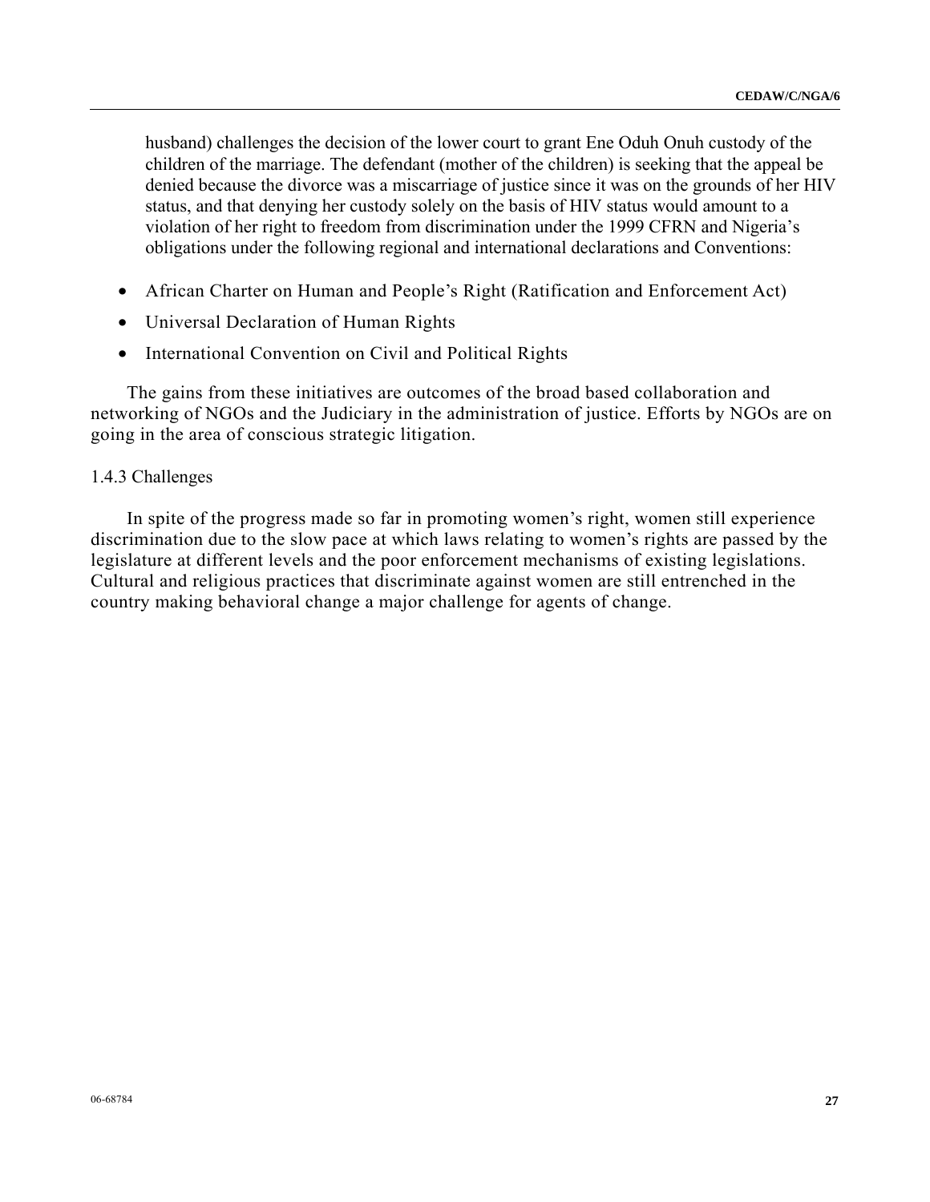husband) challenges the decision of the lower court to grant Ene Oduh Onuh custody of the children of the marriage. The defendant (mother of the children) is seeking that the appeal be denied because the divorce was a miscarriage of justice since it was on the grounds of her HIV status, and that denying her custody solely on the basis of HIV status would amount to a violation of her right to freedom from discrimination under the 1999 CFRN and Nigeria's obligations under the following regional and international declarations and Conventions:

- African Charter on Human and People's Right (Ratification and Enforcement Act)
- Universal Declaration of Human Rights
- International Convention on Civil and Political Rights

The gains from these initiatives are outcomes of the broad based collaboration and networking of NGOs and the Judiciary in the administration of justice. Efforts by NGOs are on going in the area of conscious strategic litigation.

1.4.3 Challenges

In spite of the progress made so far in promoting women's right, women still experience discrimination due to the slow pace at which laws relating to women's rights are passed by the legislature at different levels and the poor enforcement mechanisms of existing legislations. Cultural and religious practices that discriminate against women are still entrenched in the country making behavioral change a major challenge for agents of change.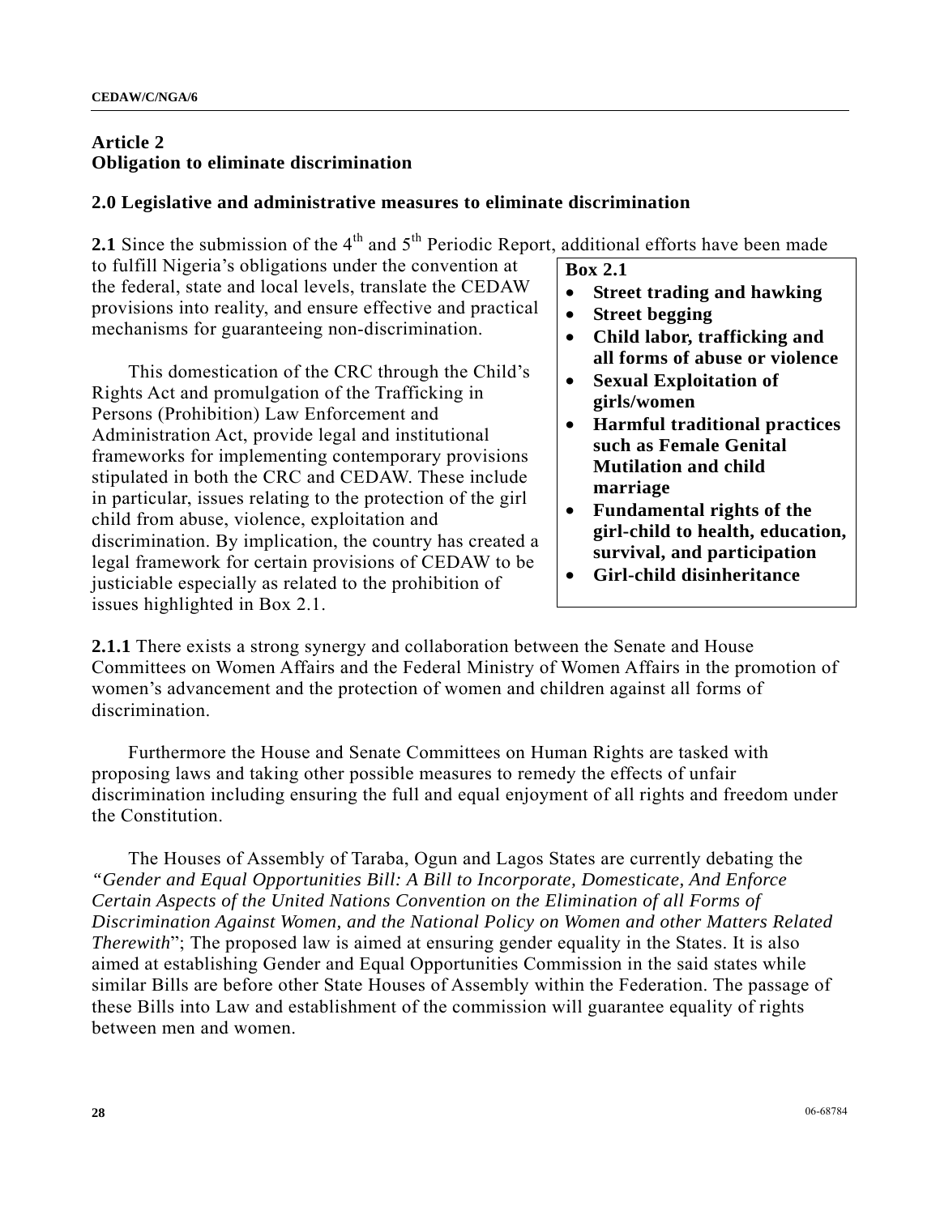## Article 2
## Obligation to eliminate discrimination

### 2.0 Legislative and administrative measures to eliminate discrimination

**2.1** Since the submission of the 4th and 5th Periodic Report, additional efforts have been made to fulfill Nigeria's obligations under the convention at the federal, state and local levels, translate the CEDAW provisions into reality, and ensure effective and practical mechanisms for guaranteeing non-discrimination.

This domestication of the CRC through the Child's Rights Act and promulgation of the Trafficking in Persons (Prohibition) Law Enforcement and Administration Act, provide legal and institutional frameworks for implementing contemporary provisions stipulated in both the CRC and CEDAW. These include in particular, issues relating to the protection of the girl child from abuse, violence, exploitation and discrimination. By implication, the country has created a legal framework for certain provisions of CEDAW to be justiciable especially as related to the prohibition of issues highlighted in Box 2.1.

> **Box 2.1**
> - **Street trading and hawking**
> - **Street begging**
> - **Child labor, trafficking and all forms of abuse or violence**
> - **Sexual Exploitation of girls/women**
> - **Harmful traditional practices such as Female Genital Mutilation and child marriage**
> - **Fundamental rights of the girl-child to health, education, survival, and participation**
> - **Girl-child disinheritance**

**2.1.1** There exists a strong synergy and collaboration between the Senate and House Committees on Women Affairs and the Federal Ministry of Women Affairs in the promotion of women's advancement and the protection of women and children against all forms of discrimination.

Furthermore the House and Senate Committees on Human Rights are tasked with proposing laws and taking other possible measures to remedy the effects of unfair discrimination including ensuring the full and equal enjoyment of all rights and freedom under the Constitution.

The Houses of Assembly of Taraba, Ogun and Lagos States are currently debating the *"Gender and Equal Opportunities Bill: A Bill to Incorporate, Domesticate, And Enforce Certain Aspects of the United Nations Convention on the Elimination of all Forms of Discrimination Against Women, and the National Policy on Women and other Matters Related Therewith*"; The proposed law is aimed at ensuring gender equality in the States. It is also aimed at establishing Gender and Equal Opportunities Commission in the said states while similar Bills are before other State Houses of Assembly within the Federation. The passage of these Bills into Law and establishment of the commission will guarantee equality of rights between men and women.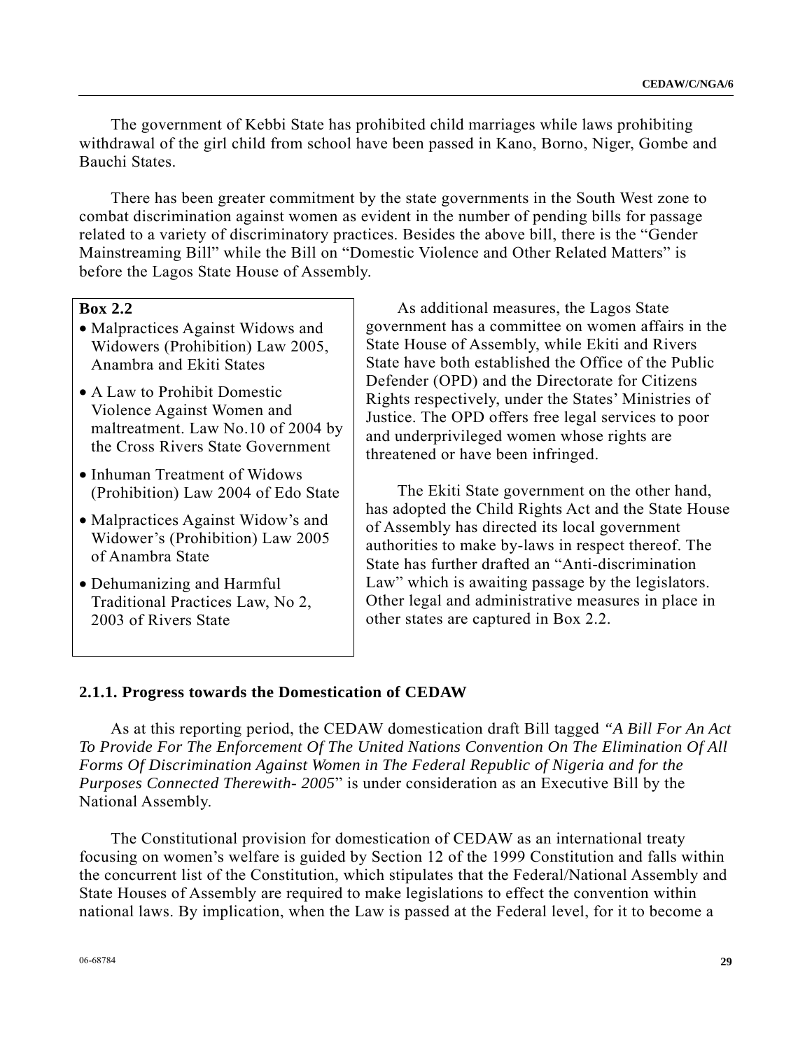The government of Kebbi State has prohibited child marriages while laws prohibiting withdrawal of the girl child from school have been passed in Kano, Borno, Niger, Gombe and Bauchi States.

There has been greater commitment by the state governments in the South West zone to combat discrimination against women as evident in the number of pending bills for passage related to a variety of discriminatory practices. Besides the above bill, there is the "Gender Mainstreaming Bill" while the Bill on "Domestic Violence and Other Related Matters" is before the Lagos State House of Assembly.

**Box 2.2**

- Malpractices Against Widows and Widowers (Prohibition) Law 2005, Anambra and Ekiti States
- A Law to Prohibit Domestic Violence Against Women and maltreatment. Law No.10 of 2004 by the Cross Rivers State Government
- Inhuman Treatment of Widows (Prohibition) Law 2004 of Edo State
- Malpractices Against Widow's and Widower's (Prohibition) Law 2005 of Anambra State
- Dehumanizing and Harmful Traditional Practices Law, No 2, 2003 of Rivers State

As additional measures, the Lagos State government has a committee on women affairs in the State House of Assembly, while Ekiti and Rivers State have both established the Office of the Public Defender (OPD) and the Directorate for Citizens Rights respectively, under the States' Ministries of Justice. The OPD offers free legal services to poor and underprivileged women whose rights are threatened or have been infringed.

The Ekiti State government on the other hand, has adopted the Child Rights Act and the State House of Assembly has directed its local government authorities to make by-laws in respect thereof. The State has further drafted an "Anti-discrimination Law" which is awaiting passage by the legislators. Other legal and administrative measures in place in other states are captured in Box 2.2.

### 2.1.1. Progress towards the Domestication of CEDAW

As at this reporting period, the CEDAW domestication draft Bill tagged *"A Bill For An Act To Provide For The Enforcement Of The United Nations Convention On The Elimination Of All Forms Of Discrimination Against Women in The Federal Republic of Nigeria and for the Purposes Connected Therewith- 2005*" is under consideration as an Executive Bill by the National Assembly.

The Constitutional provision for domestication of CEDAW as an international treaty focusing on women's welfare is guided by Section 12 of the 1999 Constitution and falls within the concurrent list of the Constitution, which stipulates that the Federal/National Assembly and State Houses of Assembly are required to make legislations to effect the convention within national laws. By implication, when the Law is passed at the Federal level, for it to become a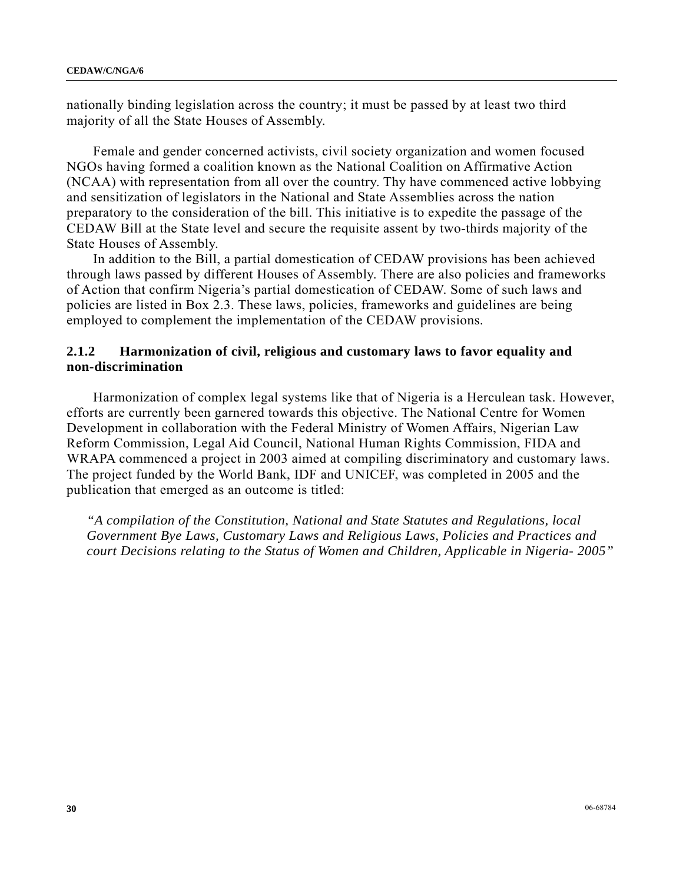nationally binding legislation across the country; it must be passed by at least two third majority of all the State Houses of Assembly.

Female and gender concerned activists, civil society organization and women focused NGOs having formed a coalition known as the National Coalition on Affirmative Action (NCAA) with representation from all over the country. Thy have commenced active lobbying and sensitization of legislators in the National and State Assemblies across the nation preparatory to the consideration of the bill. This initiative is to expedite the passage of the CEDAW Bill at the State level and secure the requisite assent by two-thirds majority of the State Houses of Assembly.

In addition to the Bill, a partial domestication of CEDAW provisions has been achieved through laws passed by different Houses of Assembly. There are also policies and frameworks of Action that confirm Nigeria's partial domestication of CEDAW. Some of such laws and policies are listed in Box 2.3. These laws, policies, frameworks and guidelines are being employed to complement the implementation of the CEDAW provisions.

### 2.1.2 Harmonization of civil, religious and customary laws to favor equality and non-discrimination

Harmonization of complex legal systems like that of Nigeria is a Herculean task. However, efforts are currently been garnered towards this objective. The National Centre for Women Development in collaboration with the Federal Ministry of Women Affairs, Nigerian Law Reform Commission, Legal Aid Council, National Human Rights Commission, FIDA and WRAPA commenced a project in 2003 aimed at compiling discriminatory and customary laws. The project funded by the World Bank, IDF and UNICEF, was completed in 2005 and the publication that emerged as an outcome is titled:

*"A compilation of the Constitution, National and State Statutes and Regulations, local Government Bye Laws, Customary Laws and Religious Laws, Policies and Practices and court Decisions relating to the Status of Women and Children, Applicable in Nigeria- 2005"*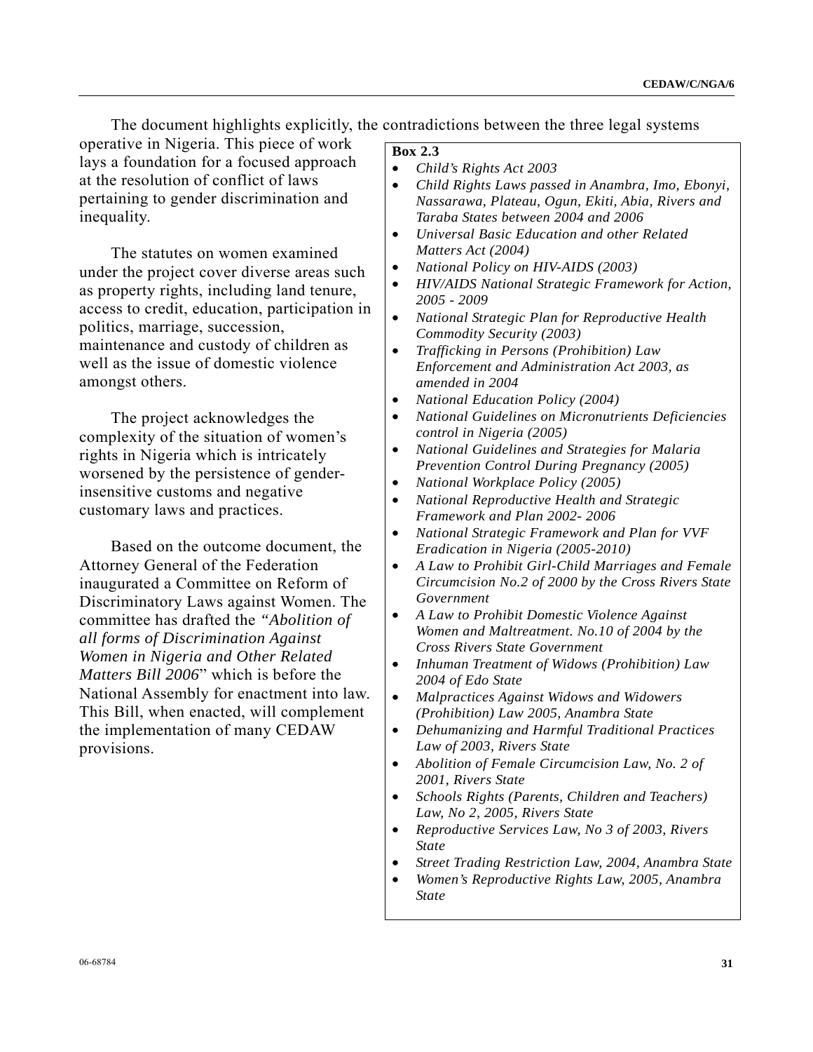The document highlights explicitly, the contradictions between the three legal systems operative in Nigeria. This piece of work lays a foundation for a focused approach at the resolution of conflict of laws pertaining to gender discrimination and inequality.

The statutes on women examined under the project cover diverse areas such as property rights, including land tenure, access to credit, education, participation in politics, marriage, succession, maintenance and custody of children as well as the issue of domestic violence amongst others.

The project acknowledges the complexity of the situation of women's rights in Nigeria which is intricately worsened by the persistence of gender-insensitive customs and negative customary laws and practices.

Based on the outcome document, the Attorney General of the Federation inaugurated a Committee on Reform of Discriminatory Laws against Women. The committee has drafted the *"Abolition of all forms of Discrimination Against Women in Nigeria and Other Related Matters Bill 2006*" which is before the National Assembly for enactment into law. This Bill, when enacted, will complement the implementation of many CEDAW provisions.

**Box 2.3**

- *Child's Rights Act 2003*
- *Child Rights Laws passed in Anambra, Imo, Ebonyi, Nassarawa, Plateau, Ogun, Ekiti, Abia, Rivers and Taraba States between 2004 and 2006*
- *Universal Basic Education and other Related Matters Act (2004)*
- *National Policy on HIV-AIDS (2003)*
- *HIV/AIDS National Strategic Framework for Action, 2005 - 2009*
- *National Strategic Plan for Reproductive Health Commodity Security (2003)*
- *Trafficking in Persons (Prohibition) Law Enforcement and Administration Act 2003, as amended in 2004*
- *National Education Policy (2004)*
- *National Guidelines on Micronutrients Deficiencies control in Nigeria (2005)*
- *National Guidelines and Strategies for Malaria Prevention Control During Pregnancy (2005)*
- *National Workplace Policy (2005)*
- *National Reproductive Health and Strategic Framework and Plan 2002- 2006*
- *National Strategic Framework and Plan for VVF Eradication in Nigeria (2005-2010)*
- *A Law to Prohibit Girl-Child Marriages and Female Circumcision No.2 of 2000 by the Cross Rivers State Government*
- *A Law to Prohibit Domestic Violence Against Women and Maltreatment. No.10 of 2004 by the Cross Rivers State Government*
- *Inhuman Treatment of Widows (Prohibition) Law 2004 of Edo State*
- *Malpractices Against Widows and Widowers (Prohibition) Law 2005, Anambra State*
- *Dehumanizing and Harmful Traditional Practices Law of 2003, Rivers State*
- *Abolition of Female Circumcision Law, No. 2 of 2001, Rivers State*
- *Schools Rights (Parents, Children and Teachers) Law, No 2, 2005, Rivers State*
- *Reproductive Services Law, No 3 of 2003, Rivers State*
- *Street Trading Restriction Law, 2004, Anambra State*
- *Women's Reproductive Rights Law, 2005, Anambra State*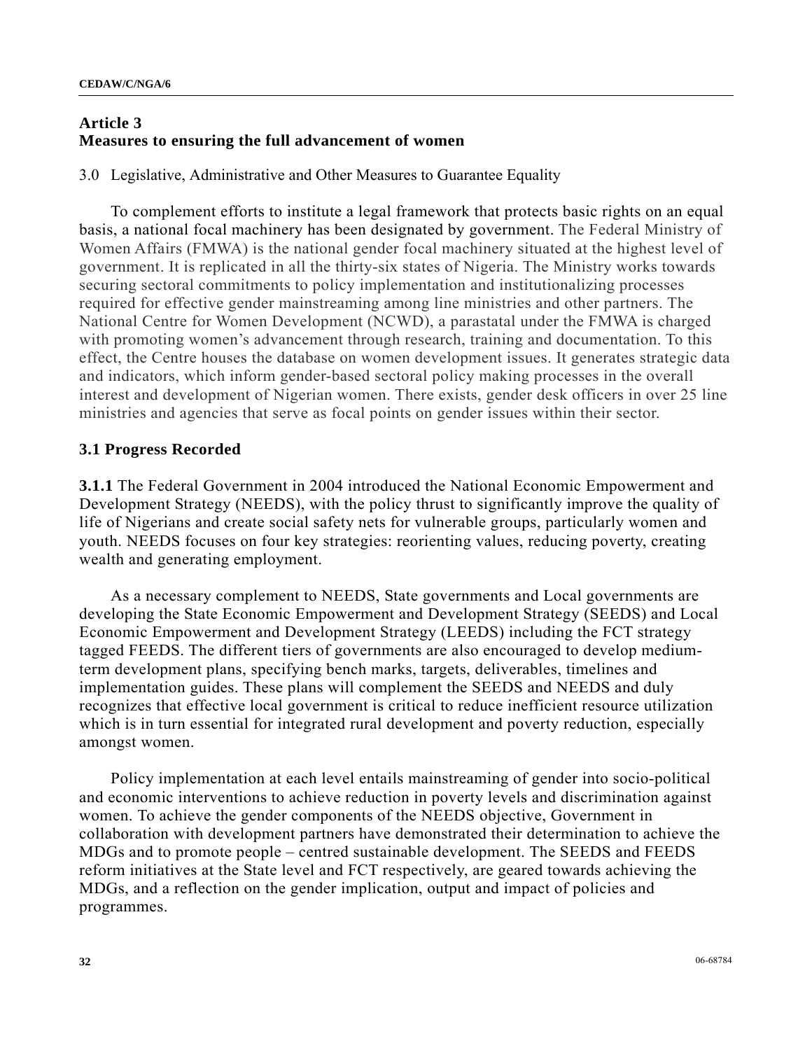## Article 3
## Measures to ensuring the full advancement of women

3.0 Legislative, Administrative and Other Measures to Guarantee Equality

To complement efforts to institute a legal framework that protects basic rights on an equal basis, a national focal machinery has been designated by government. The Federal Ministry of Women Affairs (FMWA) is the national gender focal machinery situated at the highest level of government. It is replicated in all the thirty-six states of Nigeria. The Ministry works towards securing sectoral commitments to policy implementation and institutionalizing processes required for effective gender mainstreaming among line ministries and other partners. The National Centre for Women Development (NCWD), a parastatal under the FMWA is charged with promoting women's advancement through research, training and documentation. To this effect, the Centre houses the database on women development issues. It generates strategic data and indicators, which inform gender-based sectoral policy making processes in the overall interest and development of Nigerian women. There exists, gender desk officers in over 25 line ministries and agencies that serve as focal points on gender issues within their sector.

### 3.1 Progress Recorded

**3.1.1** The Federal Government in 2004 introduced the National Economic Empowerment and Development Strategy (NEEDS), with the policy thrust to significantly improve the quality of life of Nigerians and create social safety nets for vulnerable groups, particularly women and youth. NEEDS focuses on four key strategies: reorienting values, reducing poverty, creating wealth and generating employment.

As a necessary complement to NEEDS, State governments and Local governments are developing the State Economic Empowerment and Development Strategy (SEEDS) and Local Economic Empowerment and Development Strategy (LEEDS) including the FCT strategy tagged FEEDS. The different tiers of governments are also encouraged to develop medium-term development plans, specifying bench marks, targets, deliverables, timelines and implementation guides. These plans will complement the SEEDS and NEEDS and duly recognizes that effective local government is critical to reduce inefficient resource utilization which is in turn essential for integrated rural development and poverty reduction, especially amongst women.

Policy implementation at each level entails mainstreaming of gender into socio-political and economic interventions to achieve reduction in poverty levels and discrimination against women. To achieve the gender components of the NEEDS objective, Government in collaboration with development partners have demonstrated their determination to achieve the MDGs and to promote people – centred sustainable development. The SEEDS and FEEDS reform initiatives at the State level and FCT respectively, are geared towards achieving the MDGs, and a reflection on the gender implication, output and impact of policies and programmes.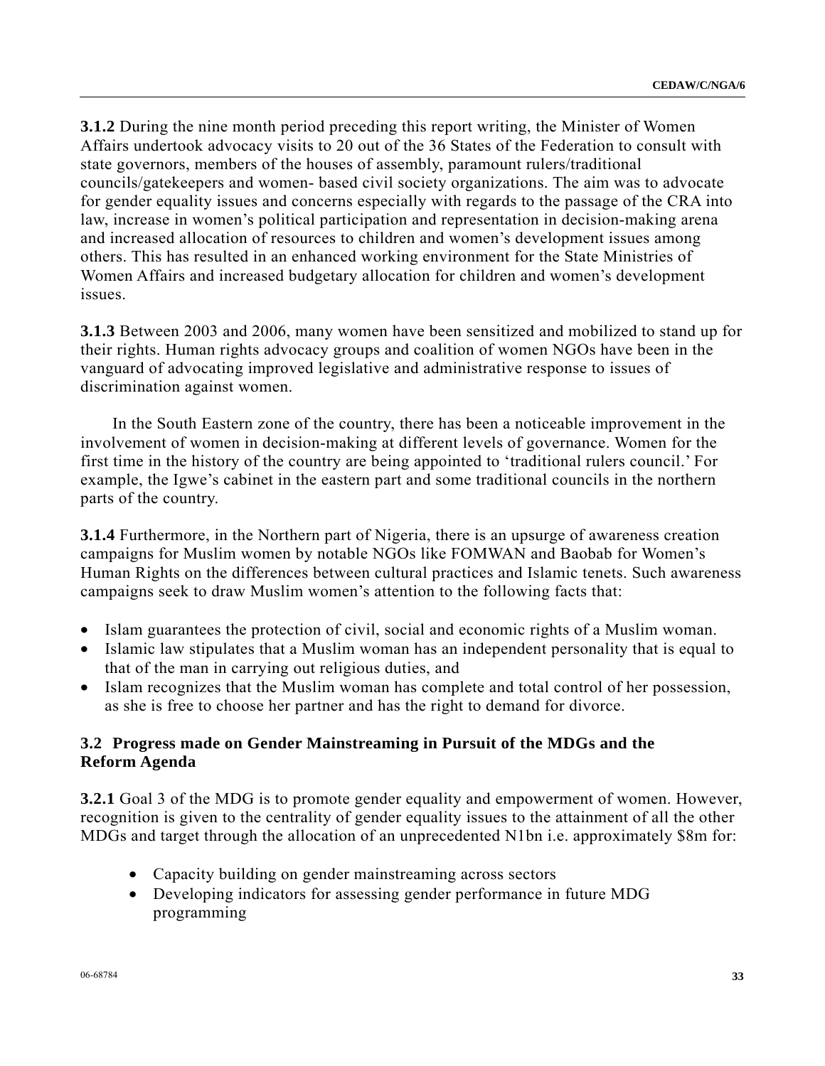**3.1.2** During the nine month period preceding this report writing, the Minister of Women Affairs undertook advocacy visits to 20 out of the 36 States of the Federation to consult with state governors, members of the houses of assembly, paramount rulers/traditional councils/gatekeepers and women- based civil society organizations. The aim was to advocate for gender equality issues and concerns especially with regards to the passage of the CRA into law, increase in women's political participation and representation in decision-making arena and increased allocation of resources to children and women's development issues among others. This has resulted in an enhanced working environment for the State Ministries of Women Affairs and increased budgetary allocation for children and women's development issues.

**3.1.3** Between 2003 and 2006, many women have been sensitized and mobilized to stand up for their rights. Human rights advocacy groups and coalition of women NGOs have been in the vanguard of advocating improved legislative and administrative response to issues of discrimination against women.

In the South Eastern zone of the country, there has been a noticeable improvement in the involvement of women in decision-making at different levels of governance. Women for the first time in the history of the country are being appointed to 'traditional rulers council.' For example, the Igwe's cabinet in the eastern part and some traditional councils in the northern parts of the country.

**3.1.4** Furthermore, in the Northern part of Nigeria, there is an upsurge of awareness creation campaigns for Muslim women by notable NGOs like FOMWAN and Baobab for Women's Human Rights on the differences between cultural practices and Islamic tenets. Such awareness campaigns seek to draw Muslim women's attention to the following facts that:

- Islam guarantees the protection of civil, social and economic rights of a Muslim woman.
- Islamic law stipulates that a Muslim woman has an independent personality that is equal to that of the man in carrying out religious duties, and
- Islam recognizes that the Muslim woman has complete and total control of her possession, as she is free to choose her partner and has the right to demand for divorce.

### 3.2 Progress made on Gender Mainstreaming in Pursuit of the MDGs and the Reform Agenda

**3.2.1** Goal 3 of the MDG is to promote gender equality and empowerment of women. However, recognition is given to the centrality of gender equality issues to the attainment of all the other MDGs and target through the allocation of an unprecedented N1bn i.e. approximately $8m for:

- Capacity building on gender mainstreaming across sectors
- Developing indicators for assessing gender performance in future MDG programming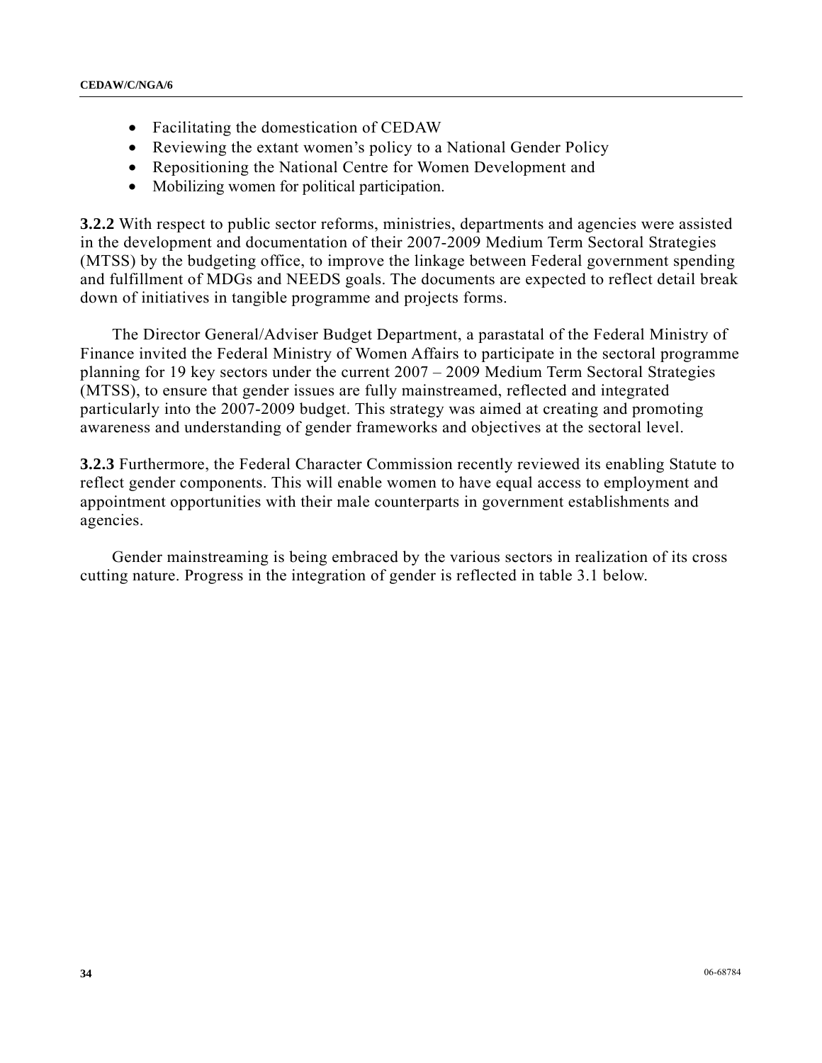- Facilitating the domestication of CEDAW
- Reviewing the extant women's policy to a National Gender Policy
- Repositioning the National Centre for Women Development and
- Mobilizing women for political participation.

**3.2.2** With respect to public sector reforms, ministries, departments and agencies were assisted in the development and documentation of their 2007-2009 Medium Term Sectoral Strategies (MTSS) by the budgeting office, to improve the linkage between Federal government spending and fulfillment of MDGs and NEEDS goals. The documents are expected to reflect detail break down of initiatives in tangible programme and projects forms.

The Director General/Adviser Budget Department, a parastatal of the Federal Ministry of Finance invited the Federal Ministry of Women Affairs to participate in the sectoral programme planning for 19 key sectors under the current 2007 – 2009 Medium Term Sectoral Strategies (MTSS), to ensure that gender issues are fully mainstreamed, reflected and integrated particularly into the 2007-2009 budget. This strategy was aimed at creating and promoting awareness and understanding of gender frameworks and objectives at the sectoral level.

**3.2.3** Furthermore, the Federal Character Commission recently reviewed its enabling Statute to reflect gender components. This will enable women to have equal access to employment and appointment opportunities with their male counterparts in government establishments and agencies.

Gender mainstreaming is being embraced by the various sectors in realization of its cross cutting nature. Progress in the integration of gender is reflected in table 3.1 below.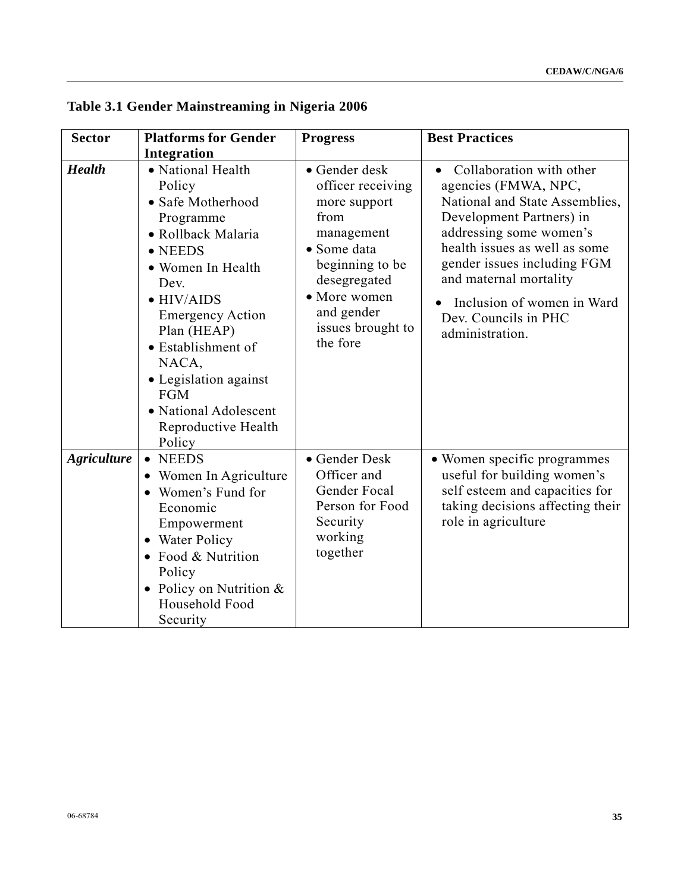**Table 3.1 Gender Mainstreaming in Nigeria 2006**

| Sector | Platforms for Gender Integration | Progress | Best Practices |
|---|---|---|---|
| ***Health*** | • National Health Policy<br>• Safe Motherhood Programme<br>• Rollback Malaria<br>• NEEDS<br>• Women In Health Dev.<br>• HIV/AIDS Emergency Action Plan (HEAP)<br>• Establishment of NACA,<br>• Legislation against FGM<br>• National Adolescent Reproductive Health Policy | • Gender desk officer receiving more support from management<br>• Some data beginning to be desegregated<br>• More women and gender issues brought to the fore | • Collaboration with other agencies (FMWA, NPC, National and State Assemblies, Development Partners) in addressing some women's health issues as well as some gender issues including FGM and maternal mortality<br>• Inclusion of women in Ward Dev. Councils in PHC administration. |
| ***Agriculture*** | • NEEDS<br>• Women In Agriculture<br>• Women's Fund for Economic Empowerment<br>• Water Policy<br>• Food & Nutrition Policy<br>• Policy on Nutrition & Household Food Security | • Gender Desk Officer and Gender Focal Person for Food Security working together | • Women specific programmes useful for building women's self esteem and capacities for taking decisions affecting their role in agriculture |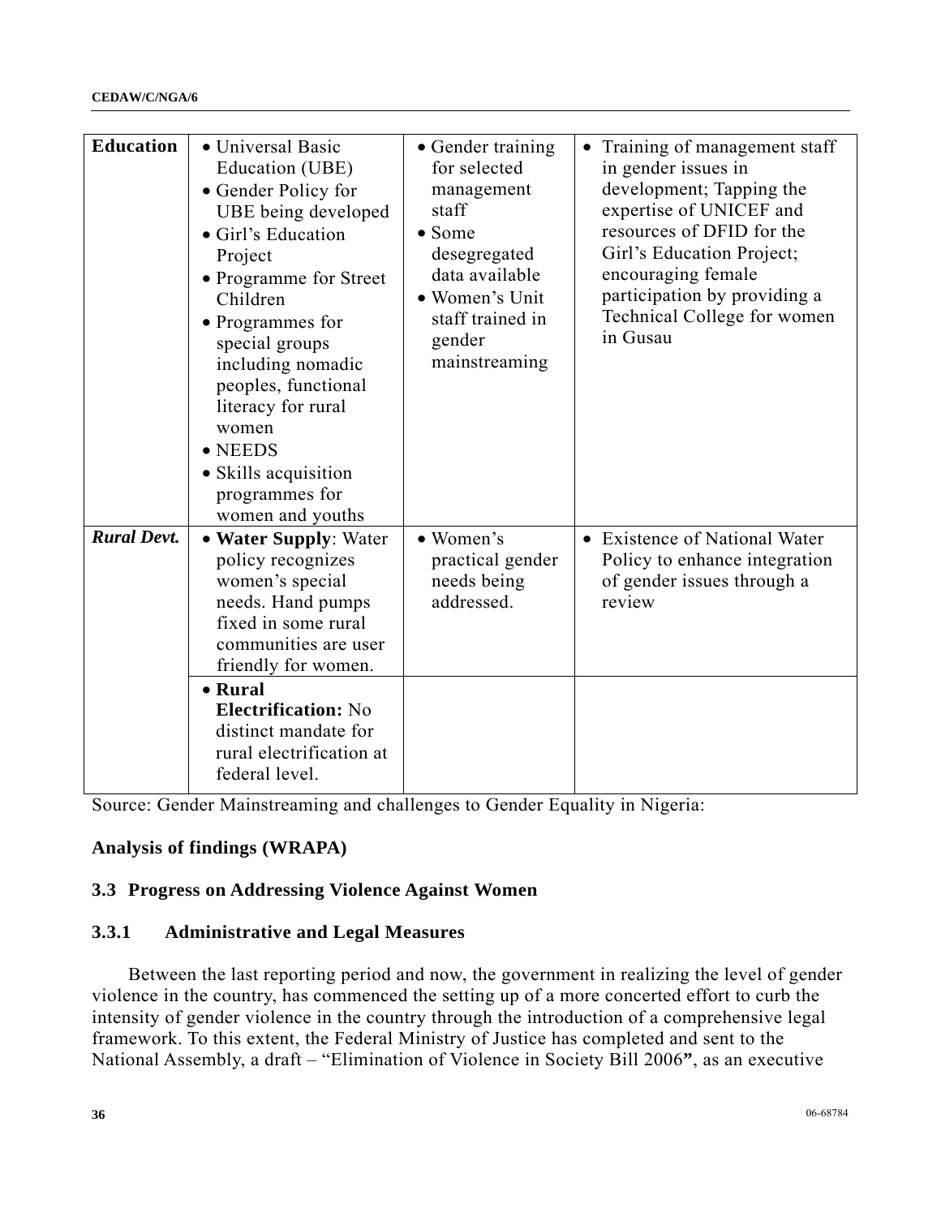| | | | |
|---|---|---|---|
| **Education** | • Universal Basic Education (UBE)<br>• Gender Policy for UBE being developed<br>• Girl's Education Project<br>• Programme for Street Children<br>• Programmes for special groups including nomadic peoples, functional literacy for rural women<br>• NEEDS<br>• Skills acquisition programmes for women and youths | • Gender training for selected management staff<br>• Some desegregated data available<br>• Women's Unit staff trained in gender mainstreaming | • Training of management staff in gender issues in development; Tapping the expertise of UNICEF and resources of DFID for the Girl's Education Project; encouraging female participation by providing a Technical College for women in Gusau |
| ***Rural Devt.*** | • **Water Supply**: Water policy recognizes women's special needs. Hand pumps fixed in some rural communities are user friendly for women. | • Women's practical gender needs being addressed. | • Existence of National Water Policy to enhance integration of gender issues through a review |
| | • **Rural Electrification:** No distinct mandate for rural electrification at federal level. | | |

Source: Gender Mainstreaming and challenges to Gender Equality in Nigeria:

**Analysis of findings (WRAPA)**

### 3.3 Progress on Addressing Violence Against Women

#### 3.3.1 Administrative and Legal Measures

Between the last reporting period and now, the government in realizing the level of gender violence in the country, has commenced the setting up of a more concerted effort to curb the intensity of gender violence in the country through the introduction of a comprehensive legal framework. To this extent, the Federal Ministry of Justice has completed and sent to the National Assembly, a draft – "Elimination of Violence in Society Bill 2006**"**, as an executive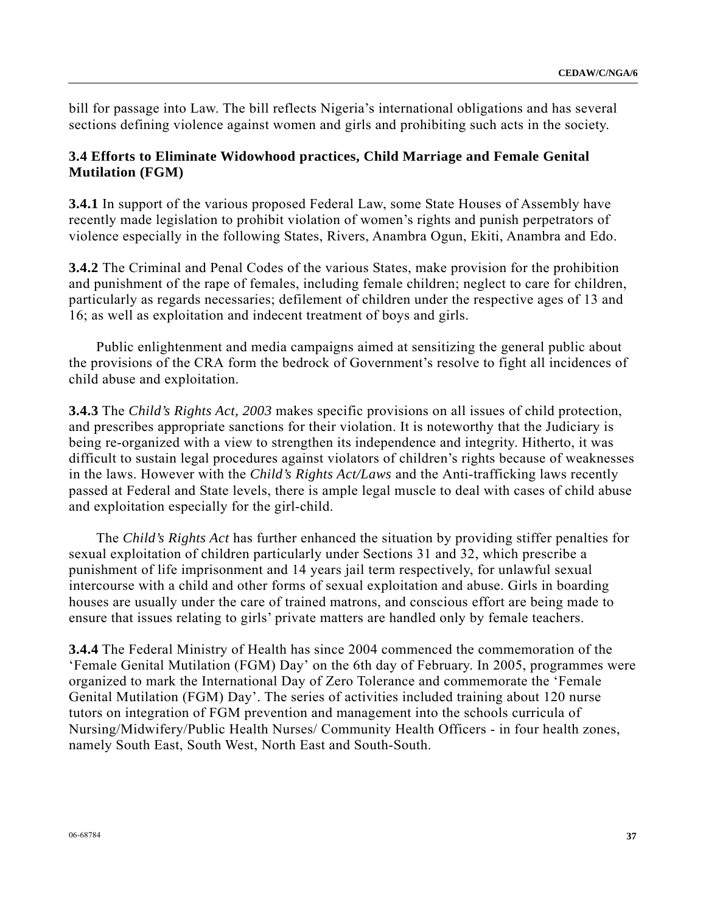bill for passage into Law. The bill reflects Nigeria's international obligations and has several sections defining violence against women and girls and prohibiting such acts in the society.

### 3.4 Efforts to Eliminate Widowhood practices, Child Marriage and Female Genital Mutilation (FGM)

**3.4.1** In support of the various proposed Federal Law, some State Houses of Assembly have recently made legislation to prohibit violation of women's rights and punish perpetrators of violence especially in the following States, Rivers, Anambra Ogun, Ekiti, Anambra and Edo.

**3.4.2** The Criminal and Penal Codes of the various States, make provision for the prohibition and punishment of the rape of females, including female children; neglect to care for children, particularly as regards necessaries; defilement of children under the respective ages of 13 and 16; as well as exploitation and indecent treatment of boys and girls.

Public enlightenment and media campaigns aimed at sensitizing the general public about the provisions of the CRA form the bedrock of Government's resolve to fight all incidences of child abuse and exploitation.

**3.4.3** The *Child's Rights Act, 2003* makes specific provisions on all issues of child protection, and prescribes appropriate sanctions for their violation. It is noteworthy that the Judiciary is being re-organized with a view to strengthen its independence and integrity. Hitherto, it was difficult to sustain legal procedures against violators of children's rights because of weaknesses in the laws. However with the *Child's Rights Act/Laws* and the Anti-trafficking laws recently passed at Federal and State levels, there is ample legal muscle to deal with cases of child abuse and exploitation especially for the girl-child.

The *Child's Rights Act* has further enhanced the situation by providing stiffer penalties for sexual exploitation of children particularly under Sections 31 and 32, which prescribe a punishment of life imprisonment and 14 years jail term respectively, for unlawful sexual intercourse with a child and other forms of sexual exploitation and abuse. Girls in boarding houses are usually under the care of trained matrons, and conscious effort are being made to ensure that issues relating to girls' private matters are handled only by female teachers.

**3.4.4** The Federal Ministry of Health has since 2004 commenced the commemoration of the 'Female Genital Mutilation (FGM) Day' on the 6th day of February. In 2005, programmes were organized to mark the International Day of Zero Tolerance and commemorate the 'Female Genital Mutilation (FGM) Day'. The series of activities included training about 120 nurse tutors on integration of FGM prevention and management into the schools curricula of Nursing/Midwifery/Public Health Nurses/ Community Health Officers - in four health zones, namely South East, South West, North East and South-South.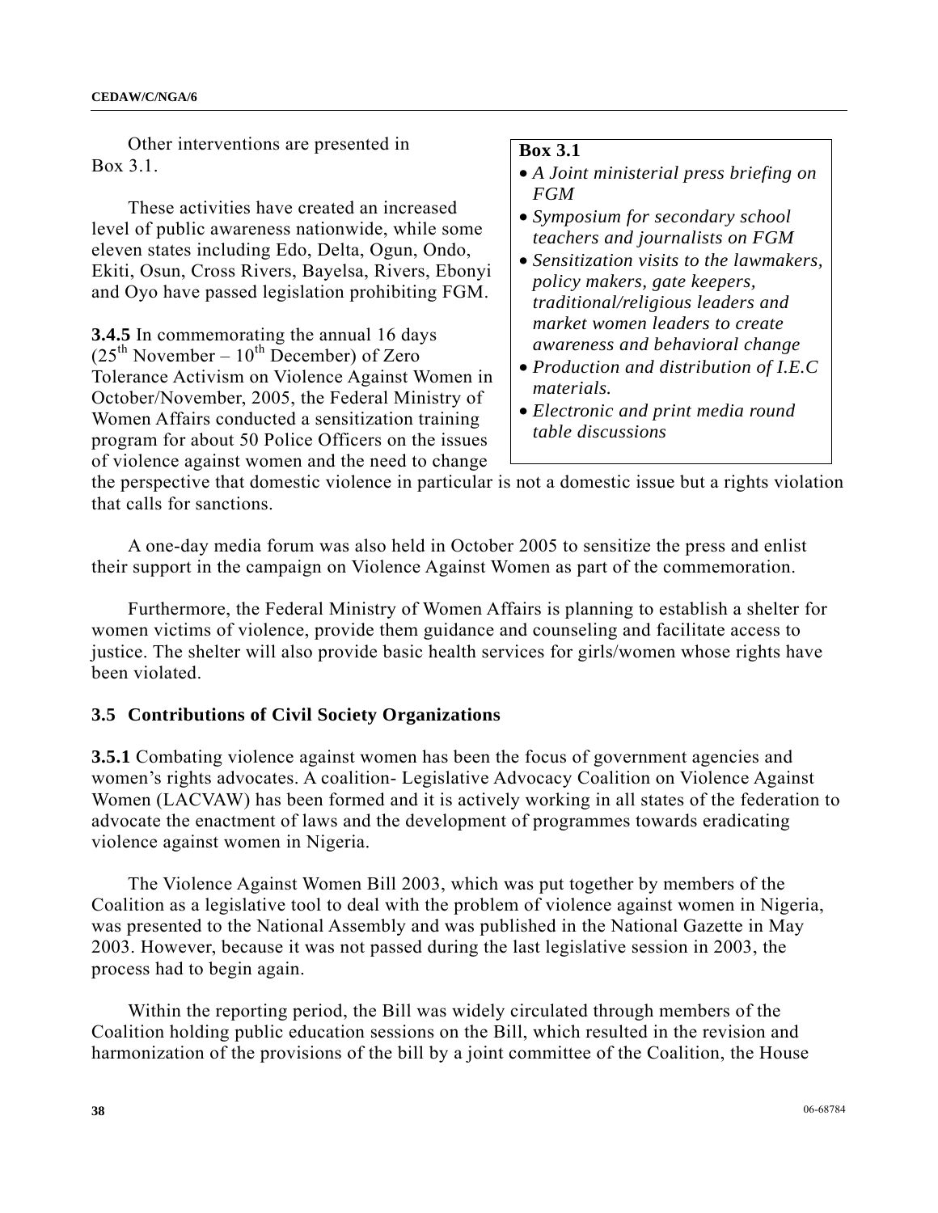Other interventions are presented in Box 3.1.

These activities have created an increased level of public awareness nationwide, while some eleven states including Edo, Delta, Ogun, Ondo, Ekiti, Osun, Cross Rivers, Bayelsa, Rivers, Ebonyi and Oyo have passed legislation prohibiting FGM.

**Box 3.1**

- *A Joint ministerial press briefing on FGM*
- *Symposium for secondary school teachers and journalists on FGM*
- *Sensitization visits to the lawmakers, policy makers, gate keepers, traditional/religious leaders and market women leaders to create awareness and behavioral change*
- *Production and distribution of I.E.C materials.*
- *Electronic and print media round table discussions*

**3.4.5** In commemorating the annual 16 days (25th November – 10th December) of Zero Tolerance Activism on Violence Against Women in October/November, 2005, the Federal Ministry of Women Affairs conducted a sensitization training program for about 50 Police Officers on the issues of violence against women and the need to change the perspective that domestic violence in particular is not a domestic issue but a rights violation that calls for sanctions.

A one-day media forum was also held in October 2005 to sensitize the press and enlist their support in the campaign on Violence Against Women as part of the commemoration.

Furthermore, the Federal Ministry of Women Affairs is planning to establish a shelter for women victims of violence, provide them guidance and counseling and facilitate access to justice. The shelter will also provide basic health services for girls/women whose rights have been violated.

### 3.5 Contributions of Civil Society Organizations

**3.5.1** Combating violence against women has been the focus of government agencies and women's rights advocates. A coalition- Legislative Advocacy Coalition on Violence Against Women (LACVAW) has been formed and it is actively working in all states of the federation to advocate the enactment of laws and the development of programmes towards eradicating violence against women in Nigeria.

The Violence Against Women Bill 2003, which was put together by members of the Coalition as a legislative tool to deal with the problem of violence against women in Nigeria, was presented to the National Assembly and was published in the National Gazette in May 2003. However, because it was not passed during the last legislative session in 2003, the process had to begin again.

Within the reporting period, the Bill was widely circulated through members of the Coalition holding public education sessions on the Bill, which resulted in the revision and harmonization of the provisions of the bill by a joint committee of the Coalition, the House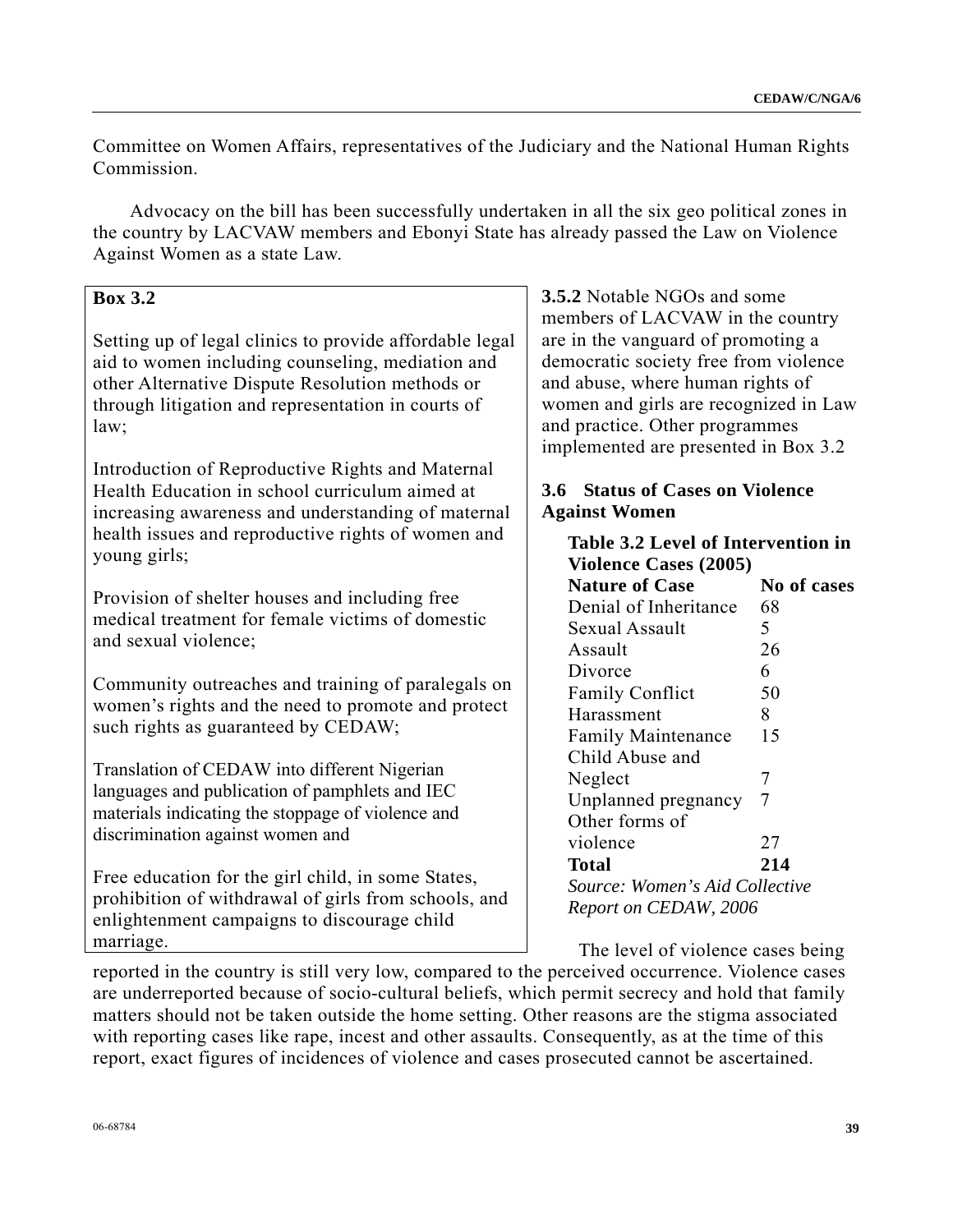Committee on Women Affairs, representatives of the Judiciary and the National Human Rights Commission.

Advocacy on the bill has been successfully undertaken in all the six geo political zones in the country by LACVAW members and Ebonyi State has already passed the Law on Violence Against Women as a state Law.

**3.5.2** Notable NGOs and some members of LACVAW in the country are in the vanguard of promoting a democratic society free from violence and abuse, where human rights of women and girls are recognized in Law and practice. Other programmes implemented are presented in Box 3.2

**Box 3.2**

Setting up of legal clinics to provide affordable legal aid to women including counseling, mediation and other Alternative Dispute Resolution methods or through litigation and representation in courts of law;

Introduction of Reproductive Rights and Maternal Health Education in school curriculum aimed at increasing awareness and understanding of maternal health issues and reproductive rights of women and young girls;

Provision of shelter houses and including free medical treatment for female victims of domestic and sexual violence;

Community outreaches and training of paralegals on women's rights and the need to promote and protect such rights as guaranteed by CEDAW;

Translation of CEDAW into different Nigerian languages and publication of pamphlets and IEC materials indicating the stoppage of violence and discrimination against women and

Free education for the girl child, in some States, prohibition of withdrawal of girls from schools, and enlightenment campaigns to discourage child marriage.

### 3.6 Status of Cases on Violence Against Women

**Table 3.2 Level of Intervention in Violence Cases (2005)**

| Nature of Case | No of cases |
|---|---|
| Denial of Inheritance | 68 |
| Sexual Assault | 5 |
| Assault | 26 |
| Divorce | 6 |
| Family Conflict | 50 |
| Harassment | 8 |
| Family Maintenance | 15 |
| Child Abuse and Neglect | 7 |
| Unplanned pregnancy | 7 |
| Other forms of violence | 27 |
| **Total** | **214** |

*Source: Women's Aid Collective Report on CEDAW, 2006*

The level of violence cases being reported in the country is still very low, compared to the perceived occurrence. Violence cases are underreported because of socio-cultural beliefs, which permit secrecy and hold that family matters should not be taken outside the home setting. Other reasons are the stigma associated with reporting cases like rape, incest and other assaults. Consequently, as at the time of this report, exact figures of incidences of violence and cases prosecuted cannot be ascertained.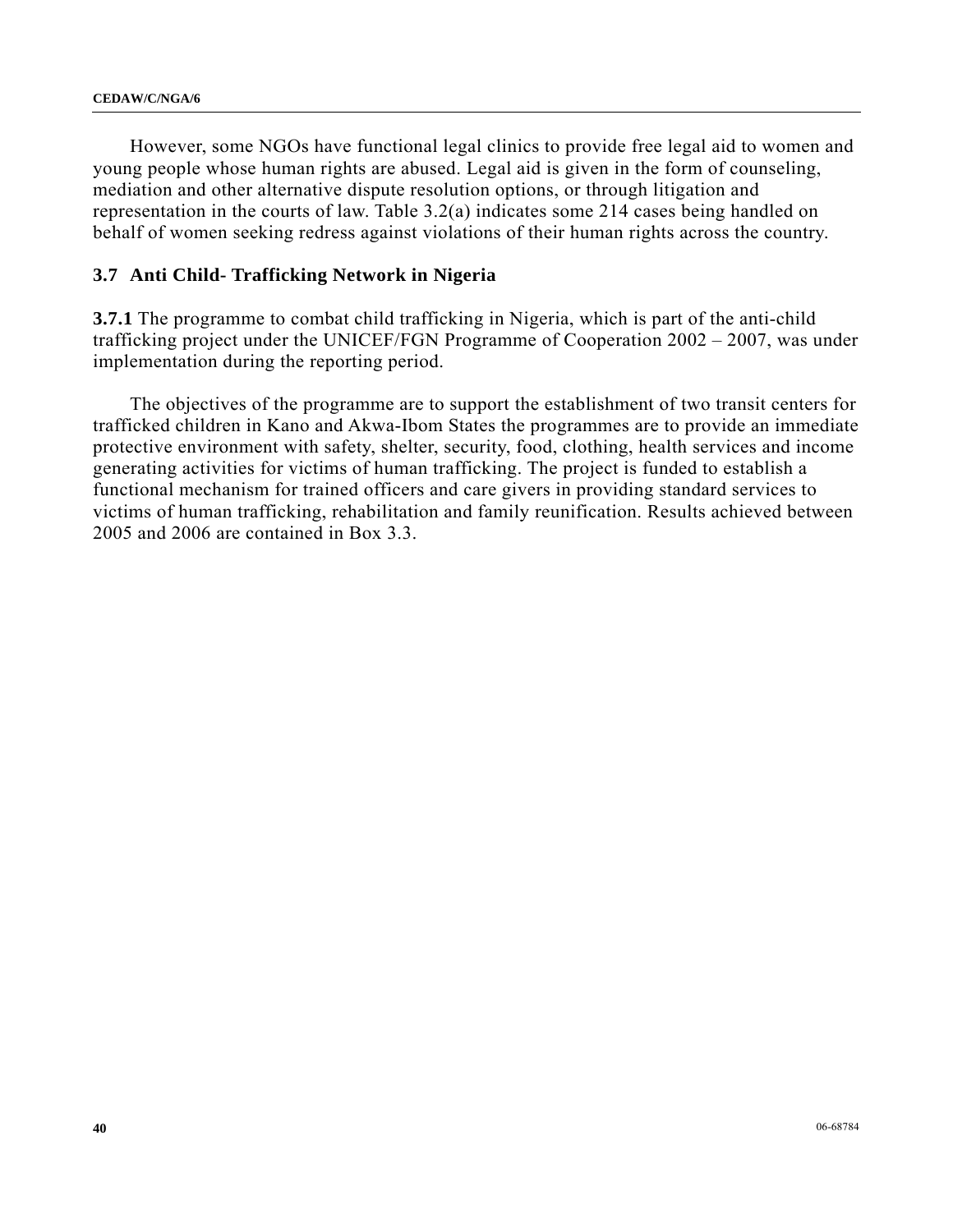However, some NGOs have functional legal clinics to provide free legal aid to women and young people whose human rights are abused. Legal aid is given in the form of counseling, mediation and other alternative dispute resolution options, or through litigation and representation in the courts of law. Table 3.2(a) indicates some 214 cases being handled on behalf of women seeking redress against violations of their human rights across the country.

### 3.7 Anti Child- Trafficking Network in Nigeria

**3.7.1** The programme to combat child trafficking in Nigeria, which is part of the anti-child trafficking project under the UNICEF/FGN Programme of Cooperation 2002 – 2007, was under implementation during the reporting period.

The objectives of the programme are to support the establishment of two transit centers for trafficked children in Kano and Akwa-Ibom States the programmes are to provide an immediate protective environment with safety, shelter, security, food, clothing, health services and income generating activities for victims of human trafficking. The project is funded to establish a functional mechanism for trained officers and care givers in providing standard services to victims of human trafficking, rehabilitation and family reunification. Results achieved between 2005 and 2006 are contained in Box 3.3.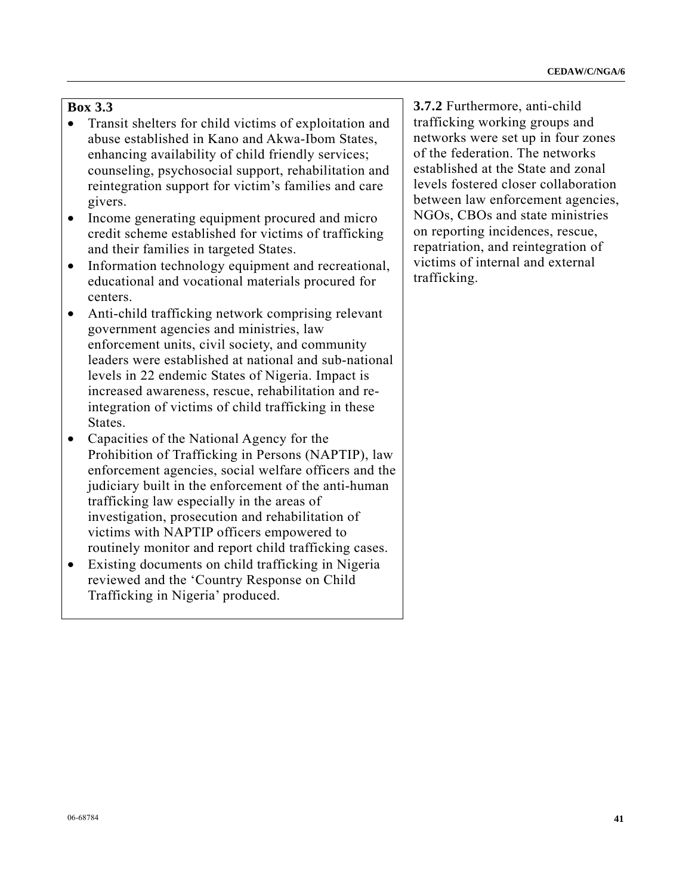**Box 3.3**

- Transit shelters for child victims of exploitation and abuse established in Kano and Akwa-Ibom States, enhancing availability of child friendly services; counseling, psychosocial support, rehabilitation and reintegration support for victim's families and care givers.
- Income generating equipment procured and micro credit scheme established for victims of trafficking and their families in targeted States.
- Information technology equipment and recreational, educational and vocational materials procured for centers.
- Anti-child trafficking network comprising relevant government agencies and ministries, law enforcement units, civil society, and community leaders were established at national and sub-national levels in 22 endemic States of Nigeria. Impact is increased awareness, rescue, rehabilitation and re-integration of victims of child trafficking in these States.
- Capacities of the National Agency for the Prohibition of Trafficking in Persons (NAPTIP), law enforcement agencies, social welfare officers and the judiciary built in the enforcement of the anti-human trafficking law especially in the areas of investigation, prosecution and rehabilitation of victims with NAPTIP officers empowered to routinely monitor and report child trafficking cases.
- Existing documents on child trafficking in Nigeria reviewed and the 'Country Response on Child Trafficking in Nigeria' produced.

**3.7.2** Furthermore, anti-child trafficking working groups and networks were set up in four zones of the federation. The networks established at the State and zonal levels fostered closer collaboration between law enforcement agencies, NGOs, CBOs and state ministries on reporting incidences, rescue, repatriation, and reintegration of victims of internal and external trafficking.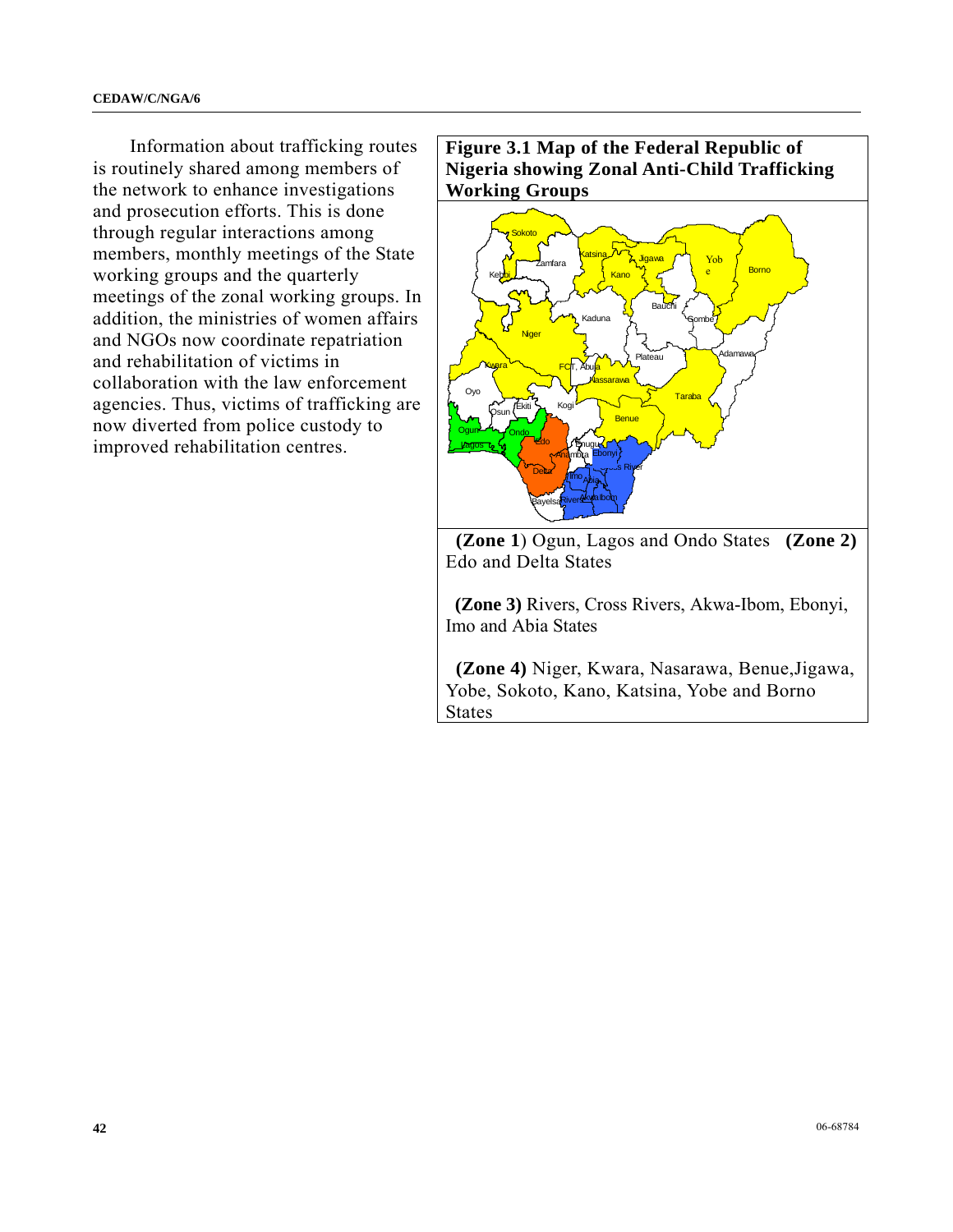Information about trafficking routes is routinely shared among members of the network to enhance investigations and prosecution efforts. This is done through regular interactions among members, monthly meetings of the State working groups and the quarterly meetings of the zonal working groups. In addition, the ministries of women affairs and NGOs now coordinate repatriation and rehabilitation of victims in collaboration with the law enforcement agencies. Thus, victims of trafficking are now diverted from police custody to improved rehabilitation centres.

**Figure 3.1 Map of the Federal Republic of Nigeria showing Zonal Anti-Child Trafficking Working Groups**

**(Zone 1**) Ogun, Lagos and Ondo States **(Zone 2)** Edo and Delta States

**(Zone 3)** Rivers, Cross Rivers, Akwa-Ibom, Ebonyi, Imo and Abia States

**(Zone 4)** Niger, Kwara, Nasarawa, Benue,Jigawa, Yobe, Sokoto, Kano, Katsina, Yobe and Borno States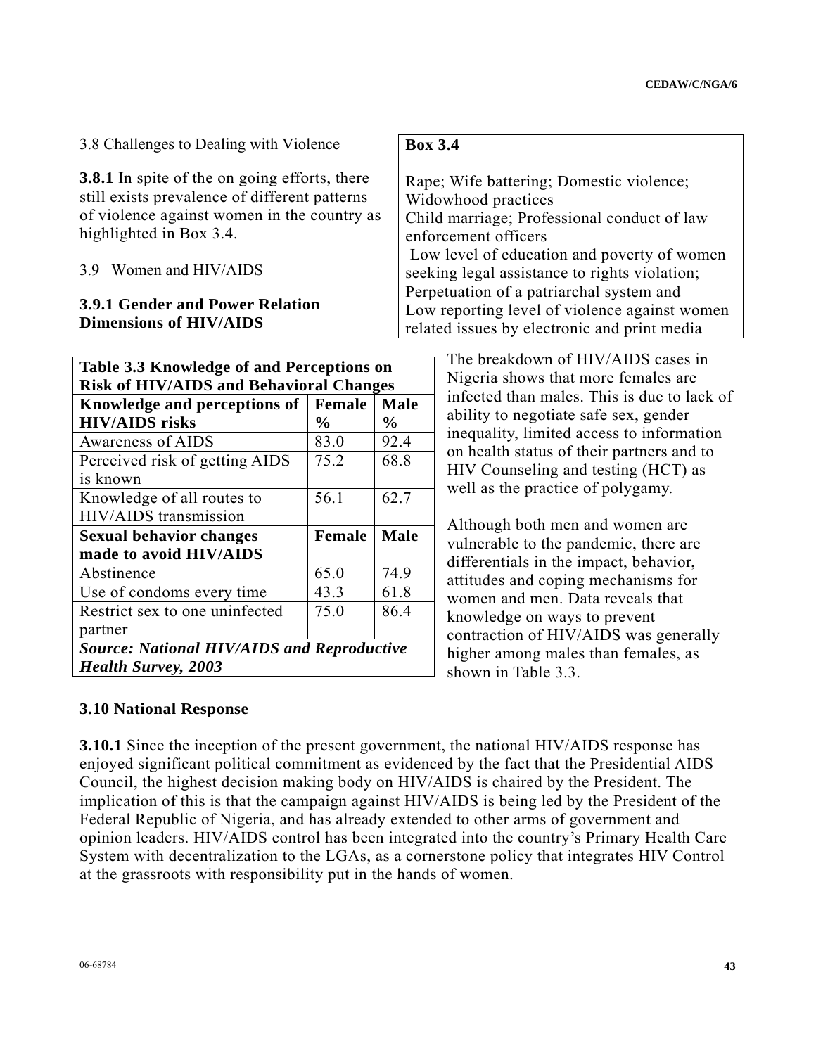3.8 Challenges to Dealing with Violence

**3.8.1** In spite of the on going efforts, there still exists prevalence of different patterns of violence against women in the country as highlighted in Box 3.4.

**Box 3.4**

Rape; Wife battering; Domestic violence; Widowhood practices
Child marriage; Professional conduct of law enforcement officers
Low level of education and poverty of women seeking legal assistance to rights violation;
Perpetuation of a patriarchal system and
Low reporting level of violence against women related issues by electronic and print media

3.9 Women and HIV/AIDS

### 3.9.1 Gender and Power Relation Dimensions of HIV/AIDS

The breakdown of HIV/AIDS cases in Nigeria shows that more females are infected than males. This is due to lack of ability to negotiate safe sex, gender inequality, limited access to information on health status of their partners and to HIV Counseling and testing (HCT) as well as the practice of polygamy.

Although both men and women are vulnerable to the pandemic, there are differentials in the impact, behavior, attitudes and coping mechanisms for women and men. Data reveals that knowledge on ways to prevent contraction of HIV/AIDS was generally higher among males than females, as shown in Table 3.3.

**Table 3.3 Knowledge of and Perceptions on Risk of HIV/AIDS and Behavioral Changes**

| Knowledge and perceptions of HIV/AIDS risks | Female % | Male % |
|---|---|---|
| Awareness of AIDS | 83.0 | 92.4 |
| Perceived risk of getting AIDS is known | 75.2 | 68.8 |
| Knowledge of all routes to HIV/AIDS transmission | 56.1 | 62.7 |
| **Sexual behavior changes made to avoid HIV/AIDS** | **Female** | **Male** |
| Abstinence | 65.0 | 74.9 |
| Use of condoms every time | 43.3 | 61.8 |
| Restrict sex to one uninfected partner | 75.0 | 86.4 |

***Source: National HIV/AIDS and Reproductive Health Survey, 2003***

### 3.10 National Response

**3.10.1** Since the inception of the present government, the national HIV/AIDS response has enjoyed significant political commitment as evidenced by the fact that the Presidential AIDS Council, the highest decision making body on HIV/AIDS is chaired by the President. The implication of this is that the campaign against HIV/AIDS is being led by the President of the Federal Republic of Nigeria, and has already extended to other arms of government and opinion leaders. HIV/AIDS control has been integrated into the country's Primary Health Care System with decentralization to the LGAs, as a cornerstone policy that integrates HIV Control at the grassroots with responsibility put in the hands of women.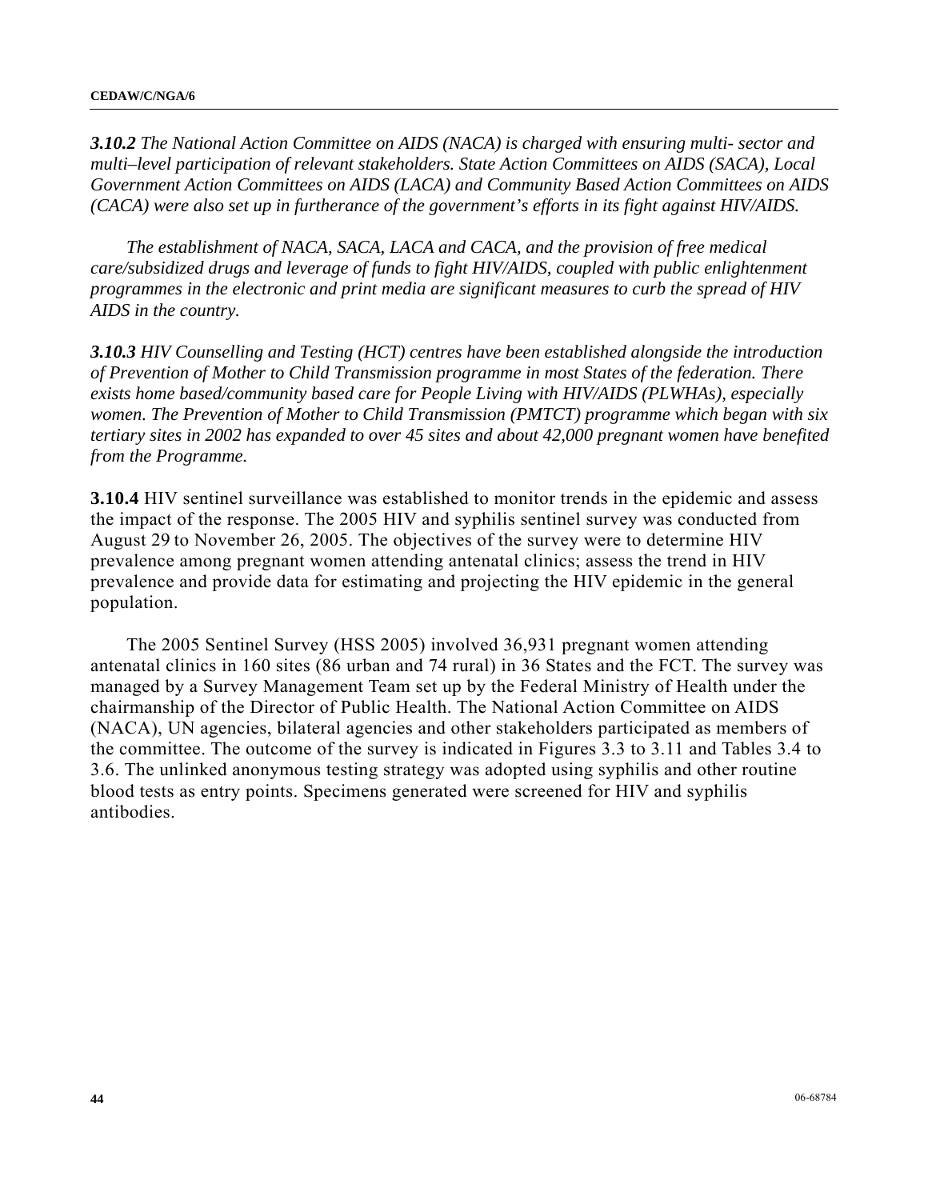***3.10.2*** *The National Action Committee on AIDS (NACA) is charged with ensuring multi- sector and multi–level participation of relevant stakeholders. State Action Committees on AIDS (SACA), Local Government Action Committees on AIDS (LACA) and Community Based Action Committees on AIDS (CACA) were also set up in furtherance of the government's efforts in its fight against HIV/AIDS.*

*The establishment of NACA, SACA, LACA and CACA, and the provision of free medical care/subsidized drugs and leverage of funds to fight HIV/AIDS, coupled with public enlightenment programmes in the electronic and print media are significant measures to curb the spread of HIV AIDS in the country.*

***3.10.3*** *HIV Counselling and Testing (HCT) centres have been established alongside the introduction of Prevention of Mother to Child Transmission programme in most States of the federation. There exists home based/community based care for People Living with HIV/AIDS (PLWHAs), especially women. The Prevention of Mother to Child Transmission (PMTCT) programme which began with six tertiary sites in 2002 has expanded to over 45 sites and about 42,000 pregnant women have benefited from the Programme.*

**3.10.4** HIV sentinel surveillance was established to monitor trends in the epidemic and assess the impact of the response. The 2005 HIV and syphilis sentinel survey was conducted from August 29 to November 26, 2005. The objectives of the survey were to determine HIV prevalence among pregnant women attending antenatal clinics; assess the trend in HIV prevalence and provide data for estimating and projecting the HIV epidemic in the general population.

The 2005 Sentinel Survey (HSS 2005) involved 36,931 pregnant women attending antenatal clinics in 160 sites (86 urban and 74 rural) in 36 States and the FCT. The survey was managed by a Survey Management Team set up by the Federal Ministry of Health under the chairmanship of the Director of Public Health. The National Action Committee on AIDS (NACA), UN agencies, bilateral agencies and other stakeholders participated as members of the committee. The outcome of the survey is indicated in Figures 3.3 to 3.11 and Tables 3.4 to 3.6. The unlinked anonymous testing strategy was adopted using syphilis and other routine blood tests as entry points. Specimens generated were screened for HIV and syphilis antibodies.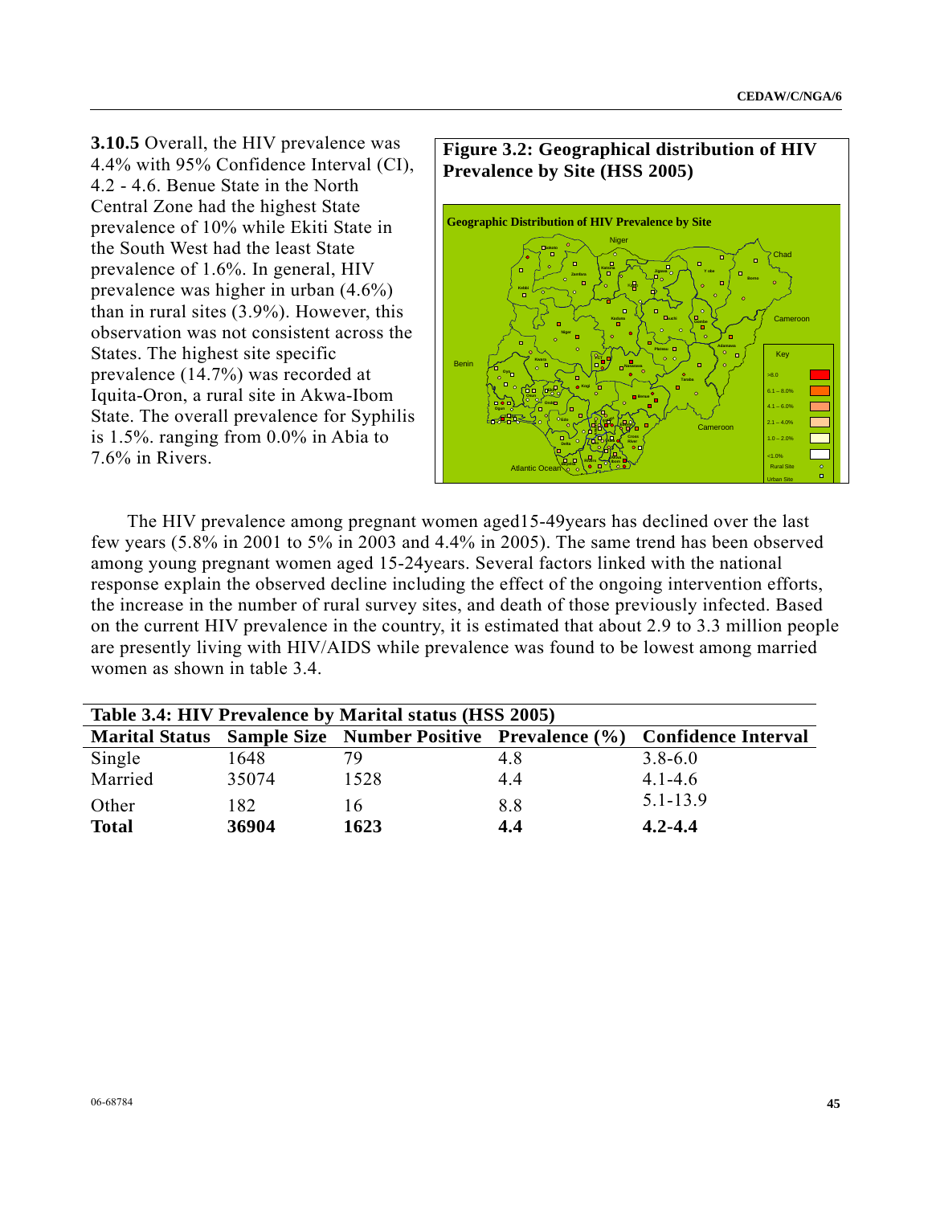**3.10.5** Overall, the HIV prevalence was 4.4% with 95% Confidence Interval (CI), 4.2 - 4.6. Benue State in the North Central Zone had the highest State prevalence of 10% while Ekiti State in the South West had the least State prevalence of 1.6%. In general, HIV prevalence was higher in urban (4.6%) than in rural sites (3.9%). However, this observation was not consistent across the States. The highest site specific prevalence (14.7%) was recorded at Iquita-Oron, a rural site in Akwa-Ibom State. The overall prevalence for Syphilis is 1.5%. ranging from 0.0% in Abia to 7.6% in Rivers.

**Figure 3.2: Geographical distribution of HIV Prevalence by Site (HSS 2005)**

The HIV prevalence among pregnant women aged15-49years has declined over the last few years (5.8% in 2001 to 5% in 2003 and 4.4% in 2005). The same trend has been observed among young pregnant women aged 15-24years. Several factors linked with the national response explain the observed decline including the effect of the ongoing intervention efforts, the increase in the number of rural survey sites, and death of those previously infected. Based on the current HIV prevalence in the country, it is estimated that about 2.9 to 3.3 million people are presently living with HIV/AIDS while prevalence was found to be lowest among married women as shown in table 3.4.

**Table 3.4: HIV Prevalence by Marital status (HSS 2005)**

| Marital Status | Sample Size | Number Positive | Prevalence (%) | Confidence Interval |
|---|---|---|---|---|
| Single | 1648 | 79 | 4.8 | 3.8-6.0 |
| Married | 35074 | 1528 | 4.4 | 4.1-4.6 |
| Other | 182 | 16 | 8.8 | 5.1-13.9 |
| **Total** | **36904** | **1623** | **4.4** | **4.2-4.4** |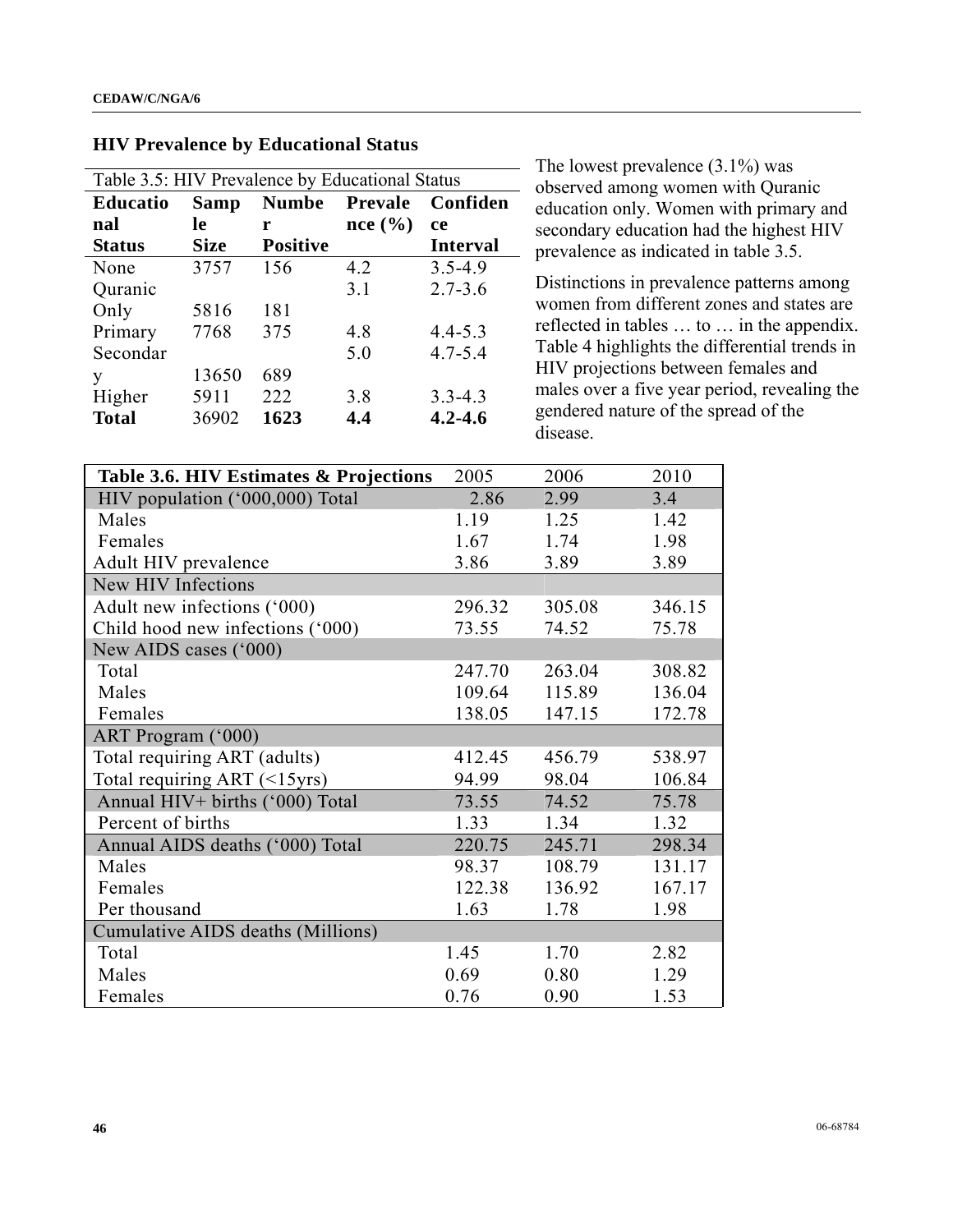## HIV Prevalence by Educational Status

| Table 3.5: HIV Prevalence by Educational Status | | | | |
|---|---|---|---|---|
| **Educational Status** | **Sample Size** | **Number Positive** | **Prevalence (%)** | **Confidence Interval** |
| None | 3757 | 156 | 4.2 | 3.5-4.9 |
| Quranic Only | 5816 | 181 | 3.1 | 2.7-3.6 |
| Primary | 7768 | 375 | 4.8 | 4.4-5.3 |
| Secondary | 13650 | 689 | 5.0 | 4.7-5.4 |
| Higher | 5911 | 222 | 3.8 | 3.3-4.3 |
| **Total** | 36902 | **1623** | **4.4** | **4.2-4.6** |

The lowest prevalence (3.1%) was observed among women with Quranic education only. Women with primary and secondary education had the highest HIV prevalence as indicated in table 3.5.

Distinctions in prevalence patterns among women from different zones and states are reflected in tables … to … in the appendix. Table 4 highlights the differential trends in HIV projections between females and males over a five year period, revealing the gendered nature of the spread of the disease.

| **Table 3.6. HIV Estimates & Projections** | 2005 | 2006 | 2010 |
|---|---|---|---|
| HIV population (‘000,000) Total | 2.86 | 2.99 | 3.4 |
| Males | 1.19 | 1.25 | 1.42 |
| Females | 1.67 | 1.74 | 1.98 |
| Adult HIV prevalence | 3.86 | 3.89 | 3.89 |
| New HIV Infections | | | |
| Adult new infections (‘000) | 296.32 | 305.08 | 346.15 |
| Child hood new infections (‘000) | 73.55 | 74.52 | 75.78 |
| New AIDS cases (‘000) | | | |
| Total | 247.70 | 263.04 | 308.82 |
| Males | 109.64 | 115.89 | 136.04 |
| Females | 138.05 | 147.15 | 172.78 |
| ART Program (‘000) | | | |
| Total requiring ART (adults) | 412.45 | 456.79 | 538.97 |
| Total requiring ART (<15yrs) | 94.99 | 98.04 | 106.84 |
| Annual HIV+ births (‘000) Total | 73.55 | 74.52 | 75.78 |
| Percent of births | 1.33 | 1.34 | 1.32 |
| Annual AIDS deaths (‘000) Total | 220.75 | 245.71 | 298.34 |
| Males | 98.37 | 108.79 | 131.17 |
| Females | 122.38 | 136.92 | 167.17 |
| Per thousand | 1.63 | 1.78 | 1.98 |
| Cumulative AIDS deaths (Millions) | | | |
| Total | 1.45 | 1.70 | 2.82 |
| Males | 0.69 | 0.80 | 1.29 |
| Females | 0.76 | 0.90 | 1.53 |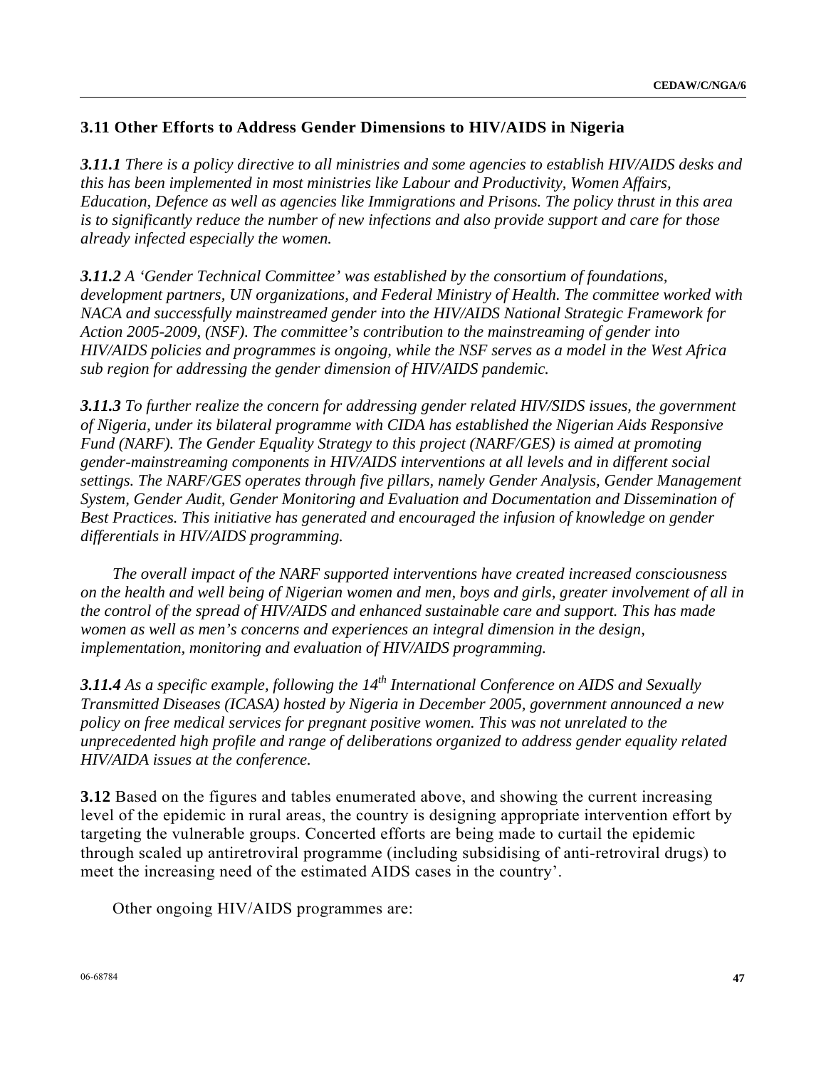### 3.11 Other Efforts to Address Gender Dimensions to HIV/AIDS in Nigeria

***3.11.1*** *There is a policy directive to all ministries and some agencies to establish HIV/AIDS desks and this has been implemented in most ministries like Labour and Productivity, Women Affairs, Education, Defence as well as agencies like Immigrations and Prisons. The policy thrust in this area is to significantly reduce the number of new infections and also provide support and care for those already infected especially the women.*

***3.11.2*** *A 'Gender Technical Committee' was established by the consortium of foundations, development partners, UN organizations, and Federal Ministry of Health. The committee worked with NACA and successfully mainstreamed gender into the HIV/AIDS National Strategic Framework for Action 2005-2009, (NSF). The committee's contribution to the mainstreaming of gender into HIV/AIDS policies and programmes is ongoing, while the NSF serves as a model in the West Africa sub region for addressing the gender dimension of HIV/AIDS pandemic.*

***3.11.3*** *To further realize the concern for addressing gender related HIV/SIDS issues, the government of Nigeria, under its bilateral programme with CIDA has established the Nigerian Aids Responsive Fund (NARF). The Gender Equality Strategy to this project (NARF/GES) is aimed at promoting gender-mainstreaming components in HIV/AIDS interventions at all levels and in different social settings. The NARF/GES operates through five pillars, namely Gender Analysis, Gender Management System, Gender Audit, Gender Monitoring and Evaluation and Documentation and Dissemination of Best Practices. This initiative has generated and encouraged the infusion of knowledge on gender differentials in HIV/AIDS programming.*

*The overall impact of the NARF supported interventions have created increased consciousness on the health and well being of Nigerian women and men, boys and girls, greater involvement of all in the control of the spread of HIV/AIDS and enhanced sustainable care and support. This has made women as well as men's concerns and experiences an integral dimension in the design, implementation, monitoring and evaluation of HIV/AIDS programming.*

***3.11.4*** *As a specific example, following the 14th International Conference on AIDS and Sexually Transmitted Diseases (ICASA) hosted by Nigeria in December 2005, government announced a new policy on free medical services for pregnant positive women. This was not unrelated to the unprecedented high profile and range of deliberations organized to address gender equality related HIV/AIDA issues at the conference.*

**3.12** Based on the figures and tables enumerated above, and showing the current increasing level of the epidemic in rural areas, the country is designing appropriate intervention effort by targeting the vulnerable groups. Concerted efforts are being made to curtail the epidemic through scaled up antiretroviral programme (including subsidising of anti-retroviral drugs) to meet the increasing need of the estimated AIDS cases in the country'.

Other ongoing HIV/AIDS programmes are: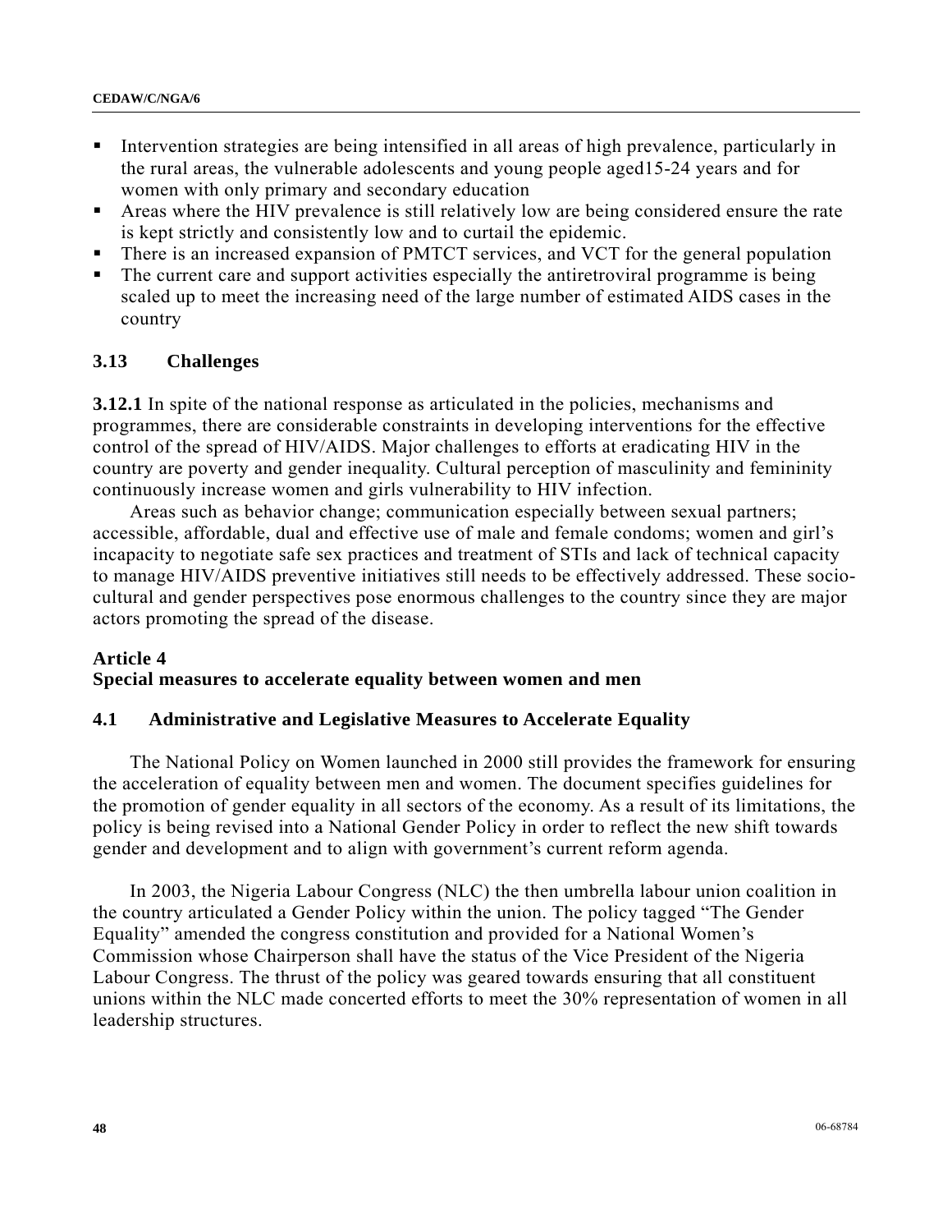- Intervention strategies are being intensified in all areas of high prevalence, particularly in the rural areas, the vulnerable adolescents and young people aged15-24 years and for women with only primary and secondary education
- Areas where the HIV prevalence is still relatively low are being considered ensure the rate is kept strictly and consistently low and to curtail the epidemic.
- There is an increased expansion of PMTCT services, and VCT for the general population
- The current care and support activities especially the antiretroviral programme is being scaled up to meet the increasing need of the large number of estimated AIDS cases in the country

### 3.13 Challenges

**3.12.1** In spite of the national response as articulated in the policies, mechanisms and programmes, there are considerable constraints in developing interventions for the effective control of the spread of HIV/AIDS. Major challenges to efforts at eradicating HIV in the country are poverty and gender inequality. Cultural perception of masculinity and femininity continuously increase women and girls vulnerability to HIV infection.

Areas such as behavior change; communication especially between sexual partners; accessible, affordable, dual and effective use of male and female condoms; women and girl's incapacity to negotiate safe sex practices and treatment of STIs and lack of technical capacity to manage HIV/AIDS preventive initiatives still needs to be effectively addressed. These socio-cultural and gender perspectives pose enormous challenges to the country since they are major actors promoting the spread of the disease.

## Article 4
## Special measures to accelerate equality between women and men

### 4.1 Administrative and Legislative Measures to Accelerate Equality

The National Policy on Women launched in 2000 still provides the framework for ensuring the acceleration of equality between men and women. The document specifies guidelines for the promotion of gender equality in all sectors of the economy. As a result of its limitations, the policy is being revised into a National Gender Policy in order to reflect the new shift towards gender and development and to align with government's current reform agenda.

In 2003, the Nigeria Labour Congress (NLC) the then umbrella labour union coalition in the country articulated a Gender Policy within the union. The policy tagged "The Gender Equality" amended the congress constitution and provided for a National Women's Commission whose Chairperson shall have the status of the Vice President of the Nigeria Labour Congress. The thrust of the policy was geared towards ensuring that all constituent unions within the NLC made concerted efforts to meet the 30% representation of women in all leadership structures.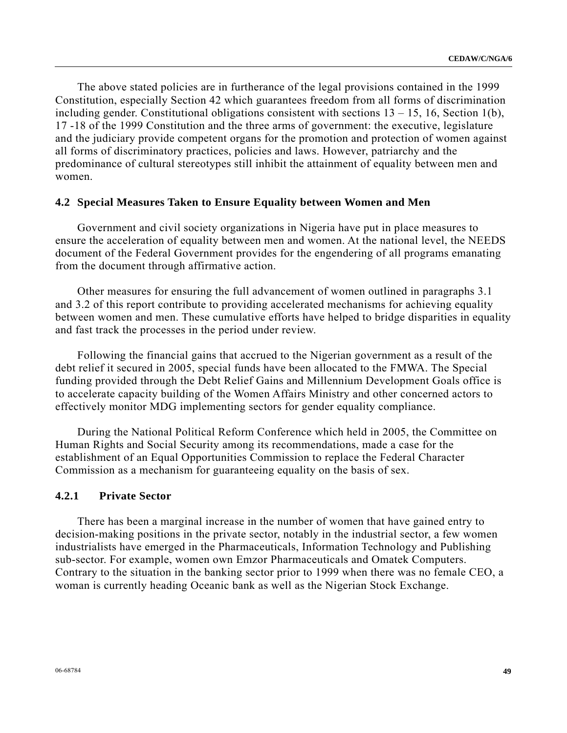The above stated policies are in furtherance of the legal provisions contained in the 1999 Constitution, especially Section 42 which guarantees freedom from all forms of discrimination including gender. Constitutional obligations consistent with sections 13 – 15, 16, Section 1(b), 17 -18 of the 1999 Constitution and the three arms of government: the executive, legislature and the judiciary provide competent organs for the promotion and protection of women against all forms of discriminatory practices, policies and laws. However, patriarchy and the predominance of cultural stereotypes still inhibit the attainment of equality between men and women.

### 4.2 Special Measures Taken to Ensure Equality between Women and Men

Government and civil society organizations in Nigeria have put in place measures to ensure the acceleration of equality between men and women. At the national level, the NEEDS document of the Federal Government provides for the engendering of all programs emanating from the document through affirmative action.

Other measures for ensuring the full advancement of women outlined in paragraphs 3.1 and 3.2 of this report contribute to providing accelerated mechanisms for achieving equality between women and men. These cumulative efforts have helped to bridge disparities in equality and fast track the processes in the period under review.

Following the financial gains that accrued to the Nigerian government as a result of the debt relief it secured in 2005, special funds have been allocated to the FMWA. The Special funding provided through the Debt Relief Gains and Millennium Development Goals office is to accelerate capacity building of the Women Affairs Ministry and other concerned actors to effectively monitor MDG implementing sectors for gender equality compliance.

During the National Political Reform Conference which held in 2005, the Committee on Human Rights and Social Security among its recommendations, made a case for the establishment of an Equal Opportunities Commission to replace the Federal Character Commission as a mechanism for guaranteeing equality on the basis of sex.

#### 4.2.1 Private Sector

There has been a marginal increase in the number of women that have gained entry to decision-making positions in the private sector, notably in the industrial sector, a few women industrialists have emerged in the Pharmaceuticals, Information Technology and Publishing sub-sector. For example, women own Emzor Pharmaceuticals and Omatek Computers. Contrary to the situation in the banking sector prior to 1999 when there was no female CEO, a woman is currently heading Oceanic bank as well as the Nigerian Stock Exchange.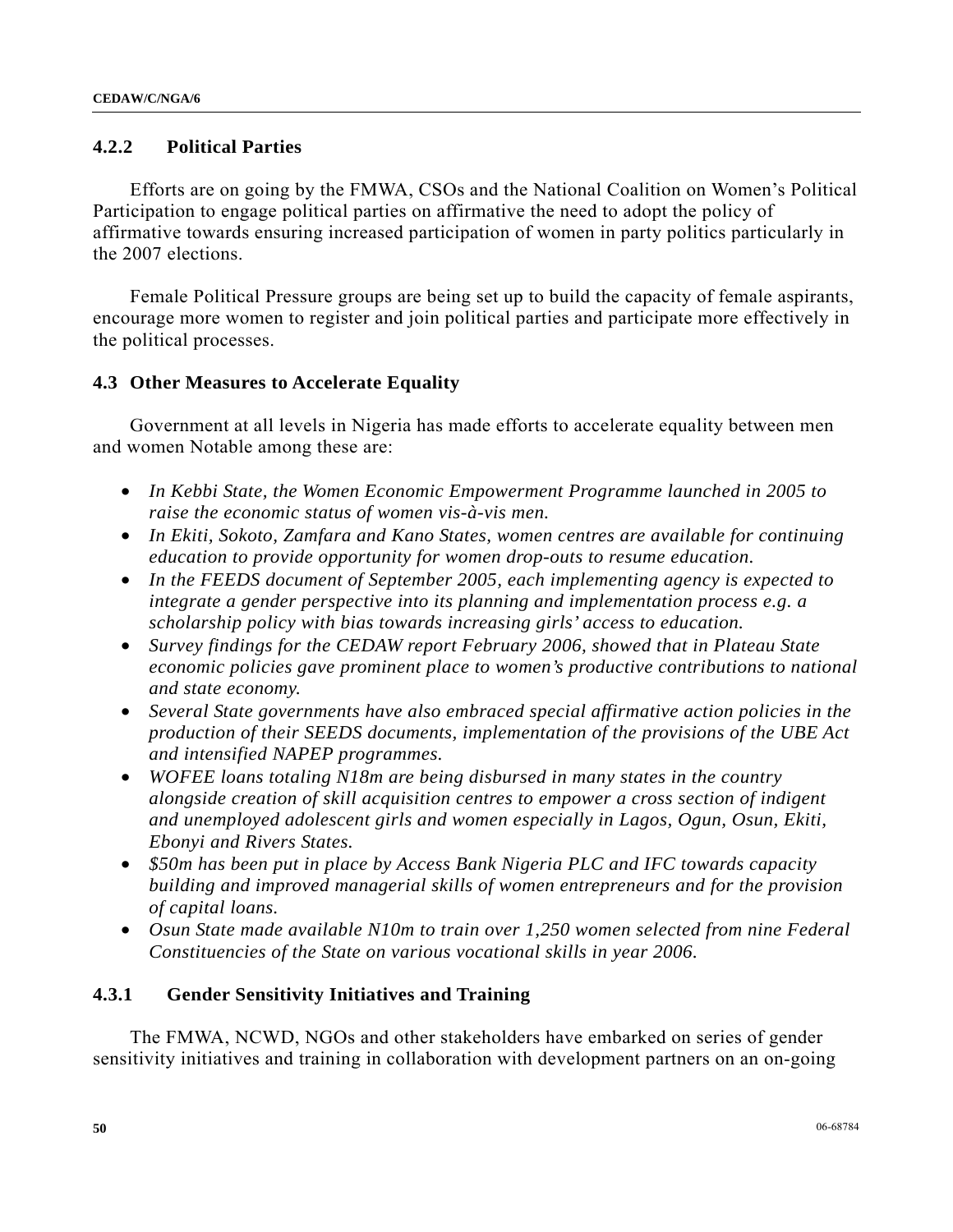### 4.2.2 Political Parties

Efforts are on going by the FMWA, CSOs and the National Coalition on Women's Political Participation to engage political parties on affirmative the need to adopt the policy of affirmative towards ensuring increased participation of women in party politics particularly in the 2007 elections.

Female Political Pressure groups are being set up to build the capacity of female aspirants, encourage more women to register and join political parties and participate more effectively in the political processes.

### 4.3 Other Measures to Accelerate Equality

Government at all levels in Nigeria has made efforts to accelerate equality between men and women Notable among these are:

- *In Kebbi State, the Women Economic Empowerment Programme launched in 2005 to raise the economic status of women vis-à-vis men.*
- *In Ekiti, Sokoto, Zamfara and Kano States, women centres are available for continuing education to provide opportunity for women drop-outs to resume education.*
- *In the FEEDS document of September 2005, each implementing agency is expected to integrate a gender perspective into its planning and implementation process e.g. a scholarship policy with bias towards increasing girls' access to education.*
- *Survey findings for the CEDAW report February 2006, showed that in Plateau State economic policies gave prominent place to women's productive contributions to national and state economy.*
- *Several State governments have also embraced special affirmative action policies in the production of their SEEDS documents, implementation of the provisions of the UBE Act and intensified NAPEP programmes.*
- *WOFEE loans totaling N18m are being disbursed in many states in the country alongside creation of skill acquisition centres to empower a cross section of indigent and unemployed adolescent girls and women especially in Lagos, Ogun, Osun, Ekiti, Ebonyi and Rivers States.*
- *$50m has been put in place by Access Bank Nigeria PLC and IFC towards capacity building and improved managerial skills of women entrepreneurs and for the provision of capital loans.*
- *Osun State made available N10m to train over 1,250 women selected from nine Federal Constituencies of the State on various vocational skills in year 2006.*

### 4.3.1 Gender Sensitivity Initiatives and Training

The FMWA, NCWD, NGOs and other stakeholders have embarked on series of gender sensitivity initiatives and training in collaboration with development partners on an on-going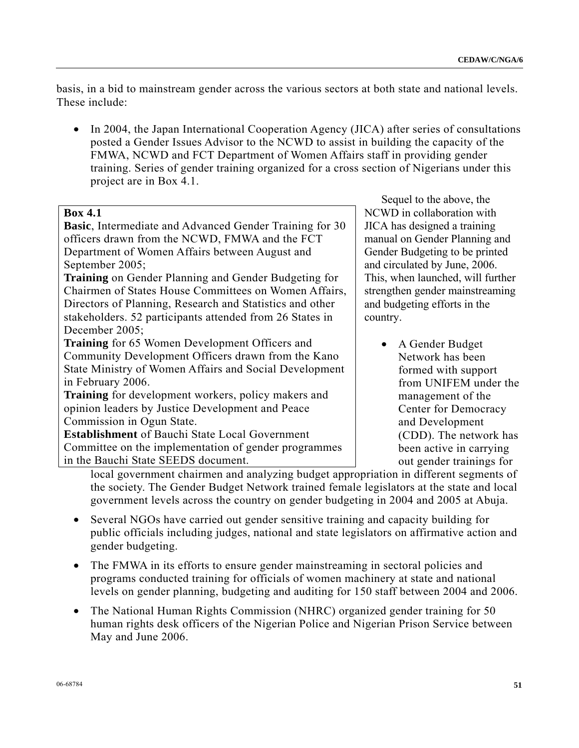basis, in a bid to mainstream gender across the various sectors at both state and national levels. These include:

- In 2004, the Japan International Cooperation Agency (JICA) after series of consultations posted a Gender Issues Advisor to the NCWD to assist in building the capacity of the FMWA, NCWD and FCT Department of Women Affairs staff in providing gender training. Series of gender training organized for a cross section of Nigerians under this project are in Box 4.1.

> **Box 4.1**
> **Basic**, Intermediate and Advanced Gender Training for 30 officers drawn from the NCWD, FMWA and the FCT Department of Women Affairs between August and September 2005;
> **Training** on Gender Planning and Gender Budgeting for Chairmen of States House Committees on Women Affairs, Directors of Planning, Research and Statistics and other stakeholders. 52 participants attended from 26 States in December 2005;
> **Training** for 65 Women Development Officers and Community Development Officers drawn from the Kano State Ministry of Women Affairs and Social Development in February 2006.
> **Training** for development workers, policy makers and opinion leaders by Justice Development and Peace Commission in Ogun State.
> **Establishment** of Bauchi State Local Government Committee on the implementation of gender programmes in the Bauchi State SEEDS document.

Sequel to the above, the NCWD in collaboration with JICA has designed a training manual on Gender Planning and Gender Budgeting to be printed and circulated by June, 2006. This, when launched, will further strengthen gender mainstreaming and budgeting efforts in the country.

- A Gender Budget Network has been formed with support from UNIFEM under the management of the Center for Democracy and Development (CDD). The network has been active in carrying out gender trainings for local government chairmen and analyzing budget appropriation in different segments of the society. The Gender Budget Network trained female legislators at the state and local government levels across the country on gender budgeting in 2004 and 2005 at Abuja.

- Several NGOs have carried out gender sensitive training and capacity building for public officials including judges, national and state legislators on affirmative action and gender budgeting.

- The FMWA in its efforts to ensure gender mainstreaming in sectoral policies and programs conducted training for officials of women machinery at state and national levels on gender planning, budgeting and auditing for 150 staff between 2004 and 2006.

- The National Human Rights Commission (NHRC) organized gender training for 50 human rights desk officers of the Nigerian Police and Nigerian Prison Service between May and June 2006.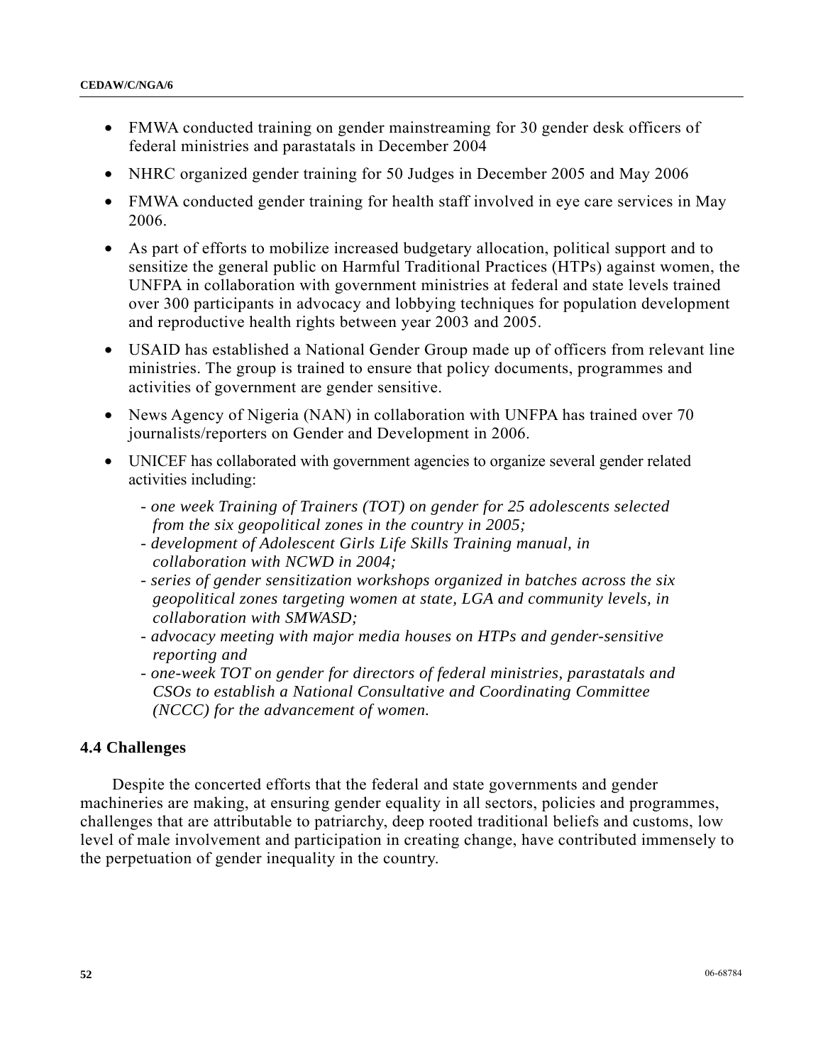- FMWA conducted training on gender mainstreaming for 30 gender desk officers of federal ministries and parastatals in December 2004
- NHRC organized gender training for 50 Judges in December 2005 and May 2006
- FMWA conducted gender training for health staff involved in eye care services in May 2006.
- As part of efforts to mobilize increased budgetary allocation, political support and to sensitize the general public on Harmful Traditional Practices (HTPs) against women, the UNFPA in collaboration with government ministries at federal and state levels trained over 300 participants in advocacy and lobbying techniques for population development and reproductive health rights between year 2003 and 2005.
- USAID has established a National Gender Group made up of officers from relevant line ministries. The group is trained to ensure that policy documents, programmes and activities of government are gender sensitive.
- News Agency of Nigeria (NAN) in collaboration with UNFPA has trained over 70 journalists/reporters on Gender and Development in 2006.
- UNICEF has collaborated with government agencies to organize several gender related activities including:

  - *one week Training of Trainers (TOT) on gender for 25 adolescents selected from the six geopolitical zones in the country in 2005;*
  - *development of Adolescent Girls Life Skills Training manual, in collaboration with NCWD in 2004;*
  - *series of gender sensitization workshops organized in batches across the six geopolitical zones targeting women at state, LGA and community levels, in collaboration with SMWASD;*
  - *advocacy meeting with major media houses on HTPs and gender-sensitive reporting and*
  - *one-week TOT on gender for directors of federal ministries, parastatals and CSOs to establish a National Consultative and Coordinating Committee (NCCC) for the advancement of women.*

### 4.4 Challenges

Despite the concerted efforts that the federal and state governments and gender machineries are making, at ensuring gender equality in all sectors, policies and programmes, challenges that are attributable to patriarchy, deep rooted traditional beliefs and customs, low level of male involvement and participation in creating change, have contributed immensely to the perpetuation of gender inequality in the country.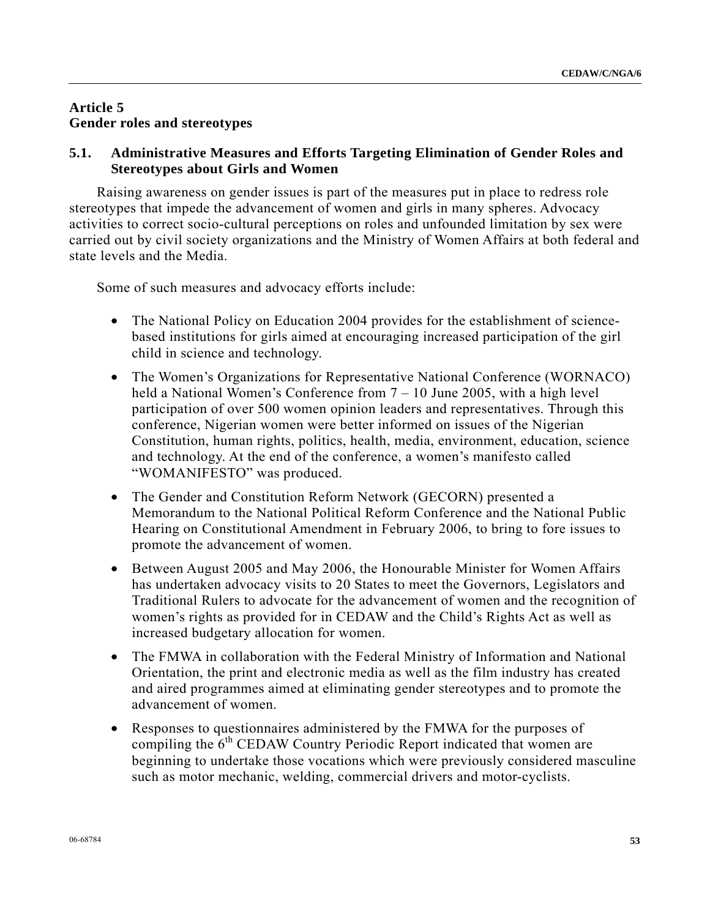## Article 5
## Gender roles and stereotypes

### 5.1. Administrative Measures and Efforts Targeting Elimination of Gender Roles and Stereotypes about Girls and Women

Raising awareness on gender issues is part of the measures put in place to redress role stereotypes that impede the advancement of women and girls in many spheres. Advocacy activities to correct socio-cultural perceptions on roles and unfounded limitation by sex were carried out by civil society organizations and the Ministry of Women Affairs at both federal and state levels and the Media.

Some of such measures and advocacy efforts include:

- The National Policy on Education 2004 provides for the establishment of science-based institutions for girls aimed at encouraging increased participation of the girl child in science and technology.
- The Women's Organizations for Representative National Conference (WORNACO) held a National Women's Conference from 7 – 10 June 2005, with a high level participation of over 500 women opinion leaders and representatives. Through this conference, Nigerian women were better informed on issues of the Nigerian Constitution, human rights, politics, health, media, environment, education, science and technology. At the end of the conference, a women's manifesto called "WOMANIFESTO" was produced.
- The Gender and Constitution Reform Network (GECORN) presented a Memorandum to the National Political Reform Conference and the National Public Hearing on Constitutional Amendment in February 2006, to bring to fore issues to promote the advancement of women.
- Between August 2005 and May 2006, the Honourable Minister for Women Affairs has undertaken advocacy visits to 20 States to meet the Governors, Legislators and Traditional Rulers to advocate for the advancement of women and the recognition of women's rights as provided for in CEDAW and the Child's Rights Act as well as increased budgetary allocation for women.
- The FMWA in collaboration with the Federal Ministry of Information and National Orientation, the print and electronic media as well as the film industry has created and aired programmes aimed at eliminating gender stereotypes and to promote the advancement of women.
- Responses to questionnaires administered by the FMWA for the purposes of compiling the 6th CEDAW Country Periodic Report indicated that women are beginning to undertake those vocations which were previously considered masculine such as motor mechanic, welding, commercial drivers and motor-cyclists.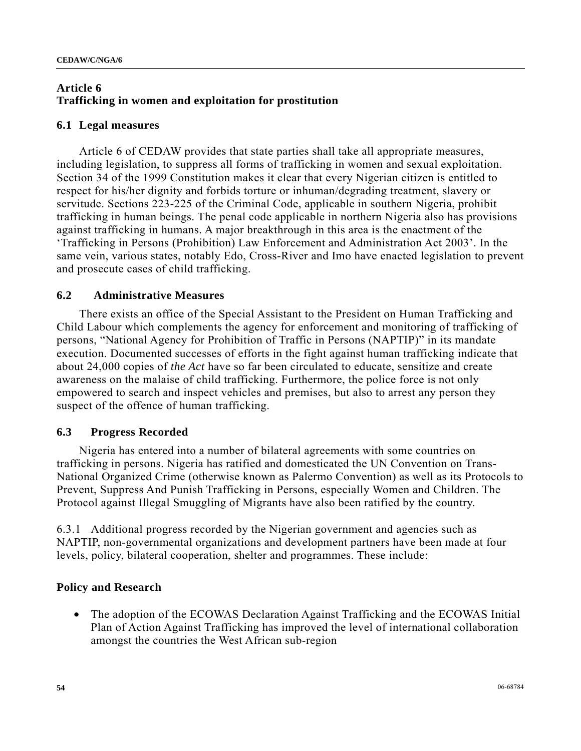## Article 6
## Trafficking in women and exploitation for prostitution

### 6.1 Legal measures

Article 6 of CEDAW provides that state parties shall take all appropriate measures, including legislation, to suppress all forms of trafficking in women and sexual exploitation. Section 34 of the 1999 Constitution makes it clear that every Nigerian citizen is entitled to respect for his/her dignity and forbids torture or inhuman/degrading treatment, slavery or servitude. Sections 223-225 of the Criminal Code, applicable in southern Nigeria, prohibit trafficking in human beings. The penal code applicable in northern Nigeria also has provisions against trafficking in humans. A major breakthrough in this area is the enactment of the 'Trafficking in Persons (Prohibition) Law Enforcement and Administration Act 2003'. In the same vein, various states, notably Edo, Cross-River and Imo have enacted legislation to prevent and prosecute cases of child trafficking.

### 6.2 Administrative Measures

There exists an office of the Special Assistant to the President on Human Trafficking and Child Labour which complements the agency for enforcement and monitoring of trafficking of persons, "National Agency for Prohibition of Traffic in Persons (NAPTIP)" in its mandate execution. Documented successes of efforts in the fight against human trafficking indicate that about 24,000 copies of *the Act* have so far been circulated to educate, sensitize and create awareness on the malaise of child trafficking. Furthermore, the police force is not only empowered to search and inspect vehicles and premises, but also to arrest any person they suspect of the offence of human trafficking.

### 6.3 Progress Recorded

Nigeria has entered into a number of bilateral agreements with some countries on trafficking in persons. Nigeria has ratified and domesticated the UN Convention on Trans-National Organized Crime (otherwise known as Palermo Convention) as well as its Protocols to Prevent, Suppress And Punish Trafficking in Persons, especially Women and Children. The Protocol against Illegal Smuggling of Migrants have also been ratified by the country.

6.3.1 Additional progress recorded by the Nigerian government and agencies such as NAPTIP, non-governmental organizations and development partners have been made at four levels, policy, bilateral cooperation, shelter and programmes. These include:

**Policy and Research**

- The adoption of the ECOWAS Declaration Against Trafficking and the ECOWAS Initial Plan of Action Against Trafficking has improved the level of international collaboration amongst the countries the West African sub-region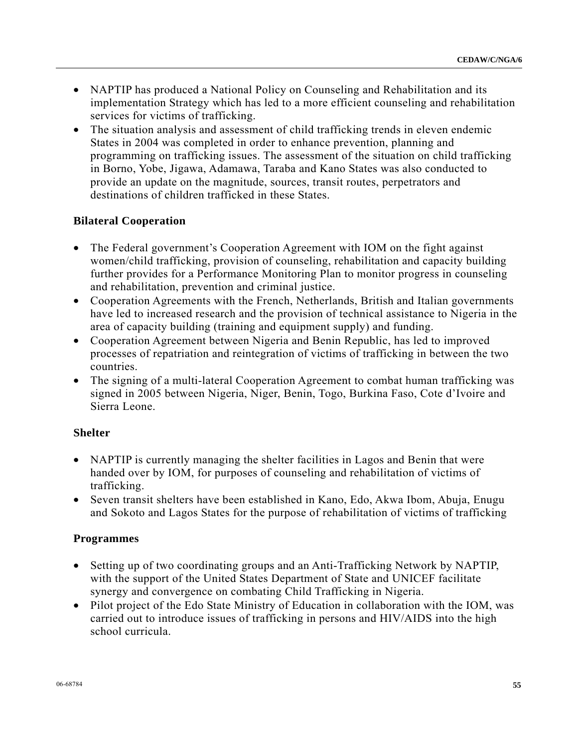- NAPTIP has produced a National Policy on Counseling and Rehabilitation and its implementation Strategy which has led to a more efficient counseling and rehabilitation services for victims of trafficking.
- The situation analysis and assessment of child trafficking trends in eleven endemic States in 2004 was completed in order to enhance prevention, planning and programming on trafficking issues. The assessment of the situation on child trafficking in Borno, Yobe, Jigawa, Adamawa, Taraba and Kano States was also conducted to provide an update on the magnitude, sources, transit routes, perpetrators and destinations of children trafficked in these States.

**Bilateral Cooperation**

- The Federal government's Cooperation Agreement with IOM on the fight against women/child trafficking, provision of counseling, rehabilitation and capacity building further provides for a Performance Monitoring Plan to monitor progress in counseling and rehabilitation, prevention and criminal justice.
- Cooperation Agreements with the French, Netherlands, British and Italian governments have led to increased research and the provision of technical assistance to Nigeria in the area of capacity building (training and equipment supply) and funding.
- Cooperation Agreement between Nigeria and Benin Republic, has led to improved processes of repatriation and reintegration of victims of trafficking in between the two countries.
- The signing of a multi-lateral Cooperation Agreement to combat human trafficking was signed in 2005 between Nigeria, Niger, Benin, Togo, Burkina Faso, Cote d'Ivoire and Sierra Leone.

**Shelter**

- NAPTIP is currently managing the shelter facilities in Lagos and Benin that were handed over by IOM, for purposes of counseling and rehabilitation of victims of trafficking.
- Seven transit shelters have been established in Kano, Edo, Akwa Ibom, Abuja, Enugu and Sokoto and Lagos States for the purpose of rehabilitation of victims of trafficking

**Programmes**

- Setting up of two coordinating groups and an Anti-Trafficking Network by NAPTIP, with the support of the United States Department of State and UNICEF facilitate synergy and convergence on combating Child Trafficking in Nigeria.
- Pilot project of the Edo State Ministry of Education in collaboration with the IOM, was carried out to introduce issues of trafficking in persons and HIV/AIDS into the high school curricula.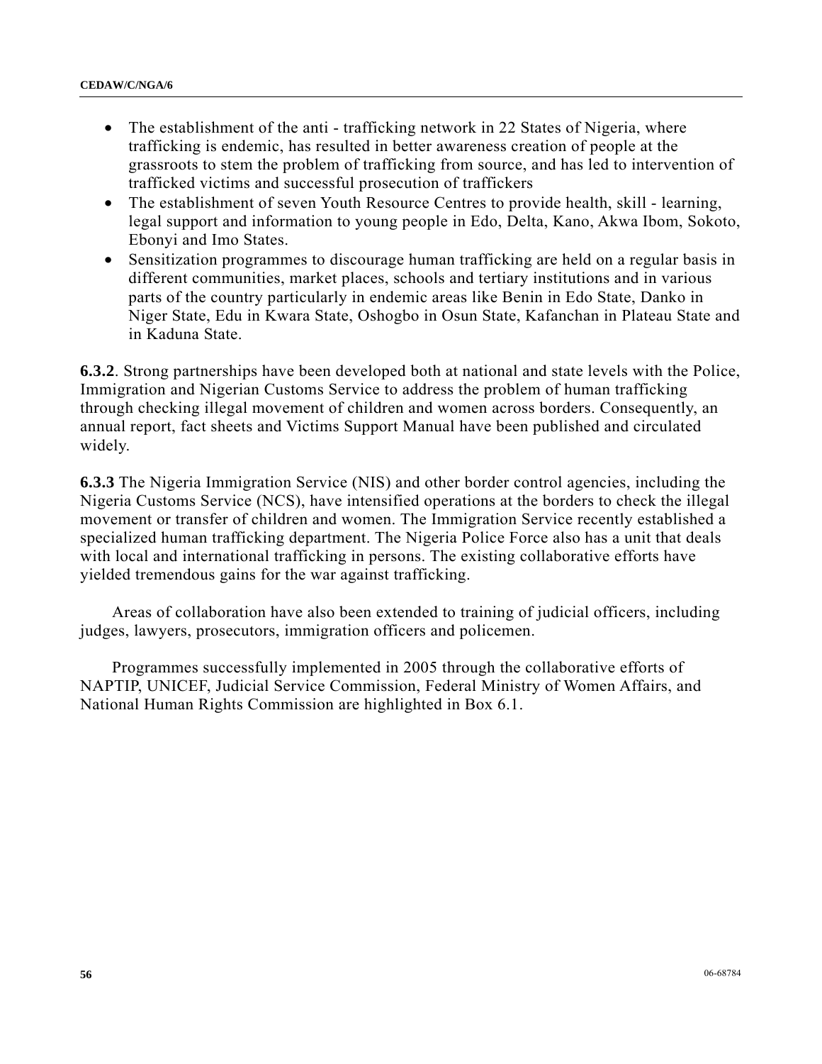- The establishment of the anti - trafficking network in 22 States of Nigeria, where trafficking is endemic, has resulted in better awareness creation of people at the grassroots to stem the problem of trafficking from source, and has led to intervention of trafficked victims and successful prosecution of traffickers
- The establishment of seven Youth Resource Centres to provide health, skill - learning, legal support and information to young people in Edo, Delta, Kano, Akwa Ibom, Sokoto, Ebonyi and Imo States.
- Sensitization programmes to discourage human trafficking are held on a regular basis in different communities, market places, schools and tertiary institutions and in various parts of the country particularly in endemic areas like Benin in Edo State, Danko in Niger State, Edu in Kwara State, Oshogbo in Osun State, Kafanchan in Plateau State and in Kaduna State.

**6.3.2**. Strong partnerships have been developed both at national and state levels with the Police, Immigration and Nigerian Customs Service to address the problem of human trafficking through checking illegal movement of children and women across borders. Consequently, an annual report, fact sheets and Victims Support Manual have been published and circulated widely.

**6.3.3** The Nigeria Immigration Service (NIS) and other border control agencies, including the Nigeria Customs Service (NCS), have intensified operations at the borders to check the illegal movement or transfer of children and women. The Immigration Service recently established a specialized human trafficking department. The Nigeria Police Force also has a unit that deals with local and international trafficking in persons. The existing collaborative efforts have yielded tremendous gains for the war against trafficking.

Areas of collaboration have also been extended to training of judicial officers, including judges, lawyers, prosecutors, immigration officers and policemen.

Programmes successfully implemented in 2005 through the collaborative efforts of NAPTIP, UNICEF, Judicial Service Commission, Federal Ministry of Women Affairs, and National Human Rights Commission are highlighted in Box 6.1.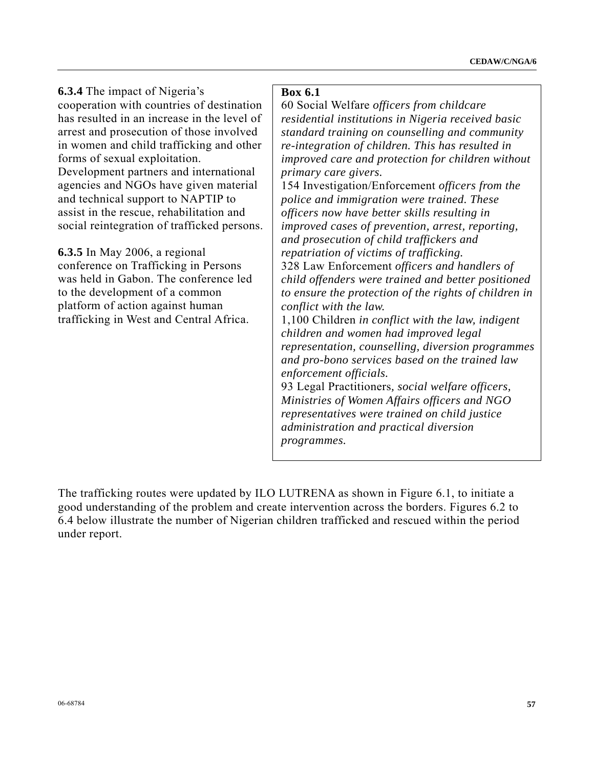**6.3.4** The impact of Nigeria's cooperation with countries of destination has resulted in an increase in the level of arrest and prosecution of those involved in women and child trafficking and other forms of sexual exploitation. Development partners and international agencies and NGOs have given material and technical support to NAPTIP to assist in the rescue, rehabilitation and social reintegration of trafficked persons.

**6.3.5** In May 2006, a regional conference on Trafficking in Persons was held in Gabon. The conference led to the development of a common platform of action against human trafficking in West and Central Africa.

**Box 6.1**

60 Social Welfare *officers from childcare residential institutions in Nigeria received basic standard training on counselling and community re-integration of children. This has resulted in improved care and protection for children without primary care givers.*

154 Investigation/Enforcement *officers from the police and immigration were trained. These officers now have better skills resulting in improved cases of prevention, arrest, reporting, and prosecution of child traffickers and repatriation of victims of trafficking.*

328 Law Enforcement *officers and handlers of child offenders were trained and better positioned to ensure the protection of the rights of children in conflict with the law.*

1,100 Children *in conflict with the law, indigent children and women had improved legal representation, counselling, diversion programmes and pro-bono services based on the trained law enforcement officials.*

93 Legal Practitioners*, social welfare officers, Ministries of Women Affairs officers and NGO representatives were trained on child justice administration and practical diversion programmes.*

The trafficking routes were updated by ILO LUTRENA as shown in Figure 6.1, to initiate a good understanding of the problem and create intervention across the borders. Figures 6.2 to 6.4 below illustrate the number of Nigerian children trafficked and rescued within the period under report.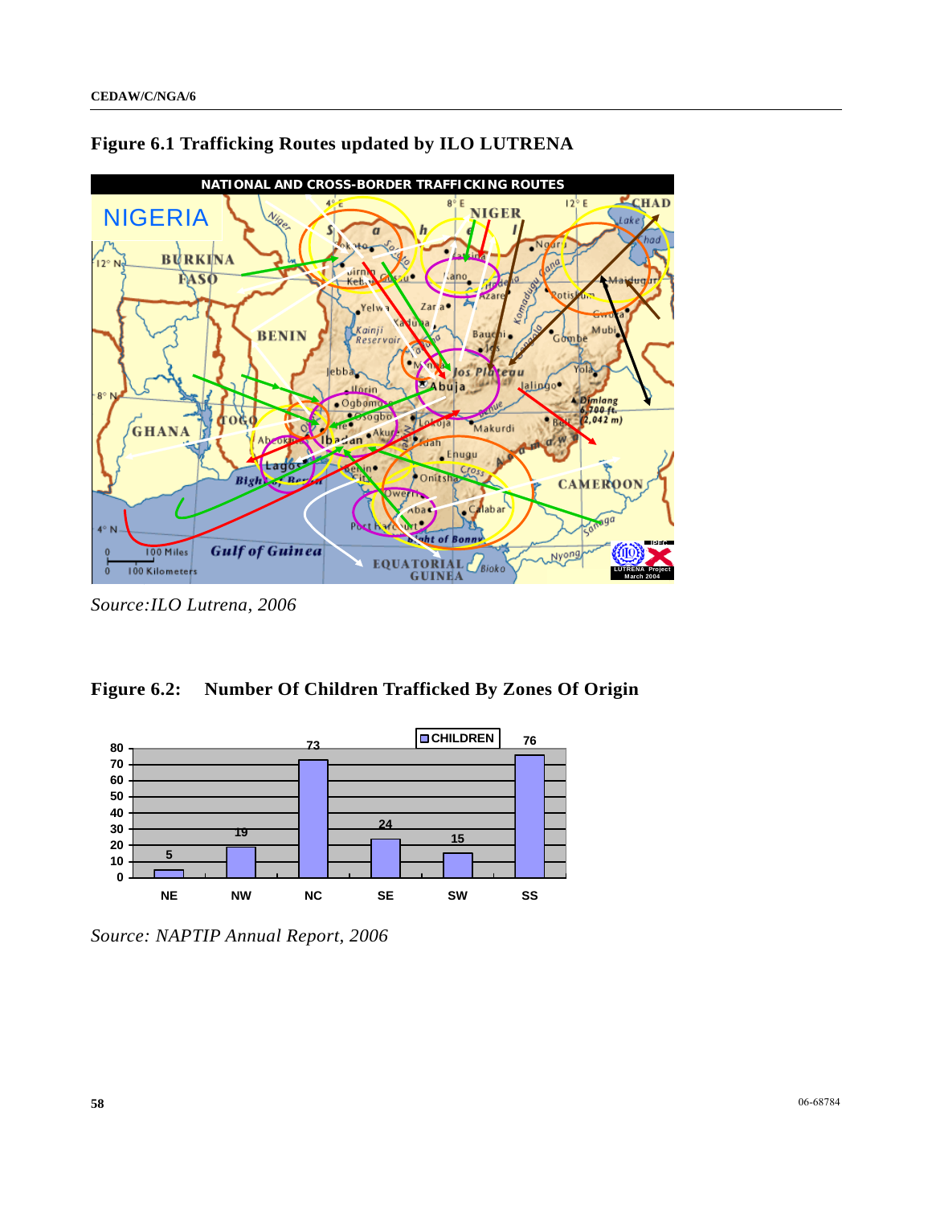## Figure 6.1 Trafficking Routes updated by ILO LUTRENA

*Source:ILO Lutrena, 2006*

## Figure 6.2: Number Of Children Trafficked By Zones Of Origin

| Zone | CHILDREN |
|---|---|
| NE | 5 |
| NW | 19 |
| NC | 73 |
| SE | 24 |
| SW | 15 |
| SS | 76 |

*Source: NAPTIP Annual Report, 2006*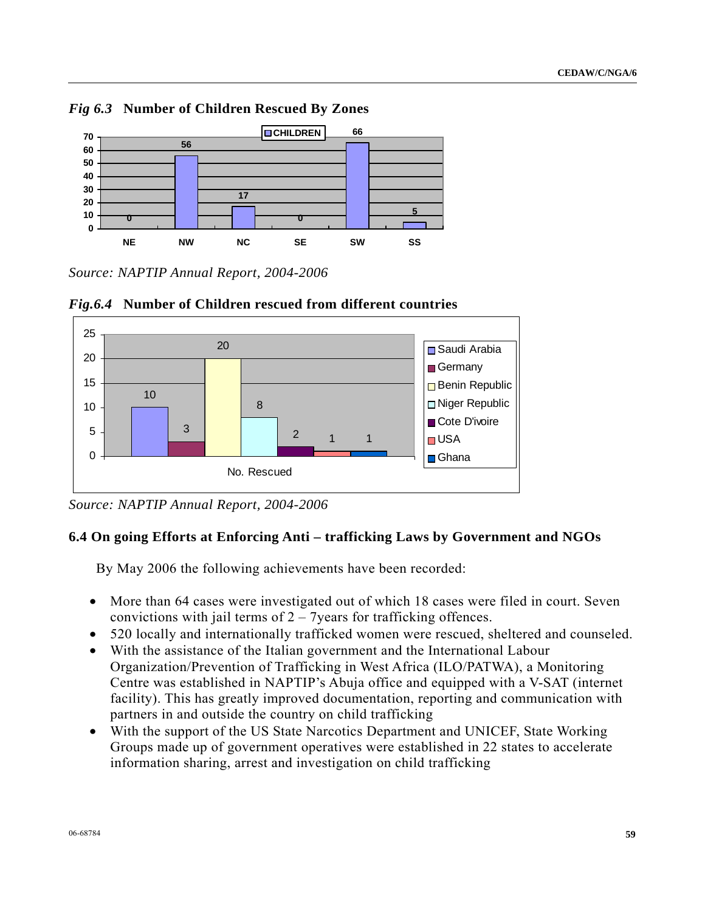*Fig 6.3* **Number of Children Rescued By Zones**

| Zone | CHILDREN |
|---|---|
| NE | 0 |
| NW | 56 |
| NC | 17 |
| SE | 0 |
| SW | 66 |
| SS | 5 |

*Source: NAPTIP Annual Report, 2004-2006*

*Fig.6.4* **Number of Children rescued from different countries**

| Country | No. Rescued |
|---|---|
| Saudi Arabia | 10 |
| Germany | 3 |
| Benin Republic | 20 |
| Niger Republic | 8 |
| Cote D'ivoire | 2 |
| USA | 1 |
| Ghana | 1 |

*Source: NAPTIP Annual Report, 2004-2006*

## 6.4 On going Efforts at Enforcing Anti – trafficking Laws by Government and NGOs

By May 2006 the following achievements have been recorded:

- More than 64 cases were investigated out of which 18 cases were filed in court. Seven convictions with jail terms of 2 – 7years for trafficking offences.
- 520 locally and internationally trafficked women were rescued, sheltered and counseled.
- With the assistance of the Italian government and the International Labour Organization/Prevention of Trafficking in West Africa (ILO/PATWA), a Monitoring Centre was established in NAPTIP's Abuja office and equipped with a V-SAT (internet facility). This has greatly improved documentation, reporting and communication with partners in and outside the country on child trafficking
- With the support of the US State Narcotics Department and UNICEF, State Working Groups made up of government operatives were established in 22 states to accelerate information sharing, arrest and investigation on child trafficking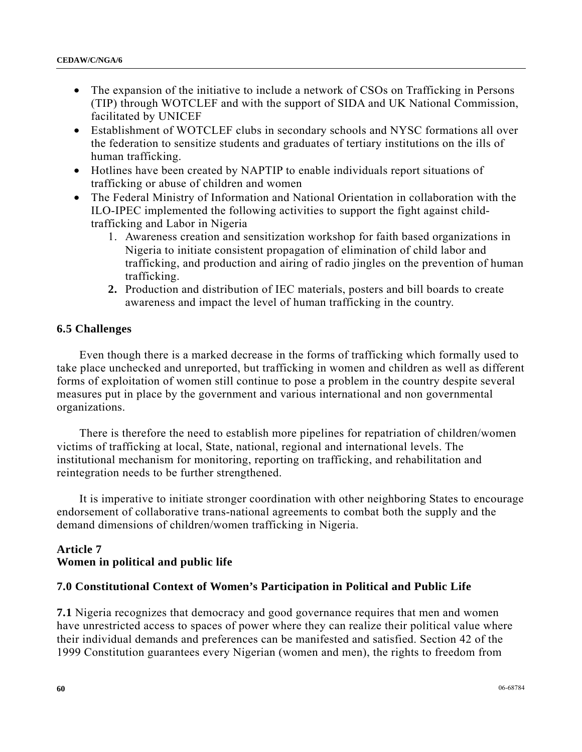- The expansion of the initiative to include a network of CSOs on Trafficking in Persons (TIP) through WOTCLEF and with the support of SIDA and UK National Commission, facilitated by UNICEF
- Establishment of WOTCLEF clubs in secondary schools and NYSC formations all over the federation to sensitize students and graduates of tertiary institutions on the ills of human trafficking.
- Hotlines have been created by NAPTIP to enable individuals report situations of trafficking or abuse of children and women
- The Federal Ministry of Information and National Orientation in collaboration with the ILO-IPEC implemented the following activities to support the fight against child-trafficking and Labor in Nigeria
    1. Awareness creation and sensitization workshop for faith based organizations in Nigeria to initiate consistent propagation of elimination of child labor and trafficking, and production and airing of radio jingles on the prevention of human trafficking.
    2. Production and distribution of IEC materials, posters and bill boards to create awareness and impact the level of human trafficking in the country.

### 6.5 Challenges

Even though there is a marked decrease in the forms of trafficking which formally used to take place unchecked and unreported, but trafficking in women and children as well as different forms of exploitation of women still continue to pose a problem in the country despite several measures put in place by the government and various international and non governmental organizations.

There is therefore the need to establish more pipelines for repatriation of children/women victims of trafficking at local, State, national, regional and international levels. The institutional mechanism for monitoring, reporting on trafficking, and rehabilitation and reintegration needs to be further strengthened.

It is imperative to initiate stronger coordination with other neighboring States to encourage endorsement of collaborative trans-national agreements to combat both the supply and the demand dimensions of children/women trafficking in Nigeria.

## Article 7
## Women in political and public life

### 7.0 Constitutional Context of Women's Participation in Political and Public Life

**7.1** Nigeria recognizes that democracy and good governance requires that men and women have unrestricted access to spaces of power where they can realize their political value where their individual demands and preferences can be manifested and satisfied. Section 42 of the 1999 Constitution guarantees every Nigerian (women and men), the rights to freedom from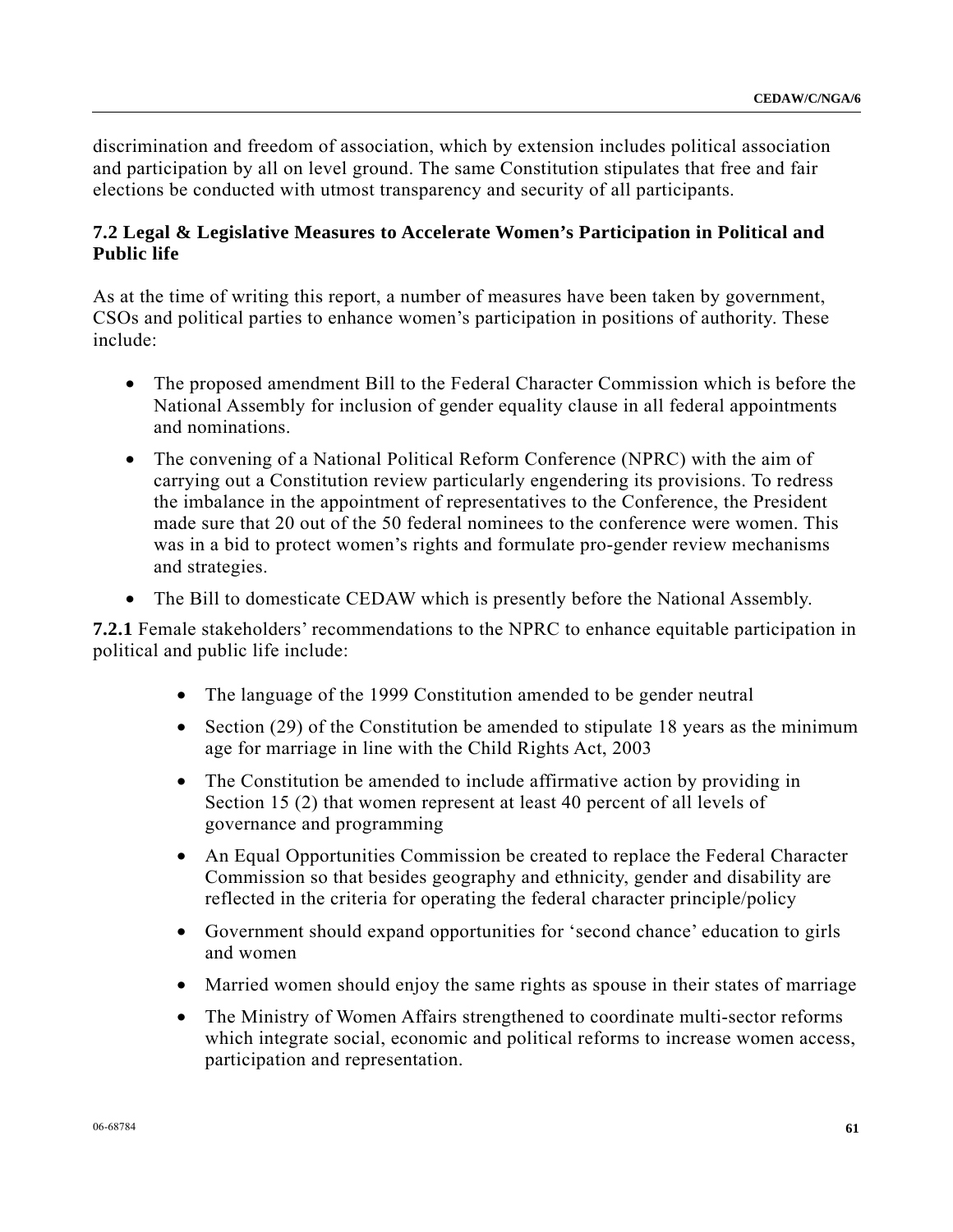discrimination and freedom of association, which by extension includes political association and participation by all on level ground. The same Constitution stipulates that free and fair elections be conducted with utmost transparency and security of all participants.

### 7.2 Legal & Legislative Measures to Accelerate Women's Participation in Political and Public life

As at the time of writing this report, a number of measures have been taken by government, CSOs and political parties to enhance women's participation in positions of authority. These include:

- The proposed amendment Bill to the Federal Character Commission which is before the National Assembly for inclusion of gender equality clause in all federal appointments and nominations.
- The convening of a National Political Reform Conference (NPRC) with the aim of carrying out a Constitution review particularly engendering its provisions. To redress the imbalance in the appointment of representatives to the Conference, the President made sure that 20 out of the 50 federal nominees to the conference were women. This was in a bid to protect women's rights and formulate pro-gender review mechanisms and strategies.
- The Bill to domesticate CEDAW which is presently before the National Assembly.

**7.2.1** Female stakeholders' recommendations to the NPRC to enhance equitable participation in political and public life include:

- The language of the 1999 Constitution amended to be gender neutral
- Section (29) of the Constitution be amended to stipulate 18 years as the minimum age for marriage in line with the Child Rights Act, 2003
- The Constitution be amended to include affirmative action by providing in Section 15 (2) that women represent at least 40 percent of all levels of governance and programming
- An Equal Opportunities Commission be created to replace the Federal Character Commission so that besides geography and ethnicity, gender and disability are reflected in the criteria for operating the federal character principle/policy
- Government should expand opportunities for 'second chance' education to girls and women
- Married women should enjoy the same rights as spouse in their states of marriage
- The Ministry of Women Affairs strengthened to coordinate multi-sector reforms which integrate social, economic and political reforms to increase women access, participation and representation.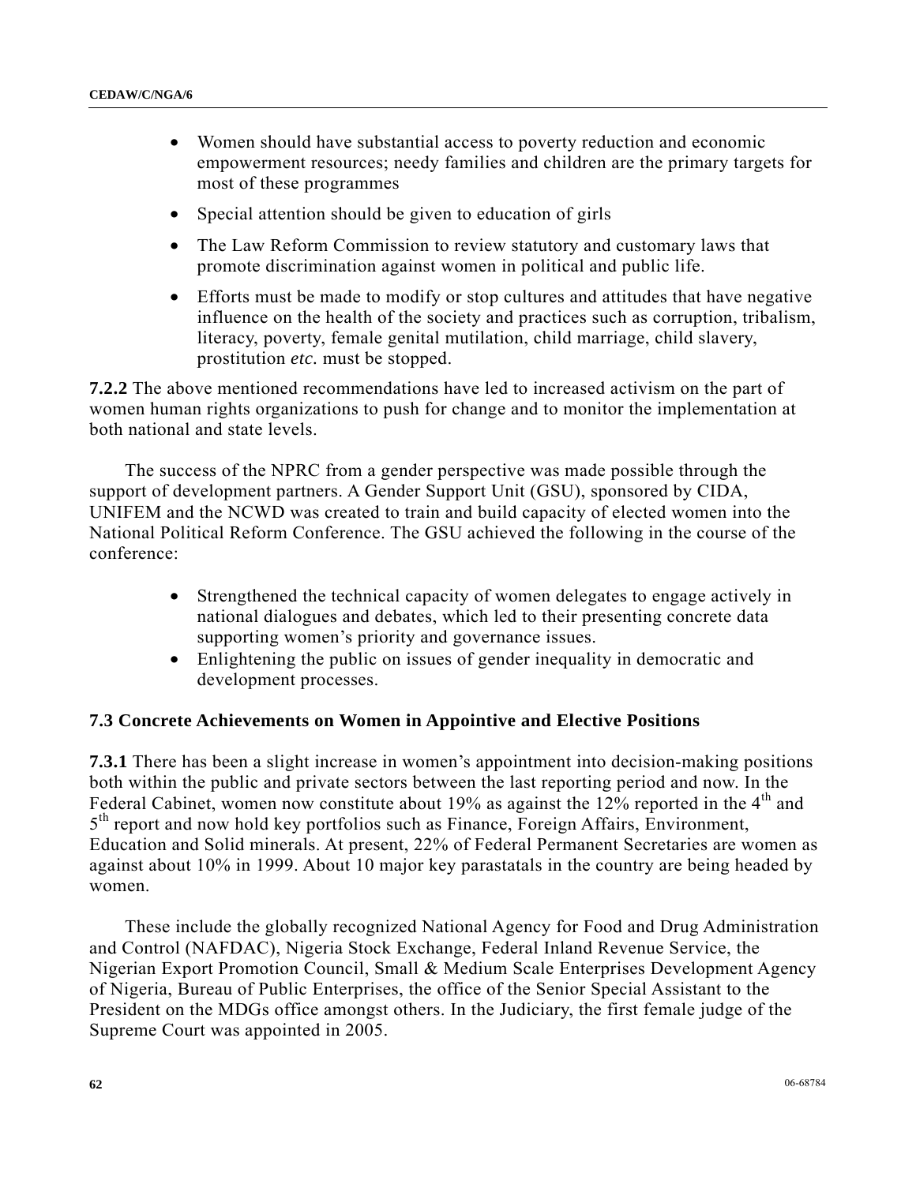- Women should have substantial access to poverty reduction and economic empowerment resources; needy families and children are the primary targets for most of these programmes
- Special attention should be given to education of girls
- The Law Reform Commission to review statutory and customary laws that promote discrimination against women in political and public life.
- Efforts must be made to modify or stop cultures and attitudes that have negative influence on the health of the society and practices such as corruption, tribalism, literacy, poverty, female genital mutilation, child marriage, child slavery, prostitution *etc.* must be stopped.

**7.2.2** The above mentioned recommendations have led to increased activism on the part of women human rights organizations to push for change and to monitor the implementation at both national and state levels.

The success of the NPRC from a gender perspective was made possible through the support of development partners. A Gender Support Unit (GSU), sponsored by CIDA, UNIFEM and the NCWD was created to train and build capacity of elected women into the National Political Reform Conference. The GSU achieved the following in the course of the conference:

- Strengthened the technical capacity of women delegates to engage actively in national dialogues and debates, which led to their presenting concrete data supporting women's priority and governance issues.
- Enlightening the public on issues of gender inequality in democratic and development processes.

### 7.3 Concrete Achievements on Women in Appointive and Elective Positions

**7.3.1** There has been a slight increase in women's appointment into decision-making positions both within the public and private sectors between the last reporting period and now. In the Federal Cabinet, women now constitute about 19% as against the 12% reported in the 4th and 5th report and now hold key portfolios such as Finance, Foreign Affairs, Environment, Education and Solid minerals. At present, 22% of Federal Permanent Secretaries are women as against about 10% in 1999. About 10 major key parastatals in the country are being headed by women.

These include the globally recognized National Agency for Food and Drug Administration and Control (NAFDAC), Nigeria Stock Exchange, Federal Inland Revenue Service, the Nigerian Export Promotion Council, Small & Medium Scale Enterprises Development Agency of Nigeria, Bureau of Public Enterprises, the office of the Senior Special Assistant to the President on the MDGs office amongst others. In the Judiciary, the first female judge of the Supreme Court was appointed in 2005.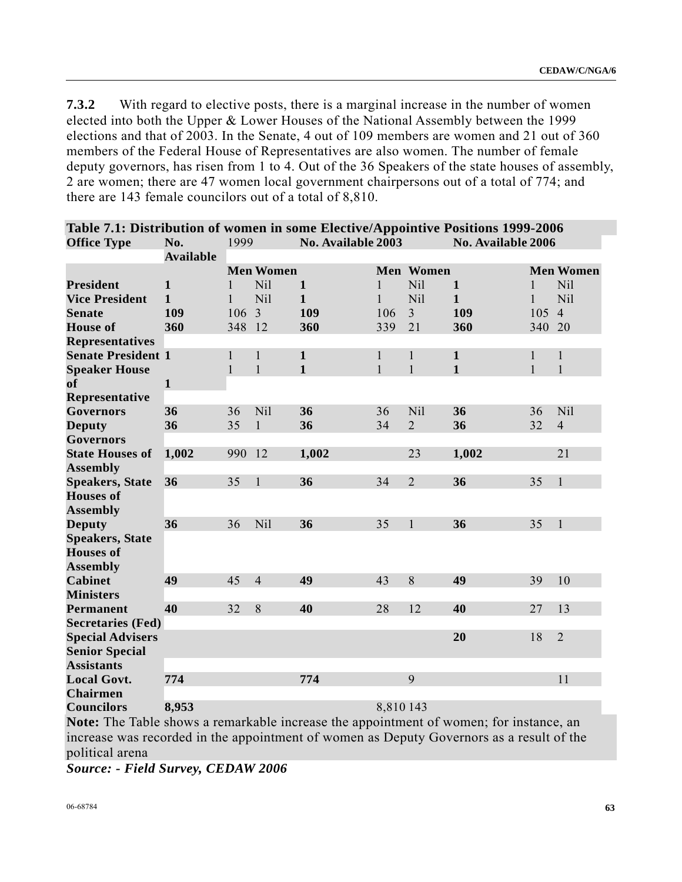**7.3.2** With regard to elective posts, there is a marginal increase in the number of women elected into both the Upper & Lower Houses of the National Assembly between the 1999 elections and that of 2003. In the Senate, 4 out of 109 members are women and 21 out of 360 members of the Federal House of Representatives are also women. The number of female deputy governors, has risen from 1 to 4. Out of the 36 Speakers of the state houses of assembly, 2 are women; there are 47 women local government chairpersons out of a total of 774; and there are 143 female councilors out of a total of 8,810.

**Table 7.1: Distribution of women in some Elective/Appointive Positions 1999-2006**

| Office Type | No. Available | 1999 | | No. Available 2003 | | | No. Available 2006 | | |
|---|---|---|---|---|---|---|---|---|---|
| | | Men | Women | | Men | Women | | Men | Women |
| **President** | **1** | 1 | Nil | **1** | 1 | Nil | **1** | 1 | Nil |
| **Vice President** | **1** | 1 | Nil | **1** | 1 | Nil | **1** | 1 | Nil |
| **Senate** | **109** | 106 | 3 | **109** | 106 | 3 | **109** | 105 | 4 |
| **House of Representatives** | **360** | 348 | 12 | **360** | 339 | 21 | **360** | 340 | 20 |
| **Senate President** | **1** | 1 | 1 | **1** | 1 | 1 | **1** | 1 | 1 |
| **Speaker House of Representative** | **1** | 1 | 1 | **1** | 1 | 1 | **1** | 1 | 1 |
| **Governors** | **36** | 36 | Nil | **36** | 36 | Nil | **36** | 36 | Nil |
| **Deputy Governors** | **36** | 35 | 1 | **36** | 34 | 2 | **36** | 32 | 4 |
| **State Houses of Assembly** | **1,002** | 990 | 12 | **1,002** | | 23 | **1,002** | | 21 |
| **Speakers, State Houses of Assembly** | **36** | 35 | 1 | **36** | 34 | 2 | **36** | 35 | 1 |
| **Deputy Speakers, State Houses of Assembly** | **36** | 36 | Nil | **36** | 35 | 1 | **36** | 35 | 1 |
| **Cabinet Ministers** | **49** | 45 | 4 | **49** | 43 | 8 | **49** | 39 | 10 |
| **Permanent Secretaries (Fed)** | **40** | 32 | 8 | **40** | 28 | 12 | **40** | 27 | 13 |
| **Special Advisers Senior Special Assistants** | | | | | | | **20** | 18 | 2 |
| **Local Govt. Chairmen** | **774** | | | **774** | | 9 | | | 11 |
| **Councilors** | **8,953** | | | | 8,810 | 143 | | | |

**Note:** The Table shows a remarkable increase the appointment of women; for instance, an increase was recorded in the appointment of women as Deputy Governors as a result of the political arena

***Source: - Field Survey, CEDAW 2006***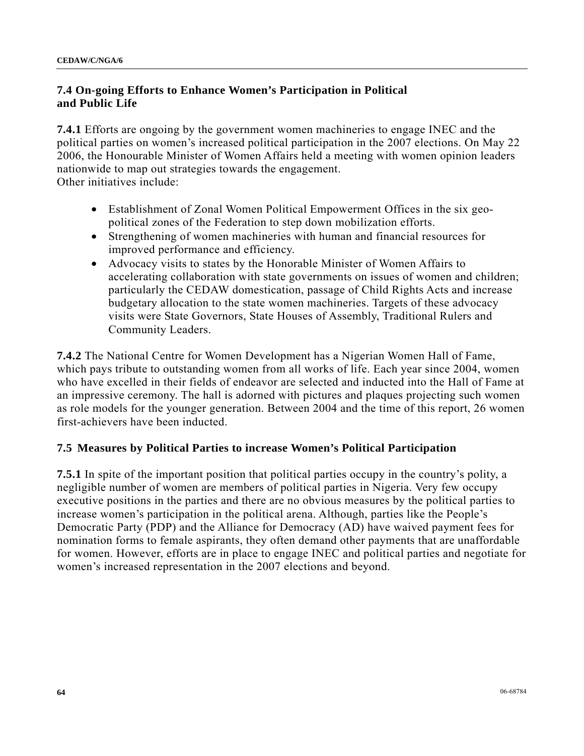### 7.4 On-going Efforts to Enhance Women's Participation in Political and Public Life

**7.4.1** Efforts are ongoing by the government women machineries to engage INEC and the political parties on women's increased political participation in the 2007 elections. On May 22 2006, the Honourable Minister of Women Affairs held a meeting with women opinion leaders nationwide to map out strategies towards the engagement.
Other initiatives include:

- Establishment of Zonal Women Political Empowerment Offices in the six geo-political zones of the Federation to step down mobilization efforts.
- Strengthening of women machineries with human and financial resources for improved performance and efficiency.
- Advocacy visits to states by the Honorable Minister of Women Affairs to accelerating collaboration with state governments on issues of women and children; particularly the CEDAW domestication, passage of Child Rights Acts and increase budgetary allocation to the state women machineries. Targets of these advocacy visits were State Governors, State Houses of Assembly, Traditional Rulers and Community Leaders.

**7.4.2** The National Centre for Women Development has a Nigerian Women Hall of Fame, which pays tribute to outstanding women from all works of life. Each year since 2004, women who have excelled in their fields of endeavor are selected and inducted into the Hall of Fame at an impressive ceremony. The hall is adorned with pictures and plaques projecting such women as role models for the younger generation. Between 2004 and the time of this report, 26 women first-achievers have been inducted.

### 7.5 Measures by Political Parties to increase Women's Political Participation

**7.5.1** In spite of the important position that political parties occupy in the country's polity, a negligible number of women are members of political parties in Nigeria. Very few occupy executive positions in the parties and there are no obvious measures by the political parties to increase women's participation in the political arena. Although, parties like the People's Democratic Party (PDP) and the Alliance for Democracy (AD) have waived payment fees for nomination forms to female aspirants, they often demand other payments that are unaffordable for women. However, efforts are in place to engage INEC and political parties and negotiate for women's increased representation in the 2007 elections and beyond.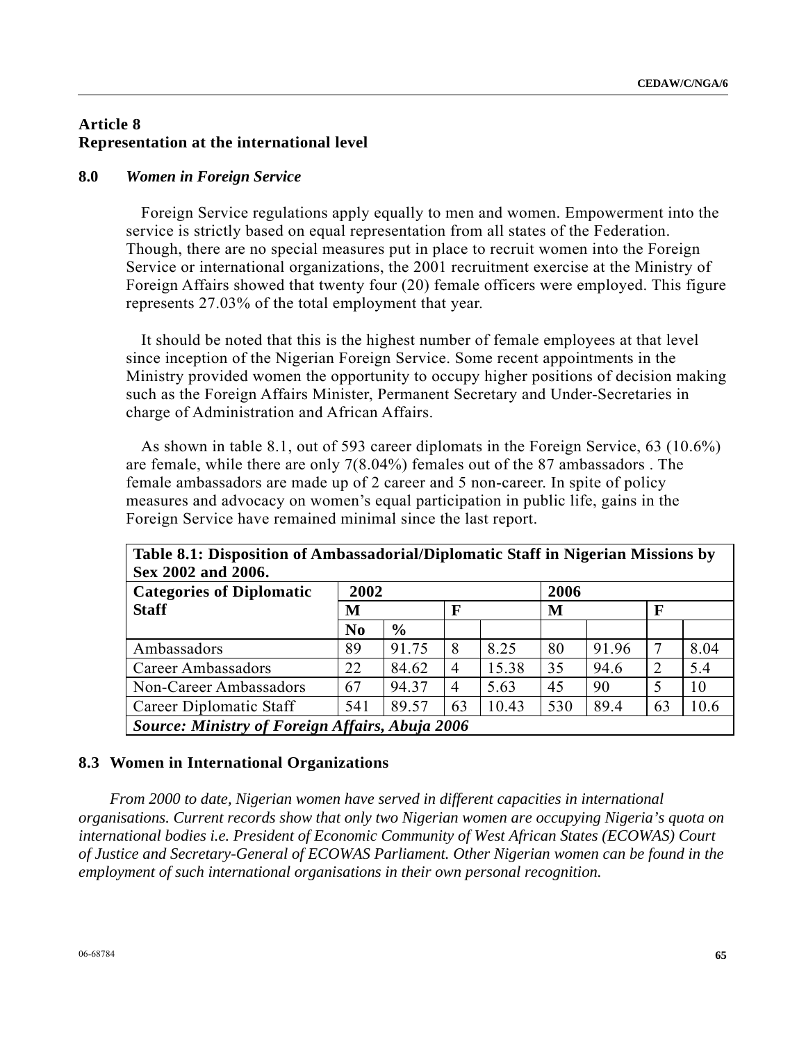## Article 8
## Representation at the international level

### 8.0 *Women in Foreign Service*

Foreign Service regulations apply equally to men and women. Empowerment into the service is strictly based on equal representation from all states of the Federation. Though, there are no special measures put in place to recruit women into the Foreign Service or international organizations, the 2001 recruitment exercise at the Ministry of Foreign Affairs showed that twenty four (20) female officers were employed. This figure represents 27.03% of the total employment that year.

It should be noted that this is the highest number of female employees at that level since inception of the Nigerian Foreign Service. Some recent appointments in the Ministry provided women the opportunity to occupy higher positions of decision making such as the Foreign Affairs Minister, Permanent Secretary and Under-Secretaries in charge of Administration and African Affairs.

As shown in table 8.1, out of 593 career diplomats in the Foreign Service, 63 (10.6%) are female, while there are only 7(8.04%) females out of the 87 ambassadors . The female ambassadors are made up of 2 career and 5 non-career. In spite of policy measures and advocacy on women's equal participation in public life, gains in the Foreign Service have remained minimal since the last report.

**Table 8.1: Disposition of Ambassadorial/Diplomatic Staff in Nigerian Missions by Sex 2002 and 2006.**

| Categories of Diplomatic Staff | 2002 | | | | 2006 | | | |
|---|---|---|---|---|---|---|---|---|
| | M | | F | | M | | F | |
| | No | % | | | | | | |
| Ambassadors | 89 | 91.75 | 8 | 8.25 | 80 | 91.96 | 7 | 8.04 |
| Career Ambassadors | 22 | 84.62 | 4 | 15.38 | 35 | 94.6 | 2 | 5.4 |
| Non-Career Ambassadors | 67 | 94.37 | 4 | 5.63 | 45 | 90 | 5 | 10 |
| Career Diplomatic Staff | 541 | 89.57 | 63 | 10.43 | 530 | 89.4 | 63 | 10.6 |

***Source: Ministry of Foreign Affairs, Abuja 2006***

### 8.3 Women in International Organizations

*From 2000 to date, Nigerian women have served in different capacities in international organisations. Current records show that only two Nigerian women are occupying Nigeria's quota on international bodies i.e. President of Economic Community of West African States (ECOWAS) Court of Justice and Secretary-General of ECOWAS Parliament. Other Nigerian women can be found in the employment of such international organisations in their own personal recognition.*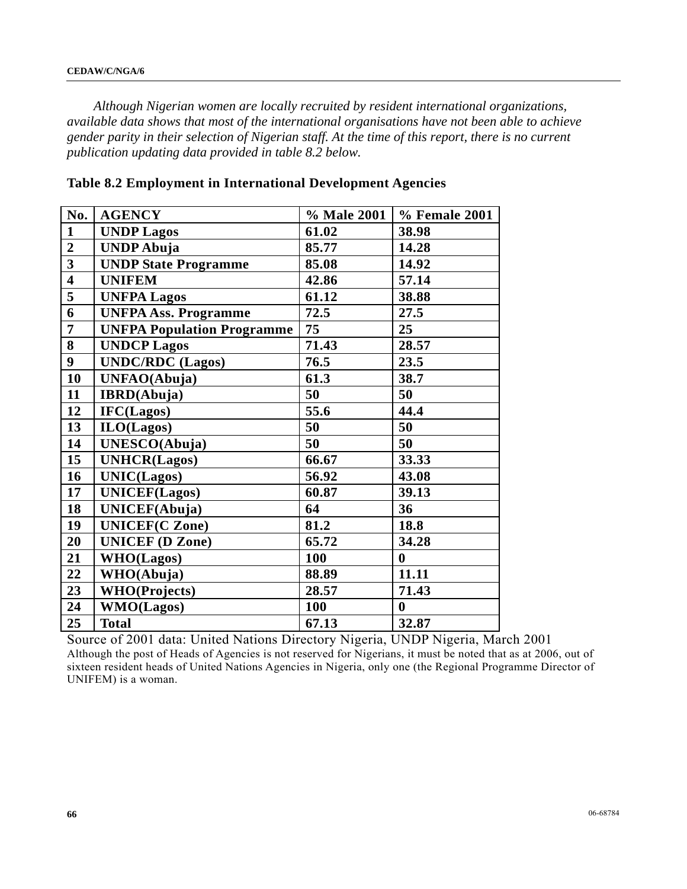*Although Nigerian women are locally recruited by resident international organizations, available data shows that most of the international organisations have not been able to achieve gender parity in their selection of Nigerian staff. At the time of this report, there is no current publication updating data provided in table 8.2 below.*

**Table 8.2 Employment in International Development Agencies**

| No. | AGENCY | % Male 2001 | % Female 2001 |
|---|---|---|---|
| 1 | UNDP Lagos | 61.02 | 38.98 |
| 2 | UNDP Abuja | 85.77 | 14.28 |
| 3 | UNDP State Programme | 85.08 | 14.92 |
| 4 | UNIFEM | 42.86 | 57.14 |
| 5 | UNFPA Lagos | 61.12 | 38.88 |
| 6 | UNFPA Ass. Programme | 72.5 | 27.5 |
| 7 | UNFPA Population Programme | 75 | 25 |
| 8 | UNDCP Lagos | 71.43 | 28.57 |
| 9 | UNDC/RDC (Lagos) | 76.5 | 23.5 |
| 10 | UNFAO(Abuja) | 61.3 | 38.7 |
| 11 | IBRD(Abuja) | 50 | 50 |
| 12 | IFC(Lagos) | 55.6 | 44.4 |
| 13 | ILO(Lagos) | 50 | 50 |
| 14 | UNESCO(Abuja) | 50 | 50 |
| 15 | UNHCR(Lagos) | 66.67 | 33.33 |
| 16 | UNIC(Lagos) | 56.92 | 43.08 |
| 17 | UNICEF(Lagos) | 60.87 | 39.13 |
| 18 | UNICEF(Abuja) | 64 | 36 |
| 19 | UNICEF(C Zone) | 81.2 | 18.8 |
| 20 | UNICEF (D Zone) | 65.72 | 34.28 |
| 21 | WHO(Lagos) | 100 | 0 |
| 22 | WHO(Abuja) | 88.89 | 11.11 |
| 23 | WHO(Projects) | 28.57 | 71.43 |
| 24 | WMO(Lagos) | 100 | 0 |
| 25 | Total | 67.13 | 32.87 |

Source of 2001 data: United Nations Directory Nigeria, UNDP Nigeria, March 2001

Although the post of Heads of Agencies is not reserved for Nigerians, it must be noted that as at 2006, out of sixteen resident heads of United Nations Agencies in Nigeria, only one (the Regional Programme Director of UNIFEM) is a woman.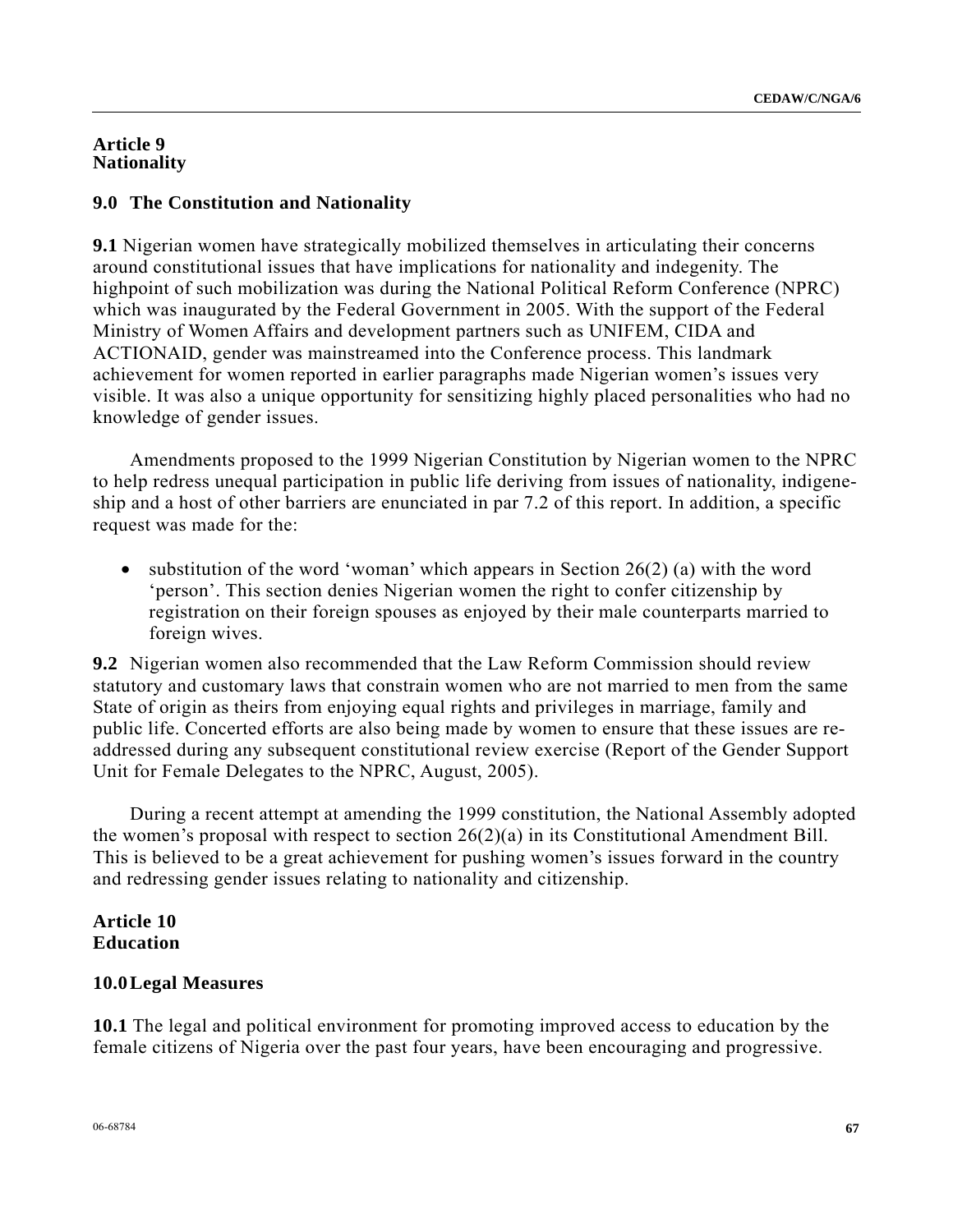## Article 9
## Nationality

### 9.0 The Constitution and Nationality

**9.1** Nigerian women have strategically mobilized themselves in articulating their concerns around constitutional issues that have implications for nationality and indegenity. The highpoint of such mobilization was during the National Political Reform Conference (NPRC) which was inaugurated by the Federal Government in 2005. With the support of the Federal Ministry of Women Affairs and development partners such as UNIFEM, CIDA and ACTIONAID, gender was mainstreamed into the Conference process. This landmark achievement for women reported in earlier paragraphs made Nigerian women's issues very visible. It was also a unique opportunity for sensitizing highly placed personalities who had no knowledge of gender issues.

Amendments proposed to the 1999 Nigerian Constitution by Nigerian women to the NPRC to help redress unequal participation in public life deriving from issues of nationality, indigene-ship and a host of other barriers are enunciated in par 7.2 of this report. In addition, a specific request was made for the:

- substitution of the word 'woman' which appears in Section 26(2) (a) with the word 'person'. This section denies Nigerian women the right to confer citizenship by registration on their foreign spouses as enjoyed by their male counterparts married to foreign wives.

**9.2** Nigerian women also recommended that the Law Reform Commission should review statutory and customary laws that constrain women who are not married to men from the same State of origin as theirs from enjoying equal rights and privileges in marriage, family and public life. Concerted efforts are also being made by women to ensure that these issues are re-addressed during any subsequent constitutional review exercise (Report of the Gender Support Unit for Female Delegates to the NPRC, August, 2005).

During a recent attempt at amending the 1999 constitution, the National Assembly adopted the women's proposal with respect to section 26(2)(a) in its Constitutional Amendment Bill. This is believed to be a great achievement for pushing women's issues forward in the country and redressing gender issues relating to nationality and citizenship.

## Article 10
## Education

### 10.0 Legal Measures

**10.1** The legal and political environment for promoting improved access to education by the female citizens of Nigeria over the past four years, have been encouraging and progressive.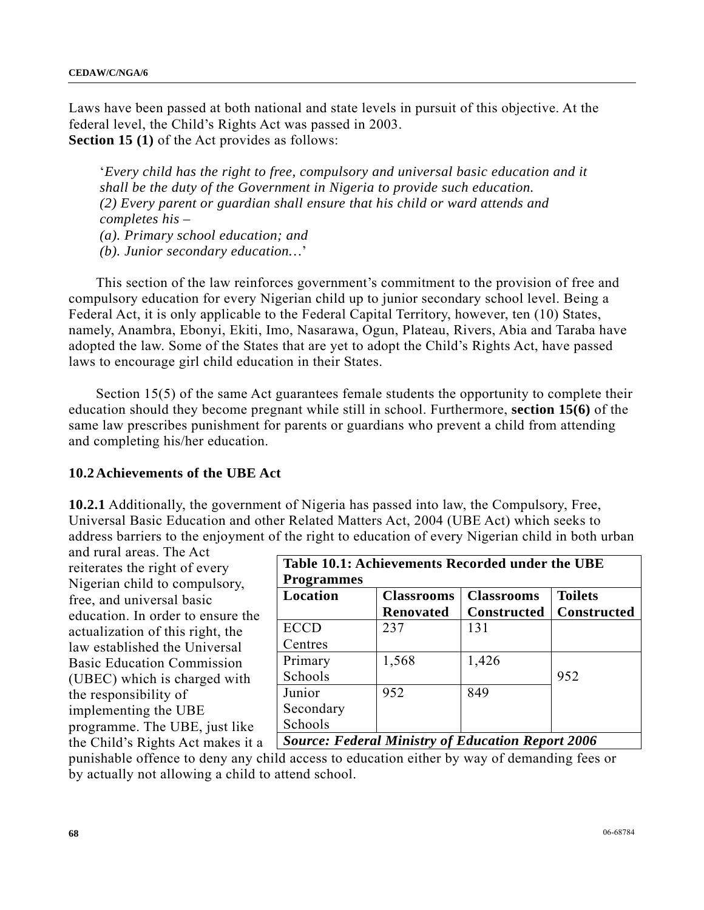Laws have been passed at both national and state levels in pursuit of this objective. At the federal level, the Child's Rights Act was passed in 2003.
**Section 15 (1)** of the Act provides as follows:

> '*Every child has the right to free, compulsory and universal basic education and it shall be the duty of the Government in Nigeria to provide such education.*
> *(2) Every parent or guardian shall ensure that his child or ward attends and completes his –*
> *(a). Primary school education; and*
> *(b). Junior secondary education…*'

This section of the law reinforces government's commitment to the provision of free and compulsory education for every Nigerian child up to junior secondary school level. Being a Federal Act, it is only applicable to the Federal Capital Territory, however, ten (10) States, namely, Anambra, Ebonyi, Ekiti, Imo, Nasarawa, Ogun, Plateau, Rivers, Abia and Taraba have adopted the law. Some of the States that are yet to adopt the Child's Rights Act, have passed laws to encourage girl child education in their States.

Section 15(5) of the same Act guarantees female students the opportunity to complete their education should they become pregnant while still in school. Furthermore, **section 15(6)** of the same law prescribes punishment for parents or guardians who prevent a child from attending and completing his/her education.

## 10.2 Achievements of the UBE Act

**10.2.1** Additionally, the government of Nigeria has passed into law, the Compulsory, Free, Universal Basic Education and other Related Matters Act, 2004 (UBE Act) which seeks to address barriers to the enjoyment of the right to education of every Nigerian child in both urban and rural areas. The Act reiterates the right of every Nigerian child to compulsory, free, and universal basic education. In order to ensure the actualization of this right, the law established the Universal Basic Education Commission (UBEC) which is charged with the responsibility of implementing the UBE programme. The UBE, just like the Child's Rights Act makes it a punishable offence to deny any child access to education either by way of demanding fees or by actually not allowing a child to attend school.

**Table 10.1: Achievements Recorded under the UBE Programmes**

| Location | Classrooms Renovated | Classrooms Constructed | Toilets Constructed |
|---|---|---|---|
| ECCD Centres | 237 | 131 | |
| Primary Schools | 1,568 | 1,426 | 952 |
| Junior Secondary Schools | 952 | 849 | |

***Source: Federal Ministry of Education Report 2006***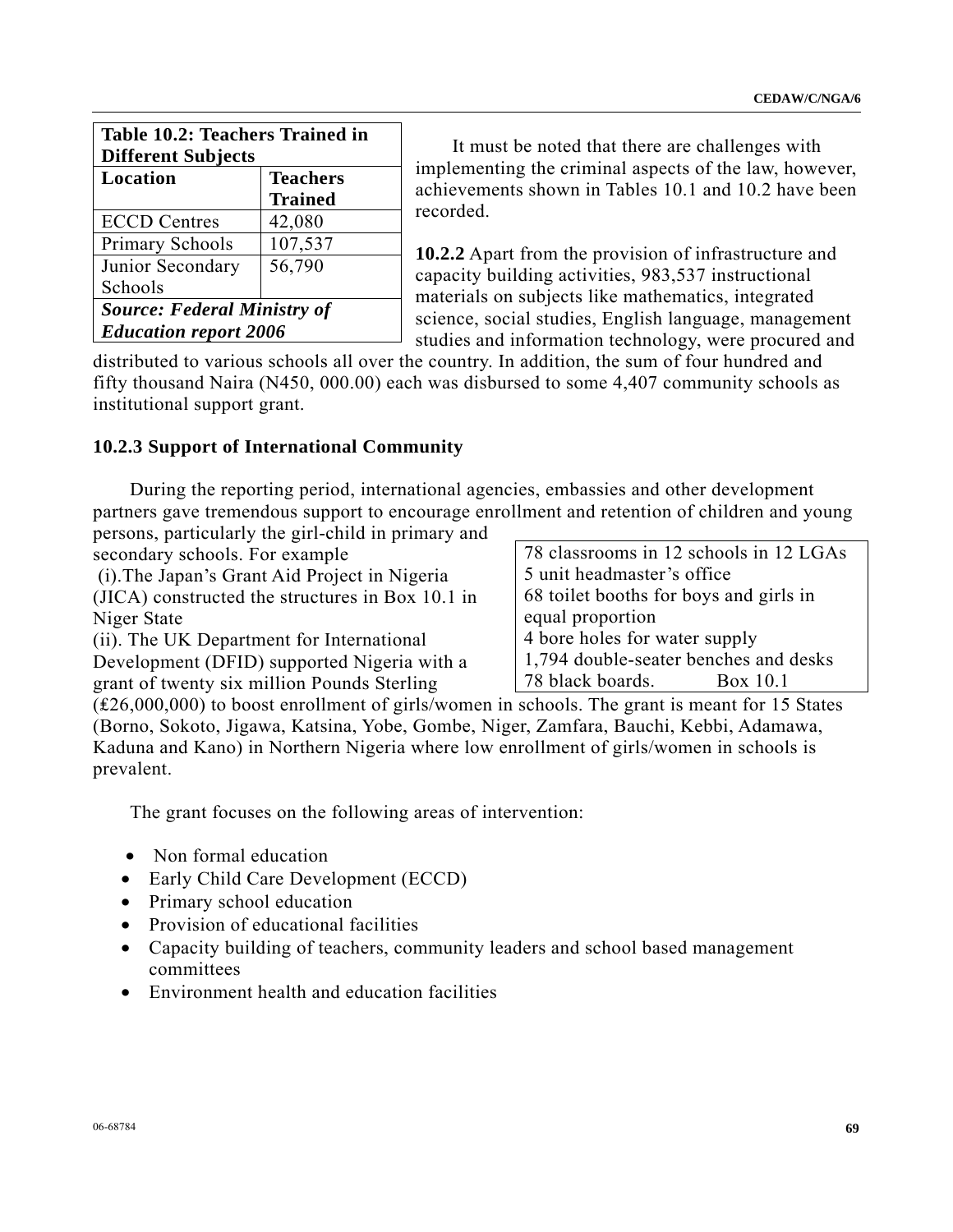**Table 10.2: Teachers Trained in Different Subjects**

| Location | Teachers Trained |
| --- | --- |
| ECCD Centres | 42,080 |
| Primary Schools | 107,537 |
| Junior Secondary Schools | 56,790 |

***Source: Federal Ministry of Education report 2006***

It must be noted that there are challenges with implementing the criminal aspects of the law, however, achievements shown in Tables 10.1 and 10.2 have been recorded.

**10.2.2** Apart from the provision of infrastructure and capacity building activities, 983,537 instructional materials on subjects like mathematics, integrated science, social studies, English language, management studies and information technology, were procured and distributed to various schools all over the country. In addition, the sum of four hundred and fifty thousand Naira (N450, 000.00) each was disbursed to some 4,407 community schools as institutional support grant.

### 10.2.3 Support of International Community

During the reporting period, international agencies, embassies and other development partners gave tremendous support to encourage enrollment and retention of children and young persons, particularly the girl-child in primary and secondary schools. For example

(i).The Japan's Grant Aid Project in Nigeria (JICA) constructed the structures in Box 10.1 in Niger State

(ii). The UK Department for International Development (DFID) supported Nigeria with a grant of twenty six million Pounds Sterling (₤26,000,000) to boost enrollment of girls/women in schools. The grant is meant for 15 States (Borno, Sokoto, Jigawa, Katsina, Yobe, Gombe, Niger, Zamfara, Bauchi, Kebbi, Adamawa, Kaduna and Kano) in Northern Nigeria where low enrollment of girls/women in schools is prevalent.

> 78 classrooms in 12 schools in 12 LGAs
> 5 unit headmaster's office
> 68 toilet booths for boys and girls in equal proportion
> 4 bore holes for water supply
> 1,794 double-seater benches and desks
> 78 black boards. Box 10.1

The grant focuses on the following areas of intervention:

- Non formal education
- Early Child Care Development (ECCD)
- Primary school education
- Provision of educational facilities
- Capacity building of teachers, community leaders and school based management committees
- Environment health and education facilities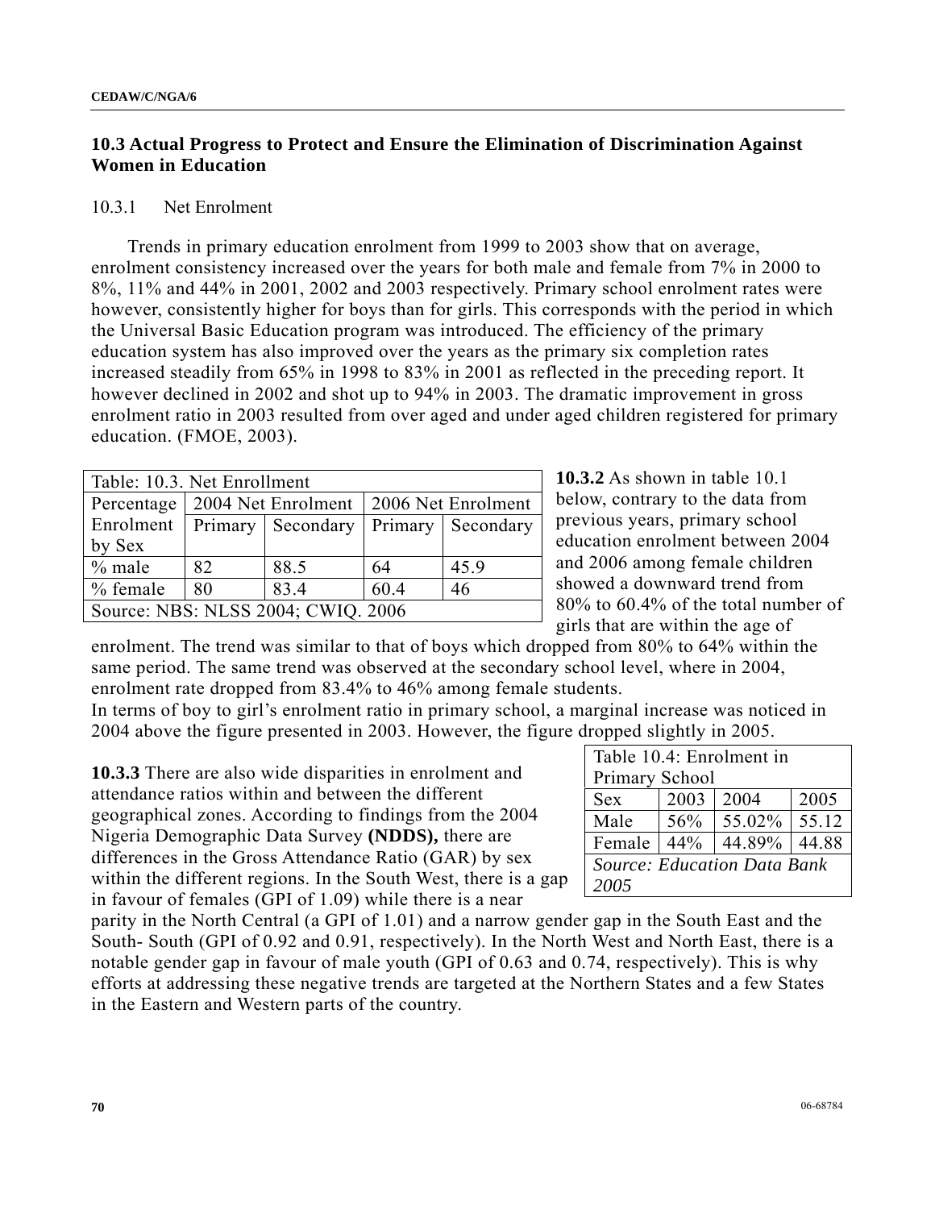## 10.3 Actual Progress to Protect and Ensure the Elimination of Discrimination Against Women in Education

10.3.1 Net Enrolment

Trends in primary education enrolment from 1999 to 2003 show that on average, enrolment consistency increased over the years for both male and female from 7% in 2000 to 8%, 11% and 44% in 2001, 2002 and 2003 respectively. Primary school enrolment rates were however, consistently higher for boys than for girls. This corresponds with the period in which the Universal Basic Education program was introduced. The efficiency of the primary education system has also improved over the years as the primary six completion rates increased steadily from 65% in 1998 to 83% in 2001 as reflected in the preceding report. It however declined in 2002 and shot up to 94% in 2003. The dramatic improvement in gross enrolment ratio in 2003 resulted from over aged and under aged children registered for primary education. (FMOE, 2003).

| Table: 10.3. Net Enrollment | | | | |
|---|---|---|---|---|
| Percentage Enrolment by Sex | 2004 Net Enrolment | | 2006 Net Enrolment | |
| | Primary | Secondary | Primary | Secondary |
| % male | 82 | 88.5 | 64 | 45.9 |
| % female | 80 | 83.4 | 60.4 | 46 |
| Source: NBS: NLSS 2004; CWIQ. 2006 | | | | |

**10.3.2** As shown in table 10.1 below, contrary to the data from previous years, primary school education enrolment between 2004 and 2006 among female children showed a downward trend from 80% to 60.4% of the total number of girls that are within the age of enrolment. The trend was similar to that of boys which dropped from 80% to 64% within the same period. The same trend was observed at the secondary school level, where in 2004, enrolment rate dropped from 83.4% to 46% among female students.

In terms of boy to girl's enrolment ratio in primary school, a marginal increase was noticed in 2004 above the figure presented in 2003. However, the figure dropped slightly in 2005.

| Table 10.4: Enrolment in Primary School | | | |
|---|---|---|---|
| Sex | 2003 | 2004 | 2005 |
| Male | 56% | 55.02% | 55.12 |
| Female | 44% | 44.89% | 44.88 |
| *Source: Education Data Bank 2005* | | | |

**10.3.3** There are also wide disparities in enrolment and attendance ratios within and between the different geographical zones. According to findings from the 2004 Nigeria Demographic Data Survey **(NDDS),** there are differences in the Gross Attendance Ratio (GAR) by sex within the different regions. In the South West, there is a gap in favour of females (GPI of 1.09) while there is a near parity in the North Central (a GPI of 1.01) and a narrow gender gap in the South East and the South- South (GPI of 0.92 and 0.91, respectively). In the North West and North East, there is a notable gender gap in favour of male youth (GPI of 0.63 and 0.74, respectively). This is why efforts at addressing these negative trends are targeted at the Northern States and a few States in the Eastern and Western parts of the country.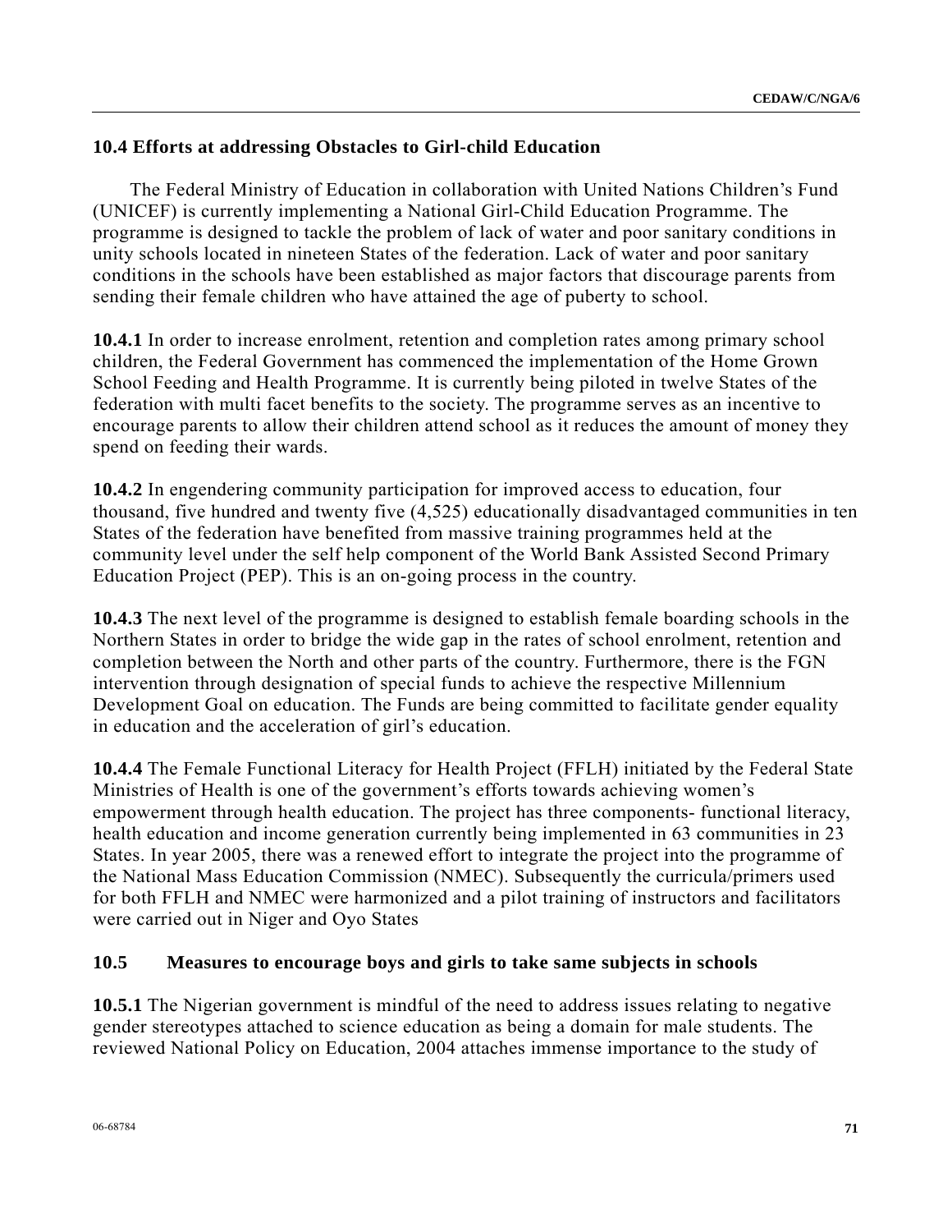### 10.4 Efforts at addressing Obstacles to Girl-child Education

The Federal Ministry of Education in collaboration with United Nations Children's Fund (UNICEF) is currently implementing a National Girl-Child Education Programme. The programme is designed to tackle the problem of lack of water and poor sanitary conditions in unity schools located in nineteen States of the federation. Lack of water and poor sanitary conditions in the schools have been established as major factors that discourage parents from sending their female children who have attained the age of puberty to school.

**10.4.1** In order to increase enrolment, retention and completion rates among primary school children, the Federal Government has commenced the implementation of the Home Grown School Feeding and Health Programme. It is currently being piloted in twelve States of the federation with multi facet benefits to the society. The programme serves as an incentive to encourage parents to allow their children attend school as it reduces the amount of money they spend on feeding their wards.

**10.4.2** In engendering community participation for improved access to education, four thousand, five hundred and twenty five (4,525) educationally disadvantaged communities in ten States of the federation have benefited from massive training programmes held at the community level under the self help component of the World Bank Assisted Second Primary Education Project (PEP). This is an on-going process in the country.

**10.4.3** The next level of the programme is designed to establish female boarding schools in the Northern States in order to bridge the wide gap in the rates of school enrolment, retention and completion between the North and other parts of the country. Furthermore, there is the FGN intervention through designation of special funds to achieve the respective Millennium Development Goal on education. The Funds are being committed to facilitate gender equality in education and the acceleration of girl's education.

**10.4.4** The Female Functional Literacy for Health Project (FFLH) initiated by the Federal State Ministries of Health is one of the government's efforts towards achieving women's empowerment through health education. The project has three components- functional literacy, health education and income generation currently being implemented in 63 communities in 23 States. In year 2005, there was a renewed effort to integrate the project into the programme of the National Mass Education Commission (NMEC). Subsequently the curricula/primers used for both FFLH and NMEC were harmonized and a pilot training of instructors and facilitators were carried out in Niger and Oyo States

### 10.5 Measures to encourage boys and girls to take same subjects in schools

**10.5.1** The Nigerian government is mindful of the need to address issues relating to negative gender stereotypes attached to science education as being a domain for male students. The reviewed National Policy on Education, 2004 attaches immense importance to the study of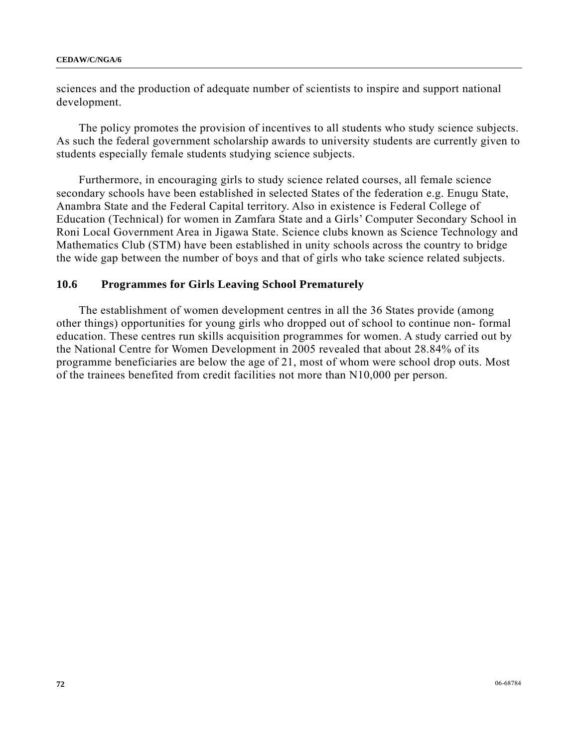sciences and the production of adequate number of scientists to inspire and support national development.

The policy promotes the provision of incentives to all students who study science subjects. As such the federal government scholarship awards to university students are currently given to students especially female students studying science subjects.

Furthermore, in encouraging girls to study science related courses, all female science secondary schools have been established in selected States of the federation e.g. Enugu State, Anambra State and the Federal Capital territory. Also in existence is Federal College of Education (Technical) for women in Zamfara State and a Girls' Computer Secondary School in Roni Local Government Area in Jigawa State. Science clubs known as Science Technology and Mathematics Club (STM) have been established in unity schools across the country to bridge the wide gap between the number of boys and that of girls who take science related subjects.

## 10.6 Programmes for Girls Leaving School Prematurely

The establishment of women development centres in all the 36 States provide (among other things) opportunities for young girls who dropped out of school to continue non- formal education. These centres run skills acquisition programmes for women. A study carried out by the National Centre for Women Development in 2005 revealed that about 28.84% of its programme beneficiaries are below the age of 21, most of whom were school drop outs. Most of the trainees benefited from credit facilities not more than N10,000 per person.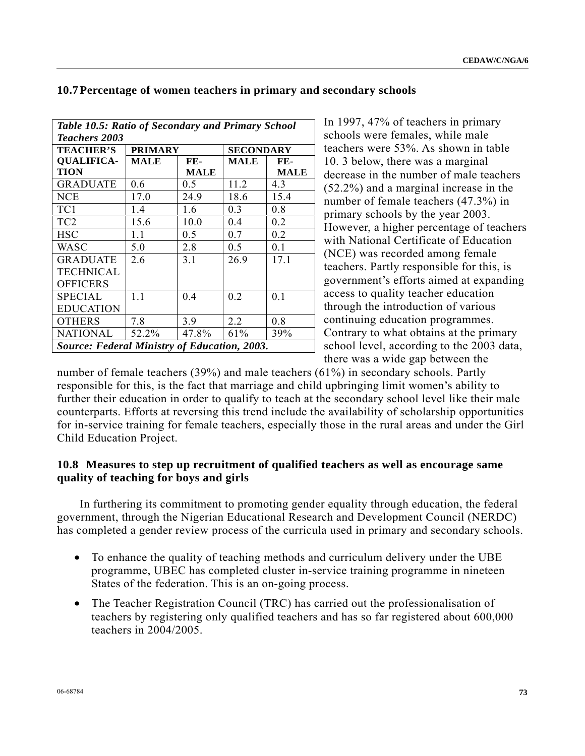### 10.7 Percentage of women teachers in primary and secondary schools

| *Table 10.5: Ratio of Secondary and Primary School Teachers 2003* | | | | |
|---|---|---|---|---|
| **TEACHER'S QUALIFICA-TION** | **PRIMARY** | | **SECONDARY** | |
| | **MALE** | **FE-MALE** | **MALE** | **FE-MALE** |
| GRADUATE | 0.6 | 0.5 | 11.2 | 4.3 |
| NCE | 17.0 | 24.9 | 18.6 | 15.4 |
| TC1 | 1.4 | 1.6 | 0.3 | 0.8 |
| TC2 | 15.6 | 10.0 | 0.4 | 0.2 |
| HSC | 1.1 | 0.5 | 0.7 | 0.2 |
| WASC | 5.0 | 2.8 | 0.5 | 0.1 |
| GRADUATE TECHNICAL OFFICERS | 2.6 | 3.1 | 26.9 | 17.1 |
| SPECIAL EDUCATION | 1.1 | 0.4 | 0.2 | 0.1 |
| OTHERS | 7.8 | 3.9 | 2.2 | 0.8 |
| NATIONAL | 52.2% | 47.8% | 61% | 39% |
| ***Source: Federal Ministry of Education, 2003.*** | | | | |

In 1997, 47% of teachers in primary schools were females, while male teachers were 53%. As shown in table 10. 3 below, there was a marginal decrease in the number of male teachers (52.2%) and a marginal increase in the number of female teachers (47.3%) in primary schools by the year 2003. However, a higher percentage of teachers with National Certificate of Education (NCE) was recorded among female teachers. Partly responsible for this, is government's efforts aimed at expanding access to quality teacher education through the introduction of various continuing education programmes. Contrary to what obtains at the primary school level, according to the 2003 data, there was a wide gap between the number of female teachers (39%) and male teachers (61%) in secondary schools. Partly responsible for this, is the fact that marriage and child upbringing limit women's ability to further their education in order to qualify to teach at the secondary school level like their male counterparts. Efforts at reversing this trend include the availability of scholarship opportunities for in-service training for female teachers, especially those in the rural areas and under the Girl Child Education Project.

### 10.8 Measures to step up recruitment of qualified teachers as well as encourage same quality of teaching for boys and girls

In furthering its commitment to promoting gender equality through education, the federal government, through the Nigerian Educational Research and Development Council (NERDC) has completed a gender review process of the curricula used in primary and secondary schools.

- To enhance the quality of teaching methods and curriculum delivery under the UBE programme, UBEC has completed cluster in-service training programme in nineteen States of the federation. This is an on-going process.
- The Teacher Registration Council (TRC) has carried out the professionalisation of teachers by registering only qualified teachers and has so far registered about 600,000 teachers in 2004/2005.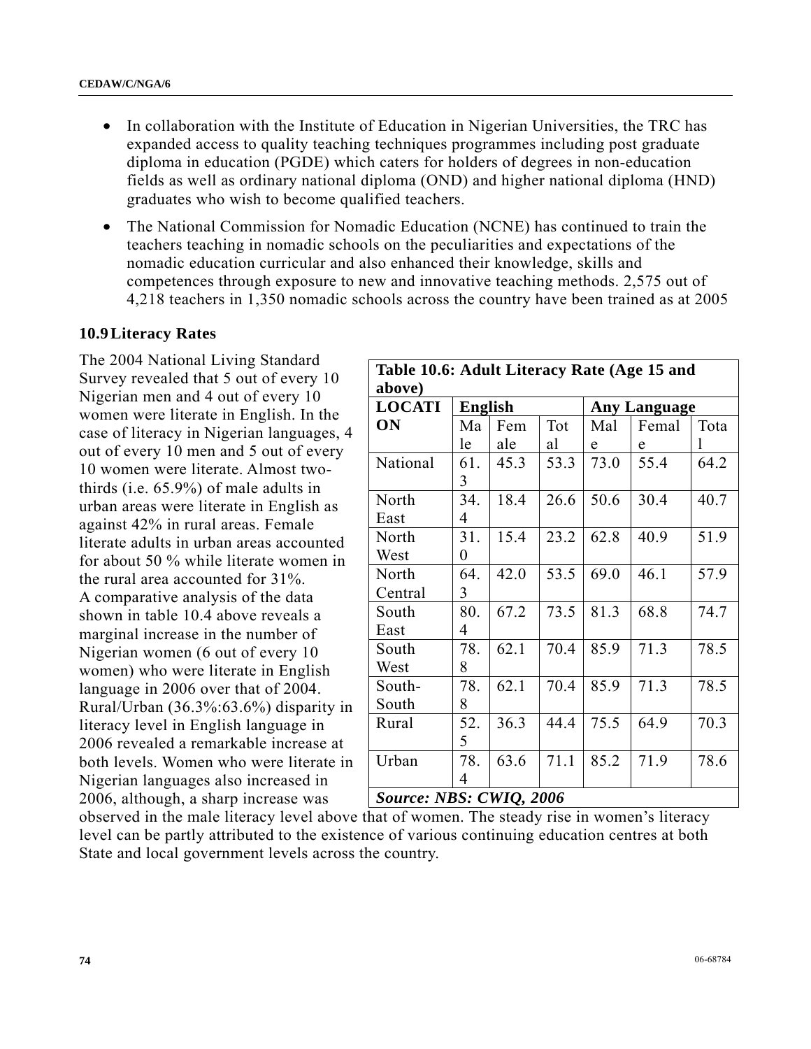- In collaboration with the Institute of Education in Nigerian Universities, the TRC has expanded access to quality teaching techniques programmes including post graduate diploma in education (PGDE) which caters for holders of degrees in non-education fields as well as ordinary national diploma (OND) and higher national diploma (HND) graduates who wish to become qualified teachers.
- The National Commission for Nomadic Education (NCNE) has continued to train the teachers teaching in nomadic schools on the peculiarities and expectations of the nomadic education curricular and also enhanced their knowledge, skills and competences through exposure to new and innovative teaching methods. 2,575 out of 4,218 teachers in 1,350 nomadic schools across the country have been trained as at 2005

## 10.9 Literacy Rates

The 2004 National Living Standard Survey revealed that 5 out of every 10 Nigerian men and 4 out of every 10 women were literate in English. In the case of literacy in Nigerian languages, 4 out of every 10 men and 5 out of every 10 women were literate. Almost two-thirds (i.e. 65.9%) of male adults in urban areas were literate in English as against 42% in rural areas. Female literate adults in urban areas accounted for about 50 % while literate women in the rural area accounted for 31%. A comparative analysis of the data shown in table 10.4 above reveals a marginal increase in the number of Nigerian women (6 out of every 10 women) who were literate in English language in 2006 over that of 2004. Rural/Urban (36.3%:63.6%) disparity in literacy level in English language in 2006 revealed a remarkable increase at both levels. Women who were literate in Nigerian languages also increased in 2006, although, a sharp increase was observed in the male literacy level above that of women. The steady rise in women's literacy level can be partly attributed to the existence of various continuing education centres at both State and local government levels across the country.

**Table 10.6: Adult Literacy Rate (Age 15 and above)**

| LOCATION | English | | | Any Language | | |
|---|---|---|---|---|---|---|
| | Male | Female | Total | Male | Female | Total |
| National | 61.3 | 45.3 | 53.3 | 73.0 | 55.4 | 64.2 |
| North East | 34.4 | 18.4 | 26.6 | 50.6 | 30.4 | 40.7 |
| North West | 31.0 | 15.4 | 23.2 | 62.8 | 40.9 | 51.9 |
| North Central | 64.3 | 42.0 | 53.5 | 69.0 | 46.1 | 57.9 |
| South East | 80.4 | 67.2 | 73.5 | 81.3 | 68.8 | 74.7 |
| South West | 78.8 | 62.1 | 70.4 | 85.9 | 71.3 | 78.5 |
| South-South | 78.8 | 62.1 | 70.4 | 85.9 | 71.3 | 78.5 |
| Rural | 52.5 | 36.3 | 44.4 | 75.5 | 64.9 | 70.3 |
| Urban | 78.4 | 63.6 | 71.1 | 85.2 | 71.9 | 78.6 |

***Source: NBS: CWIQ, 2006***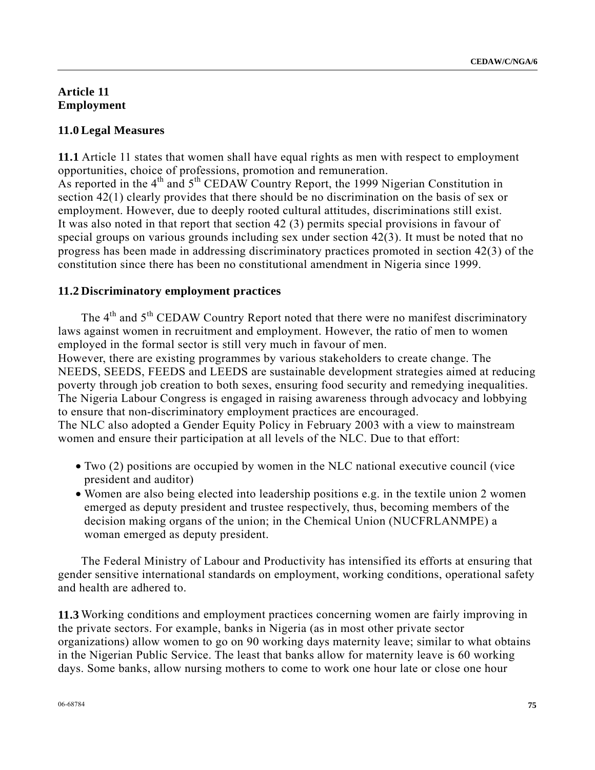## Article 11
## Employment

### 11.0 Legal Measures

**11.1** Article 11 states that women shall have equal rights as men with respect to employment opportunities, choice of professions, promotion and remuneration.
As reported in the 4th and 5th CEDAW Country Report, the 1999 Nigerian Constitution in section 42(1) clearly provides that there should be no discrimination on the basis of sex or employment. However, due to deeply rooted cultural attitudes, discriminations still exist.
It was also noted in that report that section 42 (3) permits special provisions in favour of special groups on various grounds including sex under section 42(3). It must be noted that no progress has been made in addressing discriminatory practices promoted in section 42(3) of the constitution since there has been no constitutional amendment in Nigeria since 1999.

### 11.2 Discriminatory employment practices

The 4th and 5th CEDAW Country Report noted that there were no manifest discriminatory laws against women in recruitment and employment. However, the ratio of men to women employed in the formal sector is still very much in favour of men.
However, there are existing programmes by various stakeholders to create change. The NEEDS, SEEDS, FEEDS and LEEDS are sustainable development strategies aimed at reducing poverty through job creation to both sexes, ensuring food security and remedying inequalities. The Nigeria Labour Congress is engaged in raising awareness through advocacy and lobbying to ensure that non-discriminatory employment practices are encouraged.
The NLC also adopted a Gender Equity Policy in February 2003 with a view to mainstream women and ensure their participation at all levels of the NLC. Due to that effort:

- Two (2) positions are occupied by women in the NLC national executive council (vice president and auditor)
- Women are also being elected into leadership positions e.g. in the textile union 2 women emerged as deputy president and trustee respectively, thus, becoming members of the decision making organs of the union; in the Chemical Union (NUCFRLANMPE) a woman emerged as deputy president.

The Federal Ministry of Labour and Productivity has intensified its efforts at ensuring that gender sensitive international standards on employment, working conditions, operational safety and health are adhered to.

**11.3** Working conditions and employment practices concerning women are fairly improving in the private sectors. For example, banks in Nigeria (as in most other private sector organizations) allow women to go on 90 working days maternity leave; similar to what obtains in the Nigerian Public Service. The least that banks allow for maternity leave is 60 working days. Some banks, allow nursing mothers to come to work one hour late or close one hour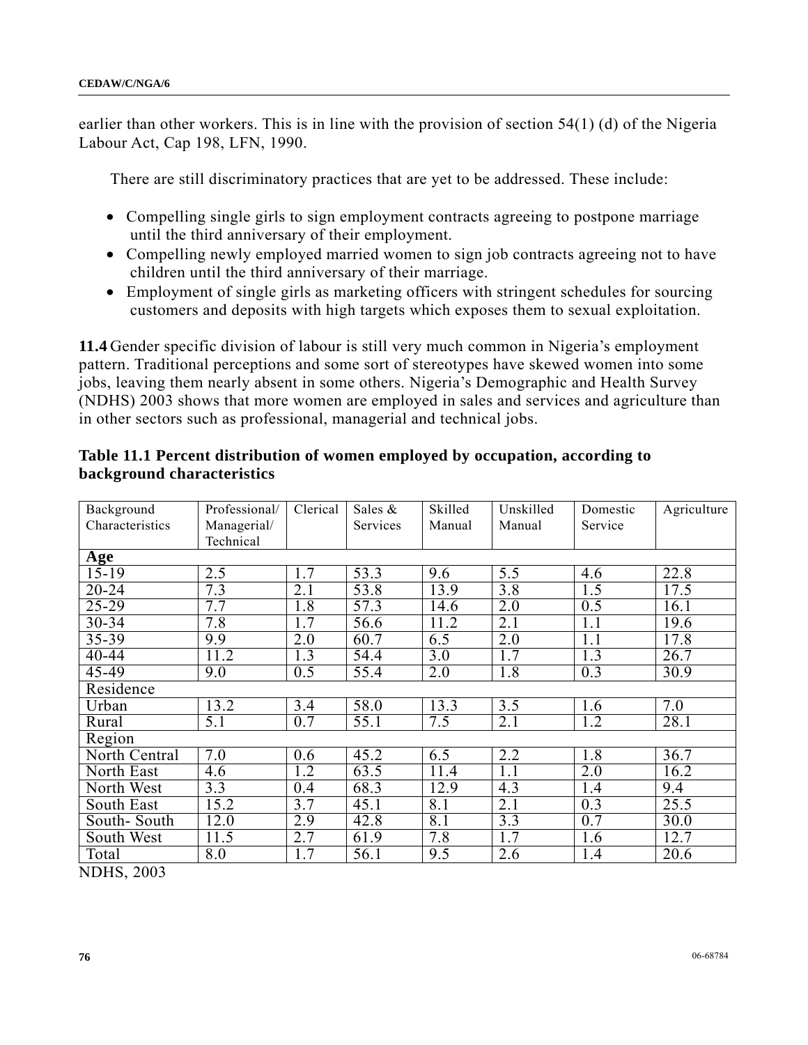earlier than other workers. This is in line with the provision of section 54(1) (d) of the Nigeria Labour Act, Cap 198, LFN, 1990.

There are still discriminatory practices that are yet to be addressed. These include:

- Compelling single girls to sign employment contracts agreeing to postpone marriage until the third anniversary of their employment.
- Compelling newly employed married women to sign job contracts agreeing not to have children until the third anniversary of their marriage.
- Employment of single girls as marketing officers with stringent schedules for sourcing customers and deposits with high targets which exposes them to sexual exploitation.

**11.4** Gender specific division of labour is still very much common in Nigeria's employment pattern. Traditional perceptions and some sort of stereotypes have skewed women into some jobs, leaving them nearly absent in some others. Nigeria's Demographic and Health Survey (NDHS) 2003 shows that more women are employed in sales and services and agriculture than in other sectors such as professional, managerial and technical jobs.

**Table 11.1 Percent distribution of women employed by occupation, according to background characteristics**

| Background Characteristics | Professional/ Managerial/ Technical | Clerical | Sales & Services | Skilled Manual | Unskilled Manual | Domestic Service | Agriculture |
|---|---|---|---|---|---|---|---|
| **Age** | | | | | | | |
| 15-19 | 2.5 | 1.7 | 53.3 | 9.6 | 5.5 | 4.6 | 22.8 |
| 20-24 | 7.3 | 2.1 | 53.8 | 13.9 | 3.8 | 1.5 | 17.5 |
| 25-29 | 7.7 | 1.8 | 57.3 | 14.6 | 2.0 | 0.5 | 16.1 |
| 30-34 | 7.8 | 1.7 | 56.6 | 11.2 | 2.1 | 1.1 | 19.6 |
| 35-39 | 9.9 | 2.0 | 60.7 | 6.5 | 2.0 | 1.1 | 17.8 |
| 40-44 | 11.2 | 1.3 | 54.4 | 3.0 | 1.7 | 1.3 | 26.7 |
| 45-49 | 9.0 | 0.5 | 55.4 | 2.0 | 1.8 | 0.3 | 30.9 |
| Residence | | | | | | | |
| Urban | 13.2 | 3.4 | 58.0 | 13.3 | 3.5 | 1.6 | 7.0 |
| Rural | 5.1 | 0.7 | 55.1 | 7.5 | 2.1 | 1.2 | 28.1 |
| Region | | | | | | | |
| North Central | 7.0 | 0.6 | 45.2 | 6.5 | 2.2 | 1.8 | 36.7 |
| North East | 4.6 | 1.2 | 63.5 | 11.4 | 1.1 | 2.0 | 16.2 |
| North West | 3.3 | 0.4 | 68.3 | 12.9 | 4.3 | 1.4 | 9.4 |
| South East | 15.2 | 3.7 | 45.1 | 8.1 | 2.1 | 0.3 | 25.5 |
| South- South | 12.0 | 2.9 | 42.8 | 8.1 | 3.3 | 0.7 | 30.0 |
| South West | 11.5 | 2.7 | 61.9 | 7.8 | 1.7 | 1.6 | 12.7 |
| Total | 8.0 | 1.7 | 56.1 | 9.5 | 2.6 | 1.4 | 20.6 |

NDHS, 2003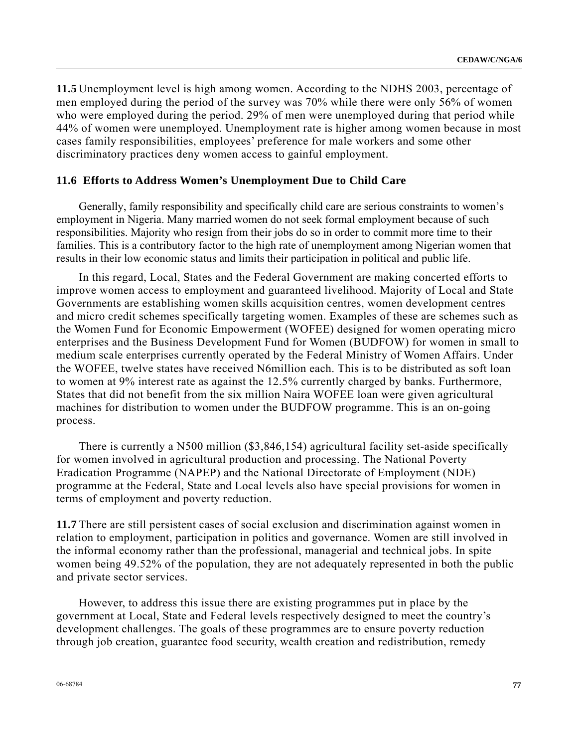**11.5** Unemployment level is high among women. According to the NDHS 2003, percentage of men employed during the period of the survey was 70% while there were only 56% of women who were employed during the period. 29% of men were unemployed during that period while 44% of women were unemployed. Unemployment rate is higher among women because in most cases family responsibilities, employees' preference for male workers and some other discriminatory practices deny women access to gainful employment.

### 11.6 Efforts to Address Women's Unemployment Due to Child Care

Generally, family responsibility and specifically child care are serious constraints to women's employment in Nigeria. Many married women do not seek formal employment because of such responsibilities. Majority who resign from their jobs do so in order to commit more time to their families. This is a contributory factor to the high rate of unemployment among Nigerian women that results in their low economic status and limits their participation in political and public life.

In this regard, Local, States and the Federal Government are making concerted efforts to improve women access to employment and guaranteed livelihood. Majority of Local and State Governments are establishing women skills acquisition centres, women development centres and micro credit schemes specifically targeting women. Examples of these are schemes such as the Women Fund for Economic Empowerment (WOFEE) designed for women operating micro enterprises and the Business Development Fund for Women (BUDFOW) for women in small to medium scale enterprises currently operated by the Federal Ministry of Women Affairs. Under the WOFEE, twelve states have received N6million each. This is to be distributed as soft loan to women at 9% interest rate as against the 12.5% currently charged by banks. Furthermore, States that did not benefit from the six million Naira WOFEE loan were given agricultural machines for distribution to women under the BUDFOW programme. This is an on-going process.

There is currently a N500 million ($3,846,154) agricultural facility set-aside specifically for women involved in agricultural production and processing. The National Poverty Eradication Programme (NAPEP) and the National Directorate of Employment (NDE) programme at the Federal, State and Local levels also have special provisions for women in terms of employment and poverty reduction.

**11.7** There are still persistent cases of social exclusion and discrimination against women in relation to employment, participation in politics and governance. Women are still involved in the informal economy rather than the professional, managerial and technical jobs. In spite women being 49.52% of the population, they are not adequately represented in both the public and private sector services.

However, to address this issue there are existing programmes put in place by the government at Local, State and Federal levels respectively designed to meet the country's development challenges. The goals of these programmes are to ensure poverty reduction through job creation, guarantee food security, wealth creation and redistribution, remedy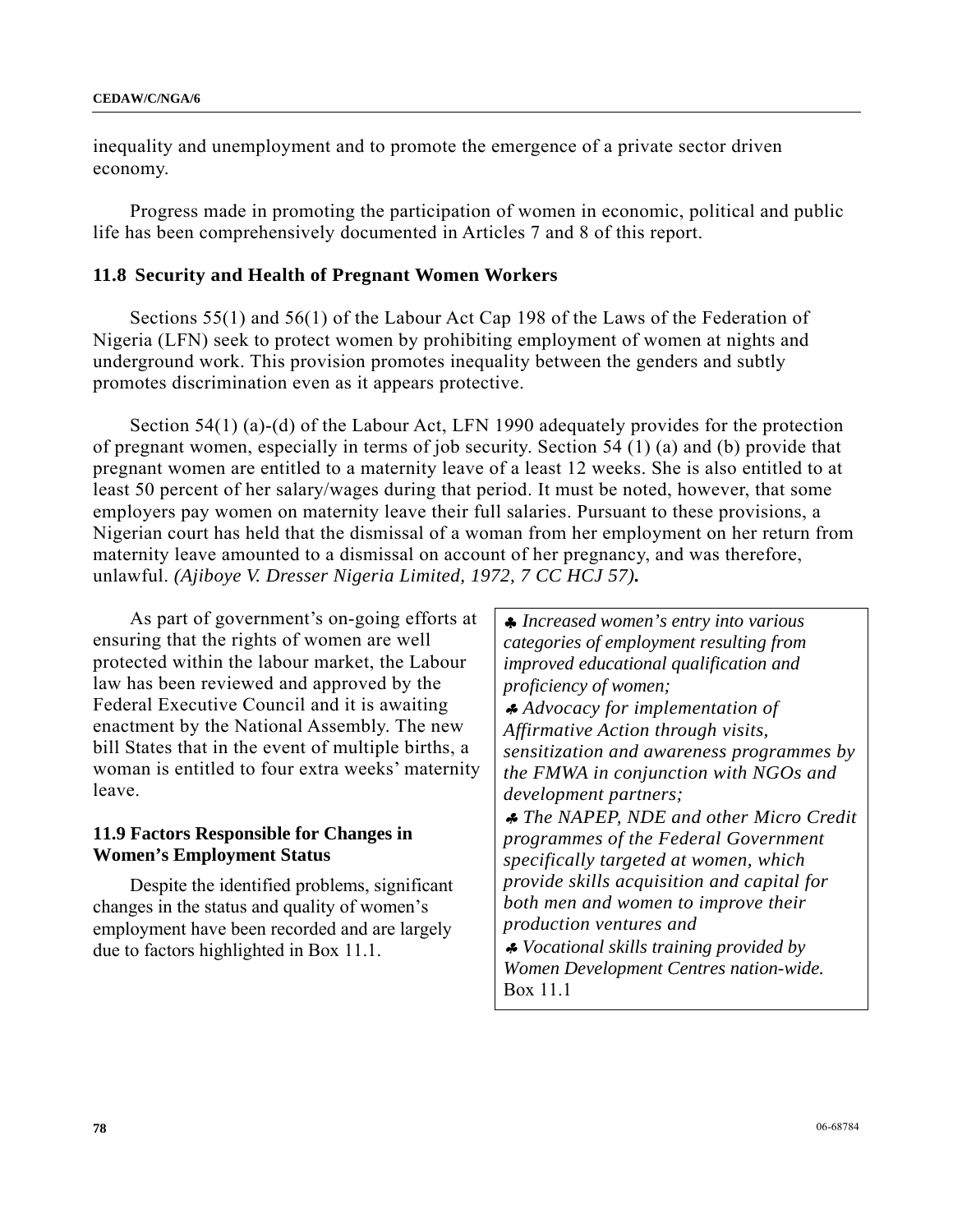inequality and unemployment and to promote the emergence of a private sector driven economy.

Progress made in promoting the participation of women in economic, political and public life has been comprehensively documented in Articles 7 and 8 of this report.

### 11.8 Security and Health of Pregnant Women Workers

Sections 55(1) and 56(1) of the Labour Act Cap 198 of the Laws of the Federation of Nigeria (LFN) seek to protect women by prohibiting employment of women at nights and underground work. This provision promotes inequality between the genders and subtly promotes discrimination even as it appears protective.

Section 54(1) (a)-(d) of the Labour Act, LFN 1990 adequately provides for the protection of pregnant women, especially in terms of job security. Section 54 (1) (a) and (b) provide that pregnant women are entitled to a maternity leave of a least 12 weeks. She is also entitled to at least 50 percent of her salary/wages during that period. It must be noted, however, that some employers pay women on maternity leave their full salaries. Pursuant to these provisions, a Nigerian court has held that the dismissal of a woman from her employment on her return from maternity leave amounted to a dismissal on account of her pregnancy, and was therefore, unlawful. *(Ajiboye V. Dresser Nigeria Limited, 1972, 7 CC HCJ 57)***.**

As part of government's on-going efforts at ensuring that the rights of women are well protected within the labour market, the Labour law has been reviewed and approved by the Federal Executive Council and it is awaiting enactment by the National Assembly. The new bill States that in the event of multiple births, a woman is entitled to four extra weeks' maternity leave.

### 11.9 Factors Responsible for Changes in Women's Employment Status

Despite the identified problems, significant changes in the status and quality of women's employment have been recorded and are largely due to factors highlighted in Box 11.1.

> ♣ *Increased women's entry into various categories of employment resulting from improved educational qualification and proficiency of women;*
> ♣ *Advocacy for implementation of Affirmative Action through visits, sensitization and awareness programmes by the FMWA in conjunction with NGOs and development partners;*
> ♣ *The NAPEP, NDE and other Micro Credit programmes of the Federal Government specifically targeted at women, which provide skills acquisition and capital for both men and women to improve their production ventures and*
> ♣ *Vocational skills training provided by Women Development Centres nation-wide.*
> Box 11.1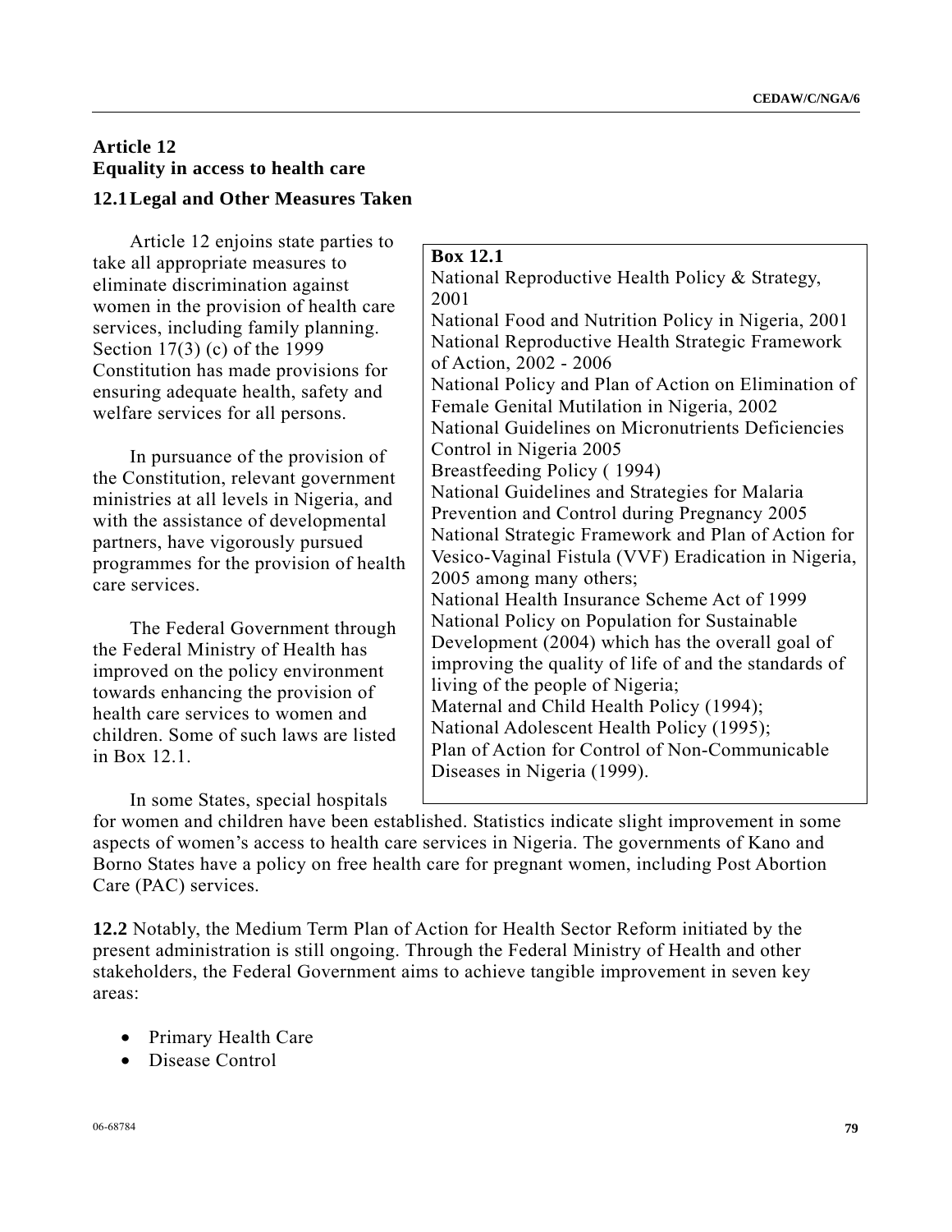## Article 12
## Equality in access to health care

### 12.1 Legal and Other Measures Taken

Article 12 enjoins state parties to take all appropriate measures to eliminate discrimination against women in the provision of health care services, including family planning. Section 17(3) (c) of the 1999 Constitution has made provisions for ensuring adequate health, safety and welfare services for all persons.

In pursuance of the provision of the Constitution, relevant government ministries at all levels in Nigeria, and with the assistance of developmental partners, have vigorously pursued programmes for the provision of health care services.

The Federal Government through the Federal Ministry of Health has improved on the policy environment towards enhancing the provision of health care services to women and children. Some of such laws are listed in Box 12.1.

> **Box 12.1**
> National Reproductive Health Policy & Strategy, 2001
> National Food and Nutrition Policy in Nigeria, 2001
> National Reproductive Health Strategic Framework of Action, 2002 - 2006
> National Policy and Plan of Action on Elimination of Female Genital Mutilation in Nigeria, 2002
> National Guidelines on Micronutrients Deficiencies Control in Nigeria 2005
> Breastfeeding Policy ( 1994)
> National Guidelines and Strategies for Malaria Prevention and Control during Pregnancy 2005
> National Strategic Framework and Plan of Action for Vesico-Vaginal Fistula (VVF) Eradication in Nigeria, 2005 among many others;
> National Health Insurance Scheme Act of 1999
> National Policy on Population for Sustainable Development (2004) which has the overall goal of improving the quality of life of and the standards of living of the people of Nigeria;
> Maternal and Child Health Policy (1994);
> National Adolescent Health Policy (1995);
> Plan of Action for Control of Non-Communicable Diseases in Nigeria (1999).

In some States, special hospitals for women and children have been established. Statistics indicate slight improvement in some aspects of women's access to health care services in Nigeria. The governments of Kano and Borno States have a policy on free health care for pregnant women, including Post Abortion Care (PAC) services.

**12.2** Notably, the Medium Term Plan of Action for Health Sector Reform initiated by the present administration is still ongoing. Through the Federal Ministry of Health and other stakeholders, the Federal Government aims to achieve tangible improvement in seven key areas:

- Primary Health Care
- Disease Control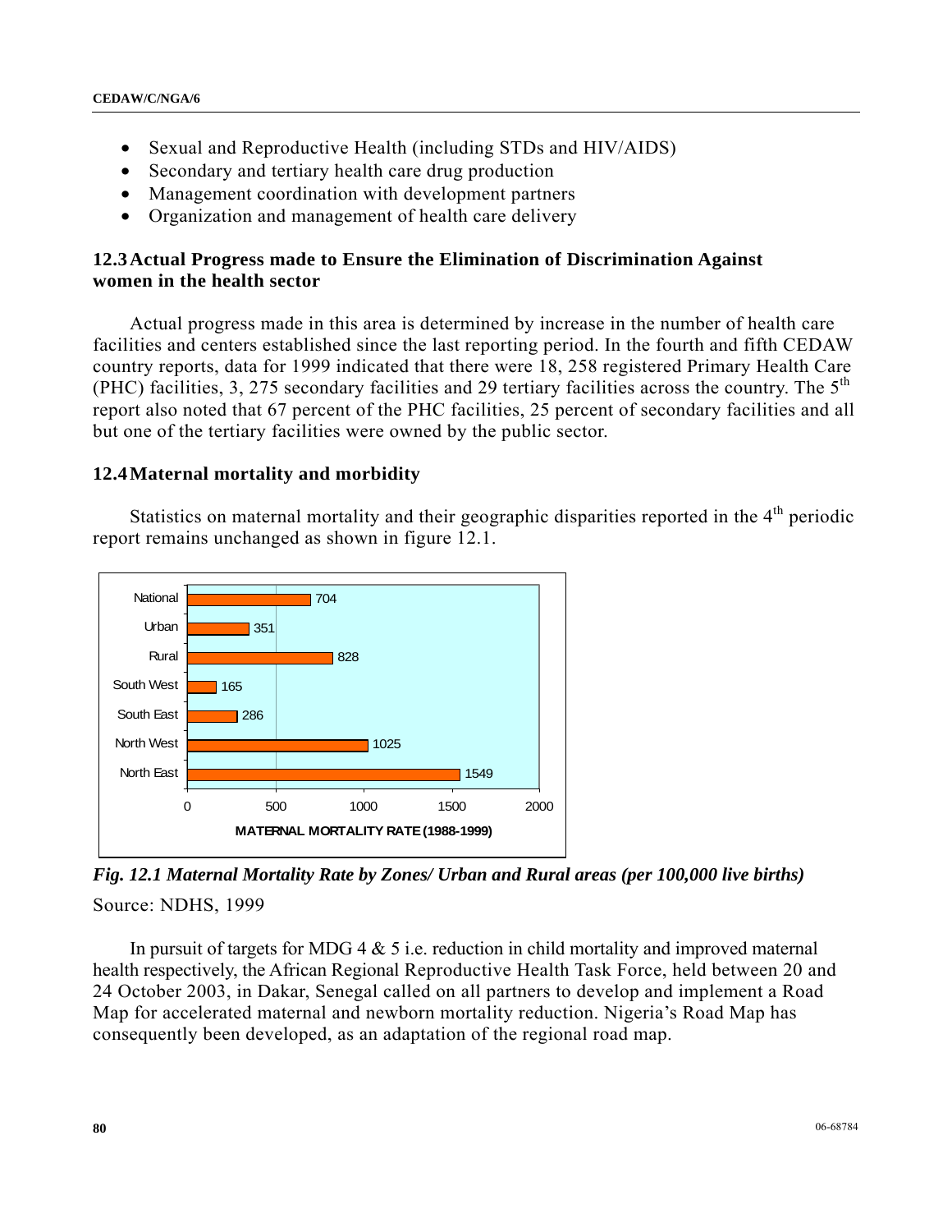- Sexual and Reproductive Health (including STDs and HIV/AIDS)
- Secondary and tertiary health care drug production
- Management coordination with development partners
- Organization and management of health care delivery

### 12.3 Actual Progress made to Ensure the Elimination of Discrimination Against women in the health sector

Actual progress made in this area is determined by increase in the number of health care facilities and centers established since the last reporting period. In the fourth and fifth CEDAW country reports, data for 1999 indicated that there were 18, 258 registered Primary Health Care (PHC) facilities, 3, 275 secondary facilities and 29 tertiary facilities across the country. The 5th report also noted that 67 percent of the PHC facilities, 25 percent of secondary facilities and all but one of the tertiary facilities were owned by the public sector.

### 12.4 Maternal mortality and morbidity

Statistics on maternal mortality and their geographic disparities reported in the 4th periodic report remains unchanged as shown in figure 12.1.

| | MATERNAL MORTALITY RATE (1988-1999) |
|---|---|
| National | 704 |
| Urban | 351 |
| Rural | 828 |
| South West | 165 |
| South East | 286 |
| North West | 1025 |
| North East | 1549 |

***Fig. 12.1 Maternal Mortality Rate by Zones/ Urban and Rural areas (per 100,000 live births)***

Source: NDHS, 1999

In pursuit of targets for MDG 4 & 5 i.e. reduction in child mortality and improved maternal health respectively, the African Regional Reproductive Health Task Force, held between 20 and 24 October 2003, in Dakar, Senegal called on all partners to develop and implement a Road Map for accelerated maternal and newborn mortality reduction. Nigeria's Road Map has consequently been developed, as an adaptation of the regional road map.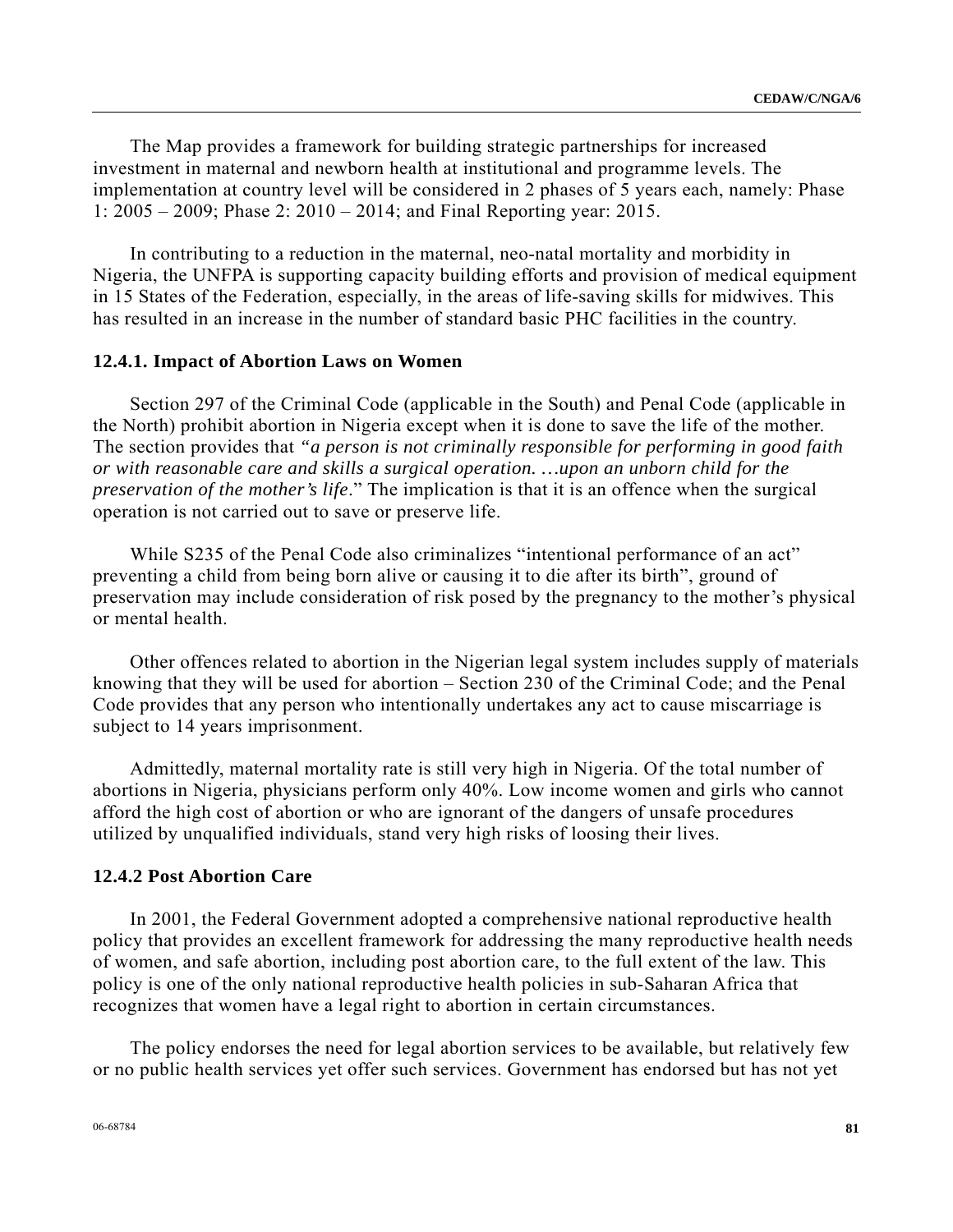The Map provides a framework for building strategic partnerships for increased investment in maternal and newborn health at institutional and programme levels. The implementation at country level will be considered in 2 phases of 5 years each, namely: Phase 1: 2005 – 2009; Phase 2: 2010 – 2014; and Final Reporting year: 2015.

In contributing to a reduction in the maternal, neo-natal mortality and morbidity in Nigeria, the UNFPA is supporting capacity building efforts and provision of medical equipment in 15 States of the Federation, especially, in the areas of life-saving skills for midwives. This has resulted in an increase in the number of standard basic PHC facilities in the country.

### 12.4.1. Impact of Abortion Laws on Women

Section 297 of the Criminal Code (applicable in the South) and Penal Code (applicable in the North) prohibit abortion in Nigeria except when it is done to save the life of the mother. The section provides that *"a person is not criminally responsible for performing in good faith or with reasonable care and skills a surgical operation. …upon an unborn child for the preservation of the mother's life*." The implication is that it is an offence when the surgical operation is not carried out to save or preserve life.

While S235 of the Penal Code also criminalizes "intentional performance of an act" preventing a child from being born alive or causing it to die after its birth", ground of preservation may include consideration of risk posed by the pregnancy to the mother's physical or mental health.

Other offences related to abortion in the Nigerian legal system includes supply of materials knowing that they will be used for abortion – Section 230 of the Criminal Code; and the Penal Code provides that any person who intentionally undertakes any act to cause miscarriage is subject to 14 years imprisonment.

Admittedly, maternal mortality rate is still very high in Nigeria. Of the total number of abortions in Nigeria, physicians perform only 40%. Low income women and girls who cannot afford the high cost of abortion or who are ignorant of the dangers of unsafe procedures utilized by unqualified individuals, stand very high risks of loosing their lives.

### 12.4.2 Post Abortion Care

In 2001, the Federal Government adopted a comprehensive national reproductive health policy that provides an excellent framework for addressing the many reproductive health needs of women, and safe abortion, including post abortion care, to the full extent of the law. This policy is one of the only national reproductive health policies in sub-Saharan Africa that recognizes that women have a legal right to abortion in certain circumstances.

The policy endorses the need for legal abortion services to be available, but relatively few or no public health services yet offer such services. Government has endorsed but has not yet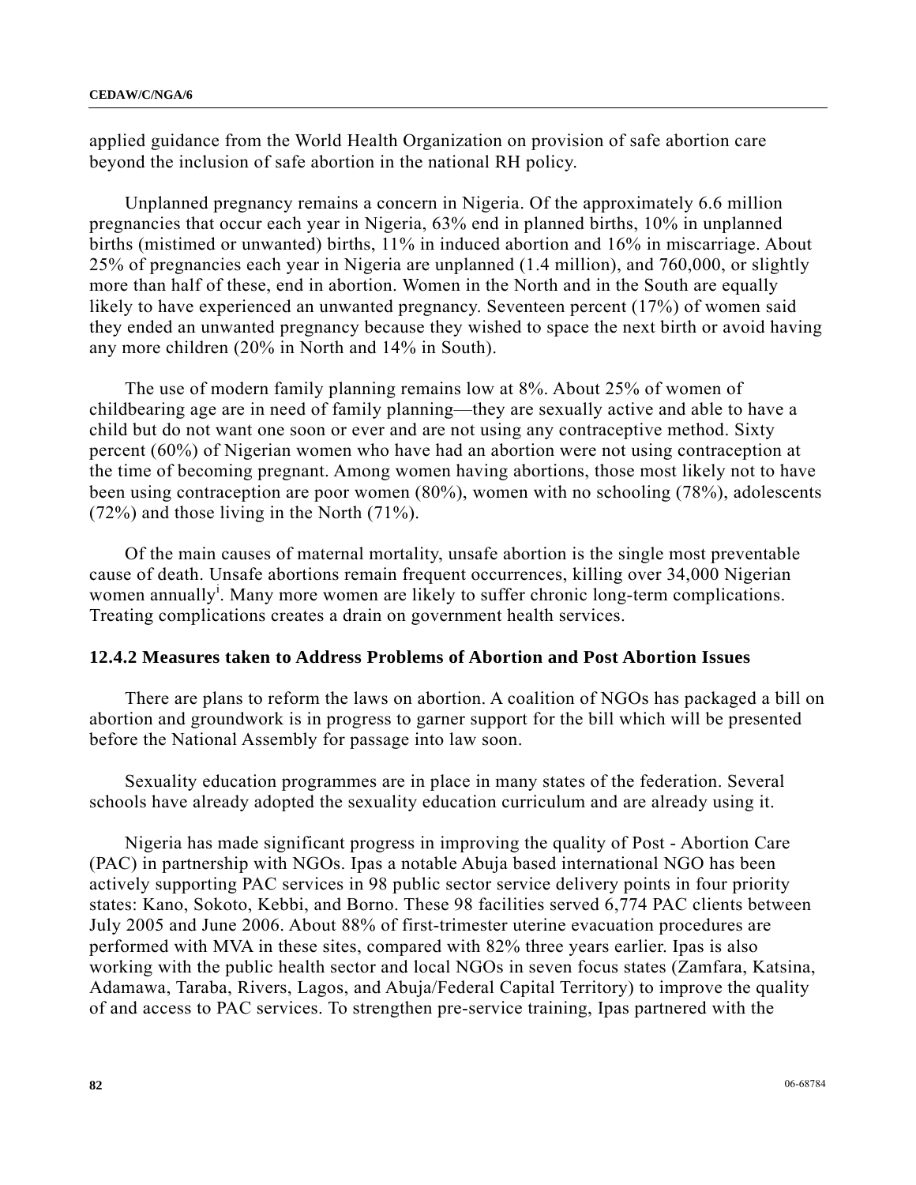applied guidance from the World Health Organization on provision of safe abortion care beyond the inclusion of safe abortion in the national RH policy.

Unplanned pregnancy remains a concern in Nigeria. Of the approximately 6.6 million pregnancies that occur each year in Nigeria, 63% end in planned births, 10% in unplanned births (mistimed or unwanted) births, 11% in induced abortion and 16% in miscarriage. About 25% of pregnancies each year in Nigeria are unplanned (1.4 million), and 760,000, or slightly more than half of these, end in abortion. Women in the North and in the South are equally likely to have experienced an unwanted pregnancy. Seventeen percent (17%) of women said they ended an unwanted pregnancy because they wished to space the next birth or avoid having any more children (20% in North and 14% in South).

The use of modern family planning remains low at 8%. About 25% of women of childbearing age are in need of family planning—they are sexually active and able to have a child but do not want one soon or ever and are not using any contraceptive method. Sixty percent (60%) of Nigerian women who have had an abortion were not using contraception at the time of becoming pregnant. Among women having abortions, those most likely not to have been using contraception are poor women (80%), women with no schooling (78%), adolescents (72%) and those living in the North (71%).

Of the main causes of maternal mortality, unsafe abortion is the single most preventable cause of death. Unsafe abortions remain frequent occurrences, killing over 34,000 Nigerian women annually[i]. Many more women are likely to suffer chronic long-term complications. Treating complications creates a drain on government health services.

### 12.4.2 Measures taken to Address Problems of Abortion and Post Abortion Issues

There are plans to reform the laws on abortion. A coalition of NGOs has packaged a bill on abortion and groundwork is in progress to garner support for the bill which will be presented before the National Assembly for passage into law soon.

Sexuality education programmes are in place in many states of the federation. Several schools have already adopted the sexuality education curriculum and are already using it.

Nigeria has made significant progress in improving the quality of Post - Abortion Care (PAC) in partnership with NGOs. Ipas a notable Abuja based international NGO has been actively supporting PAC services in 98 public sector service delivery points in four priority states: Kano, Sokoto, Kebbi, and Borno. These 98 facilities served 6,774 PAC clients between July 2005 and June 2006. About 88% of first-trimester uterine evacuation procedures are performed with MVA in these sites, compared with 82% three years earlier. Ipas is also working with the public health sector and local NGOs in seven focus states (Zamfara, Katsina, Adamawa, Taraba, Rivers, Lagos, and Abuja/Federal Capital Territory) to improve the quality of and access to PAC services. To strengthen pre-service training, Ipas partnered with the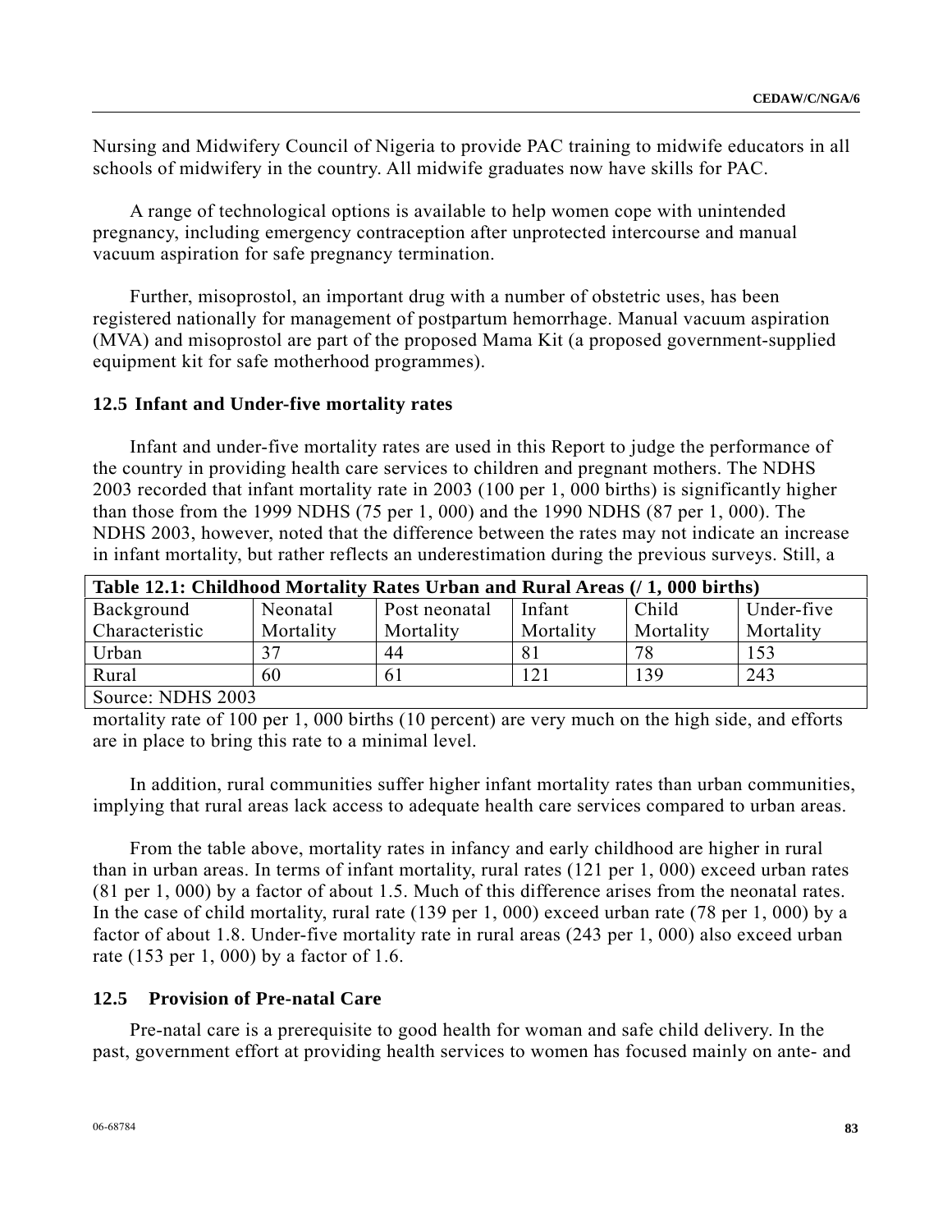Nursing and Midwifery Council of Nigeria to provide PAC training to midwife educators in all schools of midwifery in the country. All midwife graduates now have skills for PAC.

A range of technological options is available to help women cope with unintended pregnancy, including emergency contraception after unprotected intercourse and manual vacuum aspiration for safe pregnancy termination.

Further, misoprostol, an important drug with a number of obstetric uses, has been registered nationally for management of postpartum hemorrhage. Manual vacuum aspiration (MVA) and misoprostol are part of the proposed Mama Kit (a proposed government-supplied equipment kit for safe motherhood programmes).

### 12.5 Infant and Under-five mortality rates

Infant and under-five mortality rates are used in this Report to judge the performance of the country in providing health care services to children and pregnant mothers. The NDHS 2003 recorded that infant mortality rate in 2003 (100 per 1, 000 births) is significantly higher than those from the 1999 NDHS (75 per 1, 000) and the 1990 NDHS (87 per 1, 000). The NDHS 2003, however, noted that the difference between the rates may not indicate an increase in infant mortality, but rather reflects an underestimation during the previous surveys. Still, a mortality rate of 100 per 1, 000 births (10 percent) are very much on the high side, and efforts are in place to bring this rate to a minimal level.

**Table 12.1: Childhood Mortality Rates Urban and Rural Areas (/ 1, 000 births)**

| Background Characteristic | Neonatal Mortality | Post neonatal Mortality | Infant Mortality | Child Mortality | Under-five Mortality |
|---|---|---|---|---|---|
| Urban | 37 | 44 | 81 | 78 | 153 |
| Rural | 60 | 61 | 121 | 139 | 243 |

Source: NDHS 2003

In addition, rural communities suffer higher infant mortality rates than urban communities, implying that rural areas lack access to adequate health care services compared to urban areas.

From the table above, mortality rates in infancy and early childhood are higher in rural than in urban areas. In terms of infant mortality, rural rates (121 per 1, 000) exceed urban rates (81 per 1, 000) by a factor of about 1.5. Much of this difference arises from the neonatal rates. In the case of child mortality, rural rate (139 per 1, 000) exceed urban rate (78 per 1, 000) by a factor of about 1.8. Under-five mortality rate in rural areas (243 per 1, 000) also exceed urban rate (153 per 1, 000) by a factor of 1.6.

### 12.5 Provision of Pre-natal Care

Pre-natal care is a prerequisite to good health for woman and safe child delivery. In the past, government effort at providing health services to women has focused mainly on ante- and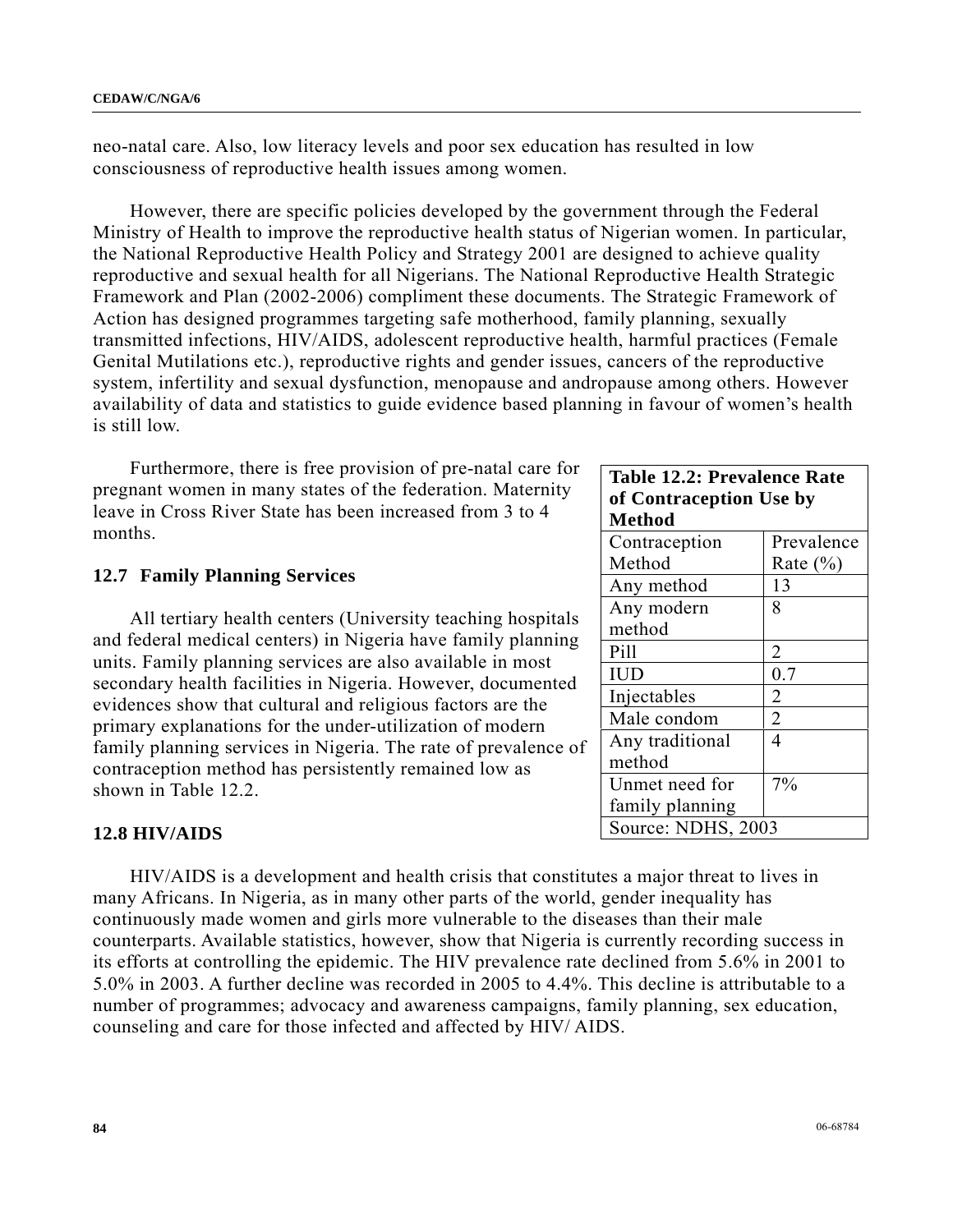neo-natal care. Also, low literacy levels and poor sex education has resulted in low consciousness of reproductive health issues among women.

However, there are specific policies developed by the government through the Federal Ministry of Health to improve the reproductive health status of Nigerian women. In particular, the National Reproductive Health Policy and Strategy 2001 are designed to achieve quality reproductive and sexual health for all Nigerians. The National Reproductive Health Strategic Framework and Plan (2002-2006) compliment these documents. The Strategic Framework of Action has designed programmes targeting safe motherhood, family planning, sexually transmitted infections, HIV/AIDS, adolescent reproductive health, harmful practices (Female Genital Mutilations etc.), reproductive rights and gender issues, cancers of the reproductive system, infertility and sexual dysfunction, menopause and andropause among others. However availability of data and statistics to guide evidence based planning in favour of women's health is still low.

Furthermore, there is free provision of pre-natal care for pregnant women in many states of the federation. Maternity leave in Cross River State has been increased from 3 to 4 months.

### 12.7 Family Planning Services

All tertiary health centers (University teaching hospitals and federal medical centers) in Nigeria have family planning units. Family planning services are also available in most secondary health facilities in Nigeria. However, documented evidences show that cultural and religious factors are the primary explanations for the under-utilization of modern family planning services in Nigeria. The rate of prevalence of contraception method has persistently remained low as shown in Table 12.2.

**Table 12.2: Prevalence Rate of Contraception Use by Method**

| Contraception Method | Prevalence Rate (%) |
|---|---|
| Any method | 13 |
| Any modern method | 8 |
| Pill | 2 |
| IUD | 0.7 |
| Injectables | 2 |
| Male condom | 2 |
| Any traditional method | 4 |
| Unmet need for family planning | 7% |

Source: NDHS, 2003

### 12.8 HIV/AIDS

HIV/AIDS is a development and health crisis that constitutes a major threat to lives in many Africans. In Nigeria, as in many other parts of the world, gender inequality has continuously made women and girls more vulnerable to the diseases than their male counterparts. Available statistics, however, show that Nigeria is currently recording success in its efforts at controlling the epidemic. The HIV prevalence rate declined from 5.6% in 2001 to 5.0% in 2003. A further decline was recorded in 2005 to 4.4%. This decline is attributable to a number of programmes; advocacy and awareness campaigns, family planning, sex education, counseling and care for those infected and affected by HIV/ AIDS.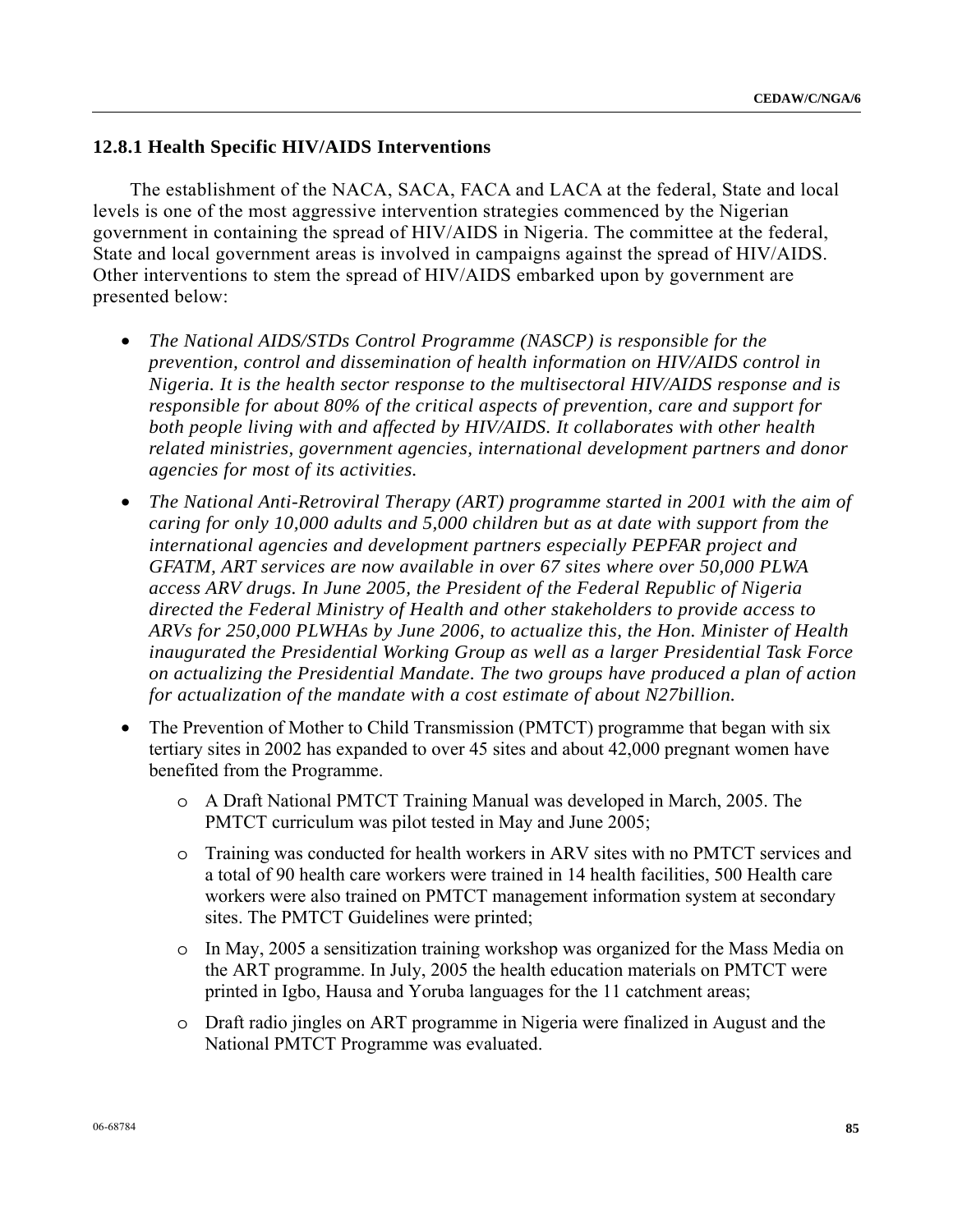### 12.8.1 Health Specific HIV/AIDS Interventions

The establishment of the NACA, SACA, FACA and LACA at the federal, State and local levels is one of the most aggressive intervention strategies commenced by the Nigerian government in containing the spread of HIV/AIDS in Nigeria. The committee at the federal, State and local government areas is involved in campaigns against the spread of HIV/AIDS. Other interventions to stem the spread of HIV/AIDS embarked upon by government are presented below:

- *The National AIDS/STDs Control Programme (NASCP) is responsible for the prevention, control and dissemination of health information on HIV/AIDS control in Nigeria. It is the health sector response to the multisectoral HIV/AIDS response and is responsible for about 80% of the critical aspects of prevention, care and support for both people living with and affected by HIV/AIDS. It collaborates with other health related ministries, government agencies, international development partners and donor agencies for most of its activities.*
- *The National Anti-Retroviral Therapy (ART) programme started in 2001 with the aim of caring for only 10,000 adults and 5,000 children but as at date with support from the international agencies and development partners especially PEPFAR project and GFATM, ART services are now available in over 67 sites where over 50,000 PLWA access ARV drugs. In June 2005, the President of the Federal Republic of Nigeria directed the Federal Ministry of Health and other stakeholders to provide access to ARVs for 250,000 PLWHAs by June 2006, to actualize this, the Hon. Minister of Health inaugurated the Presidential Working Group as well as a larger Presidential Task Force on actualizing the Presidential Mandate. The two groups have produced a plan of action for actualization of the mandate with a cost estimate of about N27billion.*
- The Prevention of Mother to Child Transmission (PMTCT) programme that began with six tertiary sites in 2002 has expanded to over 45 sites and about 42,000 pregnant women have benefited from the Programme.
  - A Draft National PMTCT Training Manual was developed in March, 2005. The PMTCT curriculum was pilot tested in May and June 2005;
  - Training was conducted for health workers in ARV sites with no PMTCT services and a total of 90 health care workers were trained in 14 health facilities, 500 Health care workers were also trained on PMTCT management information system at secondary sites. The PMTCT Guidelines were printed;
  - In May, 2005 a sensitization training workshop was organized for the Mass Media on the ART programme. In July, 2005 the health education materials on PMTCT were printed in Igbo, Hausa and Yoruba languages for the 11 catchment areas;
  - Draft radio jingles on ART programme in Nigeria were finalized in August and the National PMTCT Programme was evaluated.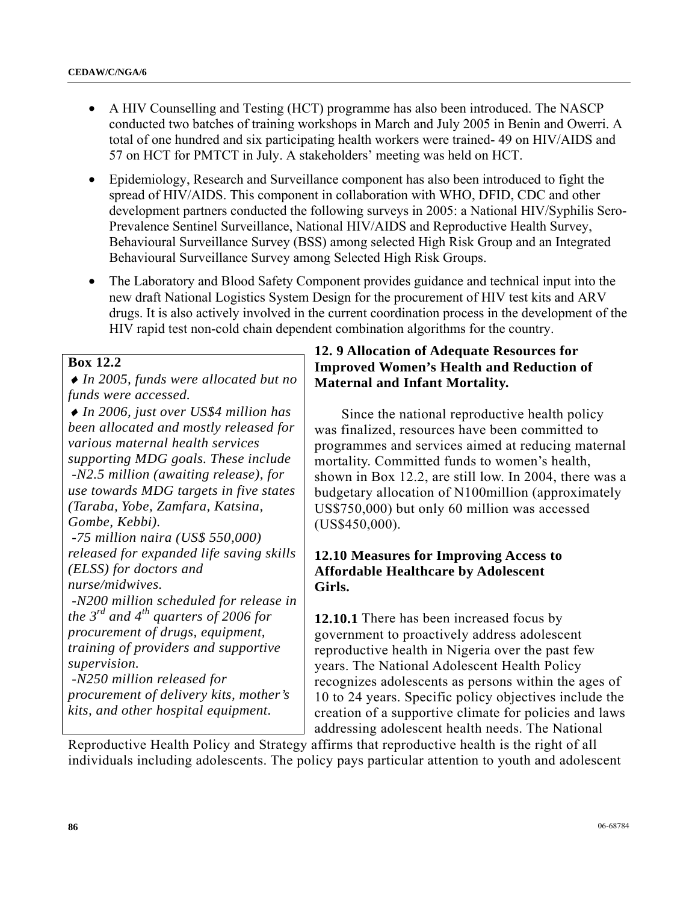- A HIV Counselling and Testing (HCT) programme has also been introduced. The NASCP conducted two batches of training workshops in March and July 2005 in Benin and Owerri. A total of one hundred and six participating health workers were trained- 49 on HIV/AIDS and 57 on HCT for PMTCT in July. A stakeholders' meeting was held on HCT.

- Epidemiology, Research and Surveillance component has also been introduced to fight the spread of HIV/AIDS. This component in collaboration with WHO, DFID, CDC and other development partners conducted the following surveys in 2005: a National HIV/Syphilis Sero-Prevalence Sentinel Surveillance, National HIV/AIDS and Reproductive Health Survey, Behavioural Surveillance Survey (BSS) among selected High Risk Group and an Integrated Behavioural Surveillance Survey among Selected High Risk Groups.

- The Laboratory and Blood Safety Component provides guidance and technical input into the new draft National Logistics System Design for the procurement of HIV test kits and ARV drugs. It is also actively involved in the current coordination process in the development of the HIV rapid test non-cold chain dependent combination algorithms for the country.

**Box 12.2**

- *In 2005, funds were allocated but no funds were accessed.*
- *In 2006, just over US$4 million has been allocated and mostly released for various maternal health services supporting MDG goals. These include*
  - *-N2.5 million (awaiting release), for use towards MDG targets in five states (Taraba, Yobe, Zamfara, Katsina, Gombe, Kebbi).*
  - *-75 million naira (US$ 550,000) released for expanded life saving skills (ELSS) for doctors and nurse/midwives.*
  - *-N200 million scheduled for release in the 3rd and 4th quarters of 2006 for procurement of drugs, equipment, training of providers and supportive supervision.*
  - *-N250 million released for procurement of delivery kits, mother's kits, and other hospital equipment.*

### 12. 9 Allocation of Adequate Resources for Improved Women's Health and Reduction of Maternal and Infant Mortality.

Since the national reproductive health policy was finalized, resources have been committed to programmes and services aimed at reducing maternal mortality. Committed funds to women's health, shown in Box 12.2, are still low. In 2004, there was a budgetary allocation of N100million (approximately US$750,000) but only 60 million was accessed (US$450,000).

### 12.10 Measures for Improving Access to Affordable Healthcare by Adolescent Girls.

**12.10.1** There has been increased focus by government to proactively address adolescent reproductive health in Nigeria over the past few years. The National Adolescent Health Policy recognizes adolescents as persons within the ages of 10 to 24 years. Specific policy objectives include the creation of a supportive climate for policies and laws addressing adolescent health needs. The National Reproductive Health Policy and Strategy affirms that reproductive health is the right of all individuals including adolescents. The policy pays particular attention to youth and adolescent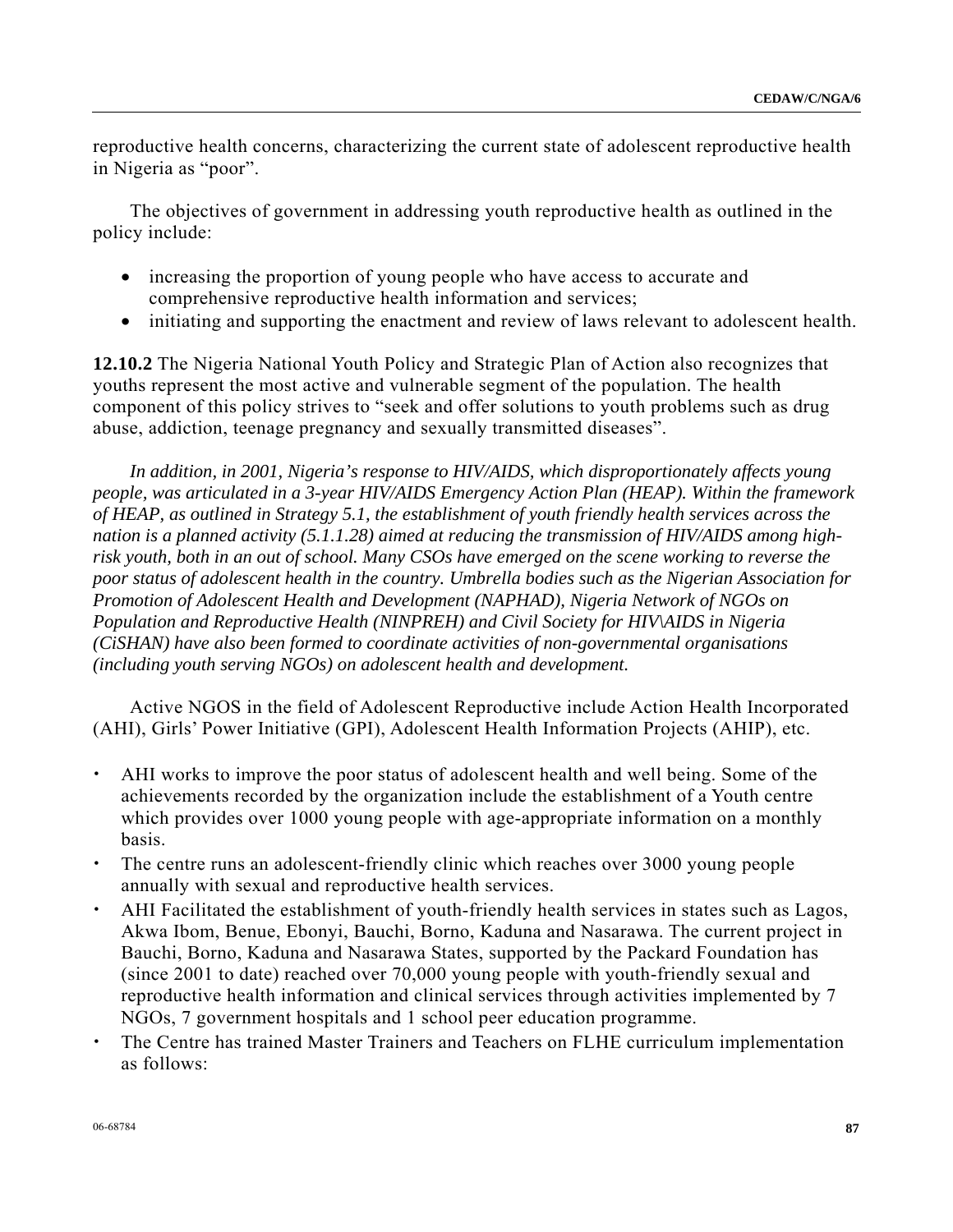reproductive health concerns, characterizing the current state of adolescent reproductive health in Nigeria as "poor".

The objectives of government in addressing youth reproductive health as outlined in the policy include:

- increasing the proportion of young people who have access to accurate and comprehensive reproductive health information and services;
- initiating and supporting the enactment and review of laws relevant to adolescent health.

**12.10.2** The Nigeria National Youth Policy and Strategic Plan of Action also recognizes that youths represent the most active and vulnerable segment of the population. The health component of this policy strives to "seek and offer solutions to youth problems such as drug abuse, addiction, teenage pregnancy and sexually transmitted diseases".

*In addition, in 2001, Nigeria's response to HIV/AIDS, which disproportionately affects young people, was articulated in a 3-year HIV/AIDS Emergency Action Plan (HEAP). Within the framework of HEAP, as outlined in Strategy 5.1, the establishment of youth friendly health services across the nation is a planned activity (5.1.1.28) aimed at reducing the transmission of HIV/AIDS among high-risk youth, both in an out of school. Many CSOs have emerged on the scene working to reverse the poor status of adolescent health in the country. Umbrella bodies such as the Nigerian Association for Promotion of Adolescent Health and Development (NAPHAD), Nigeria Network of NGOs on Population and Reproductive Health (NINPREH) and Civil Society for HIV\AIDS in Nigeria (CiSHAN) have also been formed to coordinate activities of non-governmental organisations (including youth serving NGOs) on adolescent health and development.*

Active NGOS in the field of Adolescent Reproductive include Action Health Incorporated (AHI), Girls' Power Initiative (GPI), Adolescent Health Information Projects (AHIP), etc.

- AHI works to improve the poor status of adolescent health and well being. Some of the achievements recorded by the organization include the establishment of a Youth centre which provides over 1000 young people with age-appropriate information on a monthly basis.
- The centre runs an adolescent-friendly clinic which reaches over 3000 young people annually with sexual and reproductive health services.
- AHI Facilitated the establishment of youth-friendly health services in states such as Lagos, Akwa Ibom, Benue, Ebonyi, Bauchi, Borno, Kaduna and Nasarawa. The current project in Bauchi, Borno, Kaduna and Nasarawa States, supported by the Packard Foundation has (since 2001 to date) reached over 70,000 young people with youth-friendly sexual and reproductive health information and clinical services through activities implemented by 7 NGOs, 7 government hospitals and 1 school peer education programme.
- The Centre has trained Master Trainers and Teachers on FLHE curriculum implementation as follows: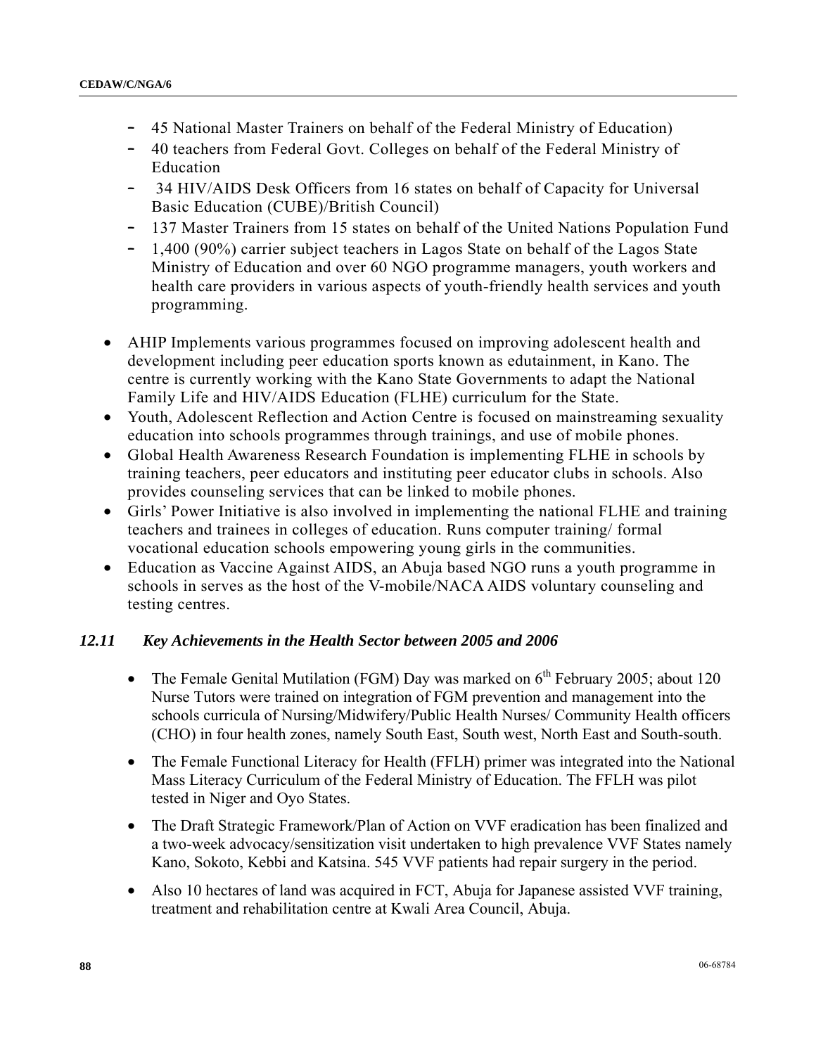- 45 National Master Trainers on behalf of the Federal Ministry of Education)
- 40 teachers from Federal Govt. Colleges on behalf of the Federal Ministry of Education
- 34 HIV/AIDS Desk Officers from 16 states on behalf of Capacity for Universal Basic Education (CUBE)/British Council)
- 137 Master Trainers from 15 states on behalf of the United Nations Population Fund
- 1,400 (90%) carrier subject teachers in Lagos State on behalf of the Lagos State Ministry of Education and over 60 NGO programme managers, youth workers and health care providers in various aspects of youth-friendly health services and youth programming.

- AHIP Implements various programmes focused on improving adolescent health and development including peer education sports known as edutainment, in Kano. The centre is currently working with the Kano State Governments to adapt the National Family Life and HIV/AIDS Education (FLHE) curriculum for the State.
- Youth, Adolescent Reflection and Action Centre is focused on mainstreaming sexuality education into schools programmes through trainings, and use of mobile phones.
- Global Health Awareness Research Foundation is implementing FLHE in schools by training teachers, peer educators and instituting peer educator clubs in schools. Also provides counseling services that can be linked to mobile phones.
- Girls' Power Initiative is also involved in implementing the national FLHE and training teachers and trainees in colleges of education. Runs computer training/ formal vocational education schools empowering young girls in the communities.
- Education as Vaccine Against AIDS, an Abuja based NGO runs a youth programme in schools in serves as the host of the V-mobile/NACA AIDS voluntary counseling and testing centres.

### *12.11 Key Achievements in the Health Sector between 2005 and 2006*

- The Female Genital Mutilation (FGM) Day was marked on 6th February 2005; about 120 Nurse Tutors were trained on integration of FGM prevention and management into the schools curricula of Nursing/Midwifery/Public Health Nurses/ Community Health officers (CHO) in four health zones, namely South East, South west, North East and South-south.

- The Female Functional Literacy for Health (FFLH) primer was integrated into the National Mass Literacy Curriculum of the Federal Ministry of Education. The FFLH was pilot tested in Niger and Oyo States.

- The Draft Strategic Framework/Plan of Action on VVF eradication has been finalized and a two-week advocacy/sensitization visit undertaken to high prevalence VVF States namely Kano, Sokoto, Kebbi and Katsina. 545 VVF patients had repair surgery in the period.

- Also 10 hectares of land was acquired in FCT, Abuja for Japanese assisted VVF training, treatment and rehabilitation centre at Kwali Area Council, Abuja.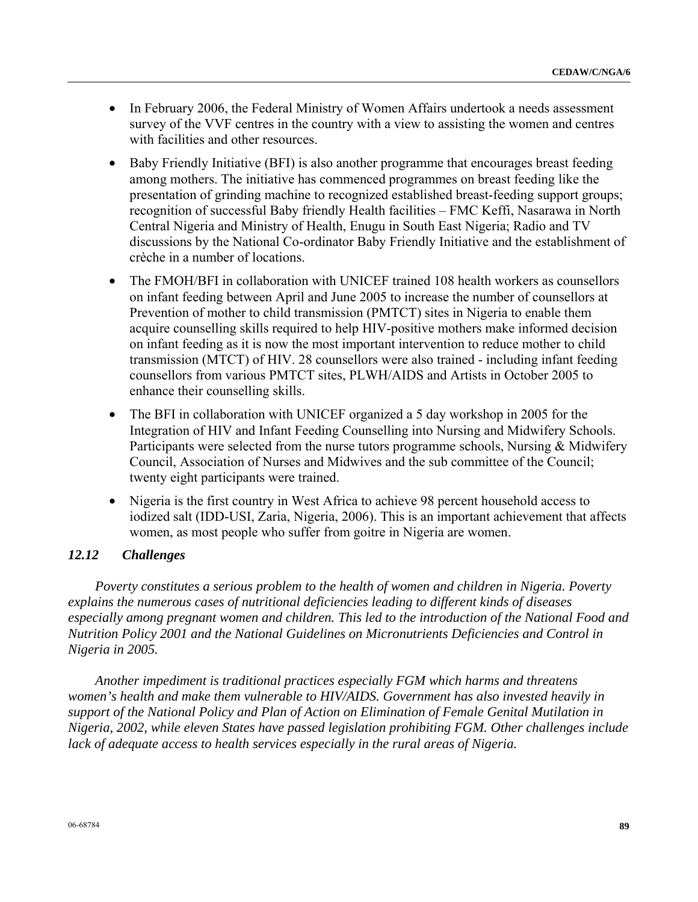- In February 2006, the Federal Ministry of Women Affairs undertook a needs assessment survey of the VVF centres in the country with a view to assisting the women and centres with facilities and other resources.

- Baby Friendly Initiative (BFI) is also another programme that encourages breast feeding among mothers. The initiative has commenced programmes on breast feeding like the presentation of grinding machine to recognized established breast-feeding support groups; recognition of successful Baby friendly Health facilities – FMC Keffi, Nasarawa in North Central Nigeria and Ministry of Health, Enugu in South East Nigeria; Radio and TV discussions by the National Co-ordinator Baby Friendly Initiative and the establishment of crèche in a number of locations.

- The FMOH/BFI in collaboration with UNICEF trained 108 health workers as counsellors on infant feeding between April and June 2005 to increase the number of counsellors at Prevention of mother to child transmission (PMTCT) sites in Nigeria to enable them acquire counselling skills required to help HIV-positive mothers make informed decision on infant feeding as it is now the most important intervention to reduce mother to child transmission (MTCT) of HIV. 28 counsellors were also trained - including infant feeding counsellors from various PMTCT sites, PLWH/AIDS and Artists in October 2005 to enhance their counselling skills.

- The BFI in collaboration with UNICEF organized a 5 day workshop in 2005 for the Integration of HIV and Infant Feeding Counselling into Nursing and Midwifery Schools. Participants were selected from the nurse tutors programme schools, Nursing & Midwifery Council, Association of Nurses and Midwives and the sub committee of the Council; twenty eight participants were trained.

- Nigeria is the first country in West Africa to achieve 98 percent household access to iodized salt (IDD-USI, Zaria, Nigeria, 2006). This is an important achievement that affects women, as most people who suffer from goitre in Nigeria are women.

### *12.12 Challenges*

*Poverty constitutes a serious problem to the health of women and children in Nigeria. Poverty explains the numerous cases of nutritional deficiencies leading to different kinds of diseases especially among pregnant women and children. This led to the introduction of the National Food and Nutrition Policy 2001 and the National Guidelines on Micronutrients Deficiencies and Control in Nigeria in 2005.*

*Another impediment is traditional practices especially FGM which harms and threatens women's health and make them vulnerable to HIV/AIDS. Government has also invested heavily in support of the National Policy and Plan of Action on Elimination of Female Genital Mutilation in Nigeria, 2002, while eleven States have passed legislation prohibiting FGM. Other challenges include lack of adequate access to health services especially in the rural areas of Nigeria.*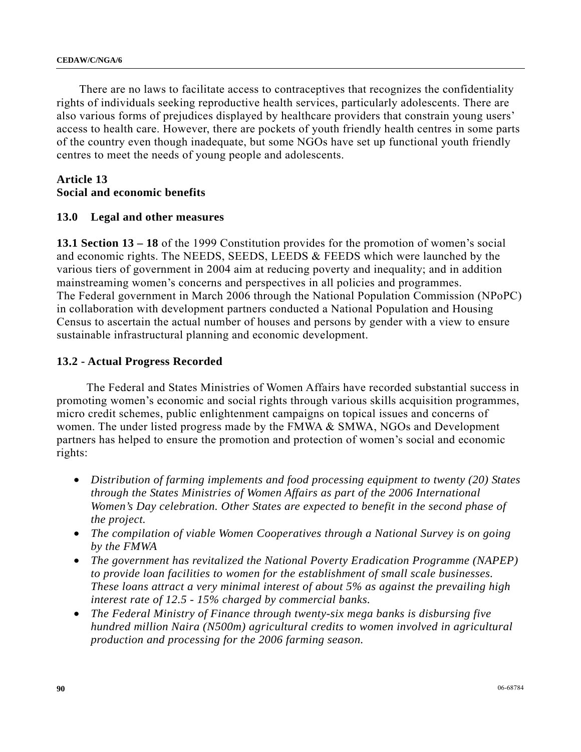There are no laws to facilitate access to contraceptives that recognizes the confidentiality rights of individuals seeking reproductive health services, particularly adolescents. There are also various forms of prejudices displayed by healthcare providers that constrain young users' access to health care. However, there are pockets of youth friendly health centres in some parts of the country even though inadequate, but some NGOs have set up functional youth friendly centres to meet the needs of young people and adolescents.

## Article 13
## Social and economic benefits

### 13.0 Legal and other measures

**13.1 Section 13 – 18** of the 1999 Constitution provides for the promotion of women's social and economic rights. The NEEDS, SEEDS, LEEDS & FEEDS which were launched by the various tiers of government in 2004 aim at reducing poverty and inequality; and in addition mainstreaming women's concerns and perspectives in all policies and programmes.
The Federal government in March 2006 through the National Population Commission (NPoPC) in collaboration with development partners conducted a National Population and Housing Census to ascertain the actual number of houses and persons by gender with a view to ensure sustainable infrastructural planning and economic development.

### 13.2 - Actual Progress Recorded

The Federal and States Ministries of Women Affairs have recorded substantial success in promoting women's economic and social rights through various skills acquisition programmes, micro credit schemes, public enlightenment campaigns on topical issues and concerns of women. The under listed progress made by the FMWA & SMWA, NGOs and Development partners has helped to ensure the promotion and protection of women's social and economic rights:

- *Distribution of farming implements and food processing equipment to twenty (20) States through the States Ministries of Women Affairs as part of the 2006 International Women's Day celebration. Other States are expected to benefit in the second phase of the project.*
- *The compilation of viable Women Cooperatives through a National Survey is on going by the FMWA*
- *The government has revitalized the National Poverty Eradication Programme (NAPEP) to provide loan facilities to women for the establishment of small scale businesses. These loans attract a very minimal interest of about 5% as against the prevailing high interest rate of 12.5 - 15% charged by commercial banks.*
- *The Federal Ministry of Finance through twenty-six mega banks is disbursing five hundred million Naira (N500m) agricultural credits to women involved in agricultural production and processing for the 2006 farming season.*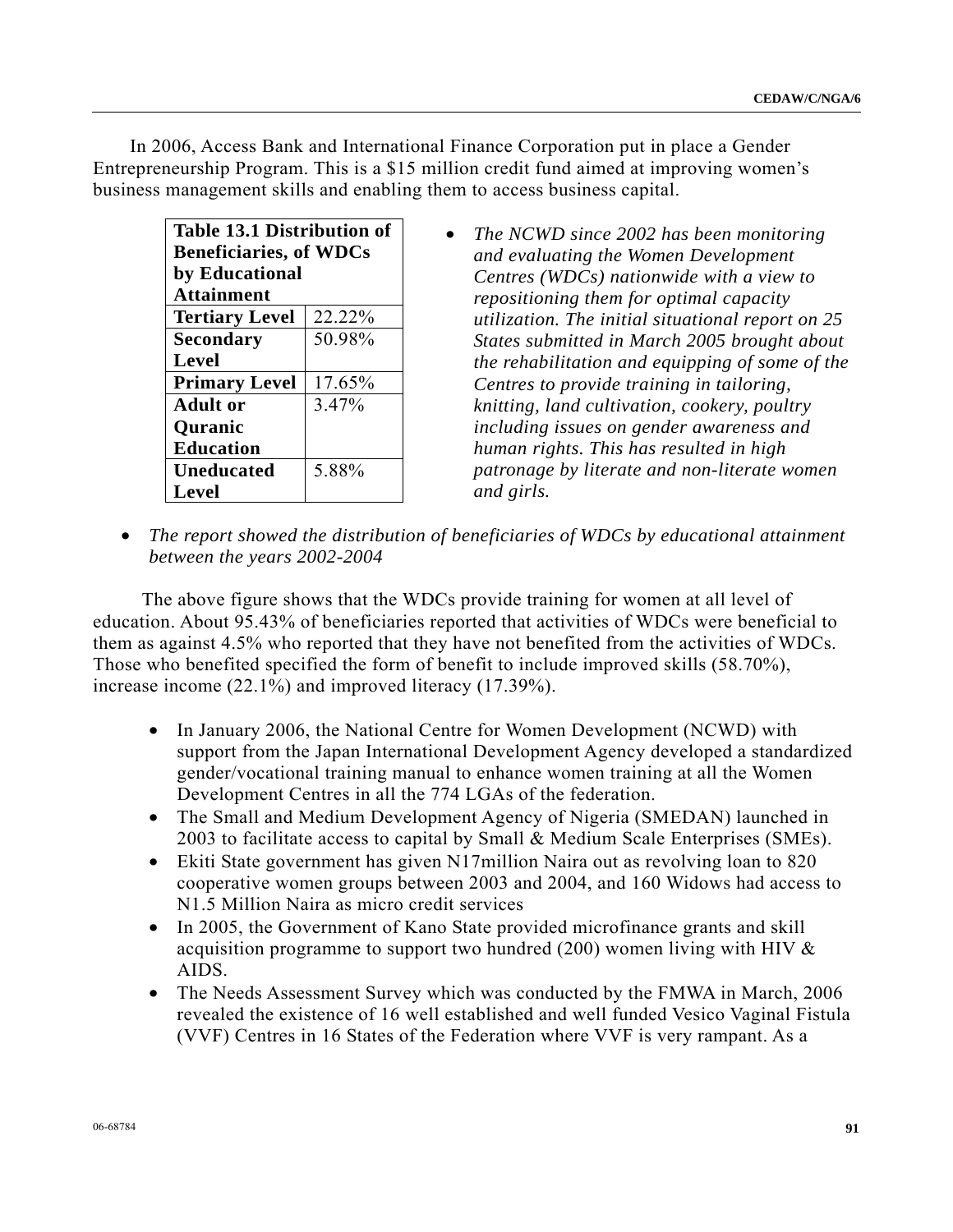In 2006, Access Bank and International Finance Corporation put in place a Gender Entrepreneurship Program. This is a $15 million credit fund aimed at improving women's business management skills and enabling them to access business capital.

| Table 13.1 Distribution of Beneficiaries, of WDCs by Educational Attainment | |
|---|---|
| **Tertiary Level** | 22.22% |
| **Secondary Level** | 50.98% |
| **Primary Level** | 17.65% |
| **Adult or Quranic Education** | 3.47% |
| **Uneducated Level** | 5.88% |

- *The NCWD since 2002 has been monitoring and evaluating the Women Development Centres (WDCs) nationwide with a view to repositioning them for optimal capacity utilization. The initial situational report on 25 States submitted in March 2005 brought about the rehabilitation and equipping of some of the Centres to provide training in tailoring, knitting, land cultivation, cookery, poultry including issues on gender awareness and human rights. This has resulted in high patronage by literate and non-literate women and girls.*

- *The report showed the distribution of beneficiaries of WDCs by educational attainment between the years 2002-2004*

The above figure shows that the WDCs provide training for women at all level of education. About 95.43% of beneficiaries reported that activities of WDCs were beneficial to them as against 4.5% who reported that they have not benefited from the activities of WDCs. Those who benefited specified the form of benefit to include improved skills (58.70%), increase income (22.1%) and improved literacy (17.39%).

- In January 2006, the National Centre for Women Development (NCWD) with support from the Japan International Development Agency developed a standardized gender/vocational training manual to enhance women training at all the Women Development Centres in all the 774 LGAs of the federation.
- The Small and Medium Development Agency of Nigeria (SMEDAN) launched in 2003 to facilitate access to capital by Small & Medium Scale Enterprises (SMEs).
- Ekiti State government has given N17million Naira out as revolving loan to 820 cooperative women groups between 2003 and 2004, and 160 Widows had access to N1.5 Million Naira as micro credit services
- In 2005, the Government of Kano State provided microfinance grants and skill acquisition programme to support two hundred (200) women living with HIV & AIDS.
- The Needs Assessment Survey which was conducted by the FMWA in March, 2006 revealed the existence of 16 well established and well funded Vesico Vaginal Fistula (VVF) Centres in 16 States of the Federation where VVF is very rampant. As a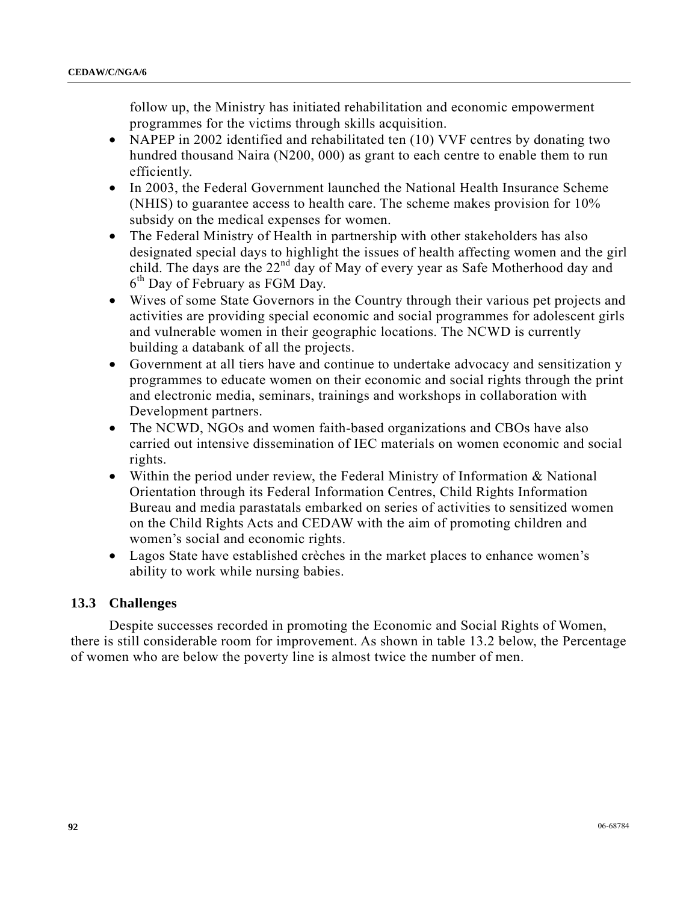follow up, the Ministry has initiated rehabilitation and economic empowerment programmes for the victims through skills acquisition.

- NAPEP in 2002 identified and rehabilitated ten (10) VVF centres by donating two hundred thousand Naira (N200, 000) as grant to each centre to enable them to run efficiently.
- In 2003, the Federal Government launched the National Health Insurance Scheme (NHIS) to guarantee access to health care. The scheme makes provision for 10% subsidy on the medical expenses for women.
- The Federal Ministry of Health in partnership with other stakeholders has also designated special days to highlight the issues of health affecting women and the girl child. The days are the 22nd day of May of every year as Safe Motherhood day and 6th Day of February as FGM Day.
- Wives of some State Governors in the Country through their various pet projects and activities are providing special economic and social programmes for adolescent girls and vulnerable women in their geographic locations. The NCWD is currently building a databank of all the projects.
- Government at all tiers have and continue to undertake advocacy and sensitization y programmes to educate women on their economic and social rights through the print and electronic media, seminars, trainings and workshops in collaboration with Development partners.
- The NCWD, NGOs and women faith-based organizations and CBOs have also carried out intensive dissemination of IEC materials on women economic and social rights.
- Within the period under review, the Federal Ministry of Information & National Orientation through its Federal Information Centres, Child Rights Information Bureau and media parastatals embarked on series of activities to sensitized women on the Child Rights Acts and CEDAW with the aim of promoting children and women's social and economic rights.
- Lagos State have established crèches in the market places to enhance women's ability to work while nursing babies.

## 13.3 Challenges

Despite successes recorded in promoting the Economic and Social Rights of Women, there is still considerable room for improvement. As shown in table 13.2 below, the Percentage of women who are below the poverty line is almost twice the number of men.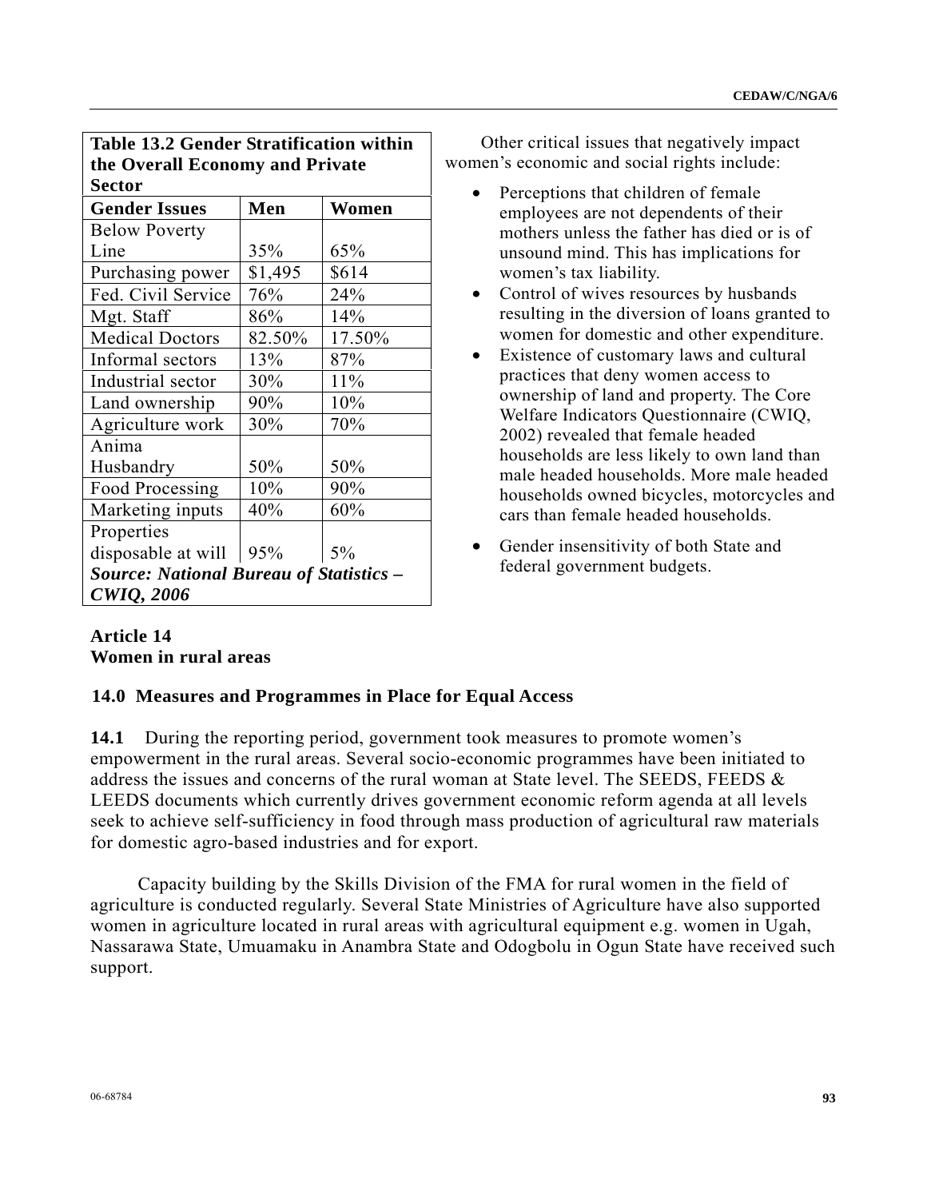**Table 13.2 Gender Stratification within the Overall Economy and Private Sector**

| Gender Issues | Men | Women |
|---|---|---|
| Below Poverty Line | 35% | 65% |
| Purchasing power | $1,495 | $614 |
| Fed. Civil Service | 76% | 24% |
| Mgt. Staff | 86% | 14% |
| Medical Doctors | 82.50% | 17.50% |
| Informal sectors | 13% | 87% |
| Industrial sector | 30% | 11% |
| Land ownership | 90% | 10% |
| Agriculture work | 30% | 70% |
| Anima Husbandry | 50% | 50% |
| Food Processing | 10% | 90% |
| Marketing inputs | 40% | 60% |
| Properties disposable at will | 95% | 5% |

***Source: National Bureau of Statistics – CWIQ, 2006***

Other critical issues that negatively impact women's economic and social rights include:

- Perceptions that children of female employees are not dependents of their mothers unless the father has died or is of unsound mind. This has implications for women's tax liability.
- Control of wives resources by husbands resulting in the diversion of loans granted to women for domestic and other expenditure.
- Existence of customary laws and cultural practices that deny women access to ownership of land and property. The Core Welfare Indicators Questionnaire (CWIQ, 2002) revealed that female headed households are less likely to own land than male headed households. More male headed households owned bicycles, motorcycles and cars than female headed households.
- Gender insensitivity of both State and federal government budgets.

## Article 14
## Women in rural areas

### 14.0 Measures and Programmes in Place for Equal Access

**14.1** During the reporting period, government took measures to promote women's empowerment in the rural areas. Several socio-economic programmes have been initiated to address the issues and concerns of the rural woman at State level. The SEEDS, FEEDS & LEEDS documents which currently drives government economic reform agenda at all levels seek to achieve self-sufficiency in food through mass production of agricultural raw materials for domestic agro-based industries and for export.

Capacity building by the Skills Division of the FMA for rural women in the field of agriculture is conducted regularly. Several State Ministries of Agriculture have also supported women in agriculture located in rural areas with agricultural equipment e.g. women in Ugah, Nassarawa State, Umuamaku in Anambra State and Odogbolu in Ogun State have received such support.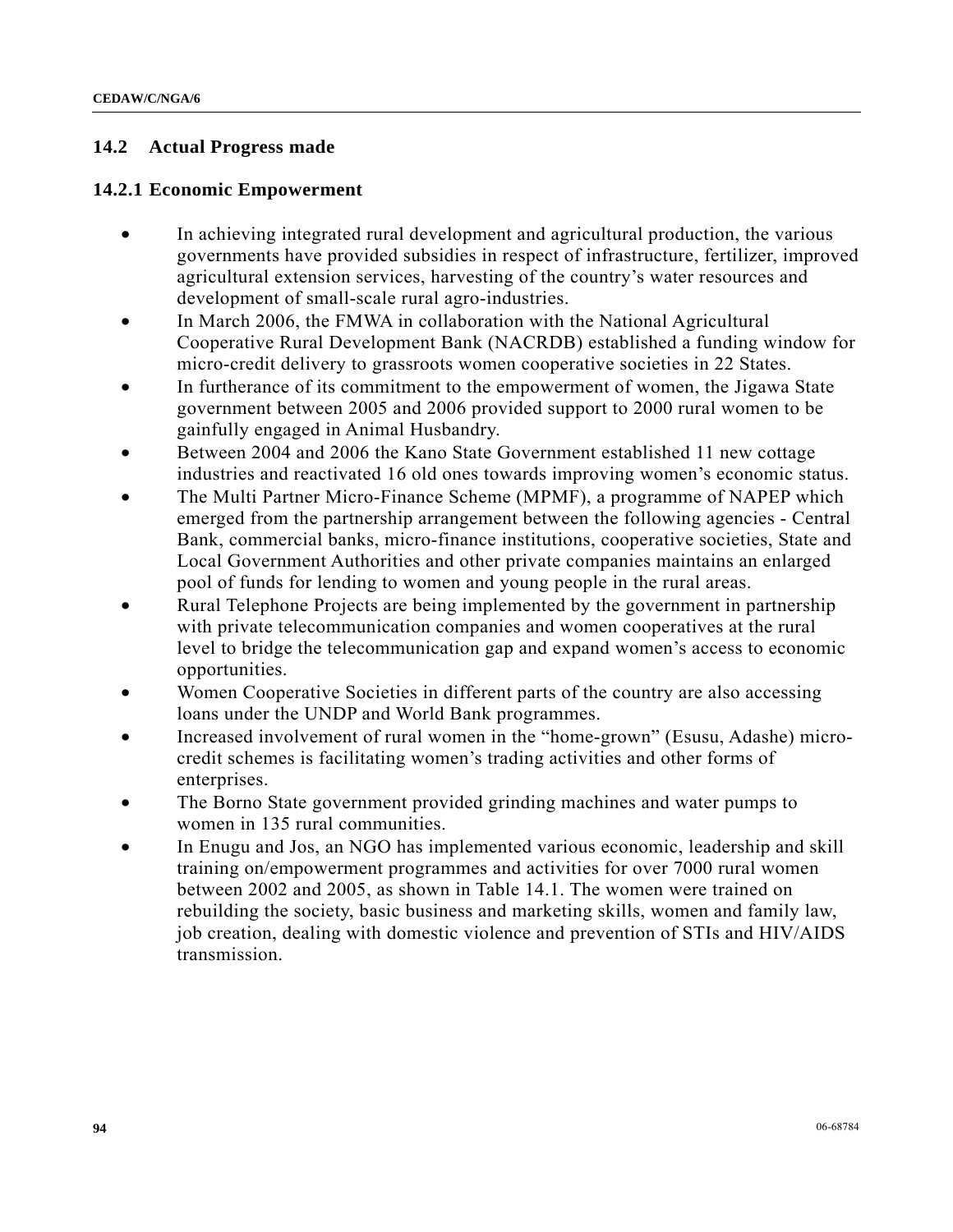## 14.2 Actual Progress made

### 14.2.1 Economic Empowerment

- In achieving integrated rural development and agricultural production, the various governments have provided subsidies in respect of infrastructure, fertilizer, improved agricultural extension services, harvesting of the country's water resources and development of small-scale rural agro-industries.
- In March 2006, the FMWA in collaboration with the National Agricultural Cooperative Rural Development Bank (NACRDB) established a funding window for micro-credit delivery to grassroots women cooperative societies in 22 States.
- In furtherance of its commitment to the empowerment of women, the Jigawa State government between 2005 and 2006 provided support to 2000 rural women to be gainfully engaged in Animal Husbandry.
- Between 2004 and 2006 the Kano State Government established 11 new cottage industries and reactivated 16 old ones towards improving women's economic status.
- The Multi Partner Micro-Finance Scheme (MPMF), a programme of NAPEP which emerged from the partnership arrangement between the following agencies - Central Bank, commercial banks, micro-finance institutions, cooperative societies, State and Local Government Authorities and other private companies maintains an enlarged pool of funds for lending to women and young people in the rural areas.
- Rural Telephone Projects are being implemented by the government in partnership with private telecommunication companies and women cooperatives at the rural level to bridge the telecommunication gap and expand women's access to economic opportunities.
- Women Cooperative Societies in different parts of the country are also accessing loans under the UNDP and World Bank programmes.
- Increased involvement of rural women in the "home-grown" (Esusu, Adashe) micro-credit schemes is facilitating women's trading activities and other forms of enterprises.
- The Borno State government provided grinding machines and water pumps to women in 135 rural communities.
- In Enugu and Jos, an NGO has implemented various economic, leadership and skill training on/empowerment programmes and activities for over 7000 rural women between 2002 and 2005, as shown in Table 14.1. The women were trained on rebuilding the society, basic business and marketing skills, women and family law, job creation, dealing with domestic violence and prevention of STIs and HIV/AIDS transmission.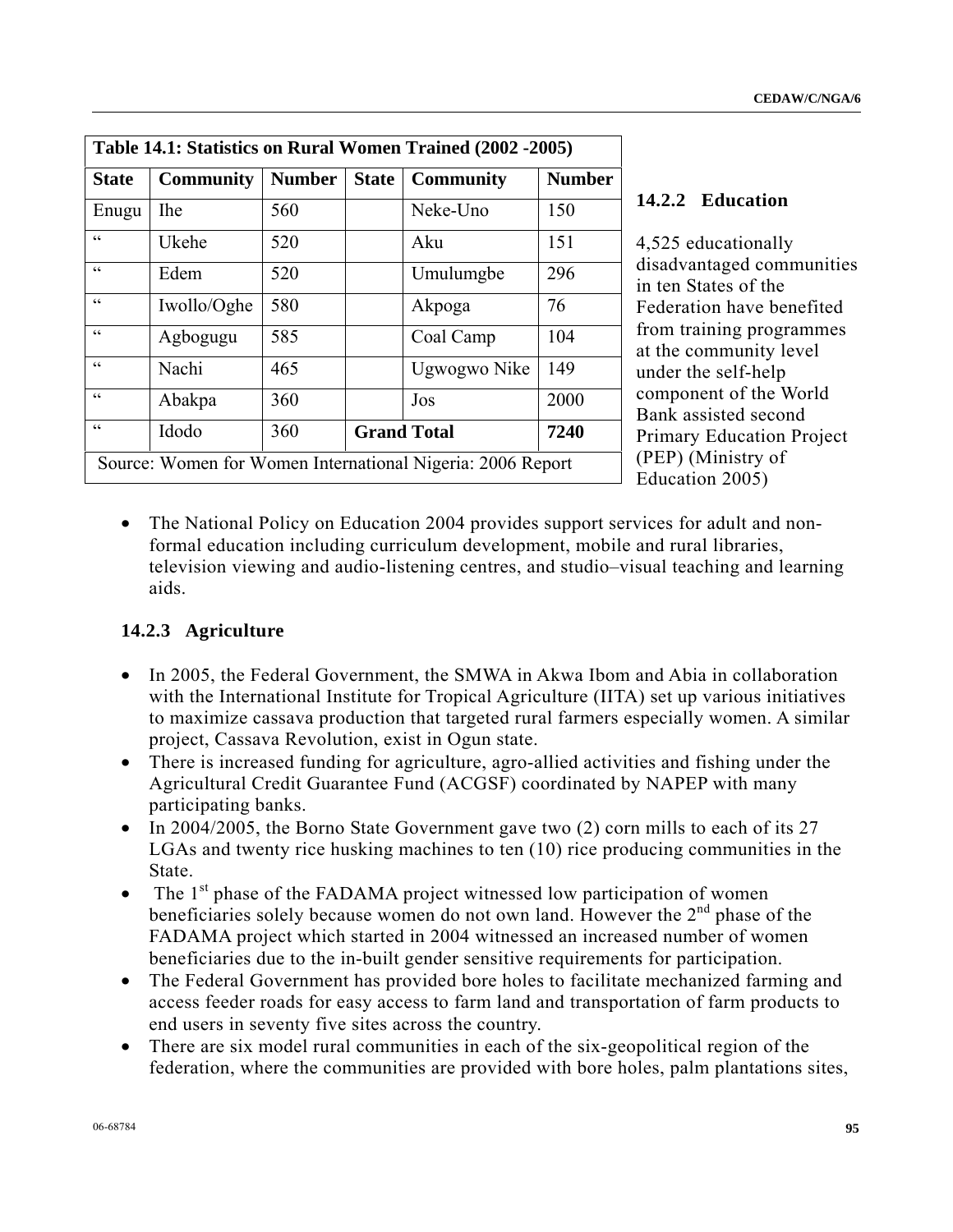| Table 14.1: Statistics on Rural Women Trained (2002 -2005) | | | | | |
|---|---|---|---|---|---|
| **State** | **Community** | **Number** | **State** | **Community** | **Number** |
| Enugu | Ihe | 560 | | Neke-Uno | 150 |
| " | Ukehe | 520 | | Aku | 151 |
| " | Edem | 520 | | Umulumgbe | 296 |
| " | Iwollo/Oghe | 580 | | Akpoga | 76 |
| " | Agbogugu | 585 | | Coal Camp | 104 |
| " | Nachi | 465 | | Ugwogwo Nike | 149 |
| " | Abakpa | 360 | | Jos | 2000 |
| " | Idodo | 360 | **Grand Total** | | **7240** |

Source: Women for Women International Nigeria: 2006 Report

### 14.2.2 Education

4,525 educationally disadvantaged communities in ten States of the Federation have benefited from training programmes at the community level under the self-help component of the World Bank assisted second Primary Education Project (PEP) (Ministry of Education 2005)

- The National Policy on Education 2004 provides support services for adult and non-formal education including curriculum development, mobile and rural libraries, television viewing and audio-listening centres, and studio–visual teaching and learning aids.

### 14.2.3 Agriculture

- In 2005, the Federal Government, the SMWA in Akwa Ibom and Abia in collaboration with the International Institute for Tropical Agriculture (IITA) set up various initiatives to maximize cassava production that targeted rural farmers especially women. A similar project, Cassava Revolution, exist in Ogun state.
- There is increased funding for agriculture, agro-allied activities and fishing under the Agricultural Credit Guarantee Fund (ACGSF) coordinated by NAPEP with many participating banks.
- In 2004/2005, the Borno State Government gave two (2) corn mills to each of its 27 LGAs and twenty rice husking machines to ten (10) rice producing communities in the State.
- The 1st phase of the FADAMA project witnessed low participation of women beneficiaries solely because women do not own land. However the 2nd phase of the FADAMA project which started in 2004 witnessed an increased number of women beneficiaries due to the in-built gender sensitive requirements for participation.
- The Federal Government has provided bore holes to facilitate mechanized farming and access feeder roads for easy access to farm land and transportation of farm products to end users in seventy five sites across the country.
- There are six model rural communities in each of the six-geopolitical region of the federation, where the communities are provided with bore holes, palm plantations sites,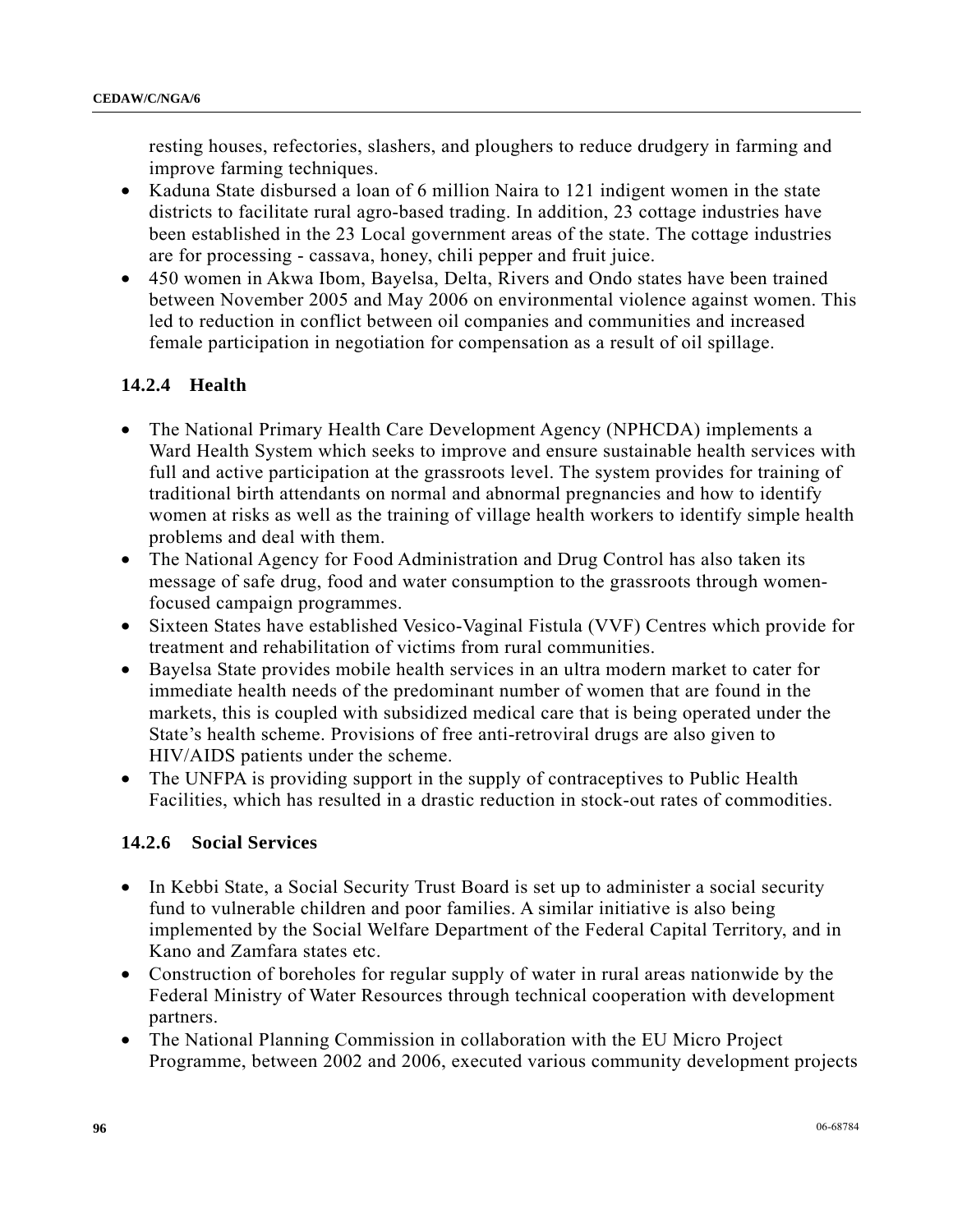resting houses, refectories, slashers, and ploughers to reduce drudgery in farming and improve farming techniques.

- Kaduna State disbursed a loan of 6 million Naira to 121 indigent women in the state districts to facilitate rural agro-based trading. In addition, 23 cottage industries have been established in the 23 Local government areas of the state. The cottage industries are for processing - cassava, honey, chili pepper and fruit juice.
- 450 women in Akwa Ibom, Bayelsa, Delta, Rivers and Ondo states have been trained between November 2005 and May 2006 on environmental violence against women. This led to reduction in conflict between oil companies and communities and increased female participation in negotiation for compensation as a result of oil spillage.

### 14.2.4 Health

- The National Primary Health Care Development Agency (NPHCDA) implements a Ward Health System which seeks to improve and ensure sustainable health services with full and active participation at the grassroots level. The system provides for training of traditional birth attendants on normal and abnormal pregnancies and how to identify women at risks as well as the training of village health workers to identify simple health problems and deal with them.
- The National Agency for Food Administration and Drug Control has also taken its message of safe drug, food and water consumption to the grassroots through women-focused campaign programmes.
- Sixteen States have established Vesico-Vaginal Fistula (VVF) Centres which provide for treatment and rehabilitation of victims from rural communities.
- Bayelsa State provides mobile health services in an ultra modern market to cater for immediate health needs of the predominant number of women that are found in the markets, this is coupled with subsidized medical care that is being operated under the State's health scheme. Provisions of free anti-retroviral drugs are also given to HIV/AIDS patients under the scheme.
- The UNFPA is providing support in the supply of contraceptives to Public Health Facilities, which has resulted in a drastic reduction in stock-out rates of commodities.

### 14.2.6 Social Services

- In Kebbi State, a Social Security Trust Board is set up to administer a social security fund to vulnerable children and poor families. A similar initiative is also being implemented by the Social Welfare Department of the Federal Capital Territory, and in Kano and Zamfara states etc.
- Construction of boreholes for regular supply of water in rural areas nationwide by the Federal Ministry of Water Resources through technical cooperation with development partners.
- The National Planning Commission in collaboration with the EU Micro Project Programme, between 2002 and 2006, executed various community development projects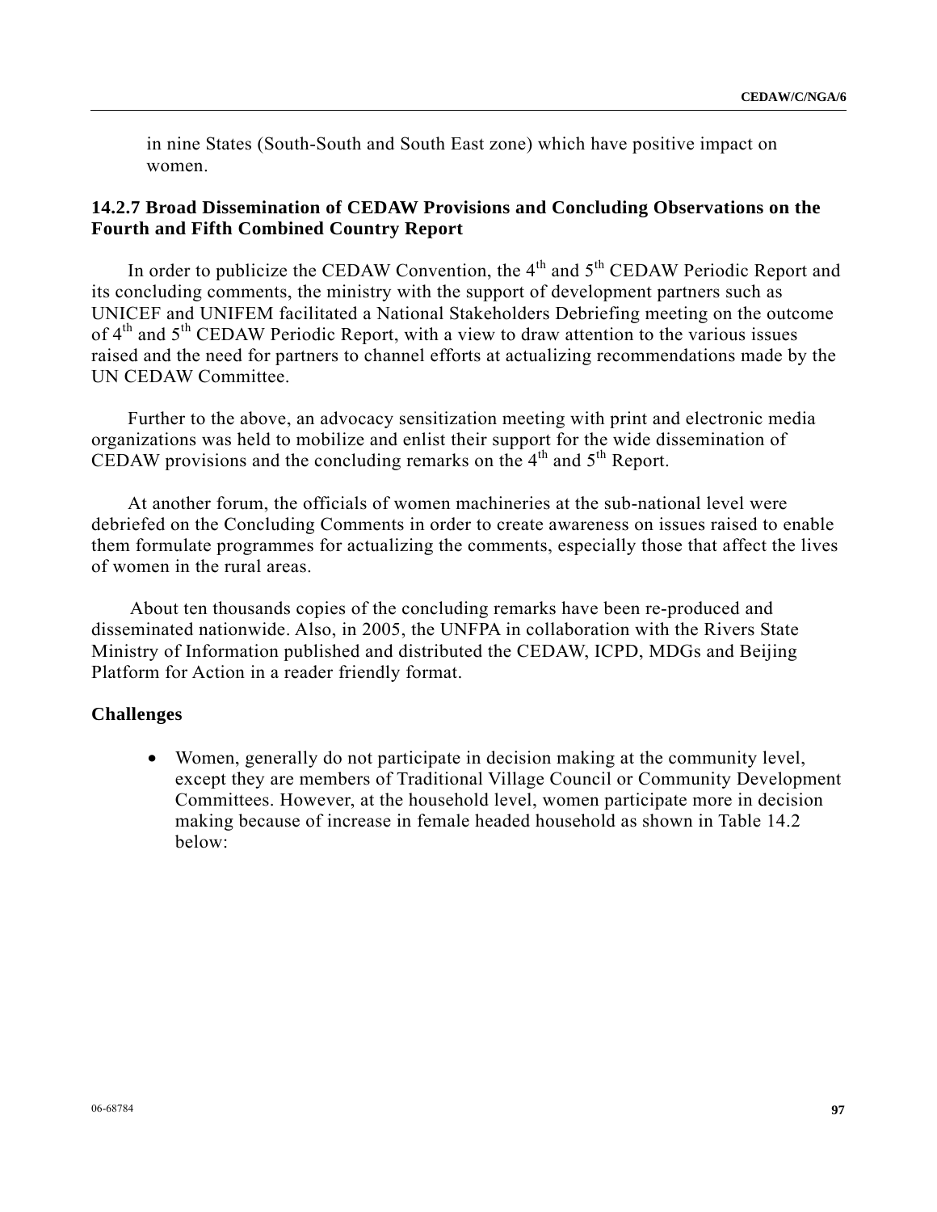in nine States (South-South and South East zone) which have positive impact on women.

### 14.2.7 Broad Dissemination of CEDAW Provisions and Concluding Observations on the Fourth and Fifth Combined Country Report

In order to publicize the CEDAW Convention, the 4th and 5th CEDAW Periodic Report and its concluding comments, the ministry with the support of development partners such as UNICEF and UNIFEM facilitated a National Stakeholders Debriefing meeting on the outcome of 4th and 5th CEDAW Periodic Report, with a view to draw attention to the various issues raised and the need for partners to channel efforts at actualizing recommendations made by the UN CEDAW Committee.

Further to the above, an advocacy sensitization meeting with print and electronic media organizations was held to mobilize and enlist their support for the wide dissemination of CEDAW provisions and the concluding remarks on the 4th and 5th Report.

At another forum, the officials of women machineries at the sub-national level were debriefed on the Concluding Comments in order to create awareness on issues raised to enable them formulate programmes for actualizing the comments, especially those that affect the lives of women in the rural areas.

About ten thousands copies of the concluding remarks have been re-produced and disseminated nationwide. Also, in 2005, the UNFPA in collaboration with the Rivers State Ministry of Information published and distributed the CEDAW, ICPD, MDGs and Beijing Platform for Action in a reader friendly format.

**Challenges**

- Women, generally do not participate in decision making at the community level, except they are members of Traditional Village Council or Community Development Committees. However, at the household level, women participate more in decision making because of increase in female headed household as shown in Table 14.2 below: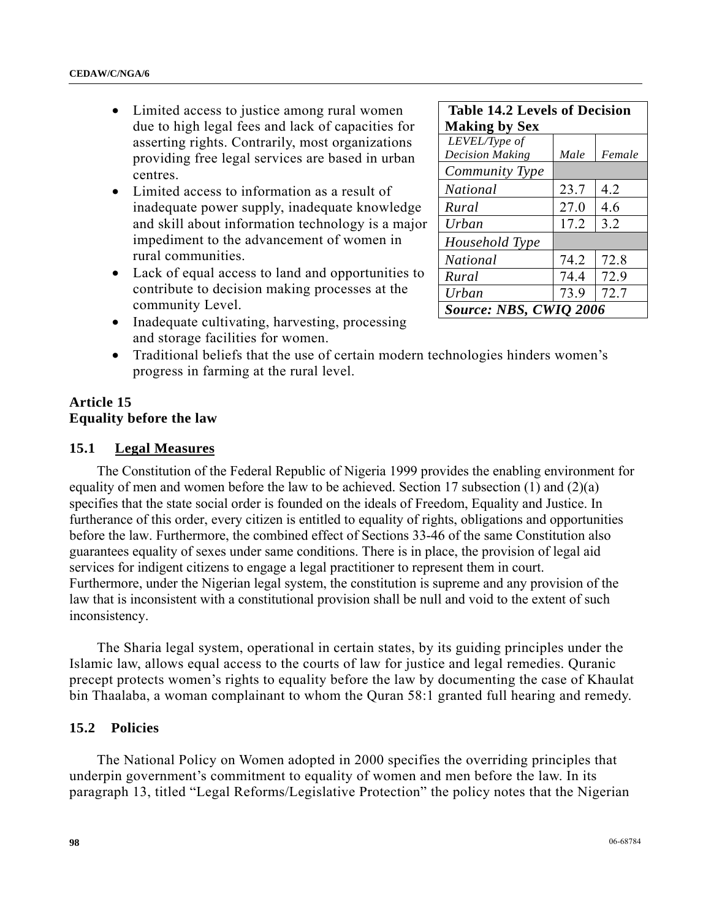- Limited access to justice among rural women due to high legal fees and lack of capacities for asserting rights. Contrarily, most organizations providing free legal services are based in urban centres.
- Limited access to information as a result of inadequate power supply, inadequate knowledge and skill about information technology is a major impediment to the advancement of women in rural communities.
- Lack of equal access to land and opportunities to contribute to decision making processes at the community Level.
- Inadequate cultivating, harvesting, processing and storage facilities for women.
- Traditional beliefs that the use of certain modern technologies hinders women's progress in farming at the rural level.

**Table 14.2 Levels of Decision Making by Sex**

| *LEVEL/Type of Decision Making* | *Male* | *Female* |
|---|---|---|
| *Community Type* | | |
| *National* | 23.7 | 4.2 |
| *Rural* | 27.0 | 4.6 |
| *Urban* | 17.2 | 3.2 |
| *Household Type* | | |
| *National* | 74.2 | 72.8 |
| *Rural* | 74.4 | 72.9 |
| *Urban* | 73.9 | 72.7 |
| ***Source: NBS, CWIQ 2006*** | | |

## Article 15
## Equality before the law

### 15.1 Legal Measures

The Constitution of the Federal Republic of Nigeria 1999 provides the enabling environment for equality of men and women before the law to be achieved. Section 17 subsection (1) and (2)(a) specifies that the state social order is founded on the ideals of Freedom, Equality and Justice. In furtherance of this order, every citizen is entitled to equality of rights, obligations and opportunities before the law. Furthermore, the combined effect of Sections 33-46 of the same Constitution also guarantees equality of sexes under same conditions. There is in place, the provision of legal aid services for indigent citizens to engage a legal practitioner to represent them in court. Furthermore, under the Nigerian legal system, the constitution is supreme and any provision of the law that is inconsistent with a constitutional provision shall be null and void to the extent of such inconsistency.

The Sharia legal system, operational in certain states, by its guiding principles under the Islamic law, allows equal access to the courts of law for justice and legal remedies. Quranic precept protects women's rights to equality before the law by documenting the case of Khaulat bin Thaalaba, a woman complainant to whom the Quran 58:1 granted full hearing and remedy.

### 15.2 Policies

The National Policy on Women adopted in 2000 specifies the overriding principles that underpin government's commitment to equality of women and men before the law. In its paragraph 13, titled "Legal Reforms/Legislative Protection" the policy notes that the Nigerian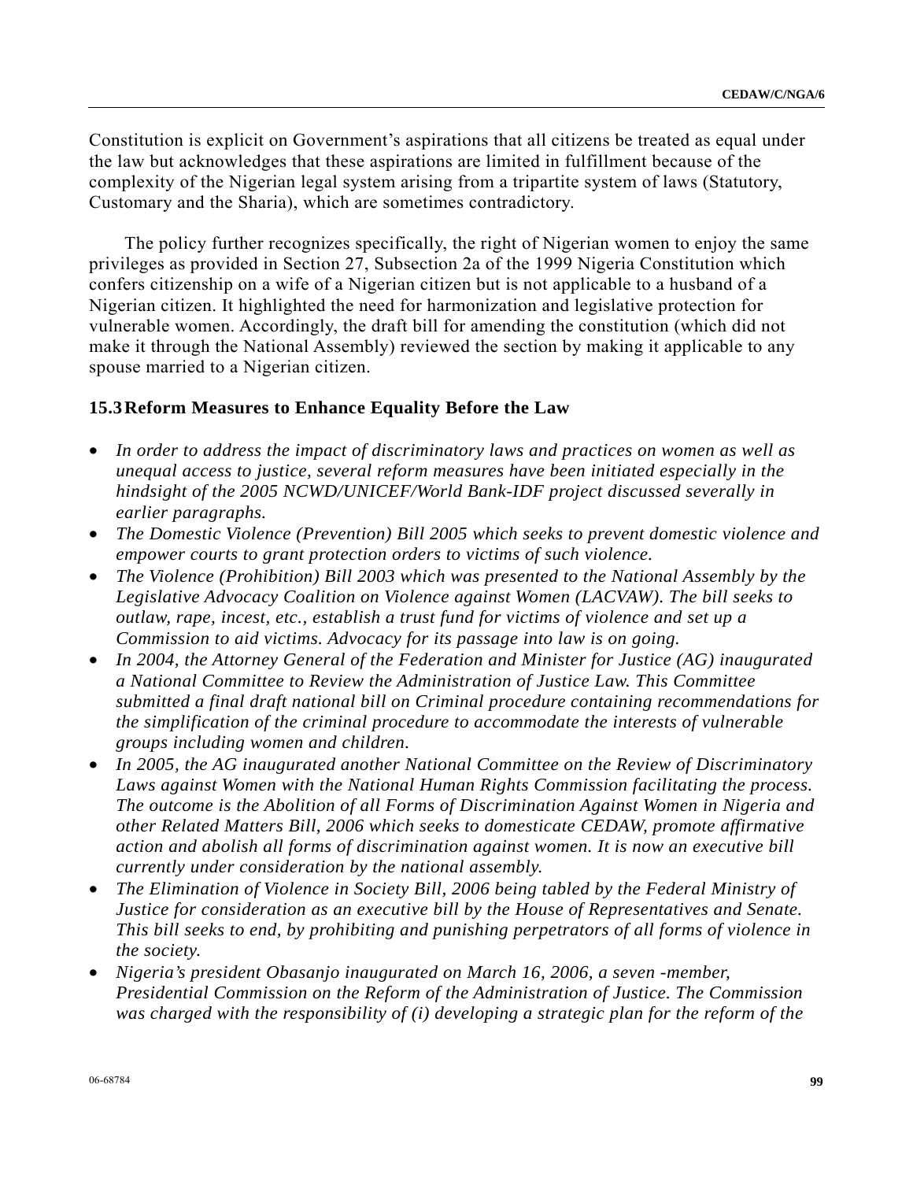Constitution is explicit on Government's aspirations that all citizens be treated as equal under the law but acknowledges that these aspirations are limited in fulfillment because of the complexity of the Nigerian legal system arising from a tripartite system of laws (Statutory, Customary and the Sharia), which are sometimes contradictory.

The policy further recognizes specifically, the right of Nigerian women to enjoy the same privileges as provided in Section 27, Subsection 2a of the 1999 Nigeria Constitution which confers citizenship on a wife of a Nigerian citizen but is not applicable to a husband of a Nigerian citizen. It highlighted the need for harmonization and legislative protection for vulnerable women. Accordingly, the draft bill for amending the constitution (which did not make it through the National Assembly) reviewed the section by making it applicable to any spouse married to a Nigerian citizen.

### 15.3 Reform Measures to Enhance Equality Before the Law

- *In order to address the impact of discriminatory laws and practices on women as well as unequal access to justice, several reform measures have been initiated especially in the hindsight of the 2005 NCWD/UNICEF/World Bank-IDF project discussed severally in earlier paragraphs.*
- *The Domestic Violence (Prevention) Bill 2005 which seeks to prevent domestic violence and empower courts to grant protection orders to victims of such violence.*
- *The Violence (Prohibition) Bill 2003 which was presented to the National Assembly by the Legislative Advocacy Coalition on Violence against Women (LACVAW). The bill seeks to outlaw, rape, incest, etc., establish a trust fund for victims of violence and set up a Commission to aid victims. Advocacy for its passage into law is on going.*
- *In 2004, the Attorney General of the Federation and Minister for Justice (AG) inaugurated a National Committee to Review the Administration of Justice Law. This Committee submitted a final draft national bill on Criminal procedure containing recommendations for the simplification of the criminal procedure to accommodate the interests of vulnerable groups including women and children.*
- *In 2005, the AG inaugurated another National Committee on the Review of Discriminatory Laws against Women with the National Human Rights Commission facilitating the process. The outcome is the Abolition of all Forms of Discrimination Against Women in Nigeria and other Related Matters Bill, 2006 which seeks to domesticate CEDAW, promote affirmative action and abolish all forms of discrimination against women. It is now an executive bill currently under consideration by the national assembly.*
- *The Elimination of Violence in Society Bill, 2006 being tabled by the Federal Ministry of Justice for consideration as an executive bill by the House of Representatives and Senate. This bill seeks to end, by prohibiting and punishing perpetrators of all forms of violence in the society.*
- *Nigeria's president Obasanjo inaugurated on March 16, 2006, a seven -member, Presidential Commission on the Reform of the Administration of Justice. The Commission was charged with the responsibility of (i) developing a strategic plan for the reform of the*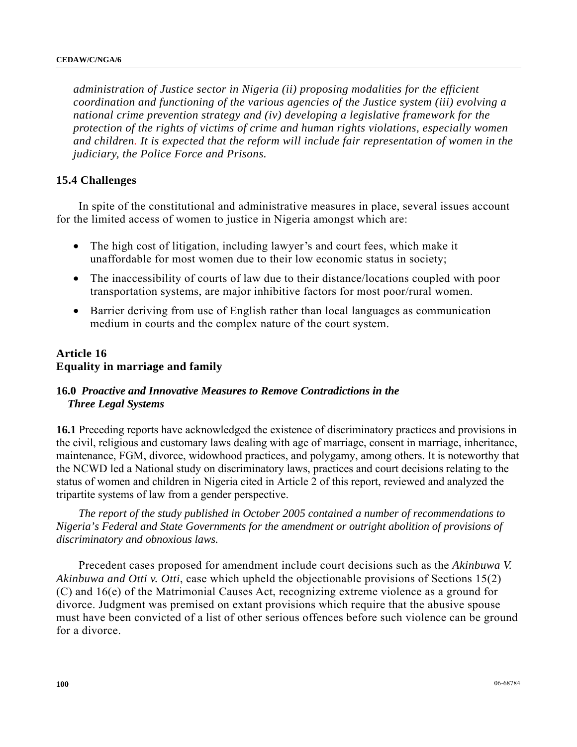*administration of Justice sector in Nigeria (ii) proposing modalities for the efficient coordination and functioning of the various agencies of the Justice system (iii) evolving a national crime prevention strategy and (iv) developing a legislative framework for the protection of the rights of victims of crime and human rights violations, especially women and children. It is expected that the reform will include fair representation of women in the judiciary, the Police Force and Prisons.*

### 15.4 Challenges

In spite of the constitutional and administrative measures in place, several issues account for the limited access of women to justice in Nigeria amongst which are:

- The high cost of litigation, including lawyer's and court fees, which make it unaffordable for most women due to their low economic status in society;
- The inaccessibility of courts of law due to their distance/locations coupled with poor transportation systems, are major inhibitive factors for most poor/rural women.
- Barrier deriving from use of English rather than local languages as communication medium in courts and the complex nature of the court system.

## Article 16
## Equality in marriage and family

### 16.0 *Proactive and Innovative Measures to Remove Contradictions in the Three Legal Systems*

**16.1** Preceding reports have acknowledged the existence of discriminatory practices and provisions in the civil, religious and customary laws dealing with age of marriage, consent in marriage, inheritance, maintenance, FGM, divorce, widowhood practices, and polygamy, among others. It is noteworthy that the NCWD led a National study on discriminatory laws, practices and court decisions relating to the status of women and children in Nigeria cited in Article 2 of this report, reviewed and analyzed the tripartite systems of law from a gender perspective.

*The report of the study published in October 2005 contained a number of recommendations to Nigeria's Federal and State Governments for the amendment or outright abolition of provisions of discriminatory and obnoxious laws.*

Precedent cases proposed for amendment include court decisions such as the *Akinbuwa V. Akinbuwa and Otti v. Otti*, case which upheld the objectionable provisions of Sections 15(2) (C) and 16(e) of the Matrimonial Causes Act, recognizing extreme violence as a ground for divorce. Judgment was premised on extant provisions which require that the abusive spouse must have been convicted of a list of other serious offences before such violence can be ground for a divorce.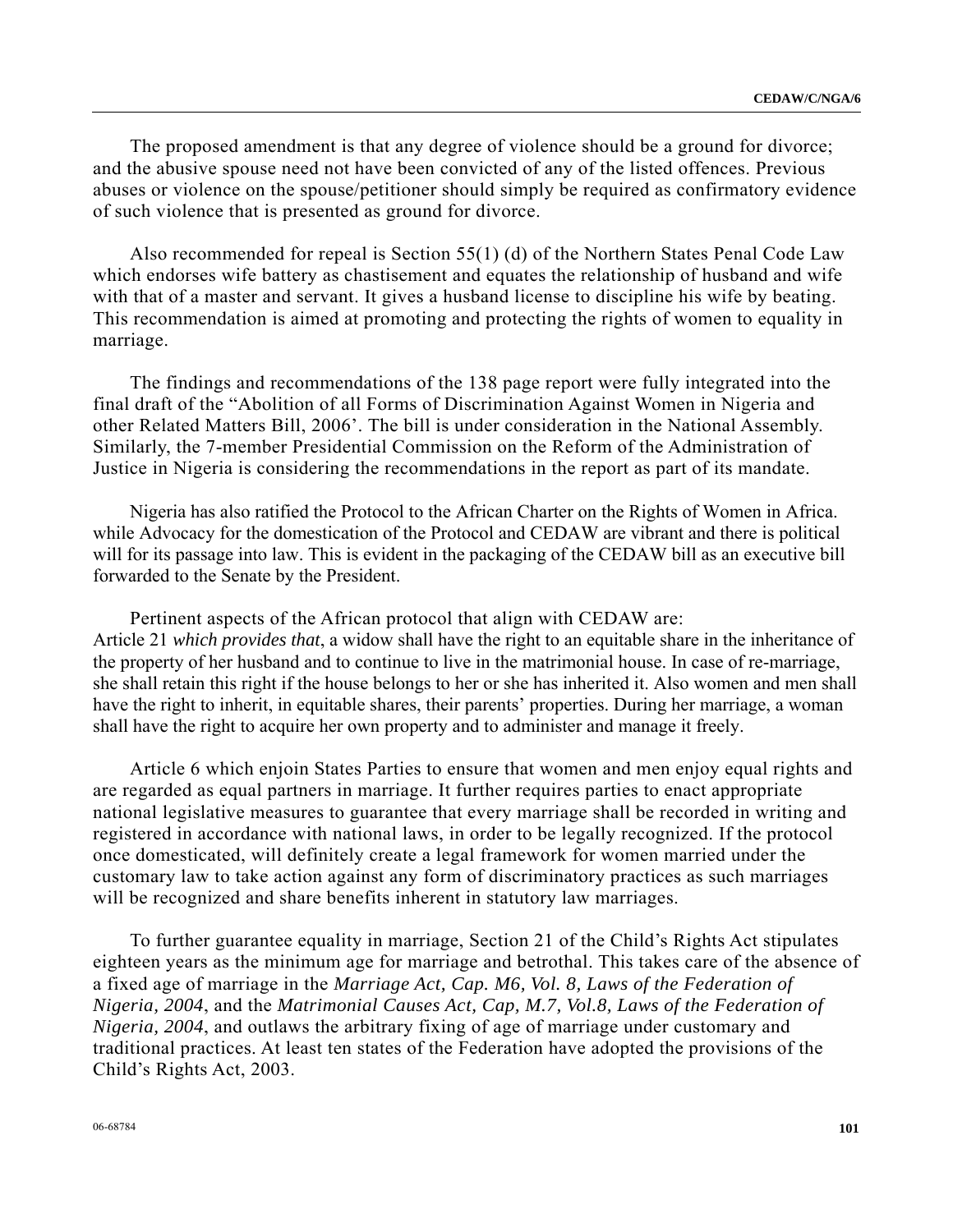The proposed amendment is that any degree of violence should be a ground for divorce; and the abusive spouse need not have been convicted of any of the listed offences. Previous abuses or violence on the spouse/petitioner should simply be required as confirmatory evidence of such violence that is presented as ground for divorce.

Also recommended for repeal is Section 55(1) (d) of the Northern States Penal Code Law which endorses wife battery as chastisement and equates the relationship of husband and wife with that of a master and servant. It gives a husband license to discipline his wife by beating. This recommendation is aimed at promoting and protecting the rights of women to equality in marriage.

The findings and recommendations of the 138 page report were fully integrated into the final draft of the "Abolition of all Forms of Discrimination Against Women in Nigeria and other Related Matters Bill, 2006'. The bill is under consideration in the National Assembly. Similarly, the 7-member Presidential Commission on the Reform of the Administration of Justice in Nigeria is considering the recommendations in the report as part of its mandate.

Nigeria has also ratified the Protocol to the African Charter on the Rights of Women in Africa. while Advocacy for the domestication of the Protocol and CEDAW are vibrant and there is political will for its passage into law. This is evident in the packaging of the CEDAW bill as an executive bill forwarded to the Senate by the President.

Pertinent aspects of the African protocol that align with CEDAW are:
Article 21 *which provides that*, a widow shall have the right to an equitable share in the inheritance of the property of her husband and to continue to live in the matrimonial house. In case of re-marriage, she shall retain this right if the house belongs to her or she has inherited it. Also women and men shall have the right to inherit, in equitable shares, their parents' properties. During her marriage, a woman shall have the right to acquire her own property and to administer and manage it freely.

Article 6 which enjoin States Parties to ensure that women and men enjoy equal rights and are regarded as equal partners in marriage. It further requires parties to enact appropriate national legislative measures to guarantee that every marriage shall be recorded in writing and registered in accordance with national laws, in order to be legally recognized. If the protocol once domesticated, will definitely create a legal framework for women married under the customary law to take action against any form of discriminatory practices as such marriages will be recognized and share benefits inherent in statutory law marriages.

To further guarantee equality in marriage, Section 21 of the Child's Rights Act stipulates eighteen years as the minimum age for marriage and betrothal. This takes care of the absence of a fixed age of marriage in the *Marriage Act, Cap. M6, Vol. 8, Laws of the Federation of Nigeria, 2004*, and the *Matrimonial Causes Act, Cap, M.7, Vol.8, Laws of the Federation of Nigeria, 2004*, and outlaws the arbitrary fixing of age of marriage under customary and traditional practices. At least ten states of the Federation have adopted the provisions of the Child's Rights Act, 2003.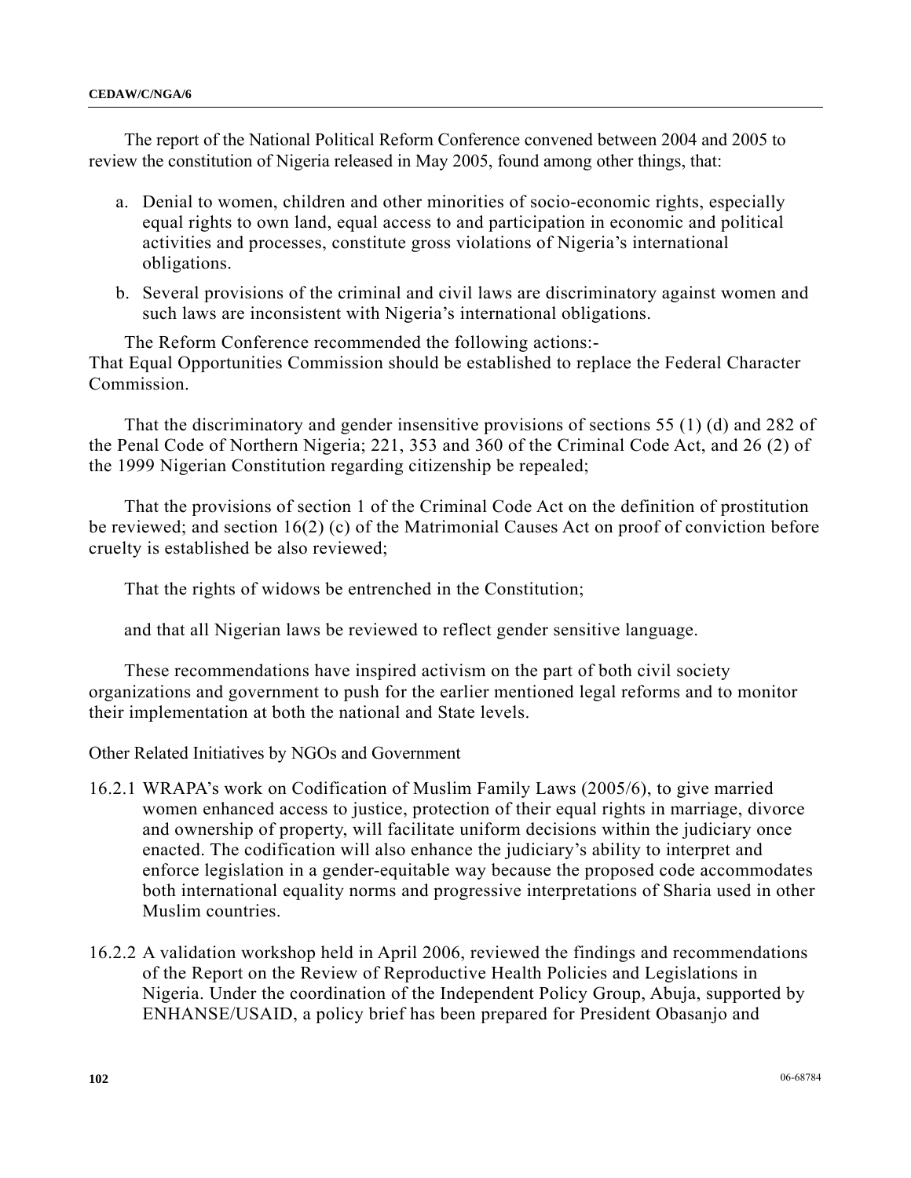The report of the National Political Reform Conference convened between 2004 and 2005 to review the constitution of Nigeria released in May 2005, found among other things, that:

a. Denial to women, children and other minorities of socio-economic rights, especially equal rights to own land, equal access to and participation in economic and political activities and processes, constitute gross violations of Nigeria's international obligations.

b. Several provisions of the criminal and civil laws are discriminatory against women and such laws are inconsistent with Nigeria's international obligations.

The Reform Conference recommended the following actions:-
That Equal Opportunities Commission should be established to replace the Federal Character Commission.

That the discriminatory and gender insensitive provisions of sections 55 (1) (d) and 282 of the Penal Code of Northern Nigeria; 221, 353 and 360 of the Criminal Code Act, and 26 (2) of the 1999 Nigerian Constitution regarding citizenship be repealed;

That the provisions of section 1 of the Criminal Code Act on the definition of prostitution be reviewed; and section 16(2) (c) of the Matrimonial Causes Act on proof of conviction before cruelty is established be also reviewed;

That the rights of widows be entrenched in the Constitution;

and that all Nigerian laws be reviewed to reflect gender sensitive language.

These recommendations have inspired activism on the part of both civil society organizations and government to push for the earlier mentioned legal reforms and to monitor their implementation at both the national and State levels.

Other Related Initiatives by NGOs and Government

16.2.1 WRAPA's work on Codification of Muslim Family Laws (2005/6), to give married women enhanced access to justice, protection of their equal rights in marriage, divorce and ownership of property, will facilitate uniform decisions within the judiciary once enacted. The codification will also enhance the judiciary's ability to interpret and enforce legislation in a gender-equitable way because the proposed code accommodates both international equality norms and progressive interpretations of Sharia used in other Muslim countries.

16.2.2 A validation workshop held in April 2006, reviewed the findings and recommendations of the Report on the Review of Reproductive Health Policies and Legislations in Nigeria. Under the coordination of the Independent Policy Group, Abuja, supported by ENHANSE/USAID, a policy brief has been prepared for President Obasanjo and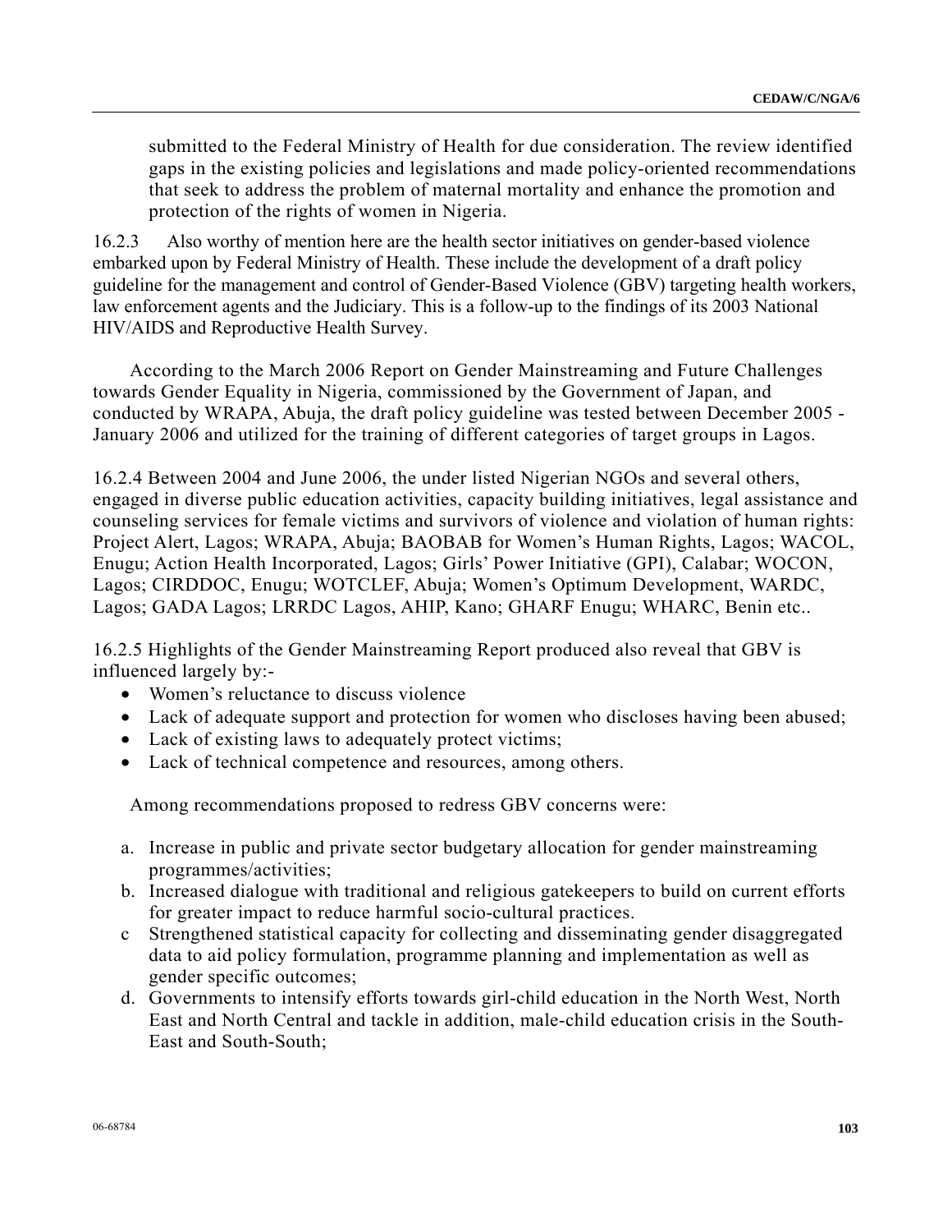submitted to the Federal Ministry of Health for due consideration. The review identified gaps in the existing policies and legislations and made policy-oriented recommendations that seek to address the problem of maternal mortality and enhance the promotion and protection of the rights of women in Nigeria.

16.2.3 Also worthy of mention here are the health sector initiatives on gender-based violence embarked upon by Federal Ministry of Health. These include the development of a draft policy guideline for the management and control of Gender-Based Violence (GBV) targeting health workers, law enforcement agents and the Judiciary. This is a follow-up to the findings of its 2003 National HIV/AIDS and Reproductive Health Survey.

According to the March 2006 Report on Gender Mainstreaming and Future Challenges towards Gender Equality in Nigeria, commissioned by the Government of Japan, and conducted by WRAPA, Abuja, the draft policy guideline was tested between December 2005 - January 2006 and utilized for the training of different categories of target groups in Lagos.

16.2.4 Between 2004 and June 2006, the under listed Nigerian NGOs and several others, engaged in diverse public education activities, capacity building initiatives, legal assistance and counseling services for female victims and survivors of violence and violation of human rights: Project Alert, Lagos; WRAPA, Abuja; BAOBAB for Women's Human Rights, Lagos; WACOL, Enugu; Action Health Incorporated, Lagos; Girls' Power Initiative (GPI), Calabar; WOCON, Lagos; CIRDDOC, Enugu; WOTCLEF, Abuja; Women's Optimum Development, WARDC, Lagos; GADA Lagos; LRRDC Lagos, AHIP, Kano; GHARF Enugu; WHARC, Benin etc..

16.2.5 Highlights of the Gender Mainstreaming Report produced also reveal that GBV is influenced largely by:-

- Women's reluctance to discuss violence
- Lack of adequate support and protection for women who discloses having been abused;
- Lack of existing laws to adequately protect victims;
- Lack of technical competence and resources, among others.

Among recommendations proposed to redress GBV concerns were:

a. Increase in public and private sector budgetary allocation for gender mainstreaming programmes/activities;
b. Increased dialogue with traditional and religious gatekeepers to build on current efforts for greater impact to reduce harmful socio-cultural practices.
c Strengthened statistical capacity for collecting and disseminating gender disaggregated data to aid policy formulation, programme planning and implementation as well as gender specific outcomes;
d. Governments to intensify efforts towards girl-child education in the North West, North East and North Central and tackle in addition, male-child education crisis in the South-East and South-South;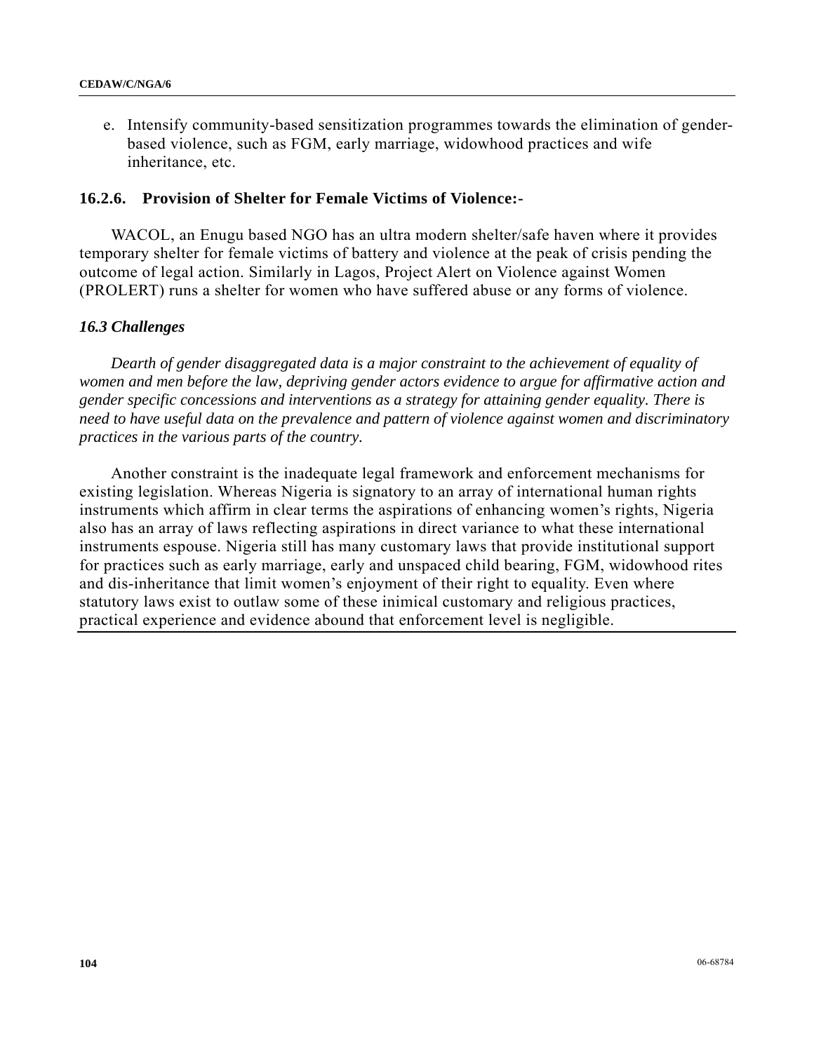e. Intensify community-based sensitization programmes towards the elimination of gender-based violence, such as FGM, early marriage, widowhood practices and wife inheritance, etc.

### 16.2.6. Provision of Shelter for Female Victims of Violence:-

WACOL, an Enugu based NGO has an ultra modern shelter/safe haven where it provides temporary shelter for female victims of battery and violence at the peak of crisis pending the outcome of legal action. Similarly in Lagos, Project Alert on Violence against Women (PROLERT) runs a shelter for women who have suffered abuse or any forms of violence.

### *16.3 Challenges*

*Dearth of gender disaggregated data is a major constraint to the achievement of equality of women and men before the law, depriving gender actors evidence to argue for affirmative action and gender specific concessions and interventions as a strategy for attaining gender equality. There is need to have useful data on the prevalence and pattern of violence against women and discriminatory practices in the various parts of the country.*

Another constraint is the inadequate legal framework and enforcement mechanisms for existing legislation. Whereas Nigeria is signatory to an array of international human rights instruments which affirm in clear terms the aspirations of enhancing women's rights, Nigeria also has an array of laws reflecting aspirations in direct variance to what these international instruments espouse. Nigeria still has many customary laws that provide institutional support for practices such as early marriage, early and unspaced child bearing, FGM, widowhood rites and dis-inheritance that limit women's enjoyment of their right to equality. Even where statutory laws exist to outlaw some of these inimical customary and religious practices, practical experience and evidence abound that enforcement level is negligible.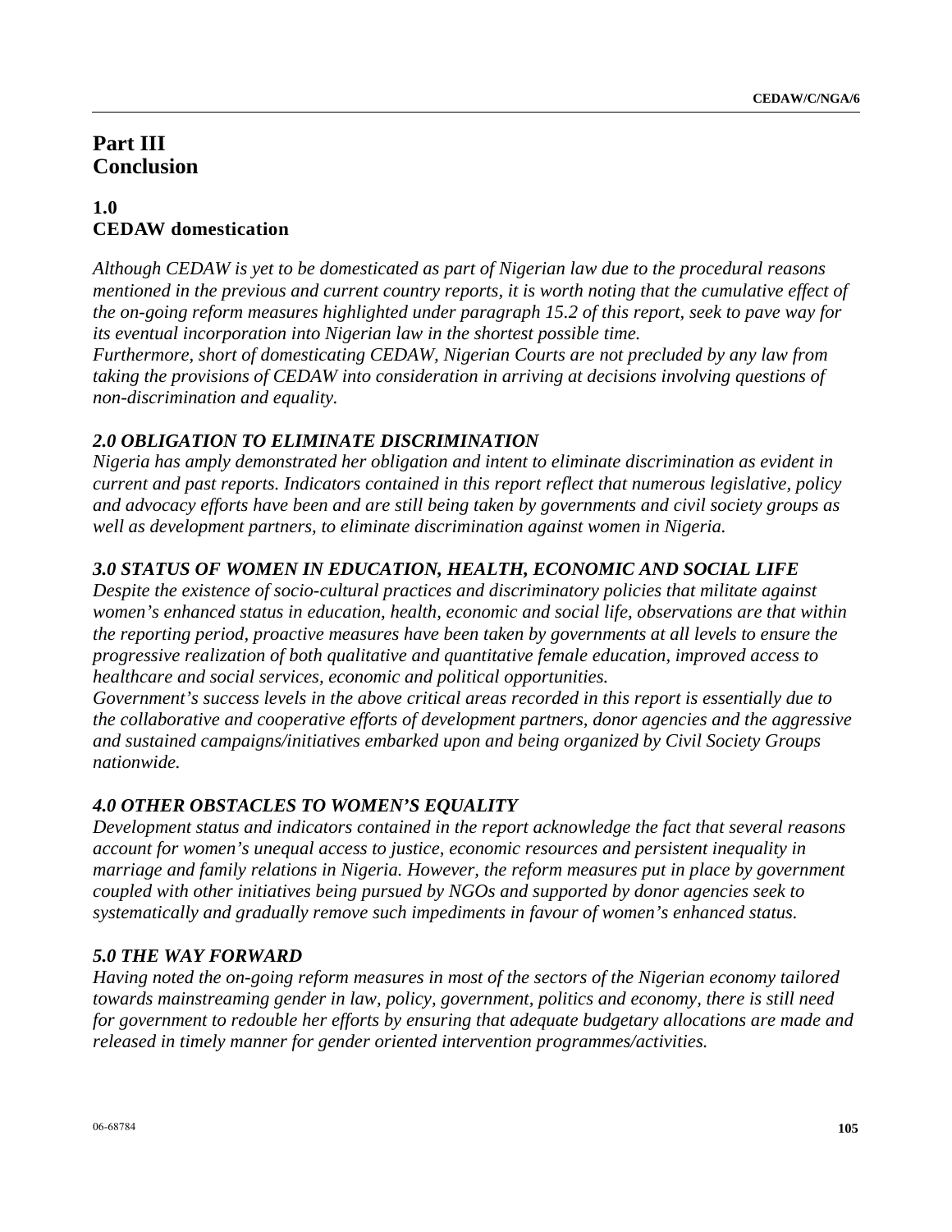# Part III
# Conclusion

## 1.0
## CEDAW domestication

*Although CEDAW is yet to be domesticated as part of Nigerian law due to the procedural reasons mentioned in the previous and current country reports, it is worth noting that the cumulative effect of the on-going reform measures highlighted under paragraph 15.2 of this report, seek to pave way for its eventual incorporation into Nigerian law in the shortest possible time.*
*Furthermore, short of domesticating CEDAW, Nigerian Courts are not precluded by any law from taking the provisions of CEDAW into consideration in arriving at decisions involving questions of non-discrimination and equality.*

### *2.0 OBLIGATION TO ELIMINATE DISCRIMINATION*

*Nigeria has amply demonstrated her obligation and intent to eliminate discrimination as evident in current and past reports. Indicators contained in this report reflect that numerous legislative, policy and advocacy efforts have been and are still being taken by governments and civil society groups as well as development partners, to eliminate discrimination against women in Nigeria.*

### *3.0 STATUS OF WOMEN IN EDUCATION, HEALTH, ECONOMIC AND SOCIAL LIFE*

*Despite the existence of socio-cultural practices and discriminatory policies that militate against women's enhanced status in education, health, economic and social life, observations are that within the reporting period, proactive measures have been taken by governments at all levels to ensure the progressive realization of both qualitative and quantitative female education, improved access to healthcare and social services, economic and political opportunities.*
*Government's success levels in the above critical areas recorded in this report is essentially due to the collaborative and cooperative efforts of development partners, donor agencies and the aggressive and sustained campaigns/initiatives embarked upon and being organized by Civil Society Groups nationwide.*

### *4.0 OTHER OBSTACLES TO WOMEN'S EQUALITY*

*Development status and indicators contained in the report acknowledge the fact that several reasons account for women's unequal access to justice, economic resources and persistent inequality in marriage and family relations in Nigeria. However, the reform measures put in place by government coupled with other initiatives being pursued by NGOs and supported by donor agencies seek to systematically and gradually remove such impediments in favour of women's enhanced status.*

### *5.0 THE WAY FORWARD*

*Having noted the on-going reform measures in most of the sectors of the Nigerian economy tailored towards mainstreaming gender in law, policy, government, politics and economy, there is still need for government to redouble her efforts by ensuring that adequate budgetary allocations are made and released in timely manner for gender oriented intervention programmes/activities.*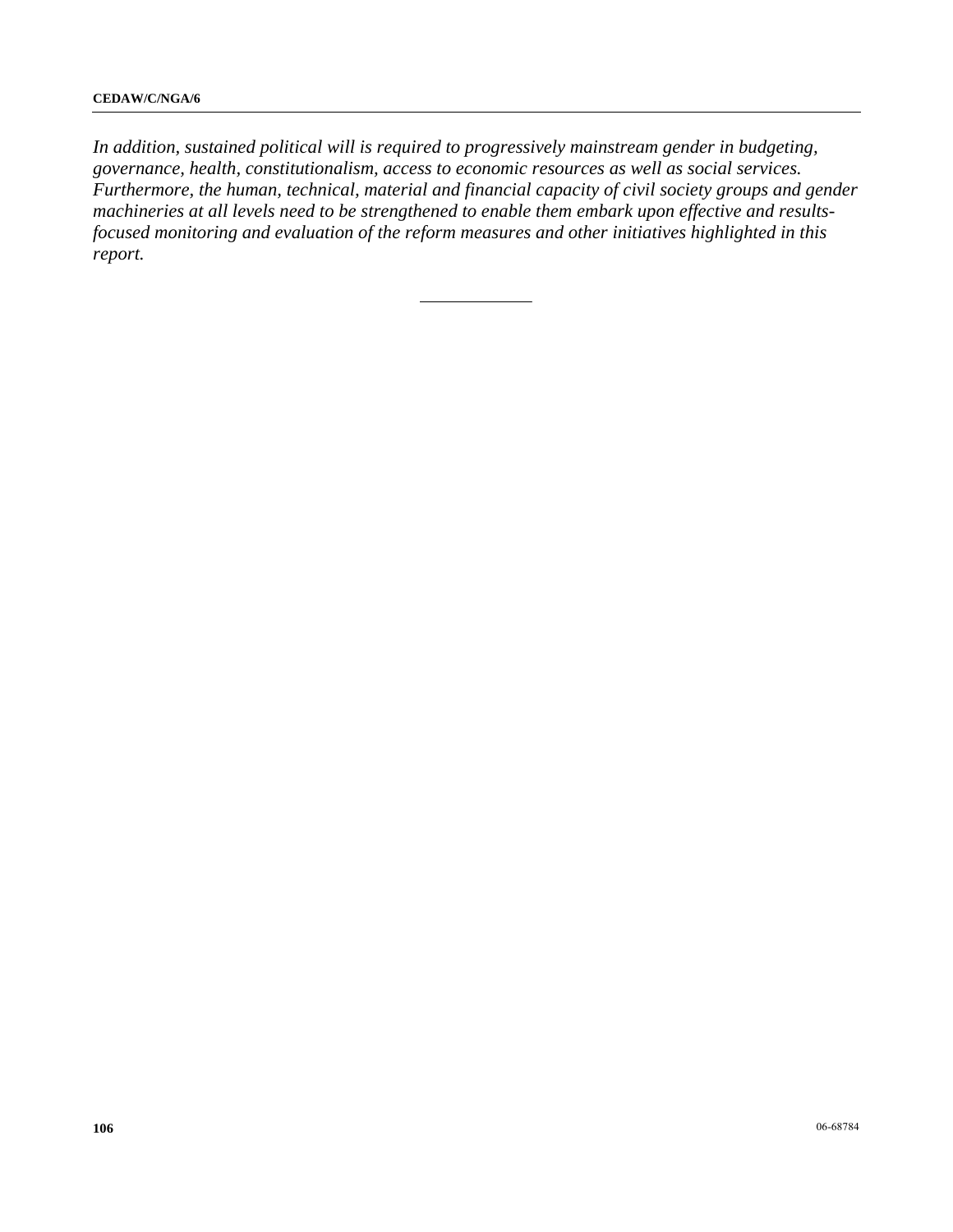*In addition, sustained political will is required to progressively mainstream gender in budgeting, governance, health, constitutionalism, access to economic resources as well as social services. Furthermore, the human, technical, material and financial capacity of civil society groups and gender machineries at all levels need to be strengthened to enable them embark upon effective and results-focused monitoring and evaluation of the reform measures and other initiatives highlighted in this report.*